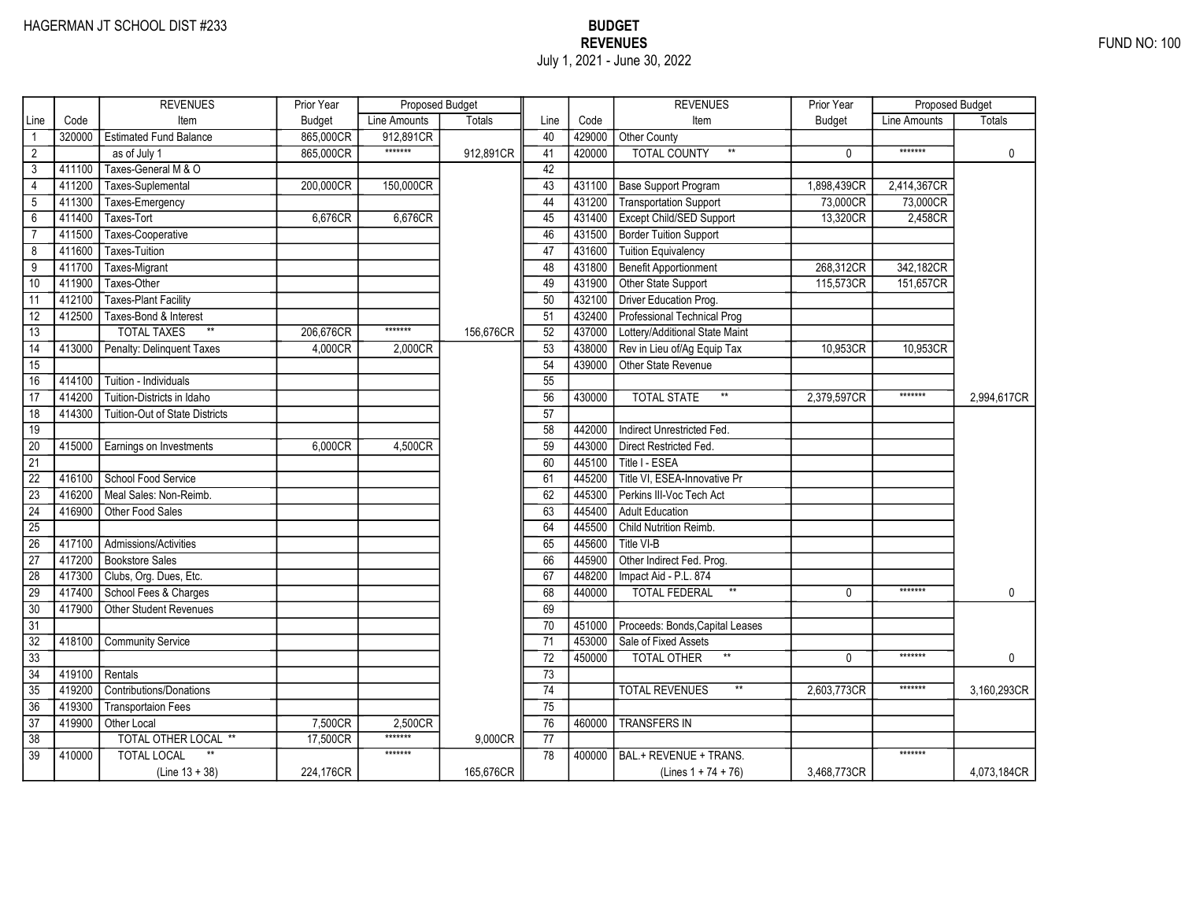HAGERMAN JT SCHOOL DIST #233

# BUDGET
## REVENUES
July 1, 2021 - June 30, 2022

FUND NO: 100

| Line | Code | REVENUES Item | Prior Year Budget | Proposed Budget Line Amounts | Proposed Budget Totals |
|---|---|---|---|---|---|
| 1 | 320000 | Estimated Fund Balance | 865,000CR | 912,891CR | |
| 2 | | as of July 1 | 865,000CR | ******* | 912,891CR |
| 3 | 411100 | Taxes-General M & O | | | |
| 4 | 411200 | Taxes-Suplemental | 200,000CR | 150,000CR | |
| 5 | 411300 | Taxes-Emergency | | | |
| 6 | 411400 | Taxes-Tort | 6,676CR | 6,676CR | |
| 7 | 411500 | Taxes-Cooperative | | | |
| 8 | 411600 | Taxes-Tuition | | | |
| 9 | 411700 | Taxes-Migrant | | | |
| 10 | 411900 | Taxes-Other | | | |
| 11 | 412100 | Taxes-Plant Facility | | | |
| 12 | 412500 | Taxes-Bond & Interest | | | |
| 13 | | TOTAL TAXES ** | 206,676CR | ******* | 156,676CR |
| 14 | 413000 | Penalty: Delinquent Taxes | 4,000CR | 2,000CR | |
| 15 | | | | | |
| 16 | 414100 | Tuition - Individuals | | | |
| 17 | 414200 | Tuition-Districts in Idaho | | | |
| 18 | 414300 | Tuition-Out of State Districts | | | |
| 19 | | | | | |
| 20 | 415000 | Earnings on Investments | 6,000CR | 4,500CR | |
| 21 | | | | | |
| 22 | 416100 | School Food Service | | | |
| 23 | 416200 | Meal Sales: Non-Reimb. | | | |
| 24 | 416900 | Other Food Sales | | | |
| 25 | | | | | |
| 26 | 417100 | Admissions/Activities | | | |
| 27 | 417200 | Bookstore Sales | | | |
| 28 | 417300 | Clubs, Org. Dues, Etc. | | | |
| 29 | 417400 | School Fees & Charges | | | |
| 30 | 417900 | Other Student Revenues | | | |
| 31 | | | | | |
| 32 | 418100 | Community Service | | | |
| 33 | | | | | |
| 34 | 419100 | Rentals | | | |
| 35 | 419200 | Contributions/Donations | | | |
| 36 | 419300 | Transportaion Fees | | | |
| 37 | 419900 | Other Local | 7,500CR | 2,500CR | |
| 38 | | TOTAL OTHER LOCAL ** | 17,500CR | ******* | 9,000CR |
| 39 | 410000 | TOTAL LOCAL ** (Line 13 + 38) | 224,176CR | ******* | 165,676CR |
| 40 | 429000 | Other County | | | |
| 41 | 420000 | TOTAL COUNTY ** | 0 | ******* | 0 |
| 42 | | | | | |
| 43 | 431100 | Base Support Program | 1,898,439CR | 2,414,367CR | |
| 44 | 431200 | Transportation Support | 73,000CR | 73,000CR | |
| 45 | 431400 | Except Child/SED Support | 13,320CR | 2,458CR | |
| 46 | 431500 | Border Tuition Support | | | |
| 47 | 431600 | Tuition Equivalency | | | |
| 48 | 431800 | Benefit Apportionment | 268,312CR | 342,182CR | |
| 49 | 431900 | Other State Support | 115,573CR | 151,657CR | |
| 50 | 432100 | Driver Education Prog. | | | |
| 51 | 432400 | Professional Technical Prog | | | |
| 52 | 437000 | Lottery/Additional State Maint | | | |
| 53 | 438000 | Rev in Lieu of/Ag Equip Tax | 10,953CR | 10,953CR | |
| 54 | 439000 | Other State Revenue | | | |
| 55 | | | | | |
| 56 | 430000 | TOTAL STATE ** | 2,379,597CR | ******* | 2,994,617CR |
| 57 | | | | | |
| 58 | 442000 | Indirect Unrestricted Fed. | | | |
| 59 | 443000 | Direct Restricted Fed. | | | |
| 60 | 445100 | Title I - ESEA | | | |
| 61 | 445200 | Title VI, ESEA-Innovative Pr | | | |
| 62 | 445300 | Perkins III-Voc Tech Act | | | |
| 63 | 445400 | Adult Education | | | |
| 64 | 445500 | Child Nutrition Reimb. | | | |
| 65 | 445600 | Title VI-B | | | |
| 66 | 445900 | Other Indirect Fed. Prog. | | | |
| 67 | 448200 | Impact Aid - P.L. 874 | | | |
| 68 | 440000 | TOTAL FEDERAL ** | 0 | ******* | 0 |
| 69 | | | | | |
| 70 | 451000 | Proceeds: Bonds,Capital Leases | | | |
| 71 | 453000 | Sale of Fixed Assets | | | |
| 72 | 450000 | TOTAL OTHER ** | 0 | ******* | 0 |
| 73 | | | | | |
| 74 | | TOTAL REVENUES ** | 2,603,773CR | ******* | 3,160,293CR |
| 75 | | | | | |
| 76 | 460000 | TRANSFERS IN | | | |
| 77 | | | | | |
| 78 | 400000 | BAL.+ REVENUE + TRANS. (Lines 1 + 74 + 76) | 3,468,773CR | ******* | 4,073,184CR |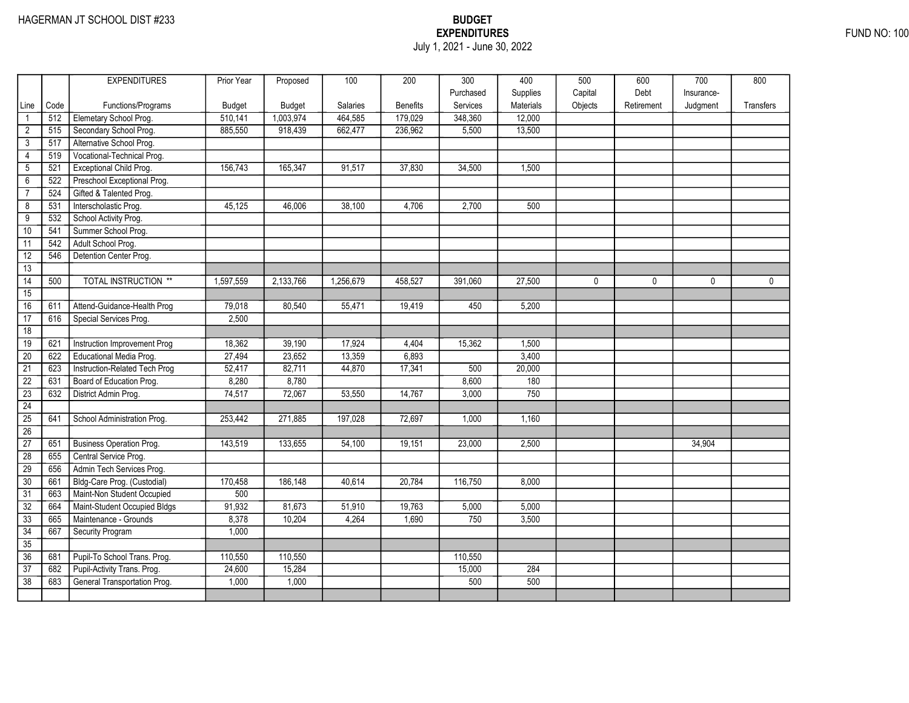HAGERMAN JT SCHOOL DIST #233

**BUDGET**
**EXPENDITURES**
July 1, 2021 - June 30, 2022

FUND NO: 100

| Line | Code | EXPENDITURES Functions/Programs | Prior Year Budget | Proposed Budget | 100 Salaries | 200 Benefits | 300 Purchased Services | 400 Supplies Materials | 500 Capital Objects | 600 Debt Retirement | 700 Insurance-Judgment | 800 Transfers |
|---|---|---|---|---|---|---|---|---|---|---|---|---|
| 1 | 512 | Elemetary School Prog. | 510,141 | 1,003,974 | 464,585 | 179,029 | 348,360 | 12,000 | | | | |
| 2 | 515 | Secondary School Prog. | 885,550 | 918,439 | 662,477 | 236,962 | 5,500 | 13,500 | | | | |
| 3 | 517 | Alternative School Prog. | | | | | | | | | | |
| 4 | 519 | Vocational-Technical Prog. | | | | | | | | | | |
| 5 | 521 | Exceptional Child Prog. | 156,743 | 165,347 | 91,517 | 37,830 | 34,500 | 1,500 | | | | |
| 6 | 522 | Preschool Exceptional Prog. | | | | | | | | | | |
| 7 | 524 | Gifted & Talented Prog. | | | | | | | | | | |
| 8 | 531 | Interscholastic Prog. | 45,125 | 46,006 | 38,100 | 4,706 | 2,700 | 500 | | | | |
| 9 | 532 | School Activity Prog. | | | | | | | | | | |
| 10 | 541 | Summer School Prog. | | | | | | | | | | |
| 11 | 542 | Adult School Prog. | | | | | | | | | | |
| 12 | 546 | Detention Center Prog. | | | | | | | | | | |
| 13 | | | | | | | | | | | | |
| 14 | 500 | TOTAL INSTRUCTION ** | 1,597,559 | 2,133,766 | 1,256,679 | 458,527 | 391,060 | 27,500 | 0 | 0 | 0 | 0 |
| 15 | | | | | | | | | | | | |
| 16 | 611 | Attend-Guidance-Health Prog | 79,018 | 80,540 | 55,471 | 19,419 | 450 | 5,200 | | | | |
| 17 | 616 | Special Services Prog. | 2,500 | | | | | | | | | |
| 18 | | | | | | | | | | | | |
| 19 | 621 | Instruction Improvement Prog | 18,362 | 39,190 | 17,924 | 4,404 | 15,362 | 1,500 | | | | |
| 20 | 622 | Educational Media Prog. | 27,494 | 23,652 | 13,359 | 6,893 | | 3,400 | | | | |
| 21 | 623 | Instruction-Related Tech Prog | 52,417 | 82,711 | 44,870 | 17,341 | 500 | 20,000 | | | | |
| 22 | 631 | Board of Education Prog. | 8,280 | 8,780 | | | 8,600 | 180 | | | | |
| 23 | 632 | District Admin Prog. | 74,517 | 72,067 | 53,550 | 14,767 | 3,000 | 750 | | | | |
| 24 | | | | | | | | | | | | |
| 25 | 641 | School Administration Prog. | 253,442 | 271,885 | 197,028 | 72,697 | 1,000 | 1,160 | | | | |
| 26 | | | | | | | | | | | | |
| 27 | 651 | Business Operation Prog. | 143,519 | 133,655 | 54,100 | 19,151 | 23,000 | 2,500 | | | 34,904 | |
| 28 | 655 | Central Service Prog. | | | | | | | | | | |
| 29 | 656 | Admin Tech Services Prog. | | | | | | | | | | |
| 30 | 661 | Bldg-Care Prog. (Custodial) | 170,458 | 186,148 | 40,614 | 20,784 | 116,750 | 8,000 | | | | |
| 31 | 663 | Maint-Non Student Occupied | 500 | | | | | | | | | |
| 32 | 664 | Maint-Student Occupied Bldgs | 91,932 | 81,673 | 51,910 | 19,763 | 5,000 | 5,000 | | | | |
| 33 | 665 | Maintenance - Grounds | 8,378 | 10,204 | 4,264 | 1,690 | 750 | 3,500 | | | | |
| 34 | 667 | Security Program | 1,000 | | | | | | | | | |
| 35 | | | | | | | | | | | | |
| 36 | 681 | Pupil-To School Trans. Prog. | 110,550 | 110,550 | | | 110,550 | | | | | |
| 37 | 682 | Pupil-Activity Trans. Prog. | 24,600 | 15,284 | | | 15,000 | 284 | | | | |
| 38 | 683 | General Transportation Prog. | 1,000 | 1,000 | | | 500 | 500 | | | | |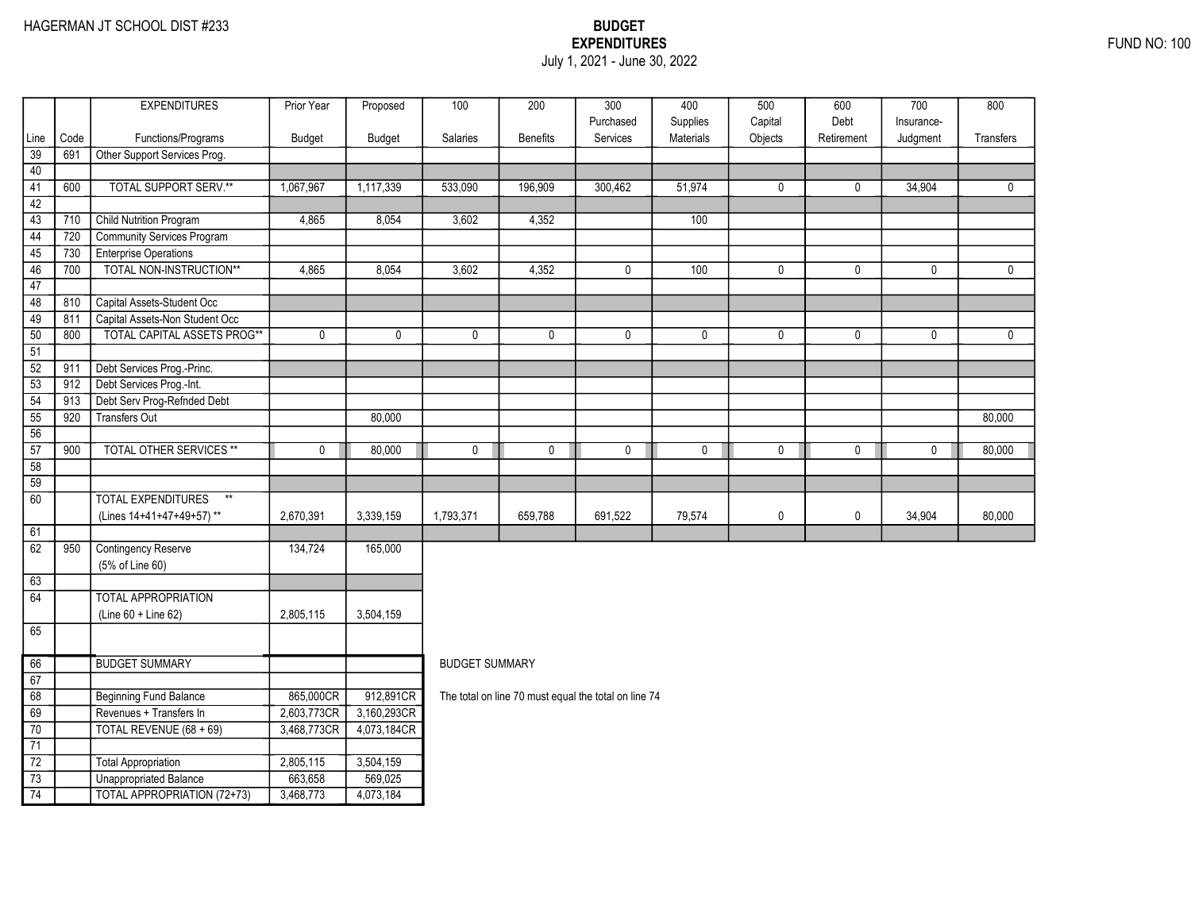HAGERMAN JT SCHOOL DIST #233

# BUDGET
## EXPENDITURES
July 1, 2021 - June 30, 2022

FUND NO: 100

| Line | Code | EXPENDITURES Functions/Programs | Prior Year Budget | Proposed Budget | 100 Salaries | 200 Benefits | 300 Purchased Services | 400 Supplies Materials | 500 Capital Objects | 600 Debt Retirement | 700 Insurance-Judgment | 800 Transfers |
|---|---|---|---|---|---|---|---|---|---|---|---|---|
| 39 | 691 | Other Support Services Prog. | | | | | | | | | | |
| 40 | | | | | | | | | | | | |
| 41 | 600 | TOTAL SUPPORT SERV.** | 1,067,967 | 1,117,339 | 533,090 | 196,909 | 300,462 | 51,974 | 0 | 0 | 34,904 | 0 |
| 42 | | | | | | | | | | | | |
| 43 | 710 | Child Nutrition Program | 4,865 | 8,054 | 3,602 | 4,352 | | 100 | | | | |
| 44 | 720 | Community Services Program | | | | | | | | | | |
| 45 | 730 | Enterprise Operations | | | | | | | | | | |
| 46 | 700 | TOTAL NON-INSTRUCTION** | 4,865 | 8,054 | 3,602 | 4,352 | 0 | 100 | 0 | 0 | 0 | 0 |
| 47 | | | | | | | | | | | | |
| 48 | 810 | Capital Assets-Student Occ | | | | | | | | | | |
| 49 | 811 | Capital Assets-Non Student Occ | | | | | | | | | | |
| 50 | 800 | TOTAL CAPITAL ASSETS PROG** | 0 | 0 | 0 | 0 | 0 | 0 | 0 | 0 | 0 | 0 |
| 51 | | | | | | | | | | | | |
| 52 | 911 | Debt Services Prog.-Princ. | | | | | | | | | | |
| 53 | 912 | Debt Services Prog.-Int. | | | | | | | | | | |
| 54 | 913 | Debt Serv Prog-Refnded Debt | | | | | | | | | | |
| 55 | 920 | Transfers Out | | 80,000 | | | | | | | | 80,000 |
| 56 | | | | | | | | | | | | |
| 57 | 900 | TOTAL OTHER SERVICES ** | 0 | 80,000 | 0 | 0 | 0 | 0 | 0 | 0 | 0 | 80,000 |
| 58 | | | | | | | | | | | | |
| 59 | | | | | | | | | | | | |
| 60 | | TOTAL EXPENDITURES ** (Lines 14+41+47+49+57) ** | 2,670,391 | 3,339,159 | 1,793,371 | 659,788 | 691,522 | 79,574 | 0 | 0 | 34,904 | 80,000 |
| 61 | | | | | | | | | | | | |
| 62 | 950 | Contingency Reserve (5% of Line 60) | 134,724 | 165,000 | | | | | | | | |
| 63 | | | | | | | | | | | | |
| 64 | | TOTAL APPROPRIATION (Line 60 + Line 62) | 2,805,115 | 3,504,159 | | | | | | | | |
| 65 | | | | | | | | | | | | |

| Line | | BUDGET SUMMARY | Prior Year Budget | Proposed Budget |
|---|---|---|---|---|
| 66 | | BUDGET SUMMARY | | |
| 67 | | | | |
| 68 | | Beginning Fund Balance | 865,000CR | 912,891CR |
| 69 | | Revenues + Transfers In | 2,603,773CR | 3,160,293CR |
| 70 | | TOTAL REVENUE (68 + 69) | 3,468,773CR | 4,073,184CR |
| 71 | | | | |
| 72 | | Total Appropriation | 2,805,115 | 3,504,159 |
| 73 | | Unappropriated Balance | 663,658 | 569,025 |
| 74 | | TOTAL APPROPRIATION (72+73) | 3,468,773 | 4,073,184 |

BUDGET SUMMARY

The total on line 70 must equal the total on line 74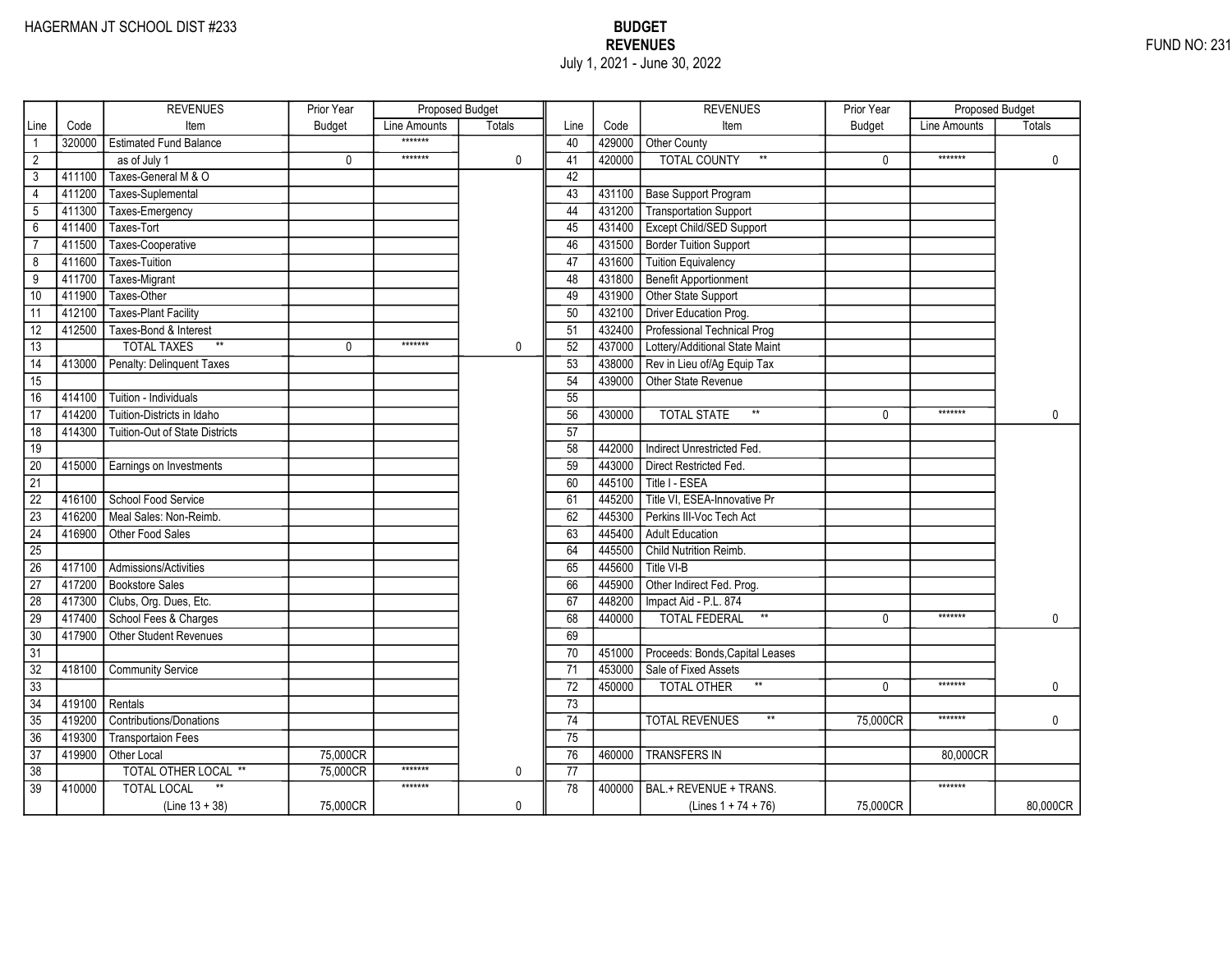HAGERMAN JT SCHOOL DIST #233

# BUDGET
## REVENUES
July 1, 2021 - June 30, 2022

FUND NO: 231

| Line | Code | REVENUES Item | Prior Year Budget | Proposed Budget Line Amounts | Proposed Budget Totals |
|---|---|---|---|---|---|
| 1 | 320000 | Estimated Fund Balance | | ******* | |
| 2 | | as of July 1 | 0 | ******* | 0 |
| 3 | 411100 | Taxes-General M & O | | | |
| 4 | 411200 | Taxes-Suplemental | | | |
| 5 | 411300 | Taxes-Emergency | | | |
| 6 | 411400 | Taxes-Tort | | | |
| 7 | 411500 | Taxes-Cooperative | | | |
| 8 | 411600 | Taxes-Tuition | | | |
| 9 | 411700 | Taxes-Migrant | | | |
| 10 | 411900 | Taxes-Other | | | |
| 11 | 412100 | Taxes-Plant Facility | | | |
| 12 | 412500 | Taxes-Bond & Interest | | | |
| 13 | | TOTAL TAXES ** | 0 | ******* | 0 |
| 14 | 413000 | Penalty: Delinquent Taxes | | | |
| 15 | | | | | |
| 16 | 414100 | Tuition - Individuals | | | |
| 17 | 414200 | Tuition-Districts in Idaho | | | |
| 18 | 414300 | Tuition-Out of State Districts | | | |
| 19 | | | | | |
| 20 | 415000 | Earnings on Investments | | | |
| 21 | | | | | |
| 22 | 416100 | School Food Service | | | |
| 23 | 416200 | Meal Sales: Non-Reimb. | | | |
| 24 | 416900 | Other Food Sales | | | |
| 25 | | | | | |
| 26 | 417100 | Admissions/Activities | | | |
| 27 | 417200 | Bookstore Sales | | | |
| 28 | 417300 | Clubs, Org. Dues, Etc. | | | |
| 29 | 417400 | School Fees & Charges | | | |
| 30 | 417900 | Other Student Revenues | | | |
| 31 | | | | | |
| 32 | 418100 | Community Service | | | |
| 33 | | | | | |
| 34 | 419100 | Rentals | | | |
| 35 | 419200 | Contributions/Donations | | | |
| 36 | 419300 | Transportaion Fees | | | |
| 37 | 419900 | Other Local | 75,000CR | | |
| 38 | | TOTAL OTHER LOCAL ** | 75,000CR | ******* | 0 |
| 39 | 410000 | TOTAL LOCAL ** (Line 13 + 38) | 75,000CR | ******* | 0 |
| 40 | 429000 | Other County | | | |
| 41 | 420000 | TOTAL COUNTY ** | 0 | ******* | 0 |
| 42 | | | | | |
| 43 | 431100 | Base Support Program | | | |
| 44 | 431200 | Transportation Support | | | |
| 45 | 431400 | Except Child/SED Support | | | |
| 46 | 431500 | Border Tuition Support | | | |
| 47 | 431600 | Tuition Equivalency | | | |
| 48 | 431800 | Benefit Apportionment | | | |
| 49 | 431900 | Other State Support | | | |
| 50 | 432100 | Driver Education Prog. | | | |
| 51 | 432400 | Professional Technical Prog | | | |
| 52 | 437000 | Lottery/Additional State Maint | | | |
| 53 | 438000 | Rev in Lieu of/Ag Equip Tax | | | |
| 54 | 439000 | Other State Revenue | | | |
| 55 | | | | | |
| 56 | 430000 | TOTAL STATE ** | 0 | ******* | 0 |
| 57 | | | | | |
| 58 | 442000 | Indirect Unrestricted Fed. | | | |
| 59 | 443000 | Direct Restricted Fed. | | | |
| 60 | 445100 | Title I - ESEA | | | |
| 61 | 445200 | Title VI, ESEA-Innovative Pr | | | |
| 62 | 445300 | Perkins III-Voc Tech Act | | | |
| 63 | 445400 | Adult Education | | | |
| 64 | 445500 | Child Nutrition Reimb. | | | |
| 65 | 445600 | Title VI-B | | | |
| 66 | 445900 | Other Indirect Fed. Prog. | | | |
| 67 | 448200 | Impact Aid - P.L. 874 | | | |
| 68 | 440000 | TOTAL FEDERAL ** | 0 | ******* | 0 |
| 69 | | | | | |
| 70 | 451000 | Proceeds: Bonds,Capital Leases | | | |
| 71 | 453000 | Sale of Fixed Assets | | | |
| 72 | 450000 | TOTAL OTHER ** | 0 | ******* | 0 |
| 73 | | | | | |
| 74 | | TOTAL REVENUES ** | 75,000CR | ******* | 0 |
| 75 | | | | | |
| 76 | 460000 | TRANSFERS IN | | 80,000CR | |
| 77 | | | | | |
| 78 | 400000 | BAL.+ REVENUE + TRANS. (Lines 1 + 74 + 76) | 75,000CR | ******* | 80,000CR |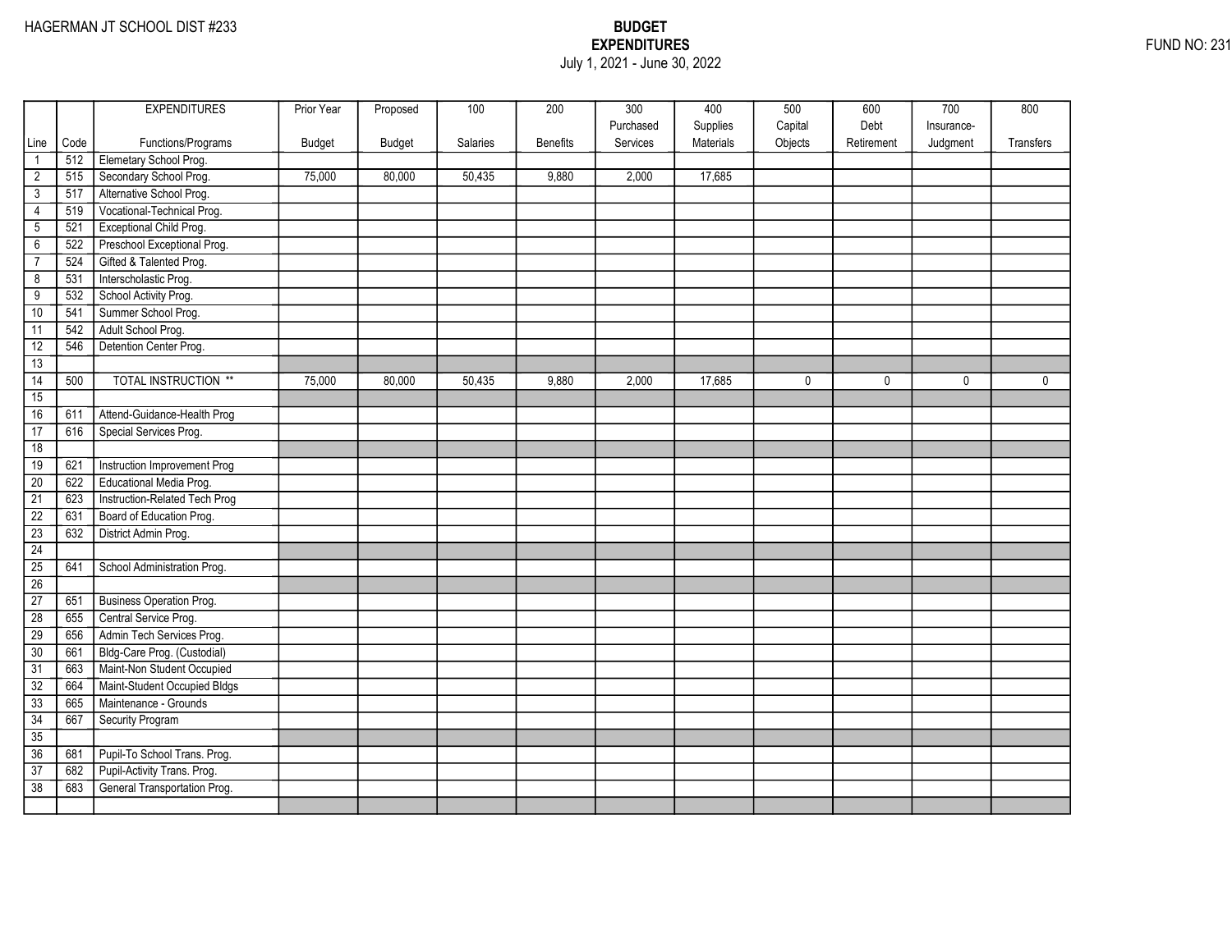HAGERMAN JT SCHOOL DIST #233

# BUDGET
## EXPENDITURES
July 1, 2021 - June 30, 2022

FUND NO: 231

| Line | Code | EXPENDITURES Functions/Programs | Prior Year Budget | Proposed Budget | 100 Salaries | 200 Benefits | 300 Purchased Services | 400 Supplies Materials | 500 Capital Objects | 600 Debt Retirement | 700 Insurance-Judgment | 800 Transfers |
|---|---|---|---|---|---|---|---|---|---|---|---|---|
| 1 | 512 | Elemetary School Prog. | | | | | | | | | | |
| 2 | 515 | Secondary School Prog. | 75,000 | 80,000 | 50,435 | 9,880 | 2,000 | 17,685 | | | | |
| 3 | 517 | Alternative School Prog. | | | | | | | | | | |
| 4 | 519 | Vocational-Technical Prog. | | | | | | | | | | |
| 5 | 521 | Exceptional Child Prog. | | | | | | | | | | |
| 6 | 522 | Preschool Exceptional Prog. | | | | | | | | | | |
| 7 | 524 | Gifted & Talented Prog. | | | | | | | | | | |
| 8 | 531 | Interscholastic Prog. | | | | | | | | | | |
| 9 | 532 | School Activity Prog. | | | | | | | | | | |
| 10 | 541 | Summer School Prog. | | | | | | | | | | |
| 11 | 542 | Adult School Prog. | | | | | | | | | | |
| 12 | 546 | Detention Center Prog. | | | | | | | | | | |
| 13 | | | | | | | | | | | | |
| 14 | 500 | TOTAL INSTRUCTION ** | 75,000 | 80,000 | 50,435 | 9,880 | 2,000 | 17,685 | 0 | 0 | 0 | 0 |
| 15 | | | | | | | | | | | | |
| 16 | 611 | Attend-Guidance-Health Prog | | | | | | | | | | |
| 17 | 616 | Special Services Prog. | | | | | | | | | | |
| 18 | | | | | | | | | | | | |
| 19 | 621 | Instruction Improvement Prog | | | | | | | | | | |
| 20 | 622 | Educational Media Prog. | | | | | | | | | | |
| 21 | 623 | Instruction-Related Tech Prog | | | | | | | | | | |
| 22 | 631 | Board of Education Prog. | | | | | | | | | | |
| 23 | 632 | District Admin Prog. | | | | | | | | | | |
| 24 | | | | | | | | | | | | |
| 25 | 641 | School Administration Prog. | | | | | | | | | | |
| 26 | | | | | | | | | | | | |
| 27 | 651 | Business Operation Prog. | | | | | | | | | | |
| 28 | 655 | Central Service Prog. | | | | | | | | | | |
| 29 | 656 | Admin Tech Services Prog. | | | | | | | | | | |
| 30 | 661 | Bldg-Care Prog. (Custodial) | | | | | | | | | | |
| 31 | 663 | Maint-Non Student Occupied | | | | | | | | | | |
| 32 | 664 | Maint-Student Occupied Bldgs | | | | | | | | | | |
| 33 | 665 | Maintenance - Grounds | | | | | | | | | | |
| 34 | 667 | Security Program | | | | | | | | | | |
| 35 | | | | | | | | | | | | |
| 36 | 681 | Pupil-To School Trans. Prog. | | | | | | | | | | |
| 37 | 682 | Pupil-Activity Trans. Prog. | | | | | | | | | | |
| 38 | 683 | General Transportation Prog. | | | | | | | | | | |
| | | | | | | | | | | | | |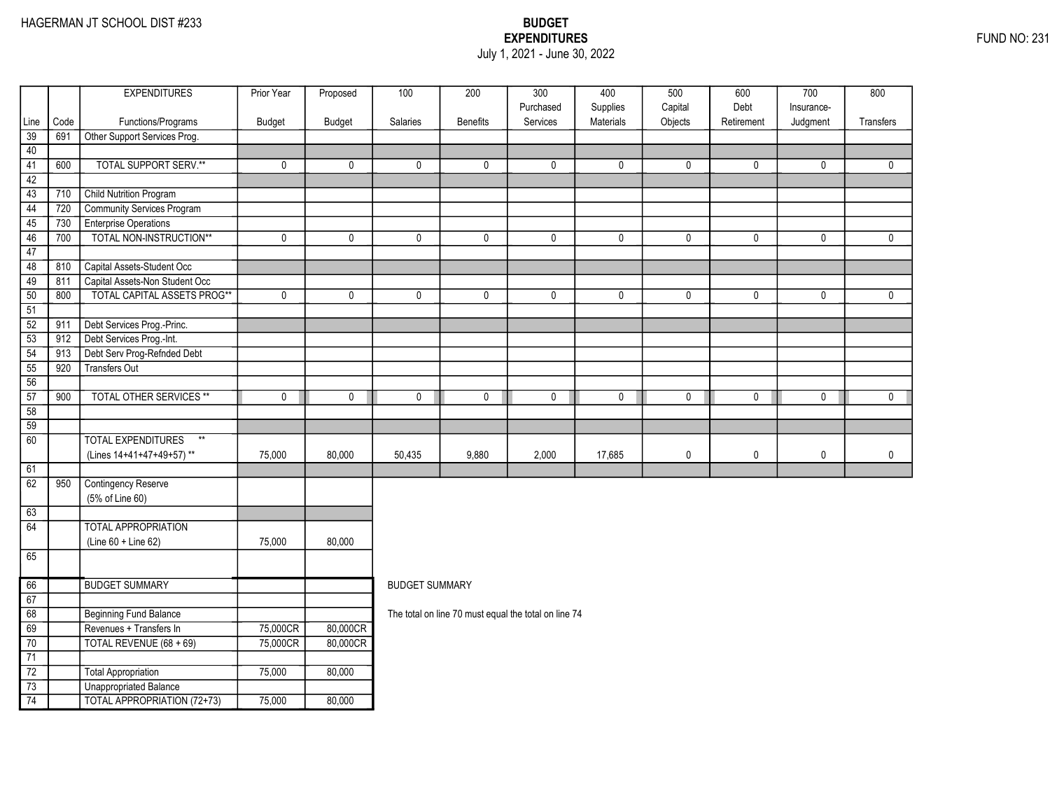HAGERMAN JT SCHOOL DIST #233

**BUDGET**
**EXPENDITURES**
July 1, 2021 - June 30, 2022

FUND NO: 231

| Line | Code | EXPENDITURES Functions/Programs | Prior Year Budget | Proposed Budget | 100 Salaries | 200 Benefits | 300 Purchased Services | 400 Supplies Materials | 500 Capital Objects | 600 Debt Retirement | 700 Insurance-Judgment | 800 Transfers |
|---|---|---|---|---|---|---|---|---|---|---|---|---|
| 39 | 691 | Other Support Services Prog. | | | | | | | | | | |
| 40 | | | | | | | | | | | | |
| 41 | 600 | TOTAL SUPPORT SERV.** | 0 | 0 | 0 | 0 | 0 | 0 | 0 | 0 | 0 | 0 |
| 42 | | | | | | | | | | | | |
| 43 | 710 | Child Nutrition Program | | | | | | | | | | |
| 44 | 720 | Community Services Program | | | | | | | | | | |
| 45 | 730 | Enterprise Operations | | | | | | | | | | |
| 46 | 700 | TOTAL NON-INSTRUCTION** | 0 | 0 | 0 | 0 | 0 | 0 | 0 | 0 | 0 | 0 |
| 47 | | | | | | | | | | | | |
| 48 | 810 | Capital Assets-Student Occ | | | | | | | | | | |
| 49 | 811 | Capital Assets-Non Student Occ | | | | | | | | | | |
| 50 | 800 | TOTAL CAPITAL ASSETS PROG** | 0 | 0 | 0 | 0 | 0 | 0 | 0 | 0 | 0 | 0 |
| 51 | | | | | | | | | | | | |
| 52 | 911 | Debt Services Prog.-Princ. | | | | | | | | | | |
| 53 | 912 | Debt Services Prog.-Int. | | | | | | | | | | |
| 54 | 913 | Debt Serv Prog-Refnded Debt | | | | | | | | | | |
| 55 | 920 | Transfers Out | | | | | | | | | | |
| 56 | | | | | | | | | | | | |
| 57 | 900 | TOTAL OTHER SERVICES ** | 0 | 0 | 0 | 0 | 0 | 0 | 0 | 0 | 0 | 0 |
| 58 | | | | | | | | | | | | |
| 59 | | | | | | | | | | | | |
| 60 | | TOTAL EXPENDITURES ** (Lines 14+41+47+49+57) ** | 75,000 | 80,000 | 50,435 | 9,880 | 2,000 | 17,685 | 0 | 0 | 0 | 0 |
| 61 | | | | | | | | | | | | |
| 62 | 950 | Contingency Reserve (5% of Line 60) | | | | | | | | | | |
| 63 | | | | | | | | | | | | |
| 64 | | TOTAL APPROPRIATION (Line 60 + Line 62) | 75,000 | 80,000 | | | | | | | | |
| 65 | | | | | | | | | | | | |

| Line | Code | | Prior Year Budget | Proposed Budget |
|---|---|---|---|---|
| 66 | | BUDGET SUMMARY | | |
| 67 | | | | |
| 68 | | Beginning Fund Balance | | |
| 69 | | Revenues + Transfers In | 75,000CR | 80,000CR |
| 70 | | TOTAL REVENUE (68 + 69) | 75,000CR | 80,000CR |
| 71 | | | | |
| 72 | | Total Appropriation | 75,000 | 80,000 |
| 73 | | Unappropriated Balance | | |
| 74 | | TOTAL APPROPRIATION (72+73) | 75,000 | 80,000 |

BUDGET SUMMARY

The total on line 70 must equal the total on line 74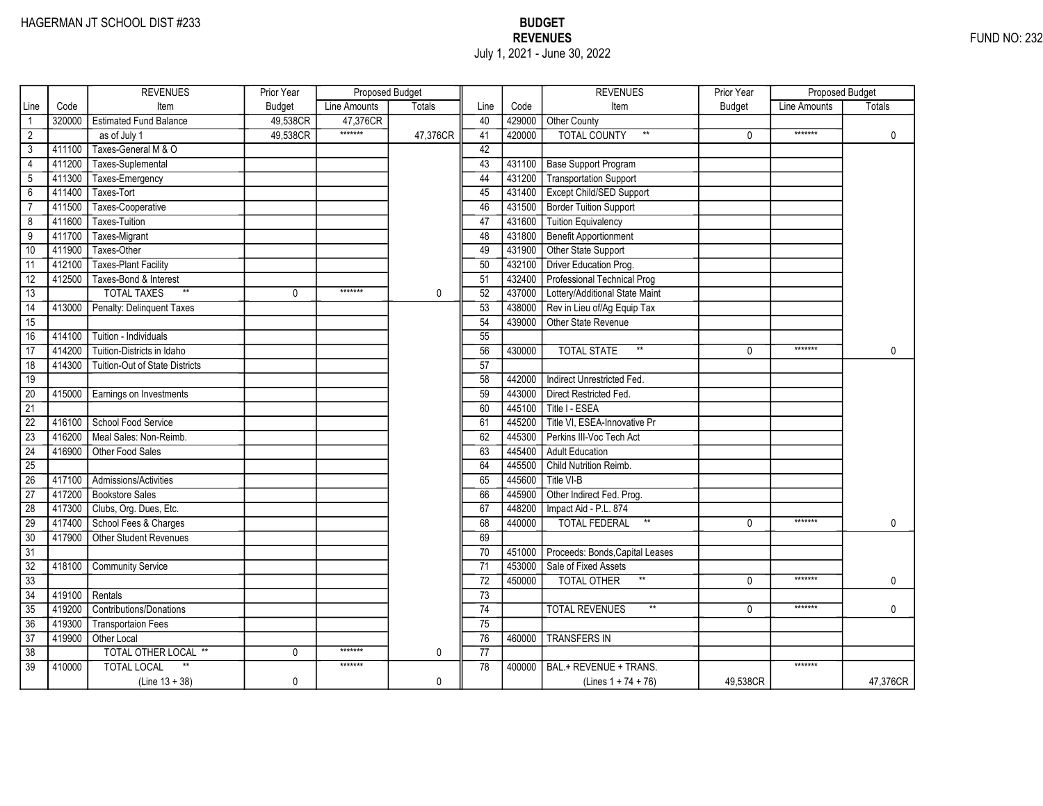HAGERMAN JT SCHOOL DIST #233

FUND NO: 232

# BUDGET
## REVENUES
July 1, 2021 - June 30, 2022

| Line | Code | REVENUES Item | Prior Year Budget | Proposed Budget Line Amounts | Proposed Budget Totals | Line | Code | REVENUES Item | Prior Year Budget | Proposed Budget Line Amounts | Proposed Budget Totals |
|---|---|---|---|---|---|---|---|---|---|---|---|
| 1 | 320000 | Estimated Fund Balance | 49,538CR | 47,376CR | | 40 | 429000 | Other County | | | |
| 2 | | as of July 1 | 49,538CR | ******* | 47,376CR | 41 | 420000 | TOTAL COUNTY ** | 0 | ******* | 0 |
| 3 | 411100 | Taxes-General M & O | | | | 42 | | | | | |
| 4 | 411200 | Taxes-Suplemental | | | | 43 | 431100 | Base Support Program | | | |
| 5 | 411300 | Taxes-Emergency | | | | 44 | 431200 | Transportation Support | | | |
| 6 | 411400 | Taxes-Tort | | | | 45 | 431400 | Except Child/SED Support | | | |
| 7 | 411500 | Taxes-Cooperative | | | | 46 | 431500 | Border Tuition Support | | | |
| 8 | 411600 | Taxes-Tuition | | | | 47 | 431600 | Tuition Equivalency | | | |
| 9 | 411700 | Taxes-Migrant | | | | 48 | 431800 | Benefit Apportionment | | | |
| 10 | 411900 | Taxes-Other | | | | 49 | 431900 | Other State Support | | | |
| 11 | 412100 | Taxes-Plant Facility | | | | 50 | 432100 | Driver Education Prog. | | | |
| 12 | 412500 | Taxes-Bond & Interest | | | | 51 | 432400 | Professional Technical Prog | | | |
| 13 | | TOTAL TAXES ** | 0 | ******* | 0 | 52 | 437000 | Lottery/Additional State Maint | | | |
| 14 | 413000 | Penalty: Delinquent Taxes | | | | 53 | 438000 | Rev in Lieu of/Ag Equip Tax | | | |
| 15 | | | | | | 54 | 439000 | Other State Revenue | | | |
| 16 | 414100 | Tuition - Individuals | | | | 55 | | | | | |
| 17 | 414200 | Tuition-Districts in Idaho | | | | 56 | 430000 | TOTAL STATE ** | 0 | ******* | 0 |
| 18 | 414300 | Tuition-Out of State Districts | | | | 57 | | | | | |
| 19 | | | | | | 58 | 442000 | Indirect Unrestricted Fed. | | | |
| 20 | 415000 | Earnings on Investments | | | | 59 | 443000 | Direct Restricted Fed. | | | |
| 21 | | | | | | 60 | 445100 | Title I - ESEA | | | |
| 22 | 416100 | School Food Service | | | | 61 | 445200 | Title VI, ESEA-Innovative Pr | | | |
| 23 | 416200 | Meal Sales: Non-Reimb. | | | | 62 | 445300 | Perkins III-Voc Tech Act | | | |
| 24 | 416900 | Other Food Sales | | | | 63 | 445400 | Adult Education | | | |
| 25 | | | | | | 64 | 445500 | Child Nutrition Reimb. | | | |
| 26 | 417100 | Admissions/Activities | | | | 65 | 445600 | Title VI-B | | | |
| 27 | 417200 | Bookstore Sales | | | | 66 | 445900 | Other Indirect Fed. Prog. | | | |
| 28 | 417300 | Clubs, Org. Dues, Etc. | | | | 67 | 448200 | Impact Aid - P.L. 874 | | | |
| 29 | 417400 | School Fees & Charges | | | | 68 | 440000 | TOTAL FEDERAL ** | 0 | ******* | 0 |
| 30 | 417900 | Other Student Revenues | | | | 69 | | | | | |
| 31 | | | | | | 70 | 451000 | Proceeds: Bonds,Capital Leases | | | |
| 32 | 418100 | Community Service | | | | 71 | 453000 | Sale of Fixed Assets | | | |
| 33 | | | | | | 72 | 450000 | TOTAL OTHER ** | 0 | ******* | 0 |
| 34 | 419100 | Rentals | | | | 73 | | | | | |
| 35 | 419200 | Contributions/Donations | | | | 74 | | TOTAL REVENUES ** | 0 | ******* | 0 |
| 36 | 419300 | Transportaion Fees | | | | 75 | | | | | |
| 37 | 419900 | Other Local | | | | 76 | 460000 | TRANSFERS IN | | | |
| 38 | | TOTAL OTHER LOCAL ** | 0 | ******* | 0 | 77 | | | | | |
| 39 | 410000 | TOTAL LOCAL ** (Line 13 + 38) | 0 | ******* | 0 | 78 | 400000 | BAL.+ REVENUE + TRANS. (Lines 1 + 74 + 76) | 49,538CR | ******* | 47,376CR |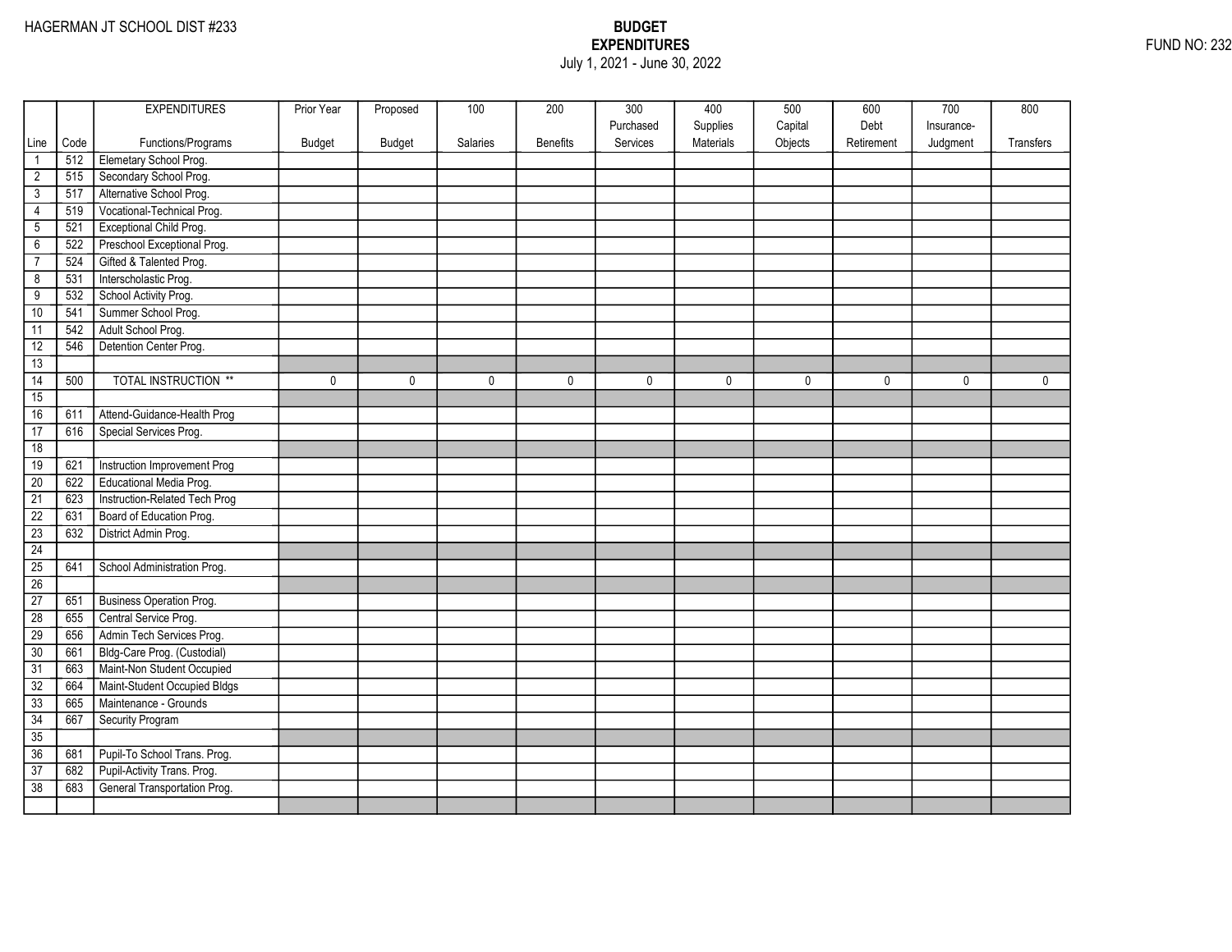HAGERMAN JT SCHOOL DIST #233

**BUDGET**
**EXPENDITURES**
July 1, 2021 - June 30, 2022

FUND NO: 232

| Line | Code | EXPENDITURES Functions/Programs | Prior Year Budget | Proposed Budget | 100 Salaries | 200 Benefits | 300 Purchased Services | 400 Supplies Materials | 500 Capital Objects | 600 Debt Retirement | 700 Insurance-Judgment | 800 Transfers |
|---|---|---|---|---|---|---|---|---|---|---|---|---|
| 1 | 512 | Elemetary School Prog. | | | | | | | | | | |
| 2 | 515 | Secondary School Prog. | | | | | | | | | | |
| 3 | 517 | Alternative School Prog. | | | | | | | | | | |
| 4 | 519 | Vocational-Technical Prog. | | | | | | | | | | |
| 5 | 521 | Exceptional Child Prog. | | | | | | | | | | |
| 6 | 522 | Preschool Exceptional Prog. | | | | | | | | | | |
| 7 | 524 | Gifted & Talented Prog. | | | | | | | | | | |
| 8 | 531 | Interscholastic Prog. | | | | | | | | | | |
| 9 | 532 | School Activity Prog. | | | | | | | | | | |
| 10 | 541 | Summer School Prog. | | | | | | | | | | |
| 11 | 542 | Adult School Prog. | | | | | | | | | | |
| 12 | 546 | Detention Center Prog. | | | | | | | | | | |
| 13 | | | | | | | | | | | | |
| 14 | 500 | TOTAL INSTRUCTION ** | 0 | 0 | 0 | 0 | 0 | 0 | 0 | 0 | 0 | 0 |
| 15 | | | | | | | | | | | | |
| 16 | 611 | Attend-Guidance-Health Prog | | | | | | | | | | |
| 17 | 616 | Special Services Prog. | | | | | | | | | | |
| 18 | | | | | | | | | | | | |
| 19 | 621 | Instruction Improvement Prog | | | | | | | | | | |
| 20 | 622 | Educational Media Prog. | | | | | | | | | | |
| 21 | 623 | Instruction-Related Tech Prog | | | | | | | | | | |
| 22 | 631 | Board of Education Prog. | | | | | | | | | | |
| 23 | 632 | District Admin Prog. | | | | | | | | | | |
| 24 | | | | | | | | | | | | |
| 25 | 641 | School Administration Prog. | | | | | | | | | | |
| 26 | | | | | | | | | | | | |
| 27 | 651 | Business Operation Prog. | | | | | | | | | | |
| 28 | 655 | Central Service Prog. | | | | | | | | | | |
| 29 | 656 | Admin Tech Services Prog. | | | | | | | | | | |
| 30 | 661 | Bldg-Care Prog. (Custodial) | | | | | | | | | | |
| 31 | 663 | Maint-Non Student Occupied | | | | | | | | | | |
| 32 | 664 | Maint-Student Occupied Bldgs | | | | | | | | | | |
| 33 | 665 | Maintenance - Grounds | | | | | | | | | | |
| 34 | 667 | Security Program | | | | | | | | | | |
| 35 | | | | | | | | | | | | |
| 36 | 681 | Pupil-To School Trans. Prog. | | | | | | | | | | |
| 37 | 682 | Pupil-Activity Trans. Prog. | | | | | | | | | | |
| 38 | 683 | General Transportation Prog. | | | | | | | | | | |
| | | | | | | | | | | | | |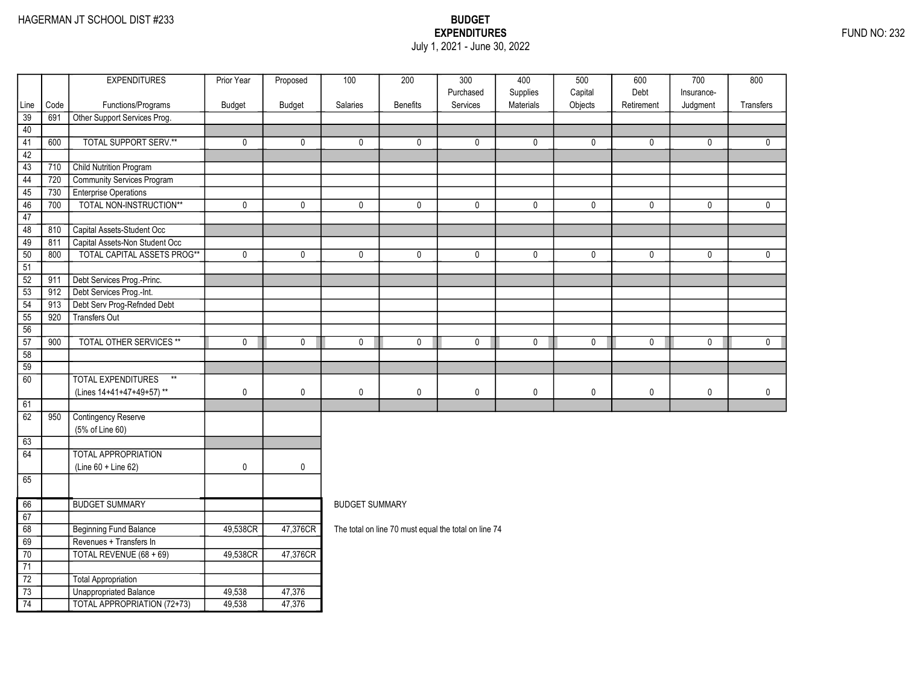HAGERMAN JT SCHOOL DIST #233

**BUDGET**
**EXPENDITURES**
July 1, 2021 - June 30, 2022

FUND NO: 232

| Line | Code | EXPENDITURES Functions/Programs | Prior Year Budget | Proposed Budget | 100 Salaries | 200 Benefits | 300 Purchased Services | 400 Supplies Materials | 500 Capital Objects | 600 Debt Retirement | 700 Insurance-Judgment | 800 Transfers |
|---|---|---|---|---|---|---|---|---|---|---|---|---|
| 39 | 691 | Other Support Services Prog. | | | | | | | | | | |
| 40 | | | | | | | | | | | | |
| 41 | 600 | TOTAL SUPPORT SERV.** | 0 | 0 | 0 | 0 | 0 | 0 | 0 | 0 | 0 | 0 |
| 42 | | | | | | | | | | | | |
| 43 | 710 | Child Nutrition Program | | | | | | | | | | |
| 44 | 720 | Community Services Program | | | | | | | | | | |
| 45 | 730 | Enterprise Operations | | | | | | | | | | |
| 46 | 700 | TOTAL NON-INSTRUCTION** | 0 | 0 | 0 | 0 | 0 | 0 | 0 | 0 | 0 | 0 |
| 47 | | | | | | | | | | | | |
| 48 | 810 | Capital Assets-Student Occ | | | | | | | | | | |
| 49 | 811 | Capital Assets-Non Student Occ | | | | | | | | | | |
| 50 | 800 | TOTAL CAPITAL ASSETS PROG** | 0 | 0 | 0 | 0 | 0 | 0 | 0 | 0 | 0 | 0 |
| 51 | | | | | | | | | | | | |
| 52 | 911 | Debt Services Prog.-Princ. | | | | | | | | | | |
| 53 | 912 | Debt Services Prog.-Int. | | | | | | | | | | |
| 54 | 913 | Debt Serv Prog-Refnded Debt | | | | | | | | | | |
| 55 | 920 | Transfers Out | | | | | | | | | | |
| 56 | | | | | | | | | | | | |
| 57 | 900 | TOTAL OTHER SERVICES ** | 0 | 0 | 0 | 0 | 0 | 0 | 0 | 0 | 0 | 0 |
| 58 | | | | | | | | | | | | |
| 59 | | | | | | | | | | | | |
| 60 | | TOTAL EXPENDITURES ** (Lines 14+41+47+49+57) ** | 0 | 0 | 0 | 0 | 0 | 0 | 0 | 0 | 0 | 0 |
| 61 | | | | | | | | | | | | |
| 62 | 950 | Contingency Reserve (5% of Line 60) | | | | | | | | | | |
| 63 | | | | | | | | | | | | |
| 64 | | TOTAL APPROPRIATION (Line 60 + Line 62) | 0 | 0 | | | | | | | | |
| 65 | | | | | | | | | | | | |

| Line | | BUDGET SUMMARY | Prior Year Budget | Proposed Budget |
|---|---|---|---|---|
| 66 | | BUDGET SUMMARY | | |
| 67 | | | | |
| 68 | | Beginning Fund Balance | 49,538CR | 47,376CR |
| 69 | | Revenues + Transfers In | | |
| 70 | | TOTAL REVENUE (68 + 69) | 49,538CR | 47,376CR |
| 71 | | | | |
| 72 | | Total Appropriation | | |
| 73 | | Unappropriated Balance | 49,538 | 47,376 |
| 74 | | TOTAL APPROPRIATION (72+73) | 49,538 | 47,376 |

BUDGET SUMMARY

The total on line 70 must equal the total on line 74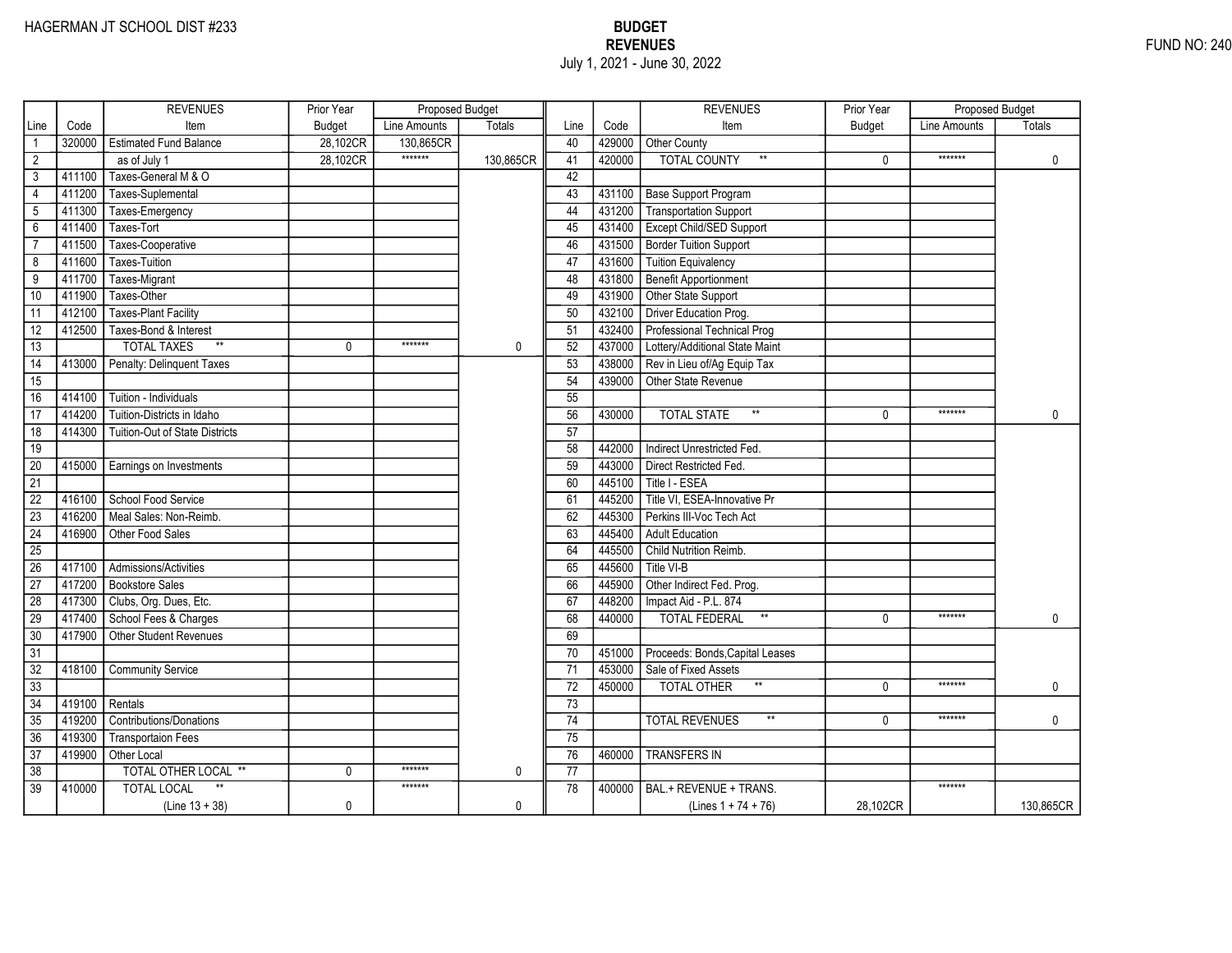HAGERMAN JT SCHOOL DIST #233

FUND NO: 240

# BUDGET
## REVENUES
July 1, 2021 - June 30, 2022

| Line | Code | REVENUES Item | Prior Year Budget | Proposed Budget Line Amounts | Proposed Budget Totals | Line | Code | REVENUES Item | Prior Year Budget | Proposed Budget Line Amounts | Proposed Budget Totals |
|---|---|---|---|---|---|---|---|---|---|---|---|
| 1 | 320000 | Estimated Fund Balance | 28,102CR | 130,865CR | | 40 | 429000 | Other County | | | |
| 2 | | as of July 1 | 28,102CR | ******* | 130,865CR | 41 | 420000 | TOTAL COUNTY ** | 0 | ******* | 0 |
| 3 | 411100 | Taxes-General M & O | | | | 42 | | | | | |
| 4 | 411200 | Taxes-Suplemental | | | | 43 | 431100 | Base Support Program | | | |
| 5 | 411300 | Taxes-Emergency | | | | 44 | 431200 | Transportation Support | | | |
| 6 | 411400 | Taxes-Tort | | | | 45 | 431400 | Except Child/SED Support | | | |
| 7 | 411500 | Taxes-Cooperative | | | | 46 | 431500 | Border Tuition Support | | | |
| 8 | 411600 | Taxes-Tuition | | | | 47 | 431600 | Tuition Equivalency | | | |
| 9 | 411700 | Taxes-Migrant | | | | 48 | 431800 | Benefit Apportionment | | | |
| 10 | 411900 | Taxes-Other | | | | 49 | 431900 | Other State Support | | | |
| 11 | 412100 | Taxes-Plant Facility | | | | 50 | 432100 | Driver Education Prog. | | | |
| 12 | 412500 | Taxes-Bond & Interest | | | | 51 | 432400 | Professional Technical Prog | | | |
| 13 | | TOTAL TAXES ** | 0 | ******* | 0 | 52 | 437000 | Lottery/Additional State Maint | | | |
| 14 | 413000 | Penalty: Delinquent Taxes | | | | 53 | 438000 | Rev in Lieu of/Ag Equip Tax | | | |
| 15 | | | | | | 54 | 439000 | Other State Revenue | | | |
| 16 | 414100 | Tuition - Individuals | | | | 55 | | | | | |
| 17 | 414200 | Tuition-Districts in Idaho | | | | 56 | 430000 | TOTAL STATE ** | 0 | ******* | 0 |
| 18 | 414300 | Tuition-Out of State Districts | | | | 57 | | | | | |
| 19 | | | | | | 58 | 442000 | Indirect Unrestricted Fed. | | | |
| 20 | 415000 | Earnings on Investments | | | | 59 | 443000 | Direct Restricted Fed. | | | |
| 21 | | | | | | 60 | 445100 | Title I - ESEA | | | |
| 22 | 416100 | School Food Service | | | | 61 | 445200 | Title VI, ESEA-Innovative Pr | | | |
| 23 | 416200 | Meal Sales: Non-Reimb. | | | | 62 | 445300 | Perkins III-Voc Tech Act | | | |
| 24 | 416900 | Other Food Sales | | | | 63 | 445400 | Adult Education | | | |
| 25 | | | | | | 64 | 445500 | Child Nutrition Reimb. | | | |
| 26 | 417100 | Admissions/Activities | | | | 65 | 445600 | Title VI-B | | | |
| 27 | 417200 | Bookstore Sales | | | | 66 | 445900 | Other Indirect Fed. Prog. | | | |
| 28 | 417300 | Clubs, Org. Dues, Etc. | | | | 67 | 448200 | Impact Aid - P.L. 874 | | | |
| 29 | 417400 | School Fees & Charges | | | | 68 | 440000 | TOTAL FEDERAL ** | 0 | ******* | 0 |
| 30 | 417900 | Other Student Revenues | | | | 69 | | | | | |
| 31 | | | | | | 70 | 451000 | Proceeds: Bonds,Capital Leases | | | |
| 32 | 418100 | Community Service | | | | 71 | 453000 | Sale of Fixed Assets | | | |
| 33 | | | | | | 72 | 450000 | TOTAL OTHER ** | 0 | ******* | 0 |
| 34 | 419100 | Rentals | | | | 73 | | | | | |
| 35 | 419200 | Contributions/Donations | | | | 74 | | TOTAL REVENUES ** | 0 | ******* | 0 |
| 36 | 419300 | Transportaion Fees | | | | 75 | | | | | |
| 37 | 419900 | Other Local | | | | 76 | 460000 | TRANSFERS IN | | | |
| 38 | | TOTAL OTHER LOCAL ** | 0 | ******* | 0 | 77 | | | | | |
| 39 | 410000 | TOTAL LOCAL ** (Line 13 + 38) | 0 | ******* | 0 | 78 | 400000 | BAL.+ REVENUE + TRANS. (Lines 1 + 74 + 76) | 28,102CR | ******* | 130,865CR |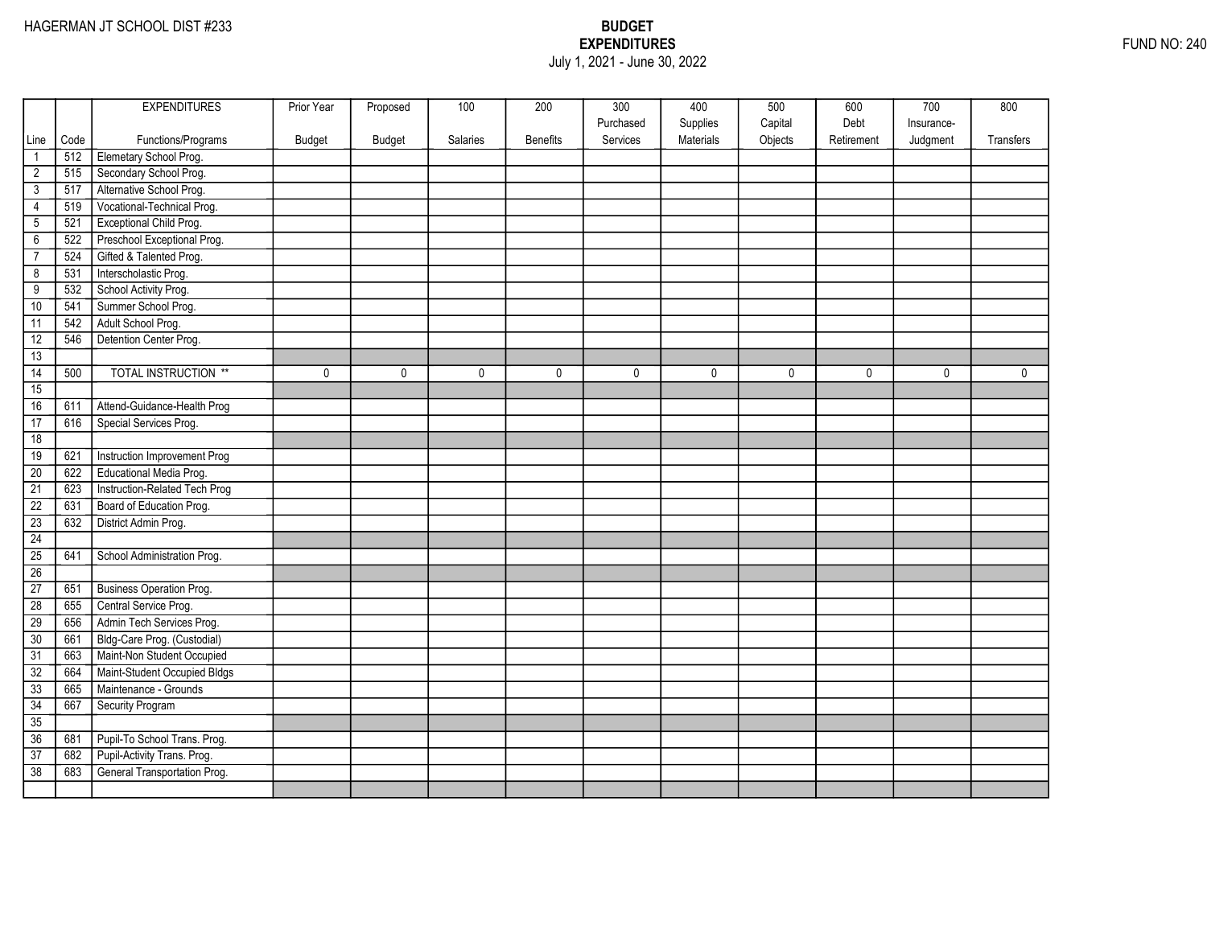HAGERMAN JT SCHOOL DIST #233

**BUDGET**
**EXPENDITURES**
July 1, 2021 - June 30, 2022

FUND NO: 240

| Line | Code | EXPENDITURES Functions/Programs | Prior Year Budget | Proposed Budget | 100 Salaries | 200 Benefits | 300 Purchased Services | 400 Supplies Materials | 500 Capital Objects | 600 Debt Retirement | 700 Insurance-Judgment | 800 Transfers |
|---|---|---|---|---|---|---|---|---|---|---|---|---|
| 1 | 512 | Elemetary School Prog. | | | | | | | | | | |
| 2 | 515 | Secondary School Prog. | | | | | | | | | | |
| 3 | 517 | Alternative School Prog. | | | | | | | | | | |
| 4 | 519 | Vocational-Technical Prog. | | | | | | | | | | |
| 5 | 521 | Exceptional Child Prog. | | | | | | | | | | |
| 6 | 522 | Preschool Exceptional Prog. | | | | | | | | | | |
| 7 | 524 | Gifted & Talented Prog. | | | | | | | | | | |
| 8 | 531 | Interscholastic Prog. | | | | | | | | | | |
| 9 | 532 | School Activity Prog. | | | | | | | | | | |
| 10 | 541 | Summer School Prog. | | | | | | | | | | |
| 11 | 542 | Adult School Prog. | | | | | | | | | | |
| 12 | 546 | Detention Center Prog. | | | | | | | | | | |
| 13 | | | | | | | | | | | | |
| 14 | 500 | TOTAL INSTRUCTION ** | 0 | 0 | 0 | 0 | 0 | 0 | 0 | 0 | 0 | 0 |
| 15 | | | | | | | | | | | | |
| 16 | 611 | Attend-Guidance-Health Prog | | | | | | | | | | |
| 17 | 616 | Special Services Prog. | | | | | | | | | | |
| 18 | | | | | | | | | | | | |
| 19 | 621 | Instruction Improvement Prog | | | | | | | | | | |
| 20 | 622 | Educational Media Prog. | | | | | | | | | | |
| 21 | 623 | Instruction-Related Tech Prog | | | | | | | | | | |
| 22 | 631 | Board of Education Prog. | | | | | | | | | | |
| 23 | 632 | District Admin Prog. | | | | | | | | | | |
| 24 | | | | | | | | | | | | |
| 25 | 641 | School Administration Prog. | | | | | | | | | | |
| 26 | | | | | | | | | | | | |
| 27 | 651 | Business Operation Prog. | | | | | | | | | | |
| 28 | 655 | Central Service Prog. | | | | | | | | | | |
| 29 | 656 | Admin Tech Services Prog. | | | | | | | | | | |
| 30 | 661 | Bldg-Care Prog. (Custodial) | | | | | | | | | | |
| 31 | 663 | Maint-Non Student Occupied | | | | | | | | | | |
| 32 | 664 | Maint-Student Occupied Bldgs | | | | | | | | | | |
| 33 | 665 | Maintenance - Grounds | | | | | | | | | | |
| 34 | 667 | Security Program | | | | | | | | | | |
| 35 | | | | | | | | | | | | |
| 36 | 681 | Pupil-To School Trans. Prog. | | | | | | | | | | |
| 37 | 682 | Pupil-Activity Trans. Prog. | | | | | | | | | | |
| 38 | 683 | General Transportation Prog. | | | | | | | | | | |
| | | | | | | | | | | | | |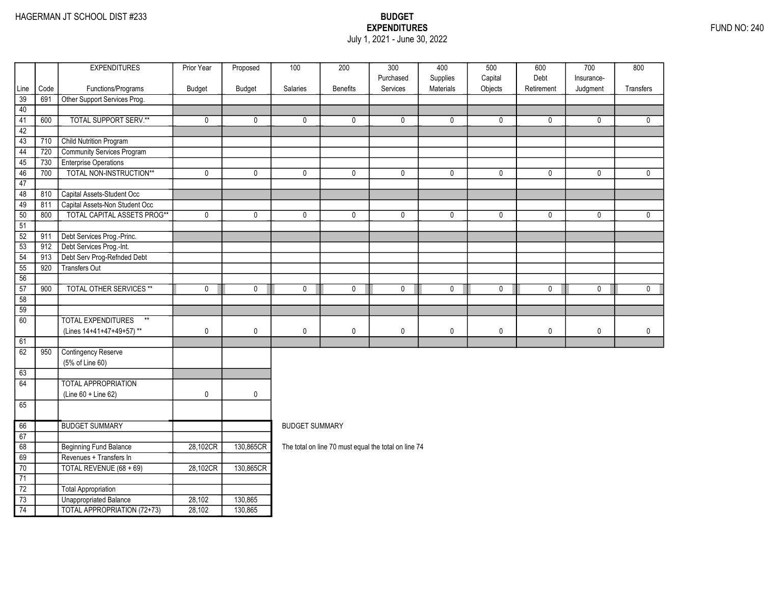HAGERMAN JT SCHOOL DIST #233

# BUDGET
## EXPENDITURES
July 1, 2021 - June 30, 2022

FUND NO: 240

| Line | Code | EXPENDITURES Functions/Programs | Prior Year Budget | Proposed Budget | 100 Salaries | 200 Benefits | 300 Purchased Services | 400 Supplies Materials | 500 Capital Objects | 600 Debt Retirement | 700 Insurance-Judgment | 800 Transfers |
|---|---|---|---|---|---|---|---|---|---|---|---|---|
| 39 | 691 | Other Support Services Prog. | | | | | | | | | | |
| 40 | | | | | | | | | | | | |
| 41 | 600 | TOTAL SUPPORT SERV.** | 0 | 0 | 0 | 0 | 0 | 0 | 0 | 0 | 0 | 0 |
| 42 | | | | | | | | | | | | |
| 43 | 710 | Child Nutrition Program | | | | | | | | | | |
| 44 | 720 | Community Services Program | | | | | | | | | | |
| 45 | 730 | Enterprise Operations | | | | | | | | | | |
| 46 | 700 | TOTAL NON-INSTRUCTION** | 0 | 0 | 0 | 0 | 0 | 0 | 0 | 0 | 0 | 0 |
| 47 | | | | | | | | | | | | |
| 48 | 810 | Capital Assets-Student Occ | | | | | | | | | | |
| 49 | 811 | Capital Assets-Non Student Occ | | | | | | | | | | |
| 50 | 800 | TOTAL CAPITAL ASSETS PROG** | 0 | 0 | 0 | 0 | 0 | 0 | 0 | 0 | 0 | 0 |
| 51 | | | | | | | | | | | | |
| 52 | 911 | Debt Services Prog.-Princ. | | | | | | | | | | |
| 53 | 912 | Debt Services Prog.-Int. | | | | | | | | | | |
| 54 | 913 | Debt Serv Prog-Refnded Debt | | | | | | | | | | |
| 55 | 920 | Transfers Out | | | | | | | | | | |
| 56 | | | | | | | | | | | | |
| 57 | 900 | TOTAL OTHER SERVICES ** | 0 | 0 | 0 | 0 | 0 | 0 | 0 | 0 | 0 | 0 |
| 58 | | | | | | | | | | | | |
| 59 | | | | | | | | | | | | |
| 60 | | TOTAL EXPENDITURES ** (Lines 14+41+47+49+57) ** | 0 | 0 | 0 | 0 | 0 | 0 | 0 | 0 | 0 | 0 |
| 61 | | | | | | | | | | | | |
| 62 | 950 | Contingency Reserve (5% of Line 60) | | | | | | | | | | |
| 63 | | | | | | | | | | | | |
| 64 | | TOTAL APPROPRIATION (Line 60 + Line 62) | 0 | 0 | | | | | | | | |
| 65 | | | | | | | | | | | | |

| Line | Code | | Prior Year Budget | Proposed Budget |
|---|---|---|---|---|
| 66 | | BUDGET SUMMARY | | |
| 67 | | | | |
| 68 | | Beginning Fund Balance | 28,102CR | 130,865CR |
| 69 | | Revenues + Transfers In | | |
| 70 | | TOTAL REVENUE (68 + 69) | 28,102CR | 130,865CR |
| 71 | | | | |
| 72 | | Total Appropriation | | |
| 73 | | Unappropriated Balance | 28,102 | 130,865 |
| 74 | | TOTAL APPROPRIATION (72+73) | 28,102 | 130,865 |

BUDGET SUMMARY

The total on line 70 must equal the total on line 74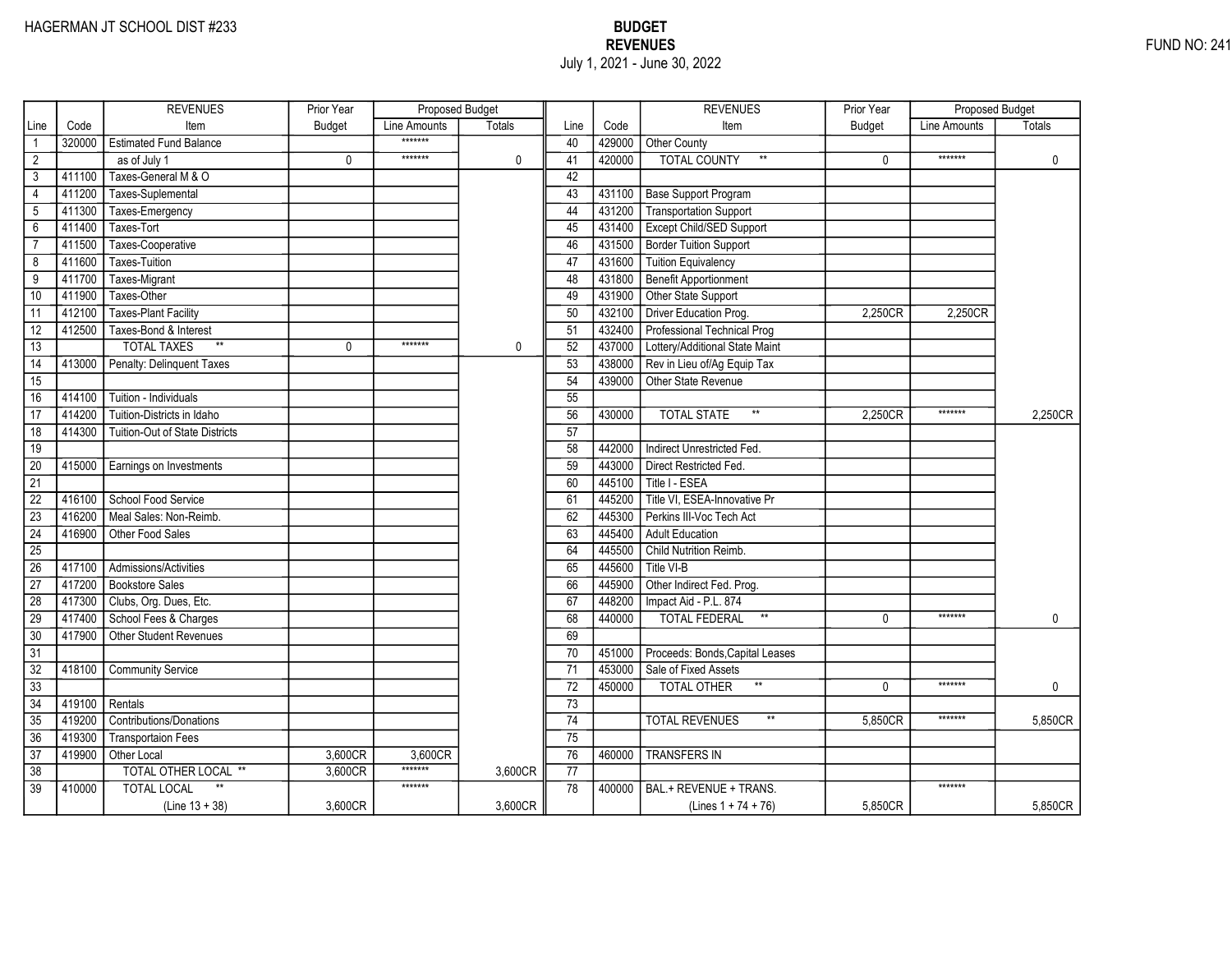HAGERMAN JT SCHOOL DIST #233

FUND NO: 241

# BUDGET
## REVENUES
July 1, 2021 - June 30, 2022

| Line | Code | REVENUES Item | Prior Year Budget | Proposed Budget Line Amounts | Proposed Budget Totals | Line | Code | REVENUES Item | Prior Year Budget | Proposed Budget Line Amounts | Proposed Budget Totals |
|---|---|---|---|---|---|---|---|---|---|---|---|
| 1 | 320000 | Estimated Fund Balance | | ******* | | 40 | 429000 | Other County | | | |
| 2 | | as of July 1 | 0 | ******* | 0 | 41 | 420000 | TOTAL COUNTY ** | 0 | ******* | 0 |
| 3 | 411100 | Taxes-General M & O | | | | 42 | | | | | |
| 4 | 411200 | Taxes-Suplemental | | | | 43 | 431100 | Base Support Program | | | |
| 5 | 411300 | Taxes-Emergency | | | | 44 | 431200 | Transportation Support | | | |
| 6 | 411400 | Taxes-Tort | | | | 45 | 431400 | Except Child/SED Support | | | |
| 7 | 411500 | Taxes-Cooperative | | | | 46 | 431500 | Border Tuition Support | | | |
| 8 | 411600 | Taxes-Tuition | | | | 47 | 431600 | Tuition Equivalency | | | |
| 9 | 411700 | Taxes-Migrant | | | | 48 | 431800 | Benefit Apportionment | | | |
| 10 | 411900 | Taxes-Other | | | | 49 | 431900 | Other State Support | | | |
| 11 | 412100 | Taxes-Plant Facility | | | | 50 | 432100 | Driver Education Prog. | 2,250CR | 2,250CR | |
| 12 | 412500 | Taxes-Bond & Interest | | | | 51 | 432400 | Professional Technical Prog | | | |
| 13 | | TOTAL TAXES ** | 0 | ******* | 0 | 52 | 437000 | Lottery/Additional State Maint | | | |
| 14 | 413000 | Penalty: Delinquent Taxes | | | | 53 | 438000 | Rev in Lieu of/Ag Equip Tax | | | |
| 15 | | | | | | 54 | 439000 | Other State Revenue | | | |
| 16 | 414100 | Tuition - Individuals | | | | 55 | | | | | |
| 17 | 414200 | Tuition-Districts in Idaho | | | | 56 | 430000 | TOTAL STATE ** | 2,250CR | ******* | 2,250CR |
| 18 | 414300 | Tuition-Out of State Districts | | | | 57 | | | | | |
| 19 | | | | | | 58 | 442000 | Indirect Unrestricted Fed. | | | |
| 20 | 415000 | Earnings on Investments | | | | 59 | 443000 | Direct Restricted Fed. | | | |
| 21 | | | | | | 60 | 445100 | Title I - ESEA | | | |
| 22 | 416100 | School Food Service | | | | 61 | 445200 | Title VI, ESEA-Innovative Pr | | | |
| 23 | 416200 | Meal Sales: Non-Reimb. | | | | 62 | 445300 | Perkins III-Voc Tech Act | | | |
| 24 | 416900 | Other Food Sales | | | | 63 | 445400 | Adult Education | | | |
| 25 | | | | | | 64 | 445500 | Child Nutrition Reimb. | | | |
| 26 | 417100 | Admissions/Activities | | | | 65 | 445600 | Title VI-B | | | |
| 27 | 417200 | Bookstore Sales | | | | 66 | 445900 | Other Indirect Fed. Prog. | | | |
| 28 | 417300 | Clubs, Org. Dues, Etc. | | | | 67 | 448200 | Impact Aid - P.L. 874 | | | |
| 29 | 417400 | School Fees & Charges | | | | 68 | 440000 | TOTAL FEDERAL ** | 0 | ******* | 0 |
| 30 | 417900 | Other Student Revenues | | | | 69 | | | | | |
| 31 | | | | | | 70 | 451000 | Proceeds: Bonds,Capital Leases | | | |
| 32 | 418100 | Community Service | | | | 71 | 453000 | Sale of Fixed Assets | | | |
| 33 | | | | | | 72 | 450000 | TOTAL OTHER ** | 0 | ******* | 0 |
| 34 | 419100 | Rentals | | | | 73 | | | | | |
| 35 | 419200 | Contributions/Donations | | | | 74 | | TOTAL REVENUES ** | 5,850CR | ******* | 5,850CR |
| 36 | 419300 | Transportaion Fees | | | | 75 | | | | | |
| 37 | 419900 | Other Local | 3,600CR | 3,600CR | | 76 | 460000 | TRANSFERS IN | | | |
| 38 | | TOTAL OTHER LOCAL ** | 3,600CR | ******* | 3,600CR | 77 | | | | | |
| 39 | 410000 | TOTAL LOCAL ** (Line 13 + 38) | 3,600CR | ******* | 3,600CR | 78 | 400000 | BAL.+ REVENUE + TRANS. (Lines 1 + 74 + 76) | 5,850CR | ******* | 5,850CR |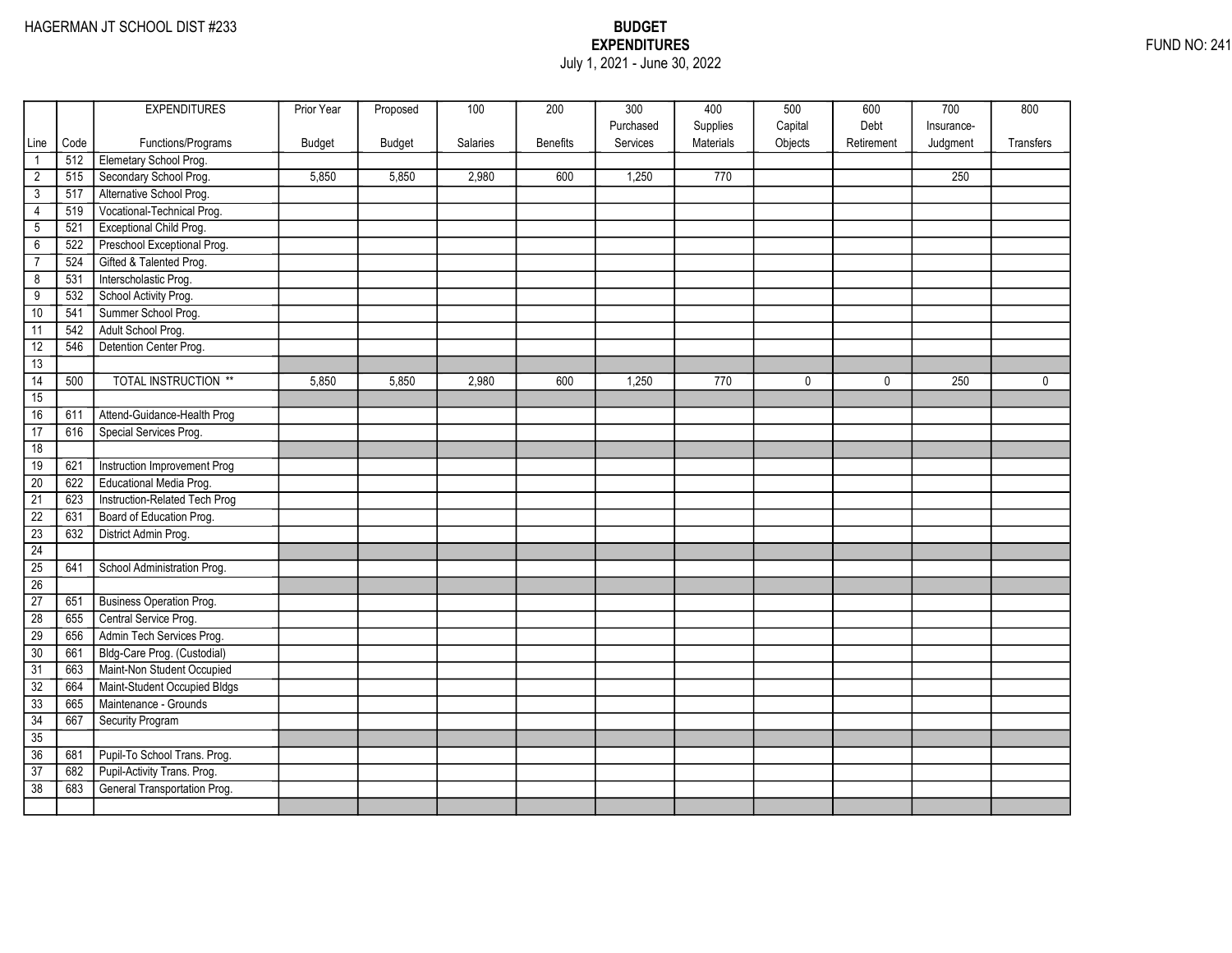HAGERMAN JT SCHOOL DIST #233

# BUDGET
## EXPENDITURES
July 1, 2021 - June 30, 2022

FUND NO: 241

| Line | Code | EXPENDITURES Functions/Programs | Prior Year Budget | Proposed Budget | 100 Salaries | 200 Benefits | 300 Purchased Services | 400 Supplies Materials | 500 Capital Objects | 600 Debt Retirement | 700 Insurance-Judgment | 800 Transfers |
|---|---|---|---|---|---|---|---|---|---|---|---|---|
| 1 | 512 | Elemetary School Prog. | | | | | | | | | | |
| 2 | 515 | Secondary School Prog. | 5,850 | 5,850 | 2,980 | 600 | 1,250 | 770 | | | 250 | |
| 3 | 517 | Alternative School Prog. | | | | | | | | | | |
| 4 | 519 | Vocational-Technical Prog. | | | | | | | | | | |
| 5 | 521 | Exceptional Child Prog. | | | | | | | | | | |
| 6 | 522 | Preschool Exceptional Prog. | | | | | | | | | | |
| 7 | 524 | Gifted & Talented Prog. | | | | | | | | | | |
| 8 | 531 | Interscholastic Prog. | | | | | | | | | | |
| 9 | 532 | School Activity Prog. | | | | | | | | | | |
| 10 | 541 | Summer School Prog. | | | | | | | | | | |
| 11 | 542 | Adult School Prog. | | | | | | | | | | |
| 12 | 546 | Detention Center Prog. | | | | | | | | | | |
| 13 | | | | | | | | | | | | |
| 14 | 500 | TOTAL INSTRUCTION ** | 5,850 | 5,850 | 2,980 | 600 | 1,250 | 770 | 0 | 0 | 250 | 0 |
| 15 | | | | | | | | | | | | |
| 16 | 611 | Attend-Guidance-Health Prog | | | | | | | | | | |
| 17 | 616 | Special Services Prog. | | | | | | | | | | |
| 18 | | | | | | | | | | | | |
| 19 | 621 | Instruction Improvement Prog | | | | | | | | | | |
| 20 | 622 | Educational Media Prog. | | | | | | | | | | |
| 21 | 623 | Instruction-Related Tech Prog | | | | | | | | | | |
| 22 | 631 | Board of Education Prog. | | | | | | | | | | |
| 23 | 632 | District Admin Prog. | | | | | | | | | | |
| 24 | | | | | | | | | | | | |
| 25 | 641 | School Administration Prog. | | | | | | | | | | |
| 26 | | | | | | | | | | | | |
| 27 | 651 | Business Operation Prog. | | | | | | | | | | |
| 28 | 655 | Central Service Prog. | | | | | | | | | | |
| 29 | 656 | Admin Tech Services Prog. | | | | | | | | | | |
| 30 | 661 | Bldg-Care Prog. (Custodial) | | | | | | | | | | |
| 31 | 663 | Maint-Non Student Occupied | | | | | | | | | | |
| 32 | 664 | Maint-Student Occupied Bldgs | | | | | | | | | | |
| 33 | 665 | Maintenance - Grounds | | | | | | | | | | |
| 34 | 667 | Security Program | | | | | | | | | | |
| 35 | | | | | | | | | | | | |
| 36 | 681 | Pupil-To School Trans. Prog. | | | | | | | | | | |
| 37 | 682 | Pupil-Activity Trans. Prog. | | | | | | | | | | |
| 38 | 683 | General Transportation Prog. | | | | | | | | | | |
| | | | | | | | | | | | | |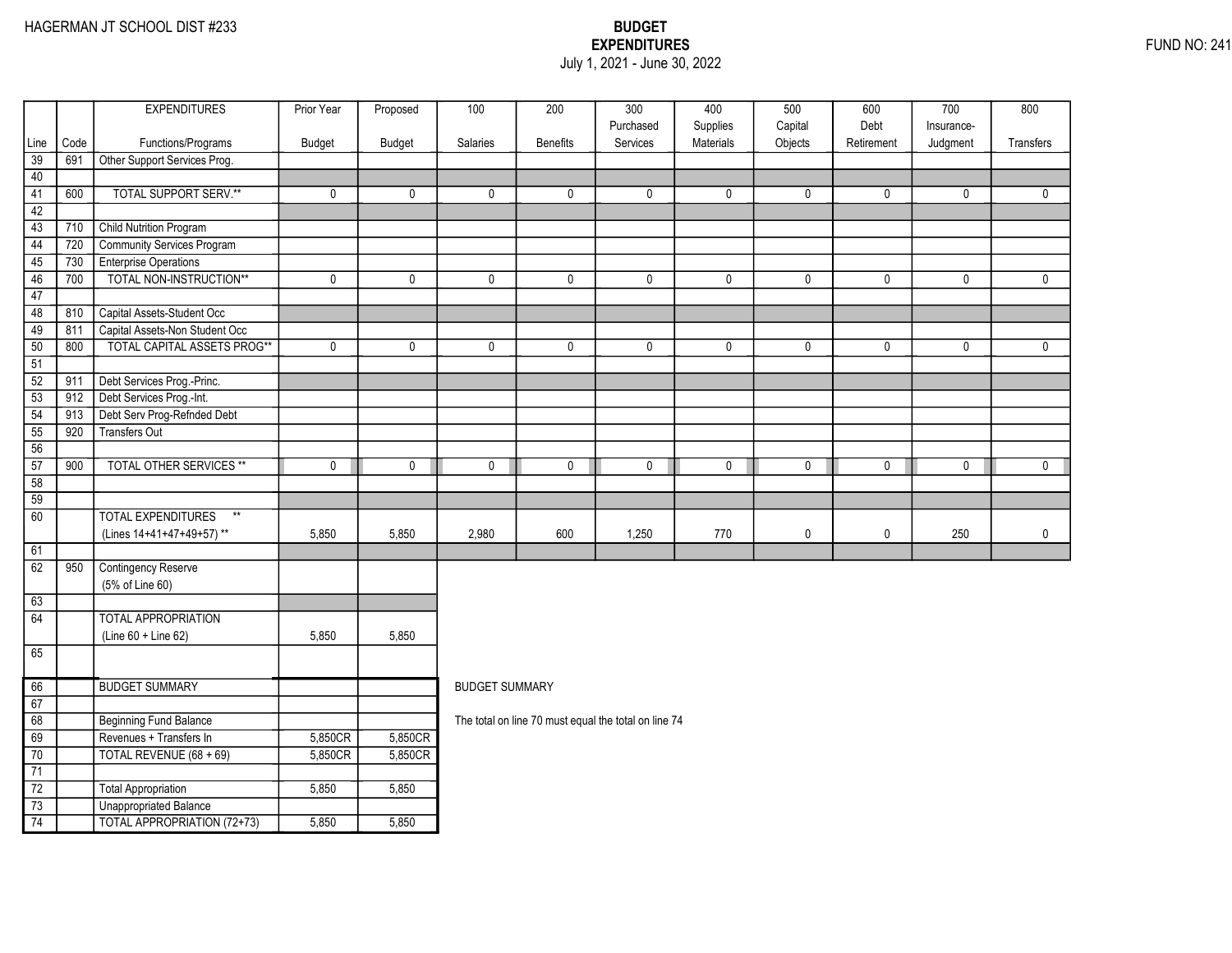HAGERMAN JT SCHOOL DIST #233

# BUDGET EXPENDITURES

July 1, 2021 - June 30, 2022

FUND NO: 241

| Line | Code | EXPENDITURES Functions/Programs | Prior Year Budget | Proposed Budget | 100 Salaries | 200 Benefits | 300 Purchased Services | 400 Supplies Materials | 500 Capital Objects | 600 Debt Retirement | 700 Insurance-Judgment | 800 Transfers |
|---|---|---|---|---|---|---|---|---|---|---|---|---|
| 39 | 691 | Other Support Services Prog. | | | | | | | | | | |
| 40 | | | | | | | | | | | | |
| 41 | 600 | TOTAL SUPPORT SERV.** | 0 | 0 | 0 | 0 | 0 | 0 | 0 | 0 | 0 | 0 |
| 42 | | | | | | | | | | | | |
| 43 | 710 | Child Nutrition Program | | | | | | | | | | |
| 44 | 720 | Community Services Program | | | | | | | | | | |
| 45 | 730 | Enterprise Operations | | | | | | | | | | |
| 46 | 700 | TOTAL NON-INSTRUCTION** | 0 | 0 | 0 | 0 | 0 | 0 | 0 | 0 | 0 | 0 |
| 47 | | | | | | | | | | | | |
| 48 | 810 | Capital Assets-Student Occ | | | | | | | | | | |
| 49 | 811 | Capital Assets-Non Student Occ | | | | | | | | | | |
| 50 | 800 | TOTAL CAPITAL ASSETS PROG** | 0 | 0 | 0 | 0 | 0 | 0 | 0 | 0 | 0 | 0 |
| 51 | | | | | | | | | | | | |
| 52 | 911 | Debt Services Prog.-Princ. | | | | | | | | | | |
| 53 | 912 | Debt Services Prog.-Int. | | | | | | | | | | |
| 54 | 913 | Debt Serv Prog-Refnded Debt | | | | | | | | | | |
| 55 | 920 | Transfers Out | | | | | | | | | | |
| 56 | | | | | | | | | | | | |
| 57 | 900 | TOTAL OTHER SERVICES ** | 0 | 0 | 0 | 0 | 0 | 0 | 0 | 0 | 0 | 0 |
| 58 | | | | | | | | | | | | |
| 59 | | | | | | | | | | | | |
| 60 | | TOTAL EXPENDITURES ** (Lines 14+41+47+49+57) ** | 5,850 | 5,850 | 2,980 | 600 | 1,250 | 770 | 0 | 0 | 250 | 0 |
| 61 | | | | | | | | | | | | |
| 62 | 950 | Contingency Reserve (5% of Line 60) | | | | | | | | | | |
| 63 | | | | | | | | | | | | |
| 64 | | TOTAL APPROPRIATION (Line 60 + Line 62) | 5,850 | 5,850 | | | | | | | | |
| 65 | | | | | | | | | | | | |

| Line | | BUDGET SUMMARY | Prior Year Budget | Proposed Budget |
|---|---|---|---|---|
| 66 | | BUDGET SUMMARY | | |
| 67 | | | | |
| 68 | | Beginning Fund Balance | | |
| 69 | | Revenues + Transfers In | 5,850CR | 5,850CR |
| 70 | | TOTAL REVENUE (68 + 69) | 5,850CR | 5,850CR |
| 71 | | | | |
| 72 | | Total Appropriation | 5,850 | 5,850 |
| 73 | | Unappropriated Balance | | |
| 74 | | TOTAL APPROPRIATION (72+73) | 5,850 | 5,850 |

BUDGET SUMMARY

The total on line 70 must equal the total on line 74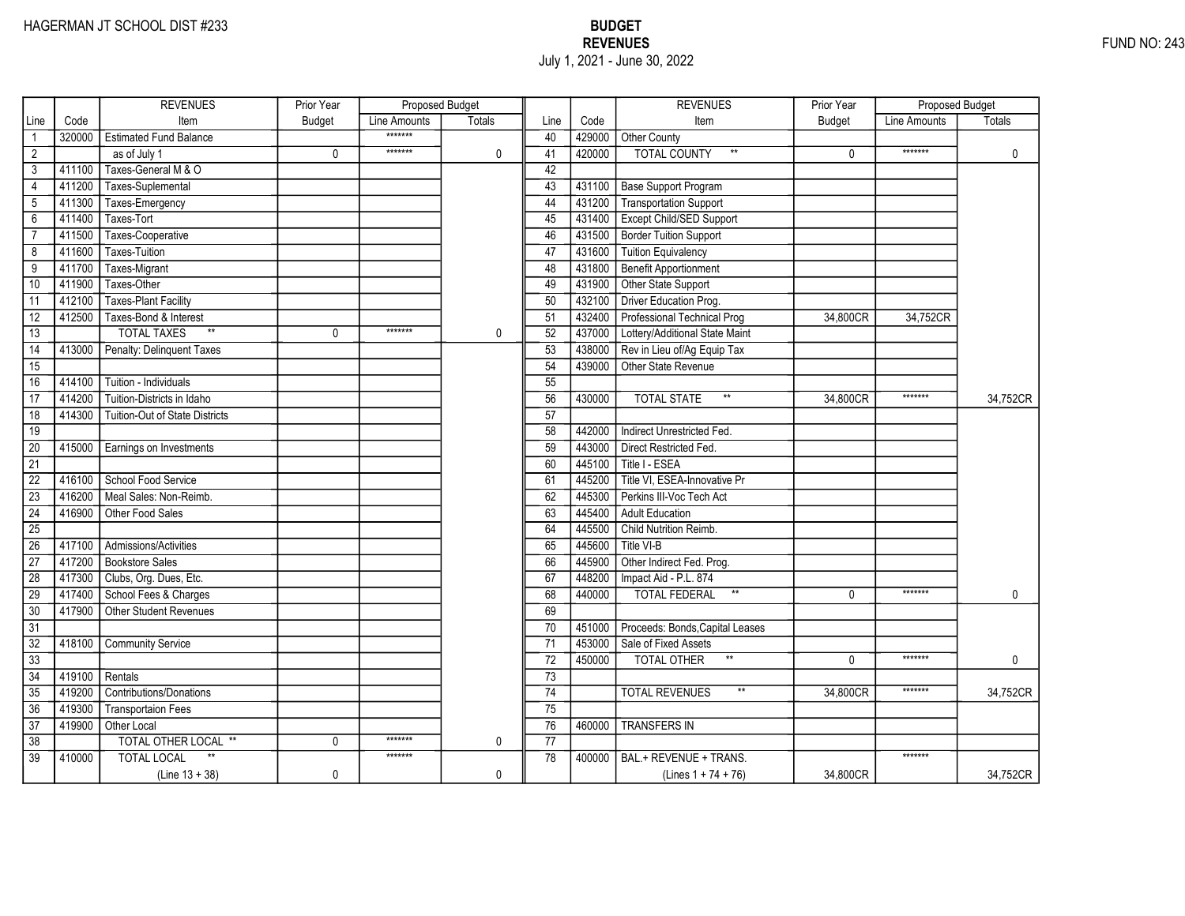HAGERMAN JT SCHOOL DIST #233

# BUDGET
## REVENUES
July 1, 2021 - June 30, 2022

FUND NO: 243

| Line | Code | REVENUES Item | Prior Year Budget | Proposed Budget Line Amounts | Proposed Budget Totals |
|---|---|---|---|---|---|
| 1 | 320000 | Estimated Fund Balance | | ******* | |
| 2 | | as of July 1 | 0 | ******* | 0 |
| 3 | 411100 | Taxes-General M & O | | | |
| 4 | 411200 | Taxes-Suplemental | | | |
| 5 | 411300 | Taxes-Emergency | | | |
| 6 | 411400 | Taxes-Tort | | | |
| 7 | 411500 | Taxes-Cooperative | | | |
| 8 | 411600 | Taxes-Tuition | | | |
| 9 | 411700 | Taxes-Migrant | | | |
| 10 | 411900 | Taxes-Other | | | |
| 11 | 412100 | Taxes-Plant Facility | | | |
| 12 | 412500 | Taxes-Bond & Interest | | | |
| 13 | | TOTAL TAXES ** | 0 | ******* | 0 |
| 14 | 413000 | Penalty: Delinquent Taxes | | | |
| 15 | | | | | |
| 16 | 414100 | Tuition - Individuals | | | |
| 17 | 414200 | Tuition-Districts in Idaho | | | |
| 18 | 414300 | Tuition-Out of State Districts | | | |
| 19 | | | | | |
| 20 | 415000 | Earnings on Investments | | | |
| 21 | | | | | |
| 22 | 416100 | School Food Service | | | |
| 23 | 416200 | Meal Sales: Non-Reimb. | | | |
| 24 | 416900 | Other Food Sales | | | |
| 25 | | | | | |
| 26 | 417100 | Admissions/Activities | | | |
| 27 | 417200 | Bookstore Sales | | | |
| 28 | 417300 | Clubs, Org. Dues, Etc. | | | |
| 29 | 417400 | School Fees & Charges | | | |
| 30 | 417900 | Other Student Revenues | | | |
| 31 | | | | | |
| 32 | 418100 | Community Service | | | |
| 33 | | | | | |
| 34 | 419100 | Rentals | | | |
| 35 | 419200 | Contributions/Donations | | | |
| 36 | 419300 | Transportaion Fees | | | |
| 37 | 419900 | Other Local | | | |
| 38 | | TOTAL OTHER LOCAL ** | 0 | ******* | 0 |
| 39 | 410000 | TOTAL LOCAL ** (Line 13 + 38) | 0 | ******* | 0 |
| 40 | 429000 | Other County | | | |
| 41 | 420000 | TOTAL COUNTY ** | 0 | ******* | 0 |
| 42 | | | | | |
| 43 | 431100 | Base Support Program | | | |
| 44 | 431200 | Transportation Support | | | |
| 45 | 431400 | Except Child/SED Support | | | |
| 46 | 431500 | Border Tuition Support | | | |
| 47 | 431600 | Tuition Equivalency | | | |
| 48 | 431800 | Benefit Apportionment | | | |
| 49 | 431900 | Other State Support | | | |
| 50 | 432100 | Driver Education Prog. | | | |
| 51 | 432400 | Professional Technical Prog | 34,800CR | 34,752CR | |
| 52 | 437000 | Lottery/Additional State Maint | | | |
| 53 | 438000 | Rev in Lieu of/Ag Equip Tax | | | |
| 54 | 439000 | Other State Revenue | | | |
| 55 | | | | | |
| 56 | 430000 | TOTAL STATE ** | 34,800CR | ******* | 34,752CR |
| 57 | | | | | |
| 58 | 442000 | Indirect Unrestricted Fed. | | | |
| 59 | 443000 | Direct Restricted Fed. | | | |
| 60 | 445100 | Title I - ESEA | | | |
| 61 | 445200 | Title VI, ESEA-Innovative Pr | | | |
| 62 | 445300 | Perkins III-Voc Tech Act | | | |
| 63 | 445400 | Adult Education | | | |
| 64 | 445500 | Child Nutrition Reimb. | | | |
| 65 | 445600 | Title VI-B | | | |
| 66 | 445900 | Other Indirect Fed. Prog. | | | |
| 67 | 448200 | Impact Aid - P.L. 874 | | | |
| 68 | 440000 | TOTAL FEDERAL ** | 0 | ******* | 0 |
| 69 | | | | | |
| 70 | 451000 | Proceeds: Bonds,Capital Leases | | | |
| 71 | 453000 | Sale of Fixed Assets | | | |
| 72 | 450000 | TOTAL OTHER ** | 0 | ******* | 0 |
| 73 | | | | | |
| 74 | | TOTAL REVENUES ** | 34,800CR | ******* | 34,752CR |
| 75 | | | | | |
| 76 | 460000 | TRANSFERS IN | | | |
| 77 | | | | | |
| 78 | 400000 | BAL.+ REVENUE + TRANS. (Lines 1 + 74 + 76) | 34,800CR | ******* | 34,752CR |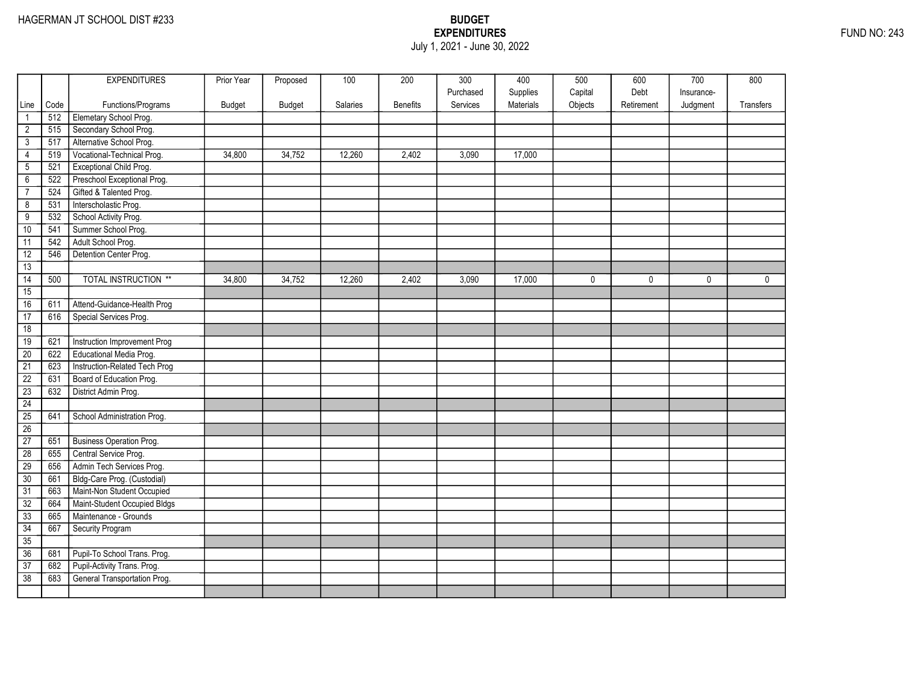HAGERMAN JT SCHOOL DIST #233

**BUDGET**
**EXPENDITURES**
July 1, 2021 - June 30, 2022

FUND NO: 243

| Line | Code | EXPENDITURES Functions/Programs | Prior Year Budget | Proposed Budget | 100 Salaries | 200 Benefits | 300 Purchased Services | 400 Supplies Materials | 500 Capital Objects | 600 Debt Retirement | 700 Insurance-Judgment | 800 Transfers |
|---|---|---|---|---|---|---|---|---|---|---|---|---|
| 1 | 512 | Elemetary School Prog. | | | | | | | | | | |
| 2 | 515 | Secondary School Prog. | | | | | | | | | | |
| 3 | 517 | Alternative School Prog. | | | | | | | | | | |
| 4 | 519 | Vocational-Technical Prog. | 34,800 | 34,752 | 12,260 | 2,402 | 3,090 | 17,000 | | | | |
| 5 | 521 | Exceptional Child Prog. | | | | | | | | | | |
| 6 | 522 | Preschool Exceptional Prog. | | | | | | | | | | |
| 7 | 524 | Gifted & Talented Prog. | | | | | | | | | | |
| 8 | 531 | Interscholastic Prog. | | | | | | | | | | |
| 9 | 532 | School Activity Prog. | | | | | | | | | | |
| 10 | 541 | Summer School Prog. | | | | | | | | | | |
| 11 | 542 | Adult School Prog. | | | | | | | | | | |
| 12 | 546 | Detention Center Prog. | | | | | | | | | | |
| 13 | | | | | | | | | | | | |
| 14 | 500 | TOTAL INSTRUCTION ** | 34,800 | 34,752 | 12,260 | 2,402 | 3,090 | 17,000 | 0 | 0 | 0 | 0 |
| 15 | | | | | | | | | | | | |
| 16 | 611 | Attend-Guidance-Health Prog | | | | | | | | | | |
| 17 | 616 | Special Services Prog. | | | | | | | | | | |
| 18 | | | | | | | | | | | | |
| 19 | 621 | Instruction Improvement Prog | | | | | | | | | | |
| 20 | 622 | Educational Media Prog. | | | | | | | | | | |
| 21 | 623 | Instruction-Related Tech Prog | | | | | | | | | | |
| 22 | 631 | Board of Education Prog. | | | | | | | | | | |
| 23 | 632 | District Admin Prog. | | | | | | | | | | |
| 24 | | | | | | | | | | | | |
| 25 | 641 | School Administration Prog. | | | | | | | | | | |
| 26 | | | | | | | | | | | | |
| 27 | 651 | Business Operation Prog. | | | | | | | | | | |
| 28 | 655 | Central Service Prog. | | | | | | | | | | |
| 29 | 656 | Admin Tech Services Prog. | | | | | | | | | | |
| 30 | 661 | Bldg-Care Prog. (Custodial) | | | | | | | | | | |
| 31 | 663 | Maint-Non Student Occupied | | | | | | | | | | |
| 32 | 664 | Maint-Student Occupied Bldgs | | | | | | | | | | |
| 33 | 665 | Maintenance - Grounds | | | | | | | | | | |
| 34 | 667 | Security Program | | | | | | | | | | |
| 35 | | | | | | | | | | | | |
| 36 | 681 | Pupil-To School Trans. Prog. | | | | | | | | | | |
| 37 | 682 | Pupil-Activity Trans. Prog. | | | | | | | | | | |
| 38 | 683 | General Transportation Prog. | | | | | | | | | | |
| | | | | | | | | | | | | |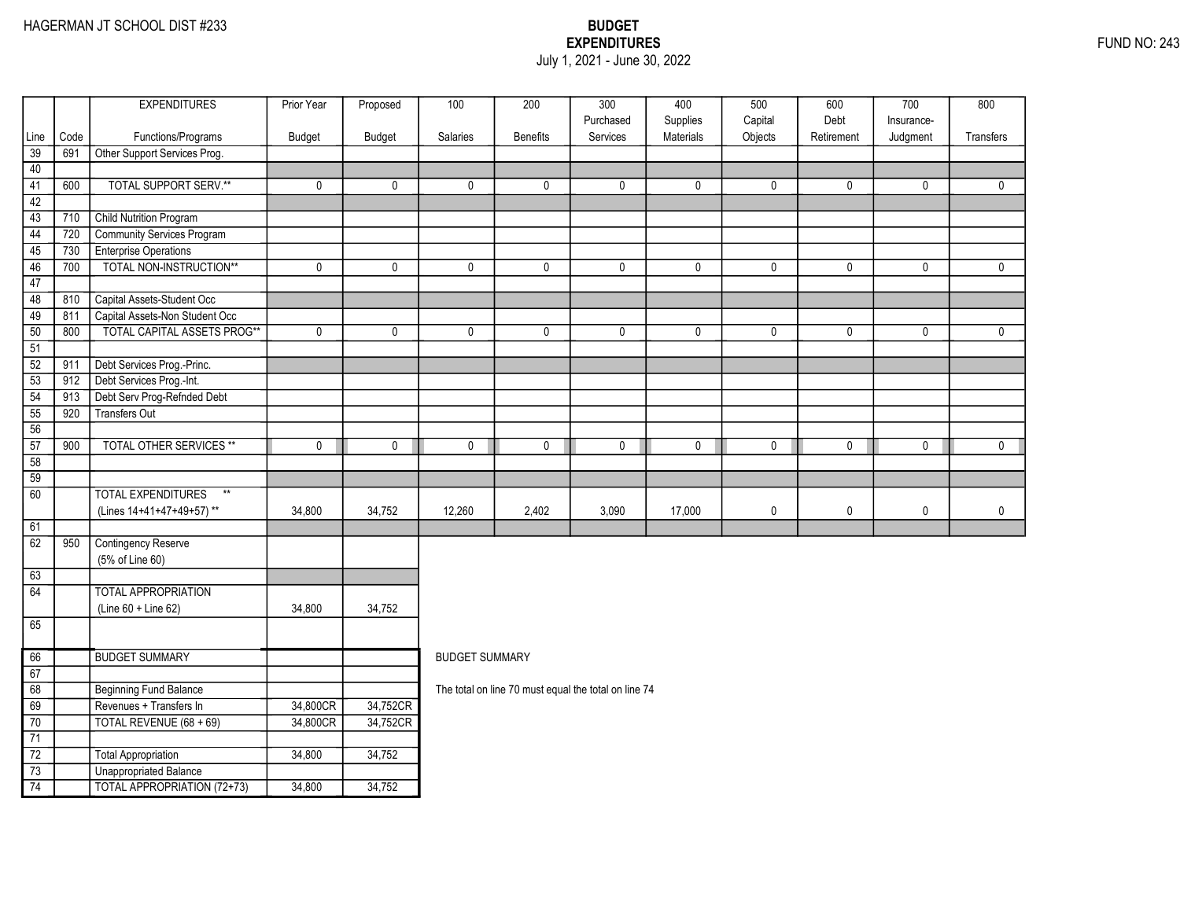HAGERMAN JT SCHOOL DIST #233

**BUDGET**
**EXPENDITURES**
July 1, 2021 - June 30, 2022

FUND NO: 243

| Line | Code | EXPENDITURES Functions/Programs | Prior Year Budget | Proposed Budget | 100 Salaries | 200 Benefits | 300 Purchased Services | 400 Supplies Materials | 500 Capital Objects | 600 Debt Retirement | 700 Insurance- Judgment | 800 Transfers |
|---|---|---|---|---|---|---|---|---|---|---|---|---|
| 39 | 691 | Other Support Services Prog. | | | | | | | | | | |
| 40 | | | | | | | | | | | | |
| 41 | 600 | TOTAL SUPPORT SERV.** | 0 | 0 | 0 | 0 | 0 | 0 | 0 | 0 | 0 | 0 |
| 42 | | | | | | | | | | | | |
| 43 | 710 | Child Nutrition Program | | | | | | | | | | |
| 44 | 720 | Community Services Program | | | | | | | | | | |
| 45 | 730 | Enterprise Operations | | | | | | | | | | |
| 46 | 700 | TOTAL NON-INSTRUCTION** | 0 | 0 | 0 | 0 | 0 | 0 | 0 | 0 | 0 | 0 |
| 47 | | | | | | | | | | | | |
| 48 | 810 | Capital Assets-Student Occ | | | | | | | | | | |
| 49 | 811 | Capital Assets-Non Student Occ | | | | | | | | | | |
| 50 | 800 | TOTAL CAPITAL ASSETS PROG** | 0 | 0 | 0 | 0 | 0 | 0 | 0 | 0 | 0 | 0 |
| 51 | | | | | | | | | | | | |
| 52 | 911 | Debt Services Prog.-Princ. | | | | | | | | | | |
| 53 | 912 | Debt Services Prog.-Int. | | | | | | | | | | |
| 54 | 913 | Debt Serv Prog-Refnded Debt | | | | | | | | | | |
| 55 | 920 | Transfers Out | | | | | | | | | | |
| 56 | | | | | | | | | | | | |
| 57 | 900 | TOTAL OTHER SERVICES ** | 0 | 0 | 0 | 0 | 0 | 0 | 0 | 0 | 0 | 0 |
| 58 | | | | | | | | | | | | |
| 59 | | | | | | | | | | | | |
| 60 | | TOTAL EXPENDITURES ** (Lines 14+41+47+49+57) ** | 34,800 | 34,752 | 12,260 | 2,402 | 3,090 | 17,000 | 0 | 0 | 0 | 0 |
| 61 | | | | | | | | | | | | |
| 62 | 950 | Contingency Reserve (5% of Line 60) | | | | | | | | | | |
| 63 | | | | | | | | | | | | |
| 64 | | TOTAL APPROPRIATION (Line 60 + Line 62) | 34,800 | 34,752 | | | | | | | | |
| 65 | | | | | | | | | | | | |
| 66 | | BUDGET SUMMARY | | | | | | | | | | |
| 67 | | | | | | | | | | | | |
| 68 | | Beginning Fund Balance | | | | | | | | | | |
| 69 | | Revenues + Transfers In | 34,800CR | 34,752CR | | | | | | | | |
| 70 | | TOTAL REVENUE (68 + 69) | 34,800CR | 34,752CR | | | | | | | | |
| 71 | | | | | | | | | | | | |
| 72 | | Total Appropriation | 34,800 | 34,752 | | | | | | | | |
| 73 | | Unappropriated Balance | | | | | | | | | | |
| 74 | | TOTAL APPROPRIATION (72+73) | 34,800 | 34,752 | | | | | | | | |

BUDGET SUMMARY

The total on line 70 must equal the total on line 74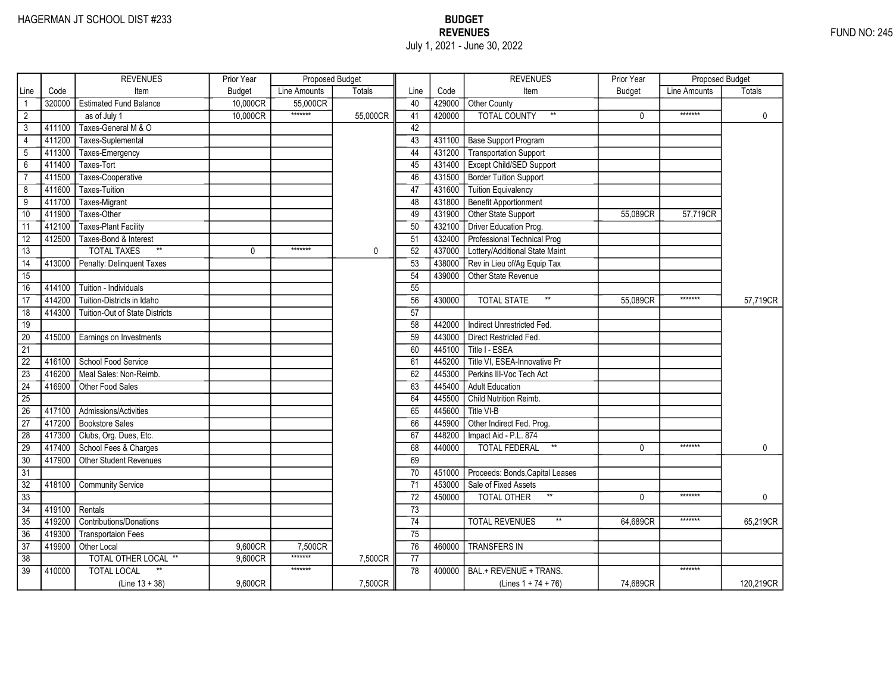HAGERMAN JT SCHOOL DIST #233

FUND NO: 245

# BUDGET
## REVENUES
July 1, 2021 - June 30, 2022

| Line | Code | REVENUES Item | Prior Year Budget | Proposed Budget Line Amounts | Proposed Budget Totals |
|---|---|---|---|---|---|
| 1 | 320000 | Estimated Fund Balance | 10,000CR | 55,000CR | |
| 2 | | as of July 1 | 10,000CR | ******* | 55,000CR |
| 3 | 411100 | Taxes-General M & O | | | |
| 4 | 411200 | Taxes-Suplemental | | | |
| 5 | 411300 | Taxes-Emergency | | | |
| 6 | 411400 | Taxes-Tort | | | |
| 7 | 411500 | Taxes-Cooperative | | | |
| 8 | 411600 | Taxes-Tuition | | | |
| 9 | 411700 | Taxes-Migrant | | | |
| 10 | 411900 | Taxes-Other | | | |
| 11 | 412100 | Taxes-Plant Facility | | | |
| 12 | 412500 | Taxes-Bond & Interest | | | |
| 13 | | TOTAL TAXES ** | 0 | ******* | 0 |
| 14 | 413000 | Penalty: Delinquent Taxes | | | |
| 15 | | | | | |
| 16 | 414100 | Tuition - Individuals | | | |
| 17 | 414200 | Tuition-Districts in Idaho | | | |
| 18 | 414300 | Tuition-Out of State Districts | | | |
| 19 | | | | | |
| 20 | 415000 | Earnings on Investments | | | |
| 21 | | | | | |
| 22 | 416100 | School Food Service | | | |
| 23 | 416200 | Meal Sales: Non-Reimb. | | | |
| 24 | 416900 | Other Food Sales | | | |
| 25 | | | | | |
| 26 | 417100 | Admissions/Activities | | | |
| 27 | 417200 | Bookstore Sales | | | |
| 28 | 417300 | Clubs, Org. Dues, Etc. | | | |
| 29 | 417400 | School Fees & Charges | | | |
| 30 | 417900 | Other Student Revenues | | | |
| 31 | | | | | |
| 32 | 418100 | Community Service | | | |
| 33 | | | | | |
| 34 | 419100 | Rentals | | | |
| 35 | 419200 | Contributions/Donations | | | |
| 36 | 419300 | Transportaion Fees | | | |
| 37 | 419900 | Other Local | 9,600CR | 7,500CR | |
| 38 | | TOTAL OTHER LOCAL ** | 9,600CR | ******* | 7,500CR |
| 39 | 410000 | TOTAL LOCAL ** (Line 13 + 38) | 9,600CR | ******* | 7,500CR |
| 40 | 429000 | Other County | | | |
| 41 | 420000 | TOTAL COUNTY ** | 0 | ******* | 0 |
| 42 | | | | | |
| 43 | 431100 | Base Support Program | | | |
| 44 | 431200 | Transportation Support | | | |
| 45 | 431400 | Except Child/SED Support | | | |
| 46 | 431500 | Border Tuition Support | | | |
| 47 | 431600 | Tuition Equivalency | | | |
| 48 | 431800 | Benefit Apportionment | | | |
| 49 | 431900 | Other State Support | 55,089CR | 57,719CR | |
| 50 | 432100 | Driver Education Prog. | | | |
| 51 | 432400 | Professional Technical Prog | | | |
| 52 | 437000 | Lottery/Additional State Maint | | | |
| 53 | 438000 | Rev in Lieu of/Ag Equip Tax | | | |
| 54 | 439000 | Other State Revenue | | | |
| 55 | | | | | |
| 56 | 430000 | TOTAL STATE ** | 55,089CR | ******* | 57,719CR |
| 57 | | | | | |
| 58 | 442000 | Indirect Unrestricted Fed. | | | |
| 59 | 443000 | Direct Restricted Fed. | | | |
| 60 | 445100 | Title I - ESEA | | | |
| 61 | 445200 | Title VI, ESEA-Innovative Pr | | | |
| 62 | 445300 | Perkins III-Voc Tech Act | | | |
| 63 | 445400 | Adult Education | | | |
| 64 | 445500 | Child Nutrition Reimb. | | | |
| 65 | 445600 | Title VI-B | | | |
| 66 | 445900 | Other Indirect Fed. Prog. | | | |
| 67 | 448200 | Impact Aid - P.L. 874 | | | |
| 68 | 440000 | TOTAL FEDERAL ** | 0 | ******* | 0 |
| 69 | | | | | |
| 70 | 451000 | Proceeds: Bonds,Capital Leases | | | |
| 71 | 453000 | Sale of Fixed Assets | | | |
| 72 | 450000 | TOTAL OTHER ** | 0 | ******* | 0 |
| 73 | | | | | |
| 74 | | TOTAL REVENUES ** | 64,689CR | ******* | 65,219CR |
| 75 | | | | | |
| 76 | 460000 | TRANSFERS IN | | | |
| 77 | | | | | |
| 78 | 400000 | BAL.+ REVENUE + TRANS. (Lines 1 + 74 + 76) | 74,689CR | ******* | 120,219CR |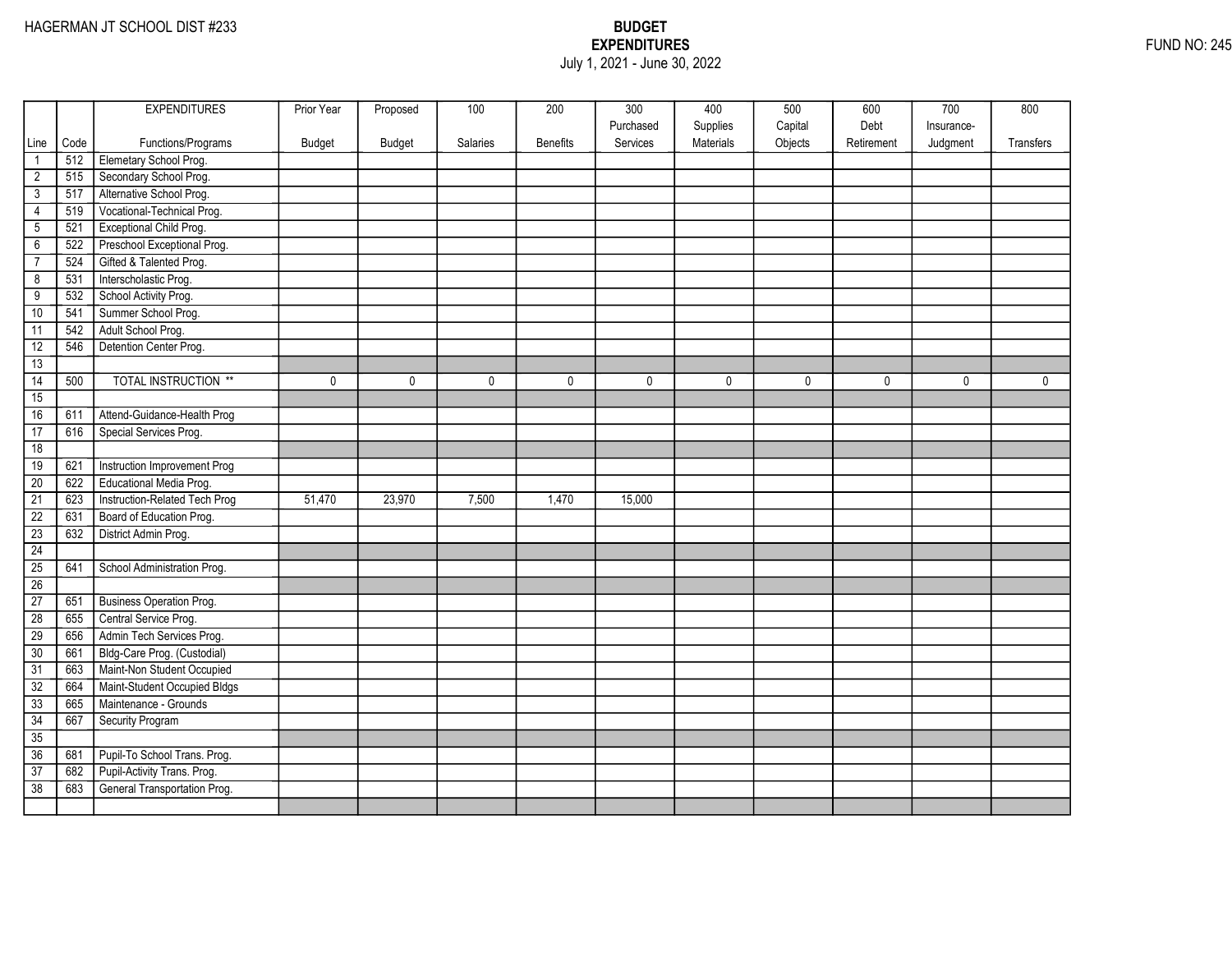HAGERMAN JT SCHOOL DIST #233

**BUDGET**
**EXPENDITURES**
July 1, 2021 - June 30, 2022

FUND NO: 245

| | | EXPENDITURES | Prior Year | Proposed | 100 | 200 | 300 | 400 | 500 | 600 | 700 | 800 |
|---|---|---|---|---|---|---|---|---|---|---|---|---|
| | | | | | | | Purchased | Supplies | Capital | Debt | Insurance- | |
| Line | Code | Functions/Programs | Budget | Budget | Salaries | Benefits | Services | Materials | Objects | Retirement | Judgment | Transfers |
| 1 | 512 | Elemetary School Prog. | | | | | | | | | | |
| 2 | 515 | Secondary School Prog. | | | | | | | | | | |
| 3 | 517 | Alternative School Prog. | | | | | | | | | | |
| 4 | 519 | Vocational-Technical Prog. | | | | | | | | | | |
| 5 | 521 | Exceptional Child Prog. | | | | | | | | | | |
| 6 | 522 | Preschool Exceptional Prog. | | | | | | | | | | |
| 7 | 524 | Gifted & Talented Prog. | | | | | | | | | | |
| 8 | 531 | Interscholastic Prog. | | | | | | | | | | |
| 9 | 532 | School Activity Prog. | | | | | | | | | | |
| 10 | 541 | Summer School Prog. | | | | | | | | | | |
| 11 | 542 | Adult School Prog. | | | | | | | | | | |
| 12 | 546 | Detention Center Prog. | | | | | | | | | | |
| 13 | | | | | | | | | | | | |
| 14 | 500 | TOTAL INSTRUCTION ** | 0 | 0 | 0 | 0 | 0 | 0 | 0 | 0 | 0 | 0 |
| 15 | | | | | | | | | | | | |
| 16 | 611 | Attend-Guidance-Health Prog | | | | | | | | | | |
| 17 | 616 | Special Services Prog. | | | | | | | | | | |
| 18 | | | | | | | | | | | | |
| 19 | 621 | Instruction Improvement Prog | | | | | | | | | | |
| 20 | 622 | Educational Media Prog. | | | | | | | | | | |
| 21 | 623 | Instruction-Related Tech Prog | 51,470 | 23,970 | 7,500 | 1,470 | 15,000 | | | | | |
| 22 | 631 | Board of Education Prog. | | | | | | | | | | |
| 23 | 632 | District Admin Prog. | | | | | | | | | | |
| 24 | | | | | | | | | | | | |
| 25 | 641 | School Administration Prog. | | | | | | | | | | |
| 26 | | | | | | | | | | | | |
| 27 | 651 | Business Operation Prog. | | | | | | | | | | |
| 28 | 655 | Central Service Prog. | | | | | | | | | | |
| 29 | 656 | Admin Tech Services Prog. | | | | | | | | | | |
| 30 | 661 | Bldg-Care Prog. (Custodial) | | | | | | | | | | |
| 31 | 663 | Maint-Non Student Occupied | | | | | | | | | | |
| 32 | 664 | Maint-Student Occupied Bldgs | | | | | | | | | | |
| 33 | 665 | Maintenance - Grounds | | | | | | | | | | |
| 34 | 667 | Security Program | | | | | | | | | | |
| 35 | | | | | | | | | | | | |
| 36 | 681 | Pupil-To School Trans. Prog. | | | | | | | | | | |
| 37 | 682 | Pupil-Activity Trans. Prog. | | | | | | | | | | |
| 38 | 683 | General Transportation Prog. | | | | | | | | | | |
| | | | | | | | | | | | | |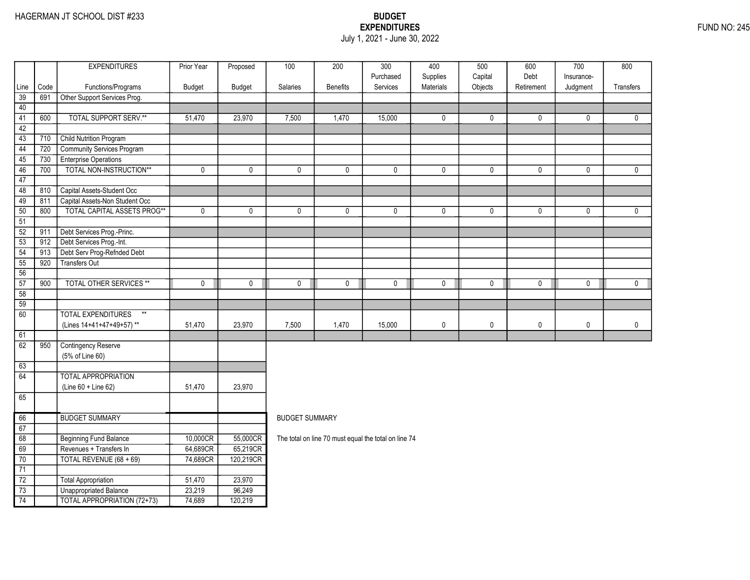HAGERMAN JT SCHOOL DIST #233

**BUDGET**
**EXPENDITURES**
July 1, 2021 - June 30, 2022

FUND NO: 245

| Line | Code | EXPENDITURES Functions/Programs | Prior Year Budget | Proposed Budget | 100 Salaries | 200 Benefits | 300 Purchased Services | 400 Supplies Materials | 500 Capital Objects | 600 Debt Retirement | 700 Insurance-Judgment | 800 Transfers |
|---|---|---|---|---|---|---|---|---|---|---|---|---|
| 39 | 691 | Other Support Services Prog. | | | | | | | | | | |
| 40 | | | | | | | | | | | | |
| 41 | 600 | TOTAL SUPPORT SERV.** | 51,470 | 23,970 | 7,500 | 1,470 | 15,000 | 0 | 0 | 0 | 0 | 0 |
| 42 | | | | | | | | | | | | |
| 43 | 710 | Child Nutrition Program | | | | | | | | | | |
| 44 | 720 | Community Services Program | | | | | | | | | | |
| 45 | 730 | Enterprise Operations | | | | | | | | | | |
| 46 | 700 | TOTAL NON-INSTRUCTION** | 0 | 0 | 0 | 0 | 0 | 0 | 0 | 0 | 0 | 0 |
| 47 | | | | | | | | | | | | |
| 48 | 810 | Capital Assets-Student Occ | | | | | | | | | | |
| 49 | 811 | Capital Assets-Non Student Occ | | | | | | | | | | |
| 50 | 800 | TOTAL CAPITAL ASSETS PROG** | 0 | 0 | 0 | 0 | 0 | 0 | 0 | 0 | 0 | 0 |
| 51 | | | | | | | | | | | | |
| 52 | 911 | Debt Services Prog.-Princ. | | | | | | | | | | |
| 53 | 912 | Debt Services Prog.-Int. | | | | | | | | | | |
| 54 | 913 | Debt Serv Prog-Refnded Debt | | | | | | | | | | |
| 55 | 920 | Transfers Out | | | | | | | | | | |
| 56 | | | | | | | | | | | | |
| 57 | 900 | TOTAL OTHER SERVICES ** | 0 | 0 | 0 | 0 | 0 | 0 | 0 | 0 | 0 | 0 |
| 58 | | | | | | | | | | | | |
| 59 | | | | | | | | | | | | |
| 60 | | TOTAL EXPENDITURES ** (Lines 14+41+47+49+57) ** | 51,470 | 23,970 | 7,500 | 1,470 | 15,000 | 0 | 0 | 0 | 0 | 0 |
| 61 | | | | | | | | | | | | |
| 62 | 950 | Contingency Reserve (5% of Line 60) | | | | | | | | | | |
| 63 | | | | | | | | | | | | |
| 64 | | TOTAL APPROPRIATION (Line 60 + Line 62) | 51,470 | 23,970 | | | | | | | | |
| 65 | | | | | | | | | | | | |

| Line | | BUDGET SUMMARY | Prior Year Budget | Proposed Budget |
|---|---|---|---|---|
| 66 | | BUDGET SUMMARY | | |
| 67 | | | | |
| 68 | | Beginning Fund Balance | 10,000CR | 55,000CR |
| 69 | | Revenues + Transfers In | 64,689CR | 65,219CR |
| 70 | | TOTAL REVENUE (68 + 69) | 74,689CR | 120,219CR |
| 71 | | | | |
| 72 | | Total Appropriation | 51,470 | 23,970 |
| 73 | | Unappropriated Balance | 23,219 | 96,249 |
| 74 | | TOTAL APPROPRIATION (72+73) | 74,689 | 120,219 |

BUDGET SUMMARY

The total on line 70 must equal the total on line 74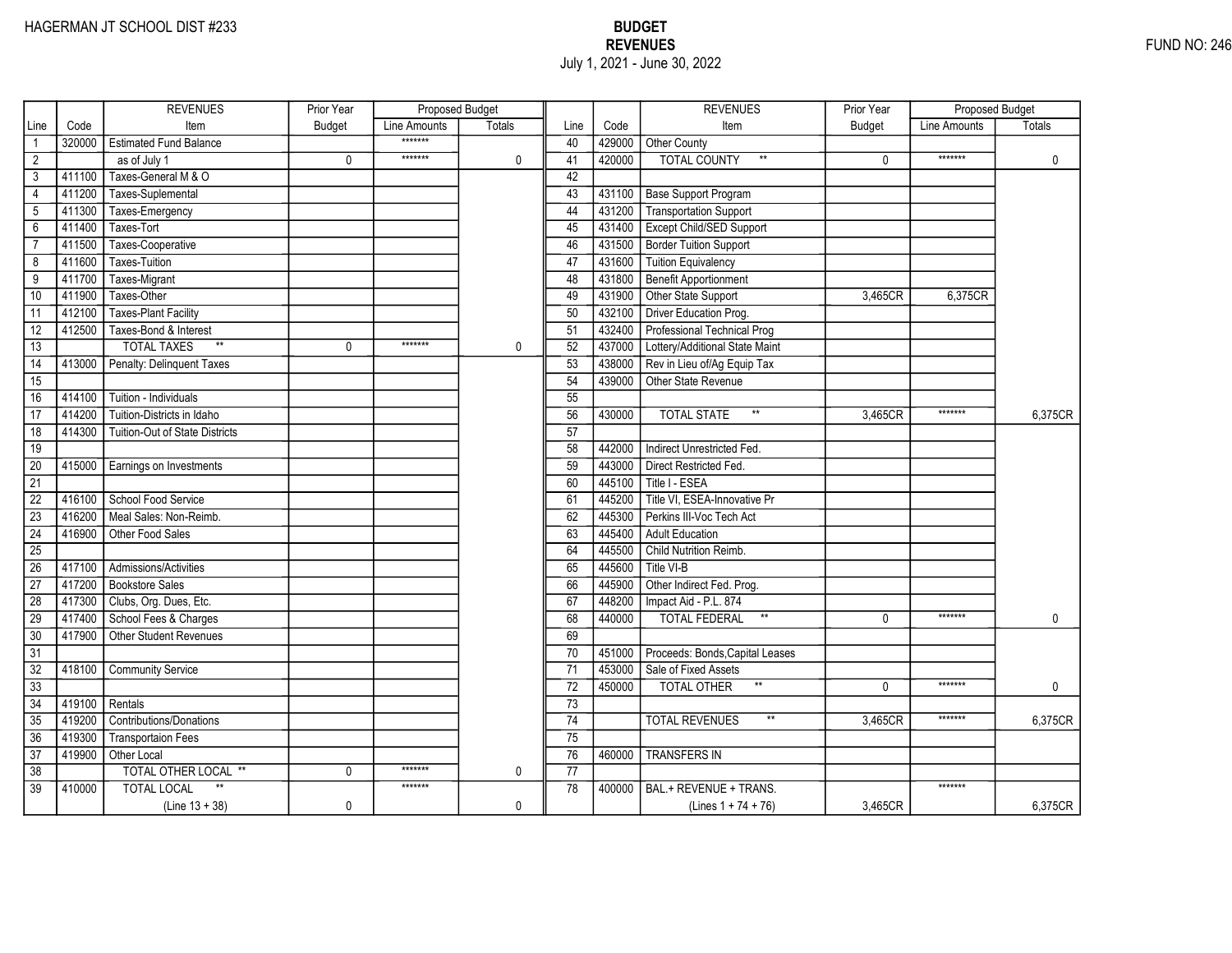HAGERMAN JT SCHOOL DIST #233

**BUDGET**
**REVENUES**
July 1, 2021 - June 30, 2022

FUND NO: 246

| Line | Code | REVENUES Item | Prior Year Budget | Proposed Budget Line Amounts | Proposed Budget Totals |
|---|---|---|---|---|---|
| 1 | 320000 | Estimated Fund Balance | | ******* | |
| 2 | | as of July 1 | 0 | ******* | 0 |
| 3 | 411100 | Taxes-General M & O | | | |
| 4 | 411200 | Taxes-Suplemental | | | |
| 5 | 411300 | Taxes-Emergency | | | |
| 6 | 411400 | Taxes-Tort | | | |
| 7 | 411500 | Taxes-Cooperative | | | |
| 8 | 411600 | Taxes-Tuition | | | |
| 9 | 411700 | Taxes-Migrant | | | |
| 10 | 411900 | Taxes-Other | | | |
| 11 | 412100 | Taxes-Plant Facility | | | |
| 12 | 412500 | Taxes-Bond & Interest | | | |
| 13 | | TOTAL TAXES ** | 0 | ******* | 0 |
| 14 | 413000 | Penalty: Delinquent Taxes | | | |
| 15 | | | | | |
| 16 | 414100 | Tuition - Individuals | | | |
| 17 | 414200 | Tuition-Districts in Idaho | | | |
| 18 | 414300 | Tuition-Out of State Districts | | | |
| 19 | | | | | |
| 20 | 415000 | Earnings on Investments | | | |
| 21 | | | | | |
| 22 | 416100 | School Food Service | | | |
| 23 | 416200 | Meal Sales: Non-Reimb. | | | |
| 24 | 416900 | Other Food Sales | | | |
| 25 | | | | | |
| 26 | 417100 | Admissions/Activities | | | |
| 27 | 417200 | Bookstore Sales | | | |
| 28 | 417300 | Clubs, Org. Dues, Etc. | | | |
| 29 | 417400 | School Fees & Charges | | | |
| 30 | 417900 | Other Student Revenues | | | |
| 31 | | | | | |
| 32 | 418100 | Community Service | | | |
| 33 | | | | | |
| 34 | 419100 | Rentals | | | |
| 35 | 419200 | Contributions/Donations | | | |
| 36 | 419300 | Transportaion Fees | | | |
| 37 | 419900 | Other Local | | | |
| 38 | | TOTAL OTHER LOCAL ** | 0 | ******* | 0 |
| 39 | 410000 | TOTAL LOCAL ** (Line 13 + 38) | 0 | ******* | 0 |
| 40 | 429000 | Other County | | | |
| 41 | 420000 | TOTAL COUNTY ** | 0 | ******* | 0 |
| 42 | | | | | |
| 43 | 431100 | Base Support Program | | | |
| 44 | 431200 | Transportation Support | | | |
| 45 | 431400 | Except Child/SED Support | | | |
| 46 | 431500 | Border Tuition Support | | | |
| 47 | 431600 | Tuition Equivalency | | | |
| 48 | 431800 | Benefit Apportionment | | | |
| 49 | 431900 | Other State Support | 3,465CR | 6,375CR | |
| 50 | 432100 | Driver Education Prog. | | | |
| 51 | 432400 | Professional Technical Prog | | | |
| 52 | 437000 | Lottery/Additional State Maint | | | |
| 53 | 438000 | Rev in Lieu of/Ag Equip Tax | | | |
| 54 | 439000 | Other State Revenue | | | |
| 55 | | | | | |
| 56 | 430000 | TOTAL STATE ** | 3,465CR | ******* | 6,375CR |
| 57 | | | | | |
| 58 | 442000 | Indirect Unrestricted Fed. | | | |
| 59 | 443000 | Direct Restricted Fed. | | | |
| 60 | 445100 | Title I - ESEA | | | |
| 61 | 445200 | Title VI, ESEA-Innovative Pr | | | |
| 62 | 445300 | Perkins III-Voc Tech Act | | | |
| 63 | 445400 | Adult Education | | | |
| 64 | 445500 | Child Nutrition Reimb. | | | |
| 65 | 445600 | Title VI-B | | | |
| 66 | 445900 | Other Indirect Fed. Prog. | | | |
| 67 | 448200 | Impact Aid - P.L. 874 | | | |
| 68 | 440000 | TOTAL FEDERAL ** | 0 | ******* | 0 |
| 69 | | | | | |
| 70 | 451000 | Proceeds: Bonds,Capital Leases | | | |
| 71 | 453000 | Sale of Fixed Assets | | | |
| 72 | 450000 | TOTAL OTHER ** | 0 | ******* | 0 |
| 73 | | | | | |
| 74 | | TOTAL REVENUES ** | 3,465CR | ******* | 6,375CR |
| 75 | | | | | |
| 76 | 460000 | TRANSFERS IN | | | |
| 77 | | | | | |
| 78 | 400000 | BAL.+ REVENUE + TRANS. (Lines 1 + 74 + 76) | 3,465CR | ******* | 6,375CR |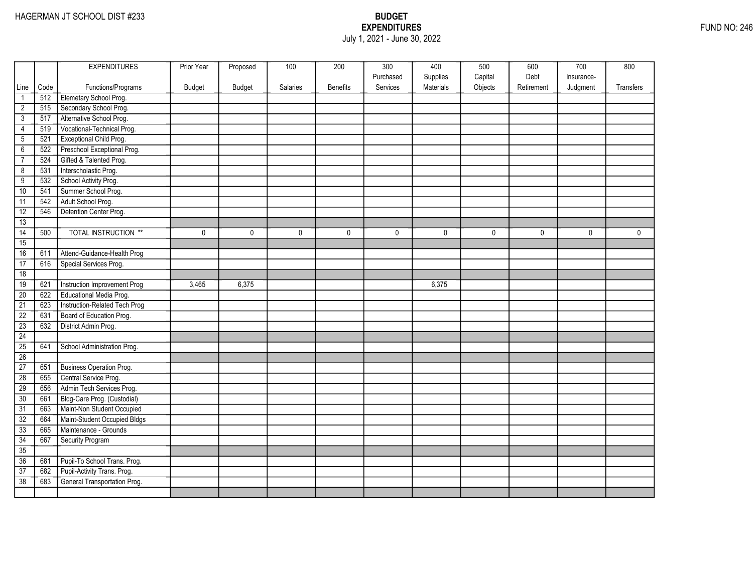HAGERMAN JT SCHOOL DIST #233

# BUDGET
## EXPENDITURES
July 1, 2021 - June 30, 2022

FUND NO: 246

| Line | Code | EXPENDITURES Functions/Programs | Prior Year Budget | Proposed Budget | 100 Salaries | 200 Benefits | 300 Purchased Services | 400 Supplies Materials | 500 Capital Objects | 600 Debt Retirement | 700 Insurance-Judgment | 800 Transfers |
|---|---|---|---|---|---|---|---|---|---|---|---|---|
| 1 | 512 | Elemetary School Prog. | | | | | | | | | | |
| 2 | 515 | Secondary School Prog. | | | | | | | | | | |
| 3 | 517 | Alternative School Prog. | | | | | | | | | | |
| 4 | 519 | Vocational-Technical Prog. | | | | | | | | | | |
| 5 | 521 | Exceptional Child Prog. | | | | | | | | | | |
| 6 | 522 | Preschool Exceptional Prog. | | | | | | | | | | |
| 7 | 524 | Gifted & Talented Prog. | | | | | | | | | | |
| 8 | 531 | Interscholastic Prog. | | | | | | | | | | |
| 9 | 532 | School Activity Prog. | | | | | | | | | | |
| 10 | 541 | Summer School Prog. | | | | | | | | | | |
| 11 | 542 | Adult School Prog. | | | | | | | | | | |
| 12 | 546 | Detention Center Prog. | | | | | | | | | | |
| 13 | | | | | | | | | | | | |
| 14 | 500 | TOTAL INSTRUCTION ** | 0 | 0 | 0 | 0 | 0 | 0 | 0 | 0 | 0 | 0 |
| 15 | | | | | | | | | | | | |
| 16 | 611 | Attend-Guidance-Health Prog | | | | | | | | | | |
| 17 | 616 | Special Services Prog. | | | | | | | | | | |
| 18 | | | | | | | | | | | | |
| 19 | 621 | Instruction Improvement Prog | 3,465 | 6,375 | | | | 6,375 | | | | |
| 20 | 622 | Educational Media Prog. | | | | | | | | | | |
| 21 | 623 | Instruction-Related Tech Prog | | | | | | | | | | |
| 22 | 631 | Board of Education Prog. | | | | | | | | | | |
| 23 | 632 | District Admin Prog. | | | | | | | | | | |
| 24 | | | | | | | | | | | | |
| 25 | 641 | School Administration Prog. | | | | | | | | | | |
| 26 | | | | | | | | | | | | |
| 27 | 651 | Business Operation Prog. | | | | | | | | | | |
| 28 | 655 | Central Service Prog. | | | | | | | | | | |
| 29 | 656 | Admin Tech Services Prog. | | | | | | | | | | |
| 30 | 661 | Bldg-Care Prog. (Custodial) | | | | | | | | | | |
| 31 | 663 | Maint-Non Student Occupied | | | | | | | | | | |
| 32 | 664 | Maint-Student Occupied Bldgs | | | | | | | | | | |
| 33 | 665 | Maintenance - Grounds | | | | | | | | | | |
| 34 | 667 | Security Program | | | | | | | | | | |
| 35 | | | | | | | | | | | | |
| 36 | 681 | Pupil-To School Trans. Prog. | | | | | | | | | | |
| 37 | 682 | Pupil-Activity Trans. Prog. | | | | | | | | | | |
| 38 | 683 | General Transportation Prog. | | | | | | | | | | |
| | | | | | | | | | | | | |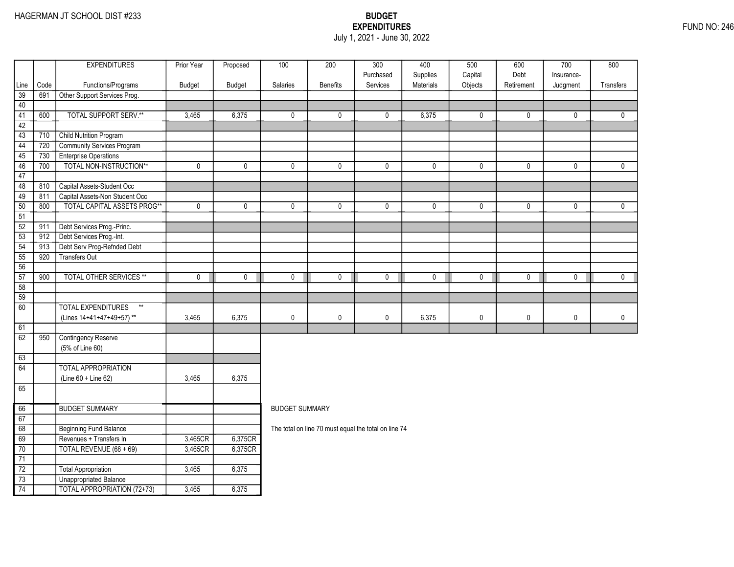HAGERMAN JT SCHOOL DIST #233

**BUDGET**
**EXPENDITURES**
July 1, 2021 - June 30, 2022

FUND NO: 246

| Line | Code | EXPENDITURES Functions/Programs | Prior Year Budget | Proposed Budget | 100 Salaries | 200 Benefits | 300 Purchased Services | 400 Supplies Materials | 500 Capital Objects | 600 Debt Retirement | 700 Insurance-Judgment | 800 Transfers |
|---|---|---|---|---|---|---|---|---|---|---|---|---|
| 39 | 691 | Other Support Services Prog. | | | | | | | | | | |
| 40 | | | | | | | | | | | | |
| 41 | 600 | TOTAL SUPPORT SERV.** | 3,465 | 6,375 | 0 | 0 | 0 | 6,375 | 0 | 0 | 0 | 0 |
| 42 | | | | | | | | | | | | |
| 43 | 710 | Child Nutrition Program | | | | | | | | | | |
| 44 | 720 | Community Services Program | | | | | | | | | | |
| 45 | 730 | Enterprise Operations | | | | | | | | | | |
| 46 | 700 | TOTAL NON-INSTRUCTION** | 0 | 0 | 0 | 0 | 0 | 0 | 0 | 0 | 0 | 0 |
| 47 | | | | | | | | | | | | |
| 48 | 810 | Capital Assets-Student Occ | | | | | | | | | | |
| 49 | 811 | Capital Assets-Non Student Occ | | | | | | | | | | |
| 50 | 800 | TOTAL CAPITAL ASSETS PROG** | 0 | 0 | 0 | 0 | 0 | 0 | 0 | 0 | 0 | 0 |
| 51 | | | | | | | | | | | | |
| 52 | 911 | Debt Services Prog.-Princ. | | | | | | | | | | |
| 53 | 912 | Debt Services Prog.-Int. | | | | | | | | | | |
| 54 | 913 | Debt Serv Prog-Refnded Debt | | | | | | | | | | |
| 55 | 920 | Transfers Out | | | | | | | | | | |
| 56 | | | | | | | | | | | | |
| 57 | 900 | TOTAL OTHER SERVICES ** | 0 | 0 | 0 | 0 | 0 | 0 | 0 | 0 | 0 | 0 |
| 58 | | | | | | | | | | | | |
| 59 | | | | | | | | | | | | |
| 60 | | TOTAL EXPENDITURES ** (Lines 14+41+47+49+57) ** | 3,465 | 6,375 | 0 | 0 | 0 | 6,375 | 0 | 0 | 0 | 0 |
| 61 | | | | | | | | | | | | |
| 62 | 950 | Contingency Reserve (5% of Line 60) | | | | | | | | | | |
| 63 | | | | | | | | | | | | |
| 64 | | TOTAL APPROPRIATION (Line 60 + Line 62) | 3,465 | 6,375 | | | | | | | | |
| 65 | | | | | | | | | | | | |

| Line | | BUDGET SUMMARY | Prior Year Budget | Proposed Budget |
|---|---|---|---|---|
| 66 | | BUDGET SUMMARY | | |
| 67 | | | | |
| 68 | | Beginning Fund Balance | | |
| 69 | | Revenues + Transfers In | 3,465CR | 6,375CR |
| 70 | | TOTAL REVENUE (68 + 69) | 3,465CR | 6,375CR |
| 71 | | | | |
| 72 | | Total Appropriation | 3,465 | 6,375 |
| 73 | | Unappropriated Balance | | |
| 74 | | TOTAL APPROPRIATION (72+73) | 3,465 | 6,375 |

BUDGET SUMMARY

The total on line 70 must equal the total on line 74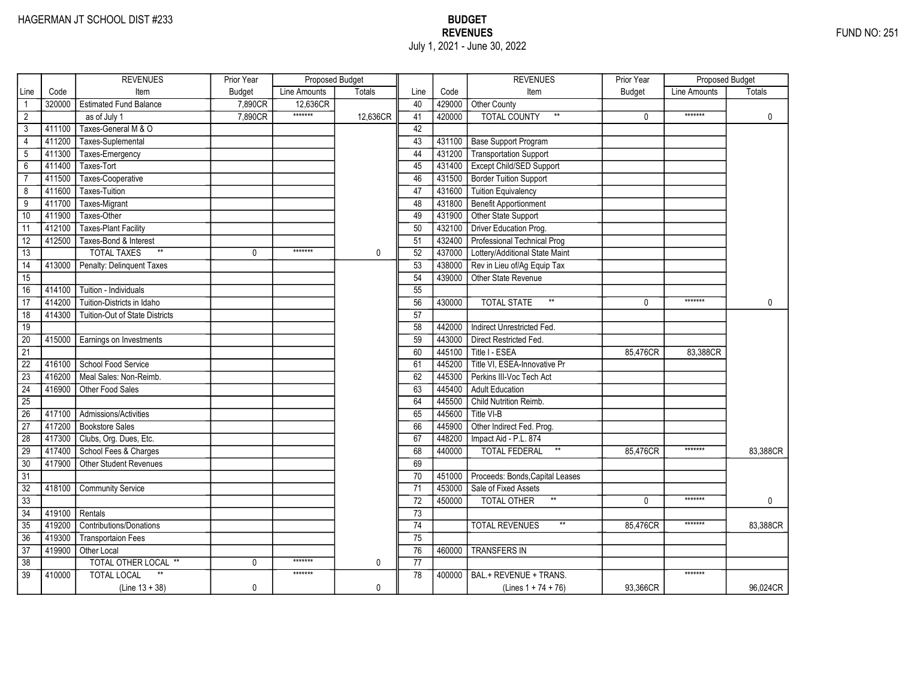HAGERMAN JT SCHOOL DIST #233

FUND NO: 251

# BUDGET
## REVENUES
July 1, 2021 - June 30, 2022

| Line | Code | REVENUES Item | Prior Year Budget | Proposed Budget Line Amounts | Proposed Budget Totals |
|---|---|---|---|---|---|
| 1 | 320000 | Estimated Fund Balance | 7,890CR | 12,636CR | |
| 2 | | as of July 1 | 7,890CR | ******* | 12,636CR |
| 3 | 411100 | Taxes-General M & O | | | |
| 4 | 411200 | Taxes-Suplemental | | | |
| 5 | 411300 | Taxes-Emergency | | | |
| 6 | 411400 | Taxes-Tort | | | |
| 7 | 411500 | Taxes-Cooperative | | | |
| 8 | 411600 | Taxes-Tuition | | | |
| 9 | 411700 | Taxes-Migrant | | | |
| 10 | 411900 | Taxes-Other | | | |
| 11 | 412100 | Taxes-Plant Facility | | | |
| 12 | 412500 | Taxes-Bond & Interest | | | |
| 13 | | TOTAL TAXES ** | 0 | ******* | 0 |
| 14 | 413000 | Penalty: Delinquent Taxes | | | |
| 15 | | | | | |
| 16 | 414100 | Tuition - Individuals | | | |
| 17 | 414200 | Tuition-Districts in Idaho | | | |
| 18 | 414300 | Tuition-Out of State Districts | | | |
| 19 | | | | | |
| 20 | 415000 | Earnings on Investments | | | |
| 21 | | | | | |
| 22 | 416100 | School Food Service | | | |
| 23 | 416200 | Meal Sales: Non-Reimb. | | | |
| 24 | 416900 | Other Food Sales | | | |
| 25 | | | | | |
| 26 | 417100 | Admissions/Activities | | | |
| 27 | 417200 | Bookstore Sales | | | |
| 28 | 417300 | Clubs, Org. Dues, Etc. | | | |
| 29 | 417400 | School Fees & Charges | | | |
| 30 | 417900 | Other Student Revenues | | | |
| 31 | | | | | |
| 32 | 418100 | Community Service | | | |
| 33 | | | | | |
| 34 | 419100 | Rentals | | | |
| 35 | 419200 | Contributions/Donations | | | |
| 36 | 419300 | Transportaion Fees | | | |
| 37 | 419900 | Other Local | | | |
| 38 | | TOTAL OTHER LOCAL ** | 0 | ******* | 0 |
| 39 | 410000 | TOTAL LOCAL ** (Line 13 + 38) | 0 | ******* | 0 |

| Line | Code | REVENUES Item | Prior Year Budget | Proposed Budget Line Amounts | Proposed Budget Totals |
|---|---|---|---|---|---|
| 40 | 429000 | Other County | | | |
| 41 | 420000 | TOTAL COUNTY ** | 0 | ******* | 0 |
| 42 | | | | | |
| 43 | 431100 | Base Support Program | | | |
| 44 | 431200 | Transportation Support | | | |
| 45 | 431400 | Except Child/SED Support | | | |
| 46 | 431500 | Border Tuition Support | | | |
| 47 | 431600 | Tuition Equivalency | | | |
| 48 | 431800 | Benefit Apportionment | | | |
| 49 | 431900 | Other State Support | | | |
| 50 | 432100 | Driver Education Prog. | | | |
| 51 | 432400 | Professional Technical Prog | | | |
| 52 | 437000 | Lottery/Additional State Maint | | | |
| 53 | 438000 | Rev in Lieu of/Ag Equip Tax | | | |
| 54 | 439000 | Other State Revenue | | | |
| 55 | | | | | |
| 56 | 430000 | TOTAL STATE ** | 0 | ******* | 0 |
| 57 | | | | | |
| 58 | 442000 | Indirect Unrestricted Fed. | | | |
| 59 | 443000 | Direct Restricted Fed. | | | |
| 60 | 445100 | Title I - ESEA | 85,476CR | 83,388CR | |
| 61 | 445200 | Title VI, ESEA-Innovative Pr | | | |
| 62 | 445300 | Perkins III-Voc Tech Act | | | |
| 63 | 445400 | Adult Education | | | |
| 64 | 445500 | Child Nutrition Reimb. | | | |
| 65 | 445600 | Title VI-B | | | |
| 66 | 445900 | Other Indirect Fed. Prog. | | | |
| 67 | 448200 | Impact Aid - P.L. 874 | | | |
| 68 | 440000 | TOTAL FEDERAL ** | 85,476CR | ******* | 83,388CR |
| 69 | | | | | |
| 70 | 451000 | Proceeds: Bonds,Capital Leases | | | |
| 71 | 453000 | Sale of Fixed Assets | | | |
| 72 | 450000 | TOTAL OTHER ** | 0 | ******* | 0 |
| 73 | | | | | |
| 74 | | TOTAL REVENUES ** | 85,476CR | ******* | 83,388CR |
| 75 | | | | | |
| 76 | 460000 | TRANSFERS IN | | | |
| 77 | | | | | |
| 78 | 400000 | BAL.+ REVENUE + TRANS. (Lines 1 + 74 + 76) | 93,366CR | ******* | 96,024CR |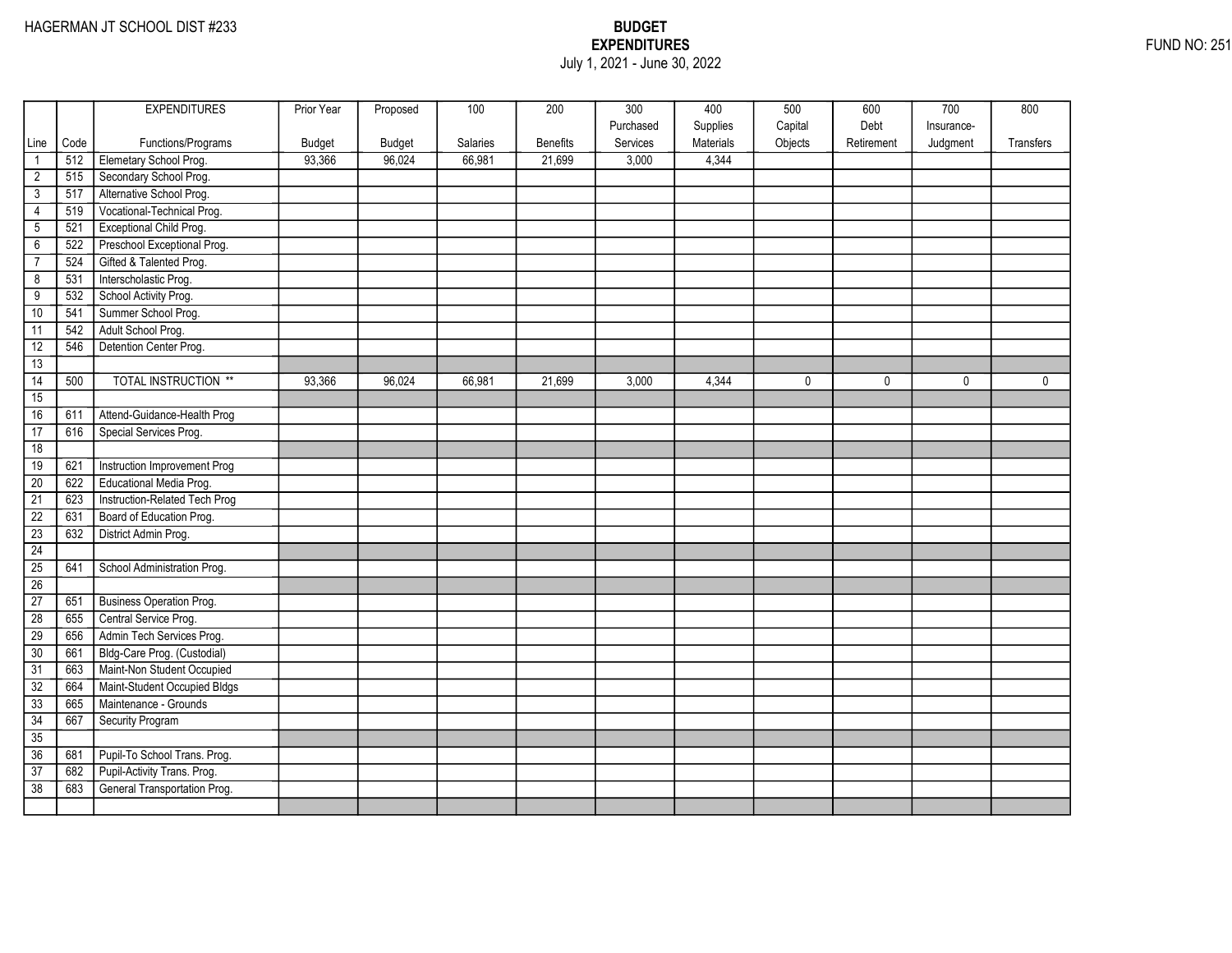HAGERMAN JT SCHOOL DIST #233

**BUDGET**
**EXPENDITURES**
July 1, 2021 - June 30, 2022

FUND NO: 251

| Line | Code | EXPENDITURES Functions/Programs | Prior Year Budget | Proposed Budget | 100 Salaries | 200 Benefits | 300 Purchased Services | 400 Supplies Materials | 500 Capital Objects | 600 Debt Retirement | 700 Insurance-Judgment | 800 Transfers |
|---|---|---|---|---|---|---|---|---|---|---|---|---|
| 1 | 512 | Elemetary School Prog. | 93,366 | 96,024 | 66,981 | 21,699 | 3,000 | 4,344 | | | | |
| 2 | 515 | Secondary School Prog. | | | | | | | | | | |
| 3 | 517 | Alternative School Prog. | | | | | | | | | | |
| 4 | 519 | Vocational-Technical Prog. | | | | | | | | | | |
| 5 | 521 | Exceptional Child Prog. | | | | | | | | | | |
| 6 | 522 | Preschool Exceptional Prog. | | | | | | | | | | |
| 7 | 524 | Gifted & Talented Prog. | | | | | | | | | | |
| 8 | 531 | Interscholastic Prog. | | | | | | | | | | |
| 9 | 532 | School Activity Prog. | | | | | | | | | | |
| 10 | 541 | Summer School Prog. | | | | | | | | | | |
| 11 | 542 | Adult School Prog. | | | | | | | | | | |
| 12 | 546 | Detention Center Prog. | | | | | | | | | | |
| 13 | | | | | | | | | | | | |
| 14 | 500 | TOTAL INSTRUCTION ** | 93,366 | 96,024 | 66,981 | 21,699 | 3,000 | 4,344 | 0 | 0 | 0 | 0 |
| 15 | | | | | | | | | | | | |
| 16 | 611 | Attend-Guidance-Health Prog | | | | | | | | | | |
| 17 | 616 | Special Services Prog. | | | | | | | | | | |
| 18 | | | | | | | | | | | | |
| 19 | 621 | Instruction Improvement Prog | | | | | | | | | | |
| 20 | 622 | Educational Media Prog. | | | | | | | | | | |
| 21 | 623 | Instruction-Related Tech Prog | | | | | | | | | | |
| 22 | 631 | Board of Education Prog. | | | | | | | | | | |
| 23 | 632 | District Admin Prog. | | | | | | | | | | |
| 24 | | | | | | | | | | | | |
| 25 | 641 | School Administration Prog. | | | | | | | | | | |
| 26 | | | | | | | | | | | | |
| 27 | 651 | Business Operation Prog. | | | | | | | | | | |
| 28 | 655 | Central Service Prog. | | | | | | | | | | |
| 29 | 656 | Admin Tech Services Prog. | | | | | | | | | | |
| 30 | 661 | Bldg-Care Prog. (Custodial) | | | | | | | | | | |
| 31 | 663 | Maint-Non Student Occupied | | | | | | | | | | |
| 32 | 664 | Maint-Student Occupied Bldgs | | | | | | | | | | |
| 33 | 665 | Maintenance - Grounds | | | | | | | | | | |
| 34 | 667 | Security Program | | | | | | | | | | |
| 35 | | | | | | | | | | | | |
| 36 | 681 | Pupil-To School Trans. Prog. | | | | | | | | | | |
| 37 | 682 | Pupil-Activity Trans. Prog. | | | | | | | | | | |
| 38 | 683 | General Transportation Prog. | | | | | | | | | | |
| | | | | | | | | | | | | |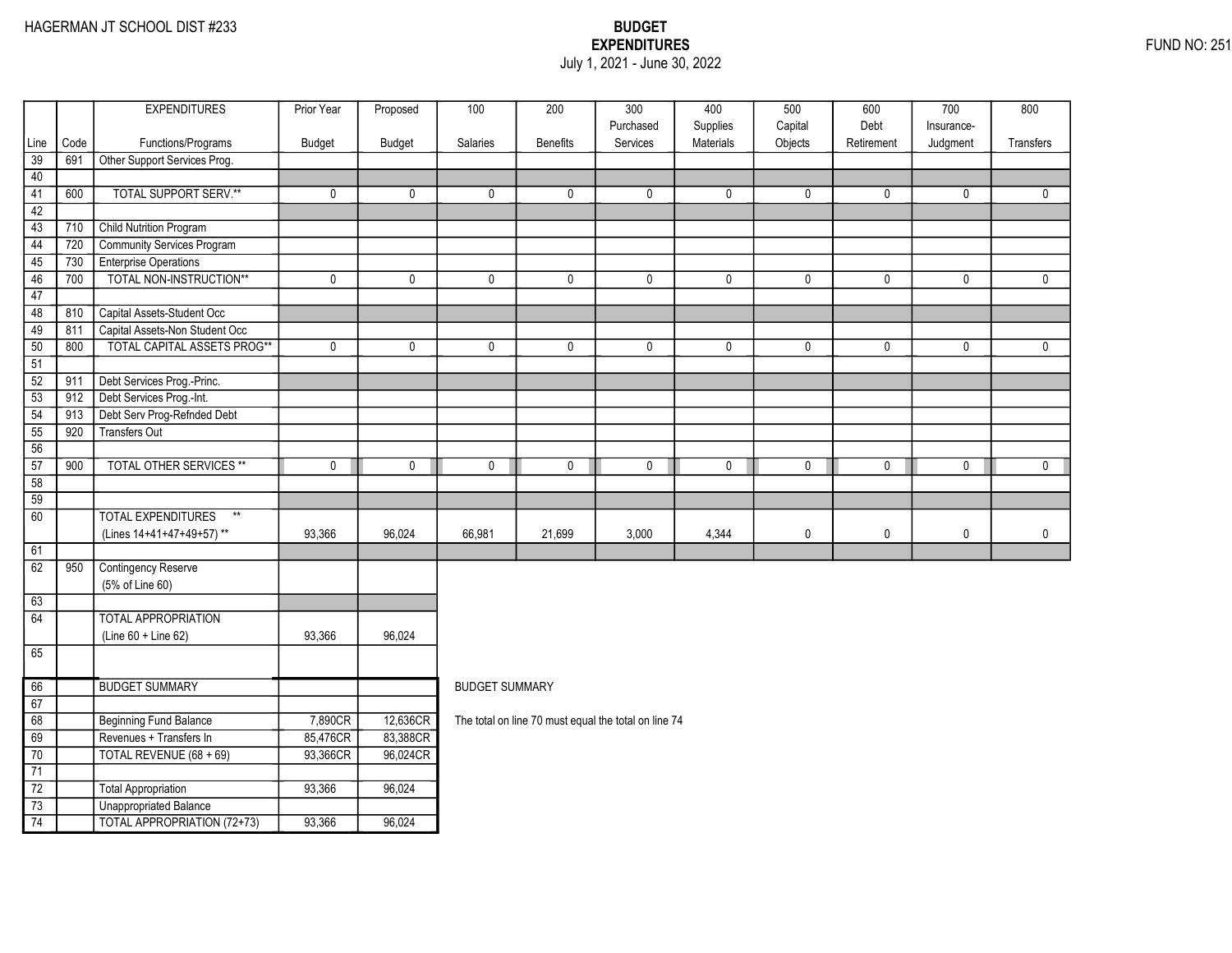HAGERMAN JT SCHOOL DIST #233

FUND NO: 251

**BUDGET**
**EXPENDITURES**
July 1, 2021 - June 30, 2022

| Line | Code | EXPENDITURES Functions/Programs | Prior Year Budget | Proposed Budget | 100 Salaries | 200 Benefits | 300 Purchased Services | 400 Supplies Materials | 500 Capital Objects | 600 Debt Retirement | 700 Insurance-Judgment | 800 Transfers |
|---|---|---|---|---|---|---|---|---|---|---|---|---|
| 39 | 691 | Other Support Services Prog. | | | | | | | | | | |
| 40 | | | | | | | | | | | | |
| 41 | 600 | TOTAL SUPPORT SERV.** | 0 | 0 | 0 | 0 | 0 | 0 | 0 | 0 | 0 | 0 |
| 42 | | | | | | | | | | | | |
| 43 | 710 | Child Nutrition Program | | | | | | | | | | |
| 44 | 720 | Community Services Program | | | | | | | | | | |
| 45 | 730 | Enterprise Operations | | | | | | | | | | |
| 46 | 700 | TOTAL NON-INSTRUCTION** | 0 | 0 | 0 | 0 | 0 | 0 | 0 | 0 | 0 | 0 |
| 47 | | | | | | | | | | | | |
| 48 | 810 | Capital Assets-Student Occ | | | | | | | | | | |
| 49 | 811 | Capital Assets-Non Student Occ | | | | | | | | | | |
| 50 | 800 | TOTAL CAPITAL ASSETS PROG** | 0 | 0 | 0 | 0 | 0 | 0 | 0 | 0 | 0 | 0 |
| 51 | | | | | | | | | | | | |
| 52 | 911 | Debt Services Prog.-Princ. | | | | | | | | | | |
| 53 | 912 | Debt Services Prog.-Int. | | | | | | | | | | |
| 54 | 913 | Debt Serv Prog-Refnded Debt | | | | | | | | | | |
| 55 | 920 | Transfers Out | | | | | | | | | | |
| 56 | | | | | | | | | | | | |
| 57 | 900 | TOTAL OTHER SERVICES ** | 0 | 0 | 0 | 0 | 0 | 0 | 0 | 0 | 0 | 0 |
| 58 | | | | | | | | | | | | |
| 59 | | | | | | | | | | | | |
| 60 | | TOTAL EXPENDITURES ** (Lines 14+41+47+49+57) ** | 93,366 | 96,024 | 66,981 | 21,699 | 3,000 | 4,344 | 0 | 0 | 0 | 0 |
| 61 | | | | | | | | | | | | |
| 62 | 950 | Contingency Reserve (5% of Line 60) | | | | | | | | | | |
| 63 | | | | | | | | | | | | |
| 64 | | TOTAL APPROPRIATION (Line 60 + Line 62) | 93,366 | 96,024 | | | | | | | | |
| 65 | | | | | | | | | | | | |

| Line | | BUDGET SUMMARY | Prior Year | Proposed |
|---|---|---|---|---|
| 66 | | BUDGET SUMMARY | | |
| 67 | | | | |
| 68 | | Beginning Fund Balance | 7,890CR | 12,636CR |
| 69 | | Revenues + Transfers In | 85,476CR | 83,388CR |
| 70 | | TOTAL REVENUE (68 + 69) | 93,366CR | 96,024CR |
| 71 | | | | |
| 72 | | Total Appropriation | 93,366 | 96,024 |
| 73 | | Unappropriated Balance | | |
| 74 | | TOTAL APPROPRIATION (72+73) | 93,366 | 96,024 |

BUDGET SUMMARY

The total on line 70 must equal the total on line 74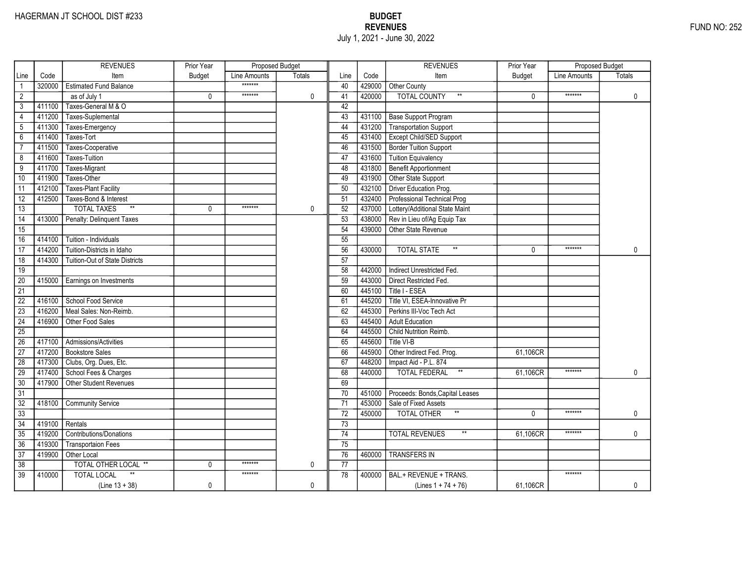HAGERMAN JT SCHOOL DIST #233

# BUDGET
## REVENUES
July 1, 2021 - June 30, 2022

FUND NO: 252

| Line | Code | REVENUES Item | Prior Year Budget | Proposed Budget Line Amounts | Proposed Budget Totals |
|---|---|---|---|---|---|
| 1 | 320000 | Estimated Fund Balance | | ******* | |
| 2 | | as of July 1 | 0 | ******* | 0 |
| 3 | 411100 | Taxes-General M & O | | | |
| 4 | 411200 | Taxes-Suplemental | | | |
| 5 | 411300 | Taxes-Emergency | | | |
| 6 | 411400 | Taxes-Tort | | | |
| 7 | 411500 | Taxes-Cooperative | | | |
| 8 | 411600 | Taxes-Tuition | | | |
| 9 | 411700 | Taxes-Migrant | | | |
| 10 | 411900 | Taxes-Other | | | |
| 11 | 412100 | Taxes-Plant Facility | | | |
| 12 | 412500 | Taxes-Bond & Interest | | | |
| 13 | | TOTAL TAXES ** | 0 | ******* | 0 |
| 14 | 413000 | Penalty: Delinquent Taxes | | | |
| 15 | | | | | |
| 16 | 414100 | Tuition - Individuals | | | |
| 17 | 414200 | Tuition-Districts in Idaho | | | |
| 18 | 414300 | Tuition-Out of State Districts | | | |
| 19 | | | | | |
| 20 | 415000 | Earnings on Investments | | | |
| 21 | | | | | |
| 22 | 416100 | School Food Service | | | |
| 23 | 416200 | Meal Sales: Non-Reimb. | | | |
| 24 | 416900 | Other Food Sales | | | |
| 25 | | | | | |
| 26 | 417100 | Admissions/Activities | | | |
| 27 | 417200 | Bookstore Sales | | | |
| 28 | 417300 | Clubs, Org. Dues, Etc. | | | |
| 29 | 417400 | School Fees & Charges | | | |
| 30 | 417900 | Other Student Revenues | | | |
| 31 | | | | | |
| 32 | 418100 | Community Service | | | |
| 33 | | | | | |
| 34 | 419100 | Rentals | | | |
| 35 | 419200 | Contributions/Donations | | | |
| 36 | 419300 | Transportaion Fees | | | |
| 37 | 419900 | Other Local | | | |
| 38 | | TOTAL OTHER LOCAL ** | 0 | ******* | 0 |
| 39 | 410000 | TOTAL LOCAL ** (Line 13 + 38) | 0 | ******* | 0 |
| 40 | 429000 | Other County | | | |
| 41 | 420000 | TOTAL COUNTY ** | 0 | ******* | 0 |
| 42 | | | | | |
| 43 | 431100 | Base Support Program | | | |
| 44 | 431200 | Transportation Support | | | |
| 45 | 431400 | Except Child/SED Support | | | |
| 46 | 431500 | Border Tuition Support | | | |
| 47 | 431600 | Tuition Equivalency | | | |
| 48 | 431800 | Benefit Apportionment | | | |
| 49 | 431900 | Other State Support | | | |
| 50 | 432100 | Driver Education Prog. | | | |
| 51 | 432400 | Professional Technical Prog | | | |
| 52 | 437000 | Lottery/Additional State Maint | | | |
| 53 | 438000 | Rev in Lieu of/Ag Equip Tax | | | |
| 54 | 439000 | Other State Revenue | | | |
| 55 | | | | | |
| 56 | 430000 | TOTAL STATE ** | 0 | ******* | 0 |
| 57 | | | | | |
| 58 | 442000 | Indirect Unrestricted Fed. | | | |
| 59 | 443000 | Direct Restricted Fed. | | | |
| 60 | 445100 | Title I - ESEA | | | |
| 61 | 445200 | Title VI, ESEA-Innovative Pr | | | |
| 62 | 445300 | Perkins III-Voc Tech Act | | | |
| 63 | 445400 | Adult Education | | | |
| 64 | 445500 | Child Nutrition Reimb. | | | |
| 65 | 445600 | Title VI-B | | | |
| 66 | 445900 | Other Indirect Fed. Prog. | 61,106CR | | |
| 67 | 448200 | Impact Aid - P.L. 874 | | | |
| 68 | 440000 | TOTAL FEDERAL ** | 61,106CR | ******* | 0 |
| 69 | | | | | |
| 70 | 451000 | Proceeds: Bonds,Capital Leases | | | |
| 71 | 453000 | Sale of Fixed Assets | | | |
| 72 | 450000 | TOTAL OTHER ** | 0 | ******* | 0 |
| 73 | | | | | |
| 74 | | TOTAL REVENUES ** | 61,106CR | ******* | 0 |
| 75 | | | | | |
| 76 | 460000 | TRANSFERS IN | | | |
| 77 | | | | | |
| 78 | 400000 | BAL.+ REVENUE + TRANS. (Lines 1 + 74 + 76) | 61,106CR | ******* | 0 |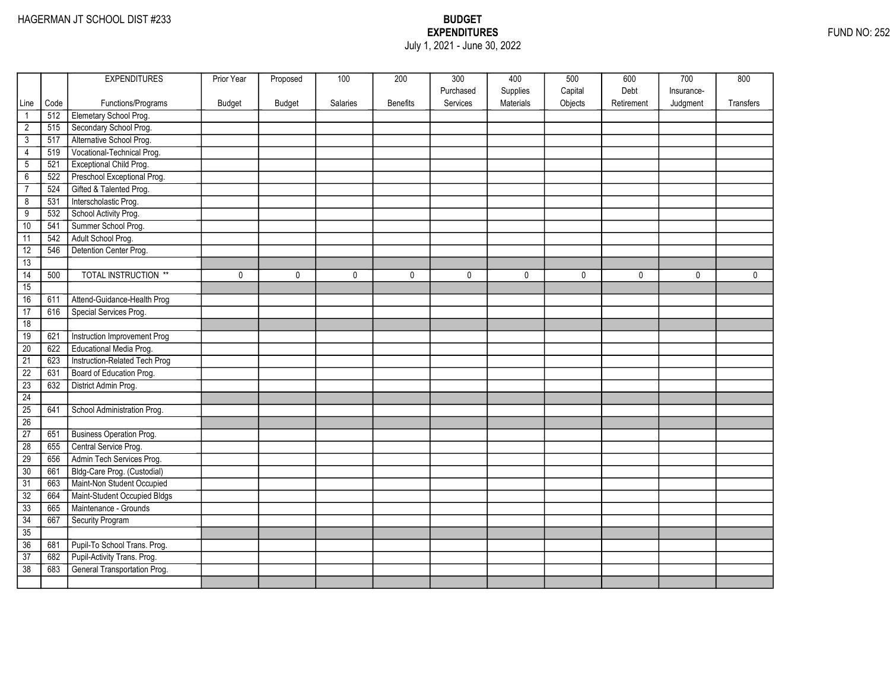HAGERMAN JT SCHOOL DIST #233

**BUDGET**
**EXPENDITURES**
July 1, 2021 - June 30, 2022

FUND NO: 252

| Line | Code | EXPENDITURES Functions/Programs | Prior Year Budget | Proposed Budget | 100 Salaries | 200 Benefits | 300 Purchased Services | 400 Supplies Materials | 500 Capital Objects | 600 Debt Retirement | 700 Insurance-Judgment | 800 Transfers |
|---|---|---|---|---|---|---|---|---|---|---|---|---|
| 1 | 512 | Elemetary School Prog. | | | | | | | | | | |
| 2 | 515 | Secondary School Prog. | | | | | | | | | | |
| 3 | 517 | Alternative School Prog. | | | | | | | | | | |
| 4 | 519 | Vocational-Technical Prog. | | | | | | | | | | |
| 5 | 521 | Exceptional Child Prog. | | | | | | | | | | |
| 6 | 522 | Preschool Exceptional Prog. | | | | | | | | | | |
| 7 | 524 | Gifted & Talented Prog. | | | | | | | | | | |
| 8 | 531 | Interscholastic Prog. | | | | | | | | | | |
| 9 | 532 | School Activity Prog. | | | | | | | | | | |
| 10 | 541 | Summer School Prog. | | | | | | | | | | |
| 11 | 542 | Adult School Prog. | | | | | | | | | | |
| 12 | 546 | Detention Center Prog. | | | | | | | | | | |
| 13 | | | | | | | | | | | | |
| 14 | 500 | TOTAL INSTRUCTION ** | 0 | 0 | 0 | 0 | 0 | 0 | 0 | 0 | 0 | 0 |
| 15 | | | | | | | | | | | | |
| 16 | 611 | Attend-Guidance-Health Prog | | | | | | | | | | |
| 17 | 616 | Special Services Prog. | | | | | | | | | | |
| 18 | | | | | | | | | | | | |
| 19 | 621 | Instruction Improvement Prog | | | | | | | | | | |
| 20 | 622 | Educational Media Prog. | | | | | | | | | | |
| 21 | 623 | Instruction-Related Tech Prog | | | | | | | | | | |
| 22 | 631 | Board of Education Prog. | | | | | | | | | | |
| 23 | 632 | District Admin Prog. | | | | | | | | | | |
| 24 | | | | | | | | | | | | |
| 25 | 641 | School Administration Prog. | | | | | | | | | | |
| 26 | | | | | | | | | | | | |
| 27 | 651 | Business Operation Prog. | | | | | | | | | | |
| 28 | 655 | Central Service Prog. | | | | | | | | | | |
| 29 | 656 | Admin Tech Services Prog. | | | | | | | | | | |
| 30 | 661 | Bldg-Care Prog. (Custodial) | | | | | | | | | | |
| 31 | 663 | Maint-Non Student Occupied | | | | | | | | | | |
| 32 | 664 | Maint-Student Occupied Bldgs | | | | | | | | | | |
| 33 | 665 | Maintenance - Grounds | | | | | | | | | | |
| 34 | 667 | Security Program | | | | | | | | | | |
| 35 | | | | | | | | | | | | |
| 36 | 681 | Pupil-To School Trans. Prog. | | | | | | | | | | |
| 37 | 682 | Pupil-Activity Trans. Prog. | | | | | | | | | | |
| 38 | 683 | General Transportation Prog. | | | | | | | | | | |
| | | | | | | | | | | | | |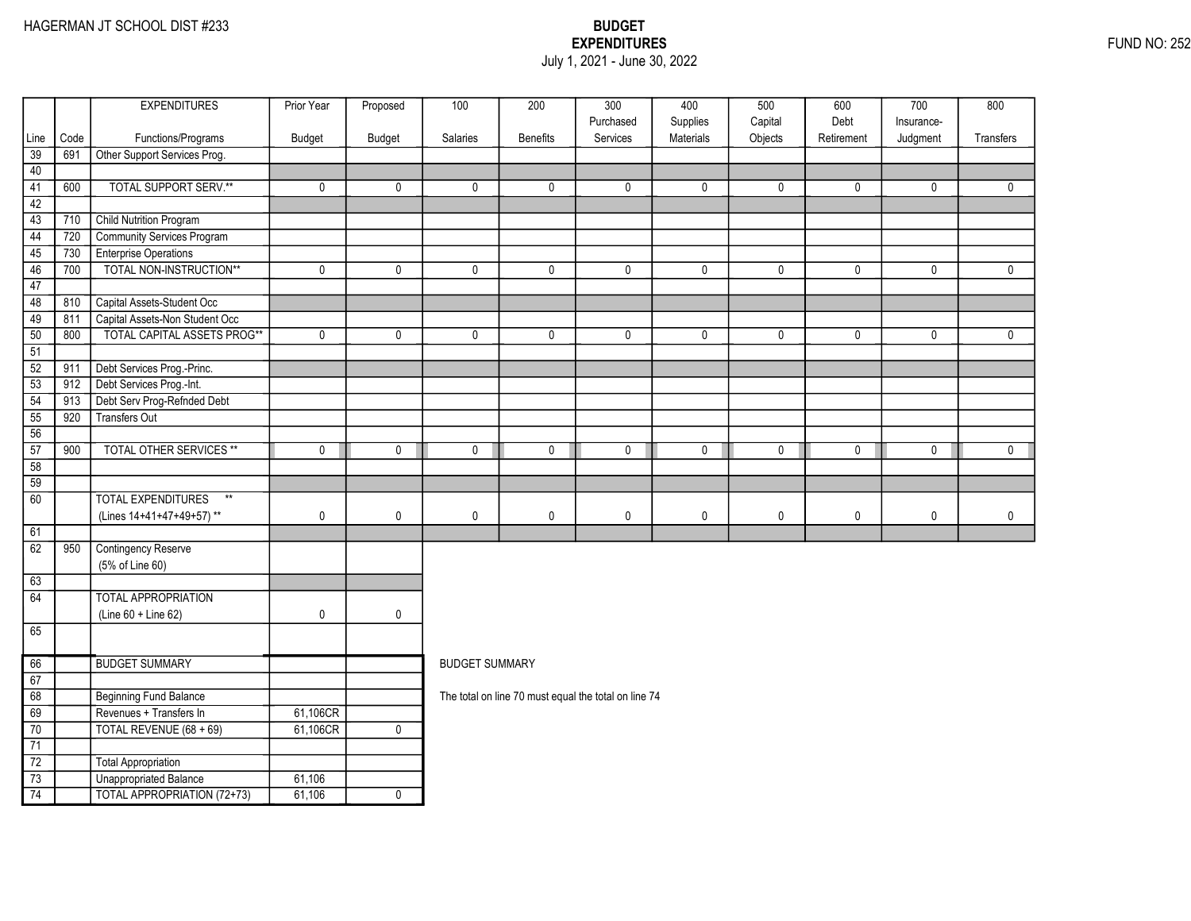HAGERMAN JT SCHOOL DIST #233

**BUDGET**
**EXPENDITURES**
July 1, 2021 - June 30, 2022

FUND NO: 252

| Line | Code | EXPENDITURES Functions/Programs | Prior Year Budget | Proposed Budget | 100 Salaries | 200 Benefits | 300 Purchased Services | 400 Supplies Materials | 500 Capital Objects | 600 Debt Retirement | 700 Insurance-Judgment | 800 Transfers |
|---|---|---|---|---|---|---|---|---|---|---|---|---|
| 39 | 691 | Other Support Services Prog. | | | | | | | | | | |
| 40 | | | | | | | | | | | | |
| 41 | 600 | TOTAL SUPPORT SERV.** | 0 | 0 | 0 | 0 | 0 | 0 | 0 | 0 | 0 | 0 |
| 42 | | | | | | | | | | | | |
| 43 | 710 | Child Nutrition Program | | | | | | | | | | |
| 44 | 720 | Community Services Program | | | | | | | | | | |
| 45 | 730 | Enterprise Operations | | | | | | | | | | |
| 46 | 700 | TOTAL NON-INSTRUCTION** | 0 | 0 | 0 | 0 | 0 | 0 | 0 | 0 | 0 | 0 |
| 47 | | | | | | | | | | | | |
| 48 | 810 | Capital Assets-Student Occ | | | | | | | | | | |
| 49 | 811 | Capital Assets-Non Student Occ | | | | | | | | | | |
| 50 | 800 | TOTAL CAPITAL ASSETS PROG** | 0 | 0 | 0 | 0 | 0 | 0 | 0 | 0 | 0 | 0 |
| 51 | | | | | | | | | | | | |
| 52 | 911 | Debt Services Prog.-Princ. | | | | | | | | | | |
| 53 | 912 | Debt Services Prog.-Int. | | | | | | | | | | |
| 54 | 913 | Debt Serv Prog-Refnded Debt | | | | | | | | | | |
| 55 | 920 | Transfers Out | | | | | | | | | | |
| 56 | | | | | | | | | | | | |
| 57 | 900 | TOTAL OTHER SERVICES ** | 0 | 0 | 0 | 0 | 0 | 0 | 0 | 0 | 0 | 0 |
| 58 | | | | | | | | | | | | |
| 59 | | | | | | | | | | | | |
| 60 | | TOTAL EXPENDITURES ** (Lines 14+41+47+49+57) ** | 0 | 0 | 0 | 0 | 0 | 0 | 0 | 0 | 0 | 0 |
| 61 | | | | | | | | | | | | |
| 62 | 950 | Contingency Reserve (5% of Line 60) | | | | | | | | | | |
| 63 | | | | | | | | | | | | |
| 64 | | TOTAL APPROPRIATION (Line 60 + Line 62) | 0 | 0 | | | | | | | | |
| 65 | | | | | | | | | | | | |

| Line | Code | | Prior Year Budget | Proposed Budget |
|---|---|---|---|---|
| 66 | | BUDGET SUMMARY | | |
| 67 | | | | |
| 68 | | Beginning Fund Balance | | |
| 69 | | Revenues + Transfers In | 61,106CR | |
| 70 | | TOTAL REVENUE (68 + 69) | 61,106CR | 0 |
| 71 | | | | |
| 72 | | Total Appropriation | | |
| 73 | | Unappropriated Balance | 61,106 | |
| 74 | | TOTAL APPROPRIATION (72+73) | 61,106 | 0 |

BUDGET SUMMARY

The total on line 70 must equal the total on line 74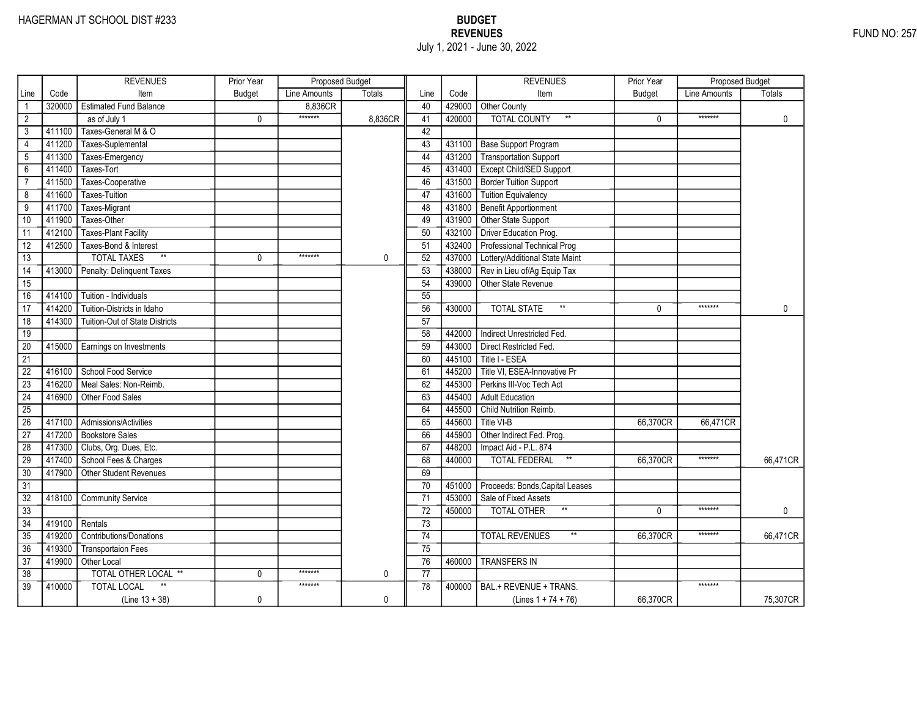HAGERMAN JT SCHOOL DIST #233

**BUDGET**
**REVENUES**
July 1, 2021 - June 30, 2022

FUND NO: 257

| Line | Code | REVENUES Item | Prior Year Budget | Proposed Budget Line Amounts | Proposed Budget Totals |
|---|---|---|---|---|---|
| 1 | 320000 | Estimated Fund Balance | | 8,836CR | |
| 2 | | as of July 1 | 0 | ******* | 8,836CR |
| 3 | 411100 | Taxes-General M & O | | | |
| 4 | 411200 | Taxes-Suplemental | | | |
| 5 | 411300 | Taxes-Emergency | | | |
| 6 | 411400 | Taxes-Tort | | | |
| 7 | 411500 | Taxes-Cooperative | | | |
| 8 | 411600 | Taxes-Tuition | | | |
| 9 | 411700 | Taxes-Migrant | | | |
| 10 | 411900 | Taxes-Other | | | |
| 11 | 412100 | Taxes-Plant Facility | | | |
| 12 | 412500 | Taxes-Bond & Interest | | | |
| 13 | | TOTAL TAXES ** | 0 | ******* | 0 |
| 14 | 413000 | Penalty: Delinquent Taxes | | | |
| 15 | | | | | |
| 16 | 414100 | Tuition - Individuals | | | |
| 17 | 414200 | Tuition-Districts in Idaho | | | |
| 18 | 414300 | Tuition-Out of State Districts | | | |
| 19 | | | | | |
| 20 | 415000 | Earnings on Investments | | | |
| 21 | | | | | |
| 22 | 416100 | School Food Service | | | |
| 23 | 416200 | Meal Sales: Non-Reimb. | | | |
| 24 | 416900 | Other Food Sales | | | |
| 25 | | | | | |
| 26 | 417100 | Admissions/Activities | | | |
| 27 | 417200 | Bookstore Sales | | | |
| 28 | 417300 | Clubs, Org. Dues, Etc. | | | |
| 29 | 417400 | School Fees & Charges | | | |
| 30 | 417900 | Other Student Revenues | | | |
| 31 | | | | | |
| 32 | 418100 | Community Service | | | |
| 33 | | | | | |
| 34 | 419100 | Rentals | | | |
| 35 | 419200 | Contributions/Donations | | | |
| 36 | 419300 | Transportaion Fees | | | |
| 37 | 419900 | Other Local | | | |
| 38 | | TOTAL OTHER LOCAL ** | 0 | ******* | 0 |
| 39 | 410000 | TOTAL LOCAL ** (Line 13 + 38) | 0 | ******* | 0 |
| 40 | 429000 | Other County | | | |
| 41 | 420000 | TOTAL COUNTY ** | 0 | ******* | 0 |
| 42 | | | | | |
| 43 | 431100 | Base Support Program | | | |
| 44 | 431200 | Transportation Support | | | |
| 45 | 431400 | Except Child/SED Support | | | |
| 46 | 431500 | Border Tuition Support | | | |
| 47 | 431600 | Tuition Equivalency | | | |
| 48 | 431800 | Benefit Apportionment | | | |
| 49 | 431900 | Other State Support | | | |
| 50 | 432100 | Driver Education Prog. | | | |
| 51 | 432400 | Professional Technical Prog | | | |
| 52 | 437000 | Lottery/Additional State Maint | | | |
| 53 | 438000 | Rev in Lieu of/Ag Equip Tax | | | |
| 54 | 439000 | Other State Revenue | | | |
| 55 | | | | | |
| 56 | 430000 | TOTAL STATE ** | 0 | ******* | 0 |
| 57 | | | | | |
| 58 | 442000 | Indirect Unrestricted Fed. | | | |
| 59 | 443000 | Direct Restricted Fed. | | | |
| 60 | 445100 | Title I - ESEA | | | |
| 61 | 445200 | Title VI, ESEA-Innovative Pr | | | |
| 62 | 445300 | Perkins III-Voc Tech Act | | | |
| 63 | 445400 | Adult Education | | | |
| 64 | 445500 | Child Nutrition Reimb. | | | |
| 65 | 445600 | Title VI-B | 66,370CR | 66,471CR | |
| 66 | 445900 | Other Indirect Fed. Prog. | | | |
| 67 | 448200 | Impact Aid - P.L. 874 | | | |
| 68 | 440000 | TOTAL FEDERAL ** | 66,370CR | ******* | 66,471CR |
| 69 | | | | | |
| 70 | 451000 | Proceeds: Bonds,Capital Leases | | | |
| 71 | 453000 | Sale of Fixed Assets | | | |
| 72 | 450000 | TOTAL OTHER ** | 0 | ******* | 0 |
| 73 | | | | | |
| 74 | | TOTAL REVENUES ** | 66,370CR | ******* | 66,471CR |
| 75 | | | | | |
| 76 | 460000 | TRANSFERS IN | | | |
| 77 | | | | | |
| 78 | 400000 | BAL.+ REVENUE + TRANS. (Lines 1 + 74 + 76) | 66,370CR | ******* | 75,307CR |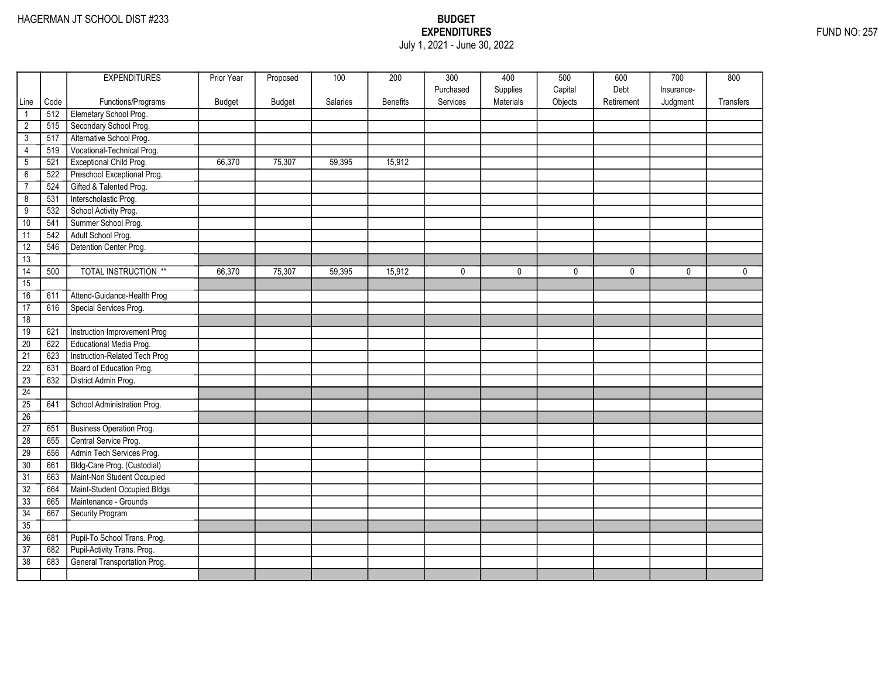HAGERMAN JT SCHOOL DIST #233

# BUDGET
## EXPENDITURES
July 1, 2021 - June 30, 2022

FUND NO: 257

| Line | Code | EXPENDITURES Functions/Programs | Prior Year Budget | Proposed Budget | 100 Salaries | 200 Benefits | 300 Purchased Services | 400 Supplies Materials | 500 Capital Objects | 600 Debt Retirement | 700 Insurance-Judgment | 800 Transfers |
|---|---|---|---|---|---|---|---|---|---|---|---|---|
| 1 | 512 | Elemetary School Prog. | | | | | | | | | | |
| 2 | 515 | Secondary School Prog. | | | | | | | | | | |
| 3 | 517 | Alternative School Prog. | | | | | | | | | | |
| 4 | 519 | Vocational-Technical Prog. | | | | | | | | | | |
| 5 | 521 | Exceptional Child Prog. | 66,370 | 75,307 | 59,395 | 15,912 | | | | | | |
| 6 | 522 | Preschool Exceptional Prog. | | | | | | | | | | |
| 7 | 524 | Gifted & Talented Prog. | | | | | | | | | | |
| 8 | 531 | Interscholastic Prog. | | | | | | | | | | |
| 9 | 532 | School Activity Prog. | | | | | | | | | | |
| 10 | 541 | Summer School Prog. | | | | | | | | | | |
| 11 | 542 | Adult School Prog. | | | | | | | | | | |
| 12 | 546 | Detention Center Prog. | | | | | | | | | | |
| 13 | | | | | | | | | | | | |
| 14 | 500 | TOTAL INSTRUCTION ** | 66,370 | 75,307 | 59,395 | 15,912 | 0 | 0 | 0 | 0 | 0 | 0 |
| 15 | | | | | | | | | | | | |
| 16 | 611 | Attend-Guidance-Health Prog | | | | | | | | | | |
| 17 | 616 | Special Services Prog. | | | | | | | | | | |
| 18 | | | | | | | | | | | | |
| 19 | 621 | Instruction Improvement Prog | | | | | | | | | | |
| 20 | 622 | Educational Media Prog. | | | | | | | | | | |
| 21 | 623 | Instruction-Related Tech Prog | | | | | | | | | | |
| 22 | 631 | Board of Education Prog. | | | | | | | | | | |
| 23 | 632 | District Admin Prog. | | | | | | | | | | |
| 24 | | | | | | | | | | | | |
| 25 | 641 | School Administration Prog. | | | | | | | | | | |
| 26 | | | | | | | | | | | | |
| 27 | 651 | Business Operation Prog. | | | | | | | | | | |
| 28 | 655 | Central Service Prog. | | | | | | | | | | |
| 29 | 656 | Admin Tech Services Prog. | | | | | | | | | | |
| 30 | 661 | Bldg-Care Prog. (Custodial) | | | | | | | | | | |
| 31 | 663 | Maint-Non Student Occupied | | | | | | | | | | |
| 32 | 664 | Maint-Student Occupied Bldgs | | | | | | | | | | |
| 33 | 665 | Maintenance - Grounds | | | | | | | | | | |
| 34 | 667 | Security Program | | | | | | | | | | |
| 35 | | | | | | | | | | | | |
| 36 | 681 | Pupil-To School Trans. Prog. | | | | | | | | | | |
| 37 | 682 | Pupil-Activity Trans. Prog. | | | | | | | | | | |
| 38 | 683 | General Transportation Prog. | | | | | | | | | | |
| | | | | | | | | | | | | |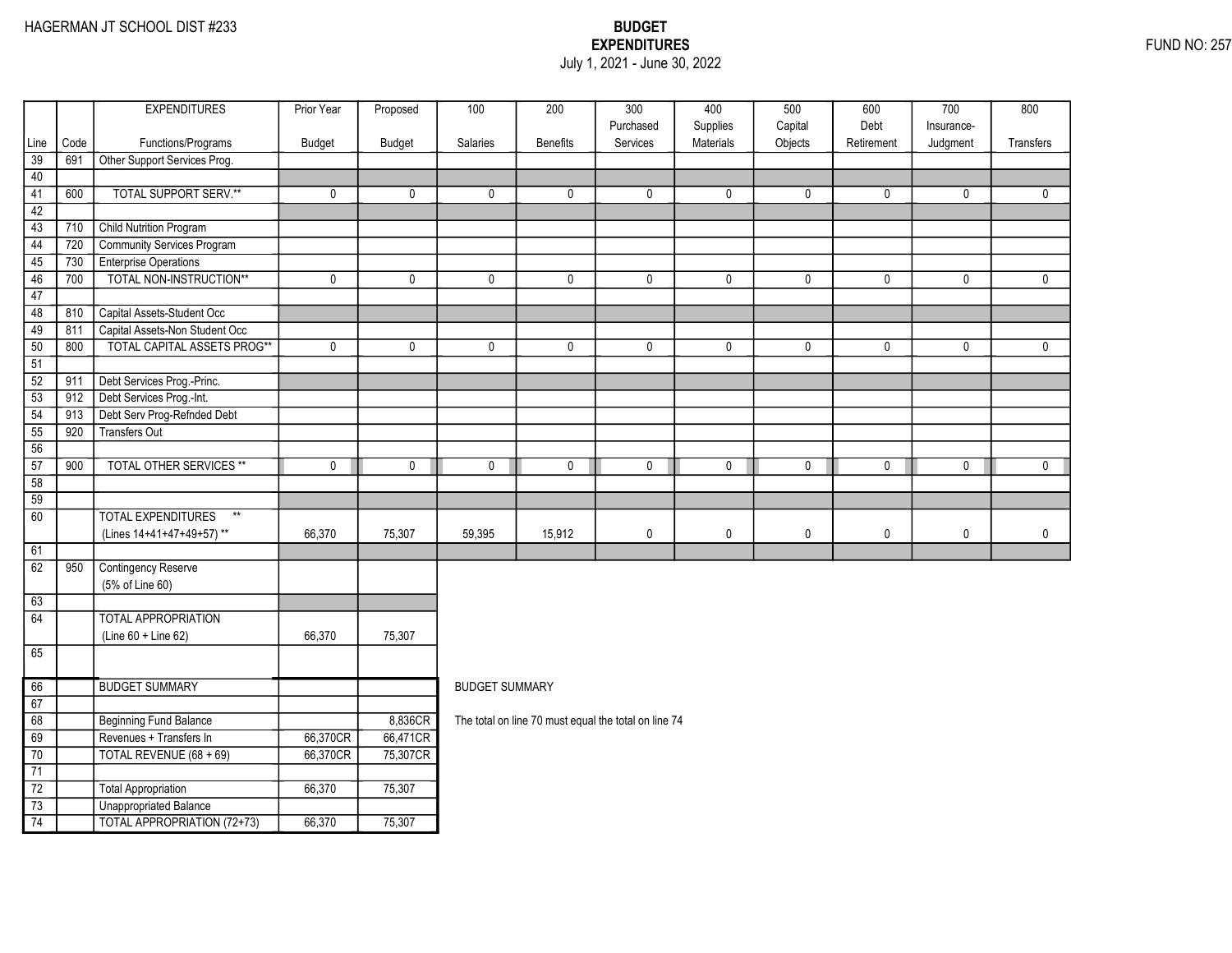HAGERMAN JT SCHOOL DIST #233

**BUDGET**
**EXPENDITURES**
July 1, 2021 - June 30, 2022

FUND NO: 257

| Line | Code | EXPENDITURES Functions/Programs | Prior Year Budget | Proposed Budget | 100 Salaries | 200 Benefits | 300 Purchased Services | 400 Supplies Materials | 500 Capital Objects | 600 Debt Retirement | 700 Insurance-Judgment | 800 Transfers |
|---|---|---|---|---|---|---|---|---|---|---|---|---|
| 39 | 691 | Other Support Services Prog. | | | | | | | | | | |
| 40 | | | | | | | | | | | | |
| 41 | 600 | TOTAL SUPPORT SERV.** | 0 | 0 | 0 | 0 | 0 | 0 | 0 | 0 | 0 | 0 |
| 42 | | | | | | | | | | | | |
| 43 | 710 | Child Nutrition Program | | | | | | | | | | |
| 44 | 720 | Community Services Program | | | | | | | | | | |
| 45 | 730 | Enterprise Operations | | | | | | | | | | |
| 46 | 700 | TOTAL NON-INSTRUCTION** | 0 | 0 | 0 | 0 | 0 | 0 | 0 | 0 | 0 | 0 |
| 47 | | | | | | | | | | | | |
| 48 | 810 | Capital Assets-Student Occ | | | | | | | | | | |
| 49 | 811 | Capital Assets-Non Student Occ | | | | | | | | | | |
| 50 | 800 | TOTAL CAPITAL ASSETS PROG** | 0 | 0 | 0 | 0 | 0 | 0 | 0 | 0 | 0 | 0 |
| 51 | | | | | | | | | | | | |
| 52 | 911 | Debt Services Prog.-Princ. | | | | | | | | | | |
| 53 | 912 | Debt Services Prog.-Int. | | | | | | | | | | |
| 54 | 913 | Debt Serv Prog-Refnded Debt | | | | | | | | | | |
| 55 | 920 | Transfers Out | | | | | | | | | | |
| 56 | | | | | | | | | | | | |
| 57 | 900 | TOTAL OTHER SERVICES ** | 0 | 0 | 0 | 0 | 0 | 0 | 0 | 0 | 0 | 0 |
| 58 | | | | | | | | | | | | |
| 59 | | | | | | | | | | | | |
| 60 | | TOTAL EXPENDITURES ** (Lines 14+41+47+49+57) ** | 66,370 | 75,307 | 59,395 | 15,912 | 0 | 0 | 0 | 0 | 0 | 0 |
| 61 | | | | | | | | | | | | |
| 62 | 950 | Contingency Reserve (5% of Line 60) | | | | | | | | | | |
| 63 | | | | | | | | | | | | |
| 64 | | TOTAL APPROPRIATION (Line 60 + Line 62) | 66,370 | 75,307 | | | | | | | | |
| 65 | | | | | | | | | | | | |

| Line | | BUDGET SUMMARY | Prior Year Budget | Proposed Budget |
|---|---|---|---|---|
| 66 | | BUDGET SUMMARY | | |
| 67 | | | | |
| 68 | | Beginning Fund Balance | | 8,836CR |
| 69 | | Revenues + Transfers In | 66,370CR | 66,471CR |
| 70 | | TOTAL REVENUE (68 + 69) | 66,370CR | 75,307CR |
| 71 | | | | |
| 72 | | Total Appropriation | 66,370 | 75,307 |
| 73 | | Unappropriated Balance | | |
| 74 | | TOTAL APPROPRIATION (72+73) | 66,370 | 75,307 |

BUDGET SUMMARY

The total on line 70 must equal the total on line 74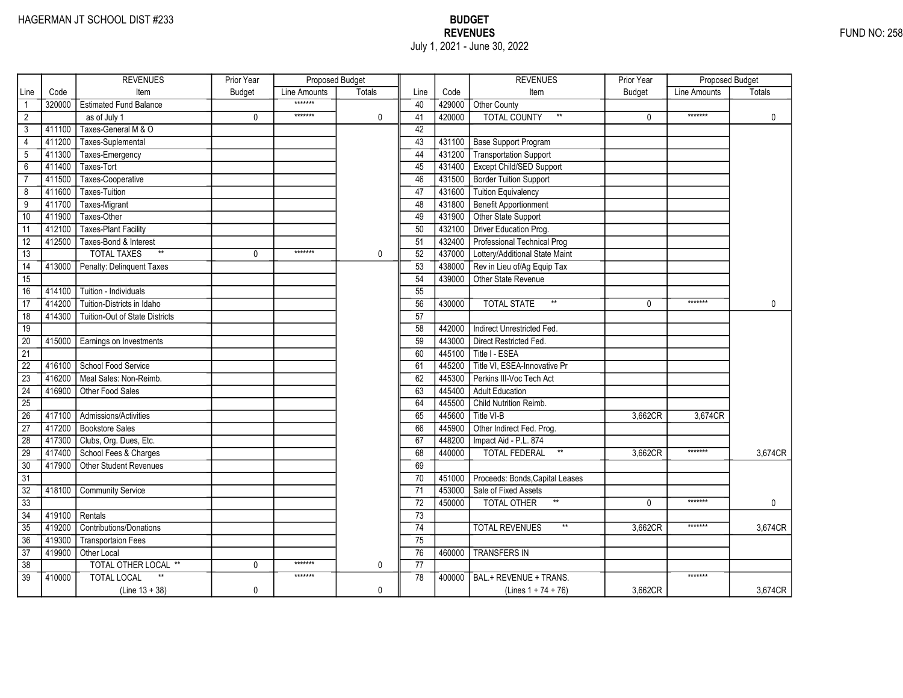HAGERMAN JT SCHOOL DIST #233

# BUDGET
## REVENUES
July 1, 2021 - June 30, 2022

FUND NO: 258

| Line | Code | REVENUES Item | Prior Year Budget | Proposed Budget Line Amounts | Proposed Budget Totals | Line | Code | REVENUES Item | Prior Year Budget | Proposed Budget Line Amounts | Proposed Budget Totals |
|---|---|---|---|---|---|---|---|---|---|---|---|
| 1 | 320000 | Estimated Fund Balance | | ******* | | 40 | 429000 | Other County | | | |
| 2 | | as of July 1 | 0 | ******* | 0 | 41 | 420000 | TOTAL COUNTY ** | 0 | ******* | 0 |
| 3 | 411100 | Taxes-General M & O | | | | 42 | | | | | |
| 4 | 411200 | Taxes-Suplemental | | | | 43 | 431100 | Base Support Program | | | |
| 5 | 411300 | Taxes-Emergency | | | | 44 | 431200 | Transportation Support | | | |
| 6 | 411400 | Taxes-Tort | | | | 45 | 431400 | Except Child/SED Support | | | |
| 7 | 411500 | Taxes-Cooperative | | | | 46 | 431500 | Border Tuition Support | | | |
| 8 | 411600 | Taxes-Tuition | | | | 47 | 431600 | Tuition Equivalency | | | |
| 9 | 411700 | Taxes-Migrant | | | | 48 | 431800 | Benefit Apportionment | | | |
| 10 | 411900 | Taxes-Other | | | | 49 | 431900 | Other State Support | | | |
| 11 | 412100 | Taxes-Plant Facility | | | | 50 | 432100 | Driver Education Prog. | | | |
| 12 | 412500 | Taxes-Bond & Interest | | | | 51 | 432400 | Professional Technical Prog | | | |
| 13 | | TOTAL TAXES ** | 0 | ******* | 0 | 52 | 437000 | Lottery/Additional State Maint | | | |
| 14 | 413000 | Penalty: Delinquent Taxes | | | | 53 | 438000 | Rev in Lieu of/Ag Equip Tax | | | |
| 15 | | | | | | 54 | 439000 | Other State Revenue | | | |
| 16 | 414100 | Tuition - Individuals | | | | 55 | | | | | |
| 17 | 414200 | Tuition-Districts in Idaho | | | | 56 | 430000 | TOTAL STATE ** | 0 | ******* | 0 |
| 18 | 414300 | Tuition-Out of State Districts | | | | 57 | | | | | |
| 19 | | | | | | 58 | 442000 | Indirect Unrestricted Fed. | | | |
| 20 | 415000 | Earnings on Investments | | | | 59 | 443000 | Direct Restricted Fed. | | | |
| 21 | | | | | | 60 | 445100 | Title I - ESEA | | | |
| 22 | 416100 | School Food Service | | | | 61 | 445200 | Title VI, ESEA-Innovative Pr | | | |
| 23 | 416200 | Meal Sales: Non-Reimb. | | | | 62 | 445300 | Perkins III-Voc Tech Act | | | |
| 24 | 416900 | Other Food Sales | | | | 63 | 445400 | Adult Education | | | |
| 25 | | | | | | 64 | 445500 | Child Nutrition Reimb. | | | |
| 26 | 417100 | Admissions/Activities | | | | 65 | 445600 | Title VI-B | 3,662CR | 3,674CR | |
| 27 | 417200 | Bookstore Sales | | | | 66 | 445900 | Other Indirect Fed. Prog. | | | |
| 28 | 417300 | Clubs, Org. Dues, Etc. | | | | 67 | 448200 | Impact Aid - P.L. 874 | | | |
| 29 | 417400 | School Fees & Charges | | | | 68 | 440000 | TOTAL FEDERAL ** | 3,662CR | ******* | 3,674CR |
| 30 | 417900 | Other Student Revenues | | | | 69 | | | | | |
| 31 | | | | | | 70 | 451000 | Proceeds: Bonds,Capital Leases | | | |
| 32 | 418100 | Community Service | | | | 71 | 453000 | Sale of Fixed Assets | | | |
| 33 | | | | | | 72 | 450000 | TOTAL OTHER ** | 0 | ******* | 0 |
| 34 | 419100 | Rentals | | | | 73 | | | | | |
| 35 | 419200 | Contributions/Donations | | | | 74 | | TOTAL REVENUES ** | 3,662CR | ******* | 3,674CR |
| 36 | 419300 | Transportaion Fees | | | | 75 | | | | | |
| 37 | 419900 | Other Local | | | | 76 | 460000 | TRANSFERS IN | | | |
| 38 | | TOTAL OTHER LOCAL ** | 0 | ******* | 0 | 77 | | | | | |
| 39 | 410000 | TOTAL LOCAL ** (Line 13 + 38) | 0 | ******* | 0 | 78 | 400000 | BAL.+ REVENUE + TRANS. (Lines 1 + 74 + 76) | 3,662CR | ******* | 3,674CR |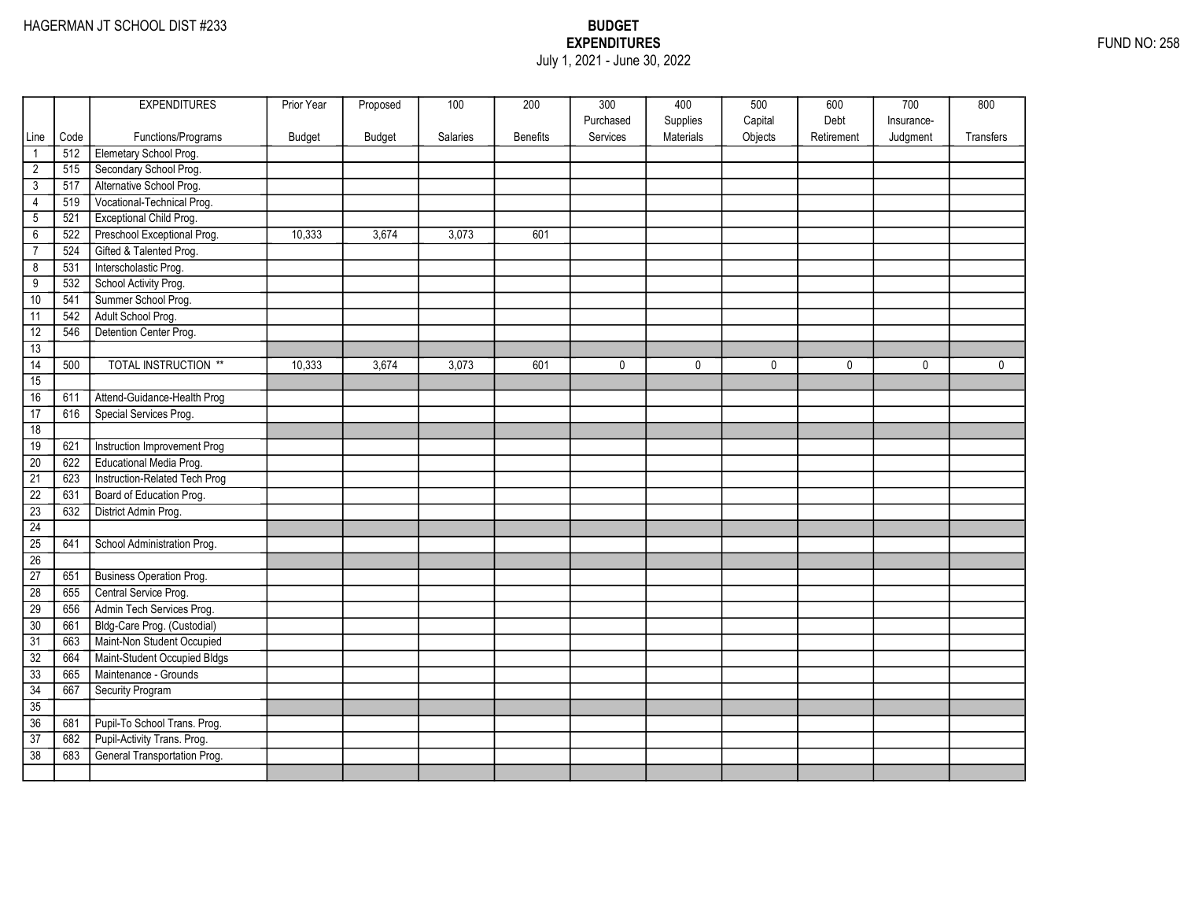HAGERMAN JT SCHOOL DIST #233

**BUDGET**
**EXPENDITURES**
July 1, 2021 - June 30, 2022

FUND NO: 258

| Line | Code | EXPENDITURES Functions/Programs | Prior Year Budget | Proposed Budget | 100 Salaries | 200 Benefits | 300 Purchased Services | 400 Supplies Materials | 500 Capital Objects | 600 Debt Retirement | 700 Insurance-Judgment | 800 Transfers |
|---|---|---|---|---|---|---|---|---|---|---|---|---|
| 1 | 512 | Elemetary School Prog. | | | | | | | | | | |
| 2 | 515 | Secondary School Prog. | | | | | | | | | | |
| 3 | 517 | Alternative School Prog. | | | | | | | | | | |
| 4 | 519 | Vocational-Technical Prog. | | | | | | | | | | |
| 5 | 521 | Exceptional Child Prog. | | | | | | | | | | |
| 6 | 522 | Preschool Exceptional Prog. | 10,333 | 3,674 | 3,073 | 601 | | | | | | |
| 7 | 524 | Gifted & Talented Prog. | | | | | | | | | | |
| 8 | 531 | Interscholastic Prog. | | | | | | | | | | |
| 9 | 532 | School Activity Prog. | | | | | | | | | | |
| 10 | 541 | Summer School Prog. | | | | | | | | | | |
| 11 | 542 | Adult School Prog. | | | | | | | | | | |
| 12 | 546 | Detention Center Prog. | | | | | | | | | | |
| 13 | | | | | | | | | | | | |
| 14 | 500 | TOTAL INSTRUCTION ** | 10,333 | 3,674 | 3,073 | 601 | 0 | 0 | 0 | 0 | 0 | 0 |
| 15 | | | | | | | | | | | | |
| 16 | 611 | Attend-Guidance-Health Prog | | | | | | | | | | |
| 17 | 616 | Special Services Prog. | | | | | | | | | | |
| 18 | | | | | | | | | | | | |
| 19 | 621 | Instruction Improvement Prog | | | | | | | | | | |
| 20 | 622 | Educational Media Prog. | | | | | | | | | | |
| 21 | 623 | Instruction-Related Tech Prog | | | | | | | | | | |
| 22 | 631 | Board of Education Prog. | | | | | | | | | | |
| 23 | 632 | District Admin Prog. | | | | | | | | | | |
| 24 | | | | | | | | | | | | |
| 25 | 641 | School Administration Prog. | | | | | | | | | | |
| 26 | | | | | | | | | | | | |
| 27 | 651 | Business Operation Prog. | | | | | | | | | | |
| 28 | 655 | Central Service Prog. | | | | | | | | | | |
| 29 | 656 | Admin Tech Services Prog. | | | | | | | | | | |
| 30 | 661 | Bldg-Care Prog. (Custodial) | | | | | | | | | | |
| 31 | 663 | Maint-Non Student Occupied | | | | | | | | | | |
| 32 | 664 | Maint-Student Occupied Bldgs | | | | | | | | | | |
| 33 | 665 | Maintenance - Grounds | | | | | | | | | | |
| 34 | 667 | Security Program | | | | | | | | | | |
| 35 | | | | | | | | | | | | |
| 36 | 681 | Pupil-To School Trans. Prog. | | | | | | | | | | |
| 37 | 682 | Pupil-Activity Trans. Prog. | | | | | | | | | | |
| 38 | 683 | General Transportation Prog. | | | | | | | | | | |
| | | | | | | | | | | | | |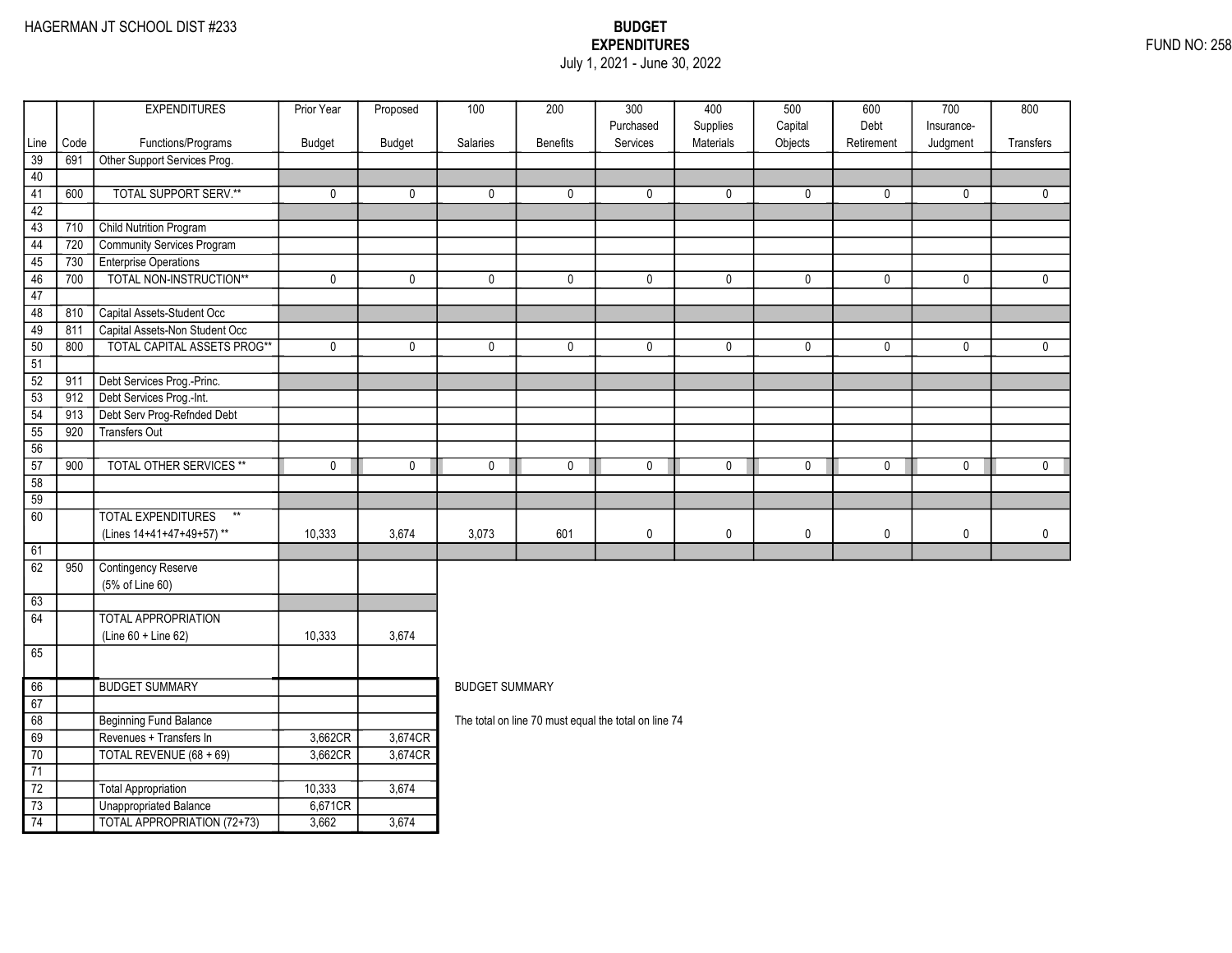HAGERMAN JT SCHOOL DIST #233

**BUDGET**
**EXPENDITURES**
July 1, 2021 - June 30, 2022

FUND NO: 258

| Line | Code | EXPENDITURES Functions/Programs | Prior Year Budget | Proposed Budget | 100 Salaries | 200 Benefits | 300 Purchased Services | 400 Supplies Materials | 500 Capital Objects | 600 Debt Retirement | 700 Insurance-Judgment | 800 Transfers |
|---|---|---|---|---|---|---|---|---|---|---|---|---|
| 39 | 691 | Other Support Services Prog. | | | | | | | | | | |
| 40 | | | | | | | | | | | | |
| 41 | 600 | TOTAL SUPPORT SERV.** | 0 | 0 | 0 | 0 | 0 | 0 | 0 | 0 | 0 | 0 |
| 42 | | | | | | | | | | | | |
| 43 | 710 | Child Nutrition Program | | | | | | | | | | |
| 44 | 720 | Community Services Program | | | | | | | | | | |
| 45 | 730 | Enterprise Operations | | | | | | | | | | |
| 46 | 700 | TOTAL NON-INSTRUCTION** | 0 | 0 | 0 | 0 | 0 | 0 | 0 | 0 | 0 | 0 |
| 47 | | | | | | | | | | | | |
| 48 | 810 | Capital Assets-Student Occ | | | | | | | | | | |
| 49 | 811 | Capital Assets-Non Student Occ | | | | | | | | | | |
| 50 | 800 | TOTAL CAPITAL ASSETS PROG** | 0 | 0 | 0 | 0 | 0 | 0 | 0 | 0 | 0 | 0 |
| 51 | | | | | | | | | | | | |
| 52 | 911 | Debt Services Prog.-Princ. | | | | | | | | | | |
| 53 | 912 | Debt Services Prog.-Int. | | | | | | | | | | |
| 54 | 913 | Debt Serv Prog-Refnded Debt | | | | | | | | | | |
| 55 | 920 | Transfers Out | | | | | | | | | | |
| 56 | | | | | | | | | | | | |
| 57 | 900 | TOTAL OTHER SERVICES ** | 0 | 0 | 0 | 0 | 0 | 0 | 0 | 0 | 0 | 0 |
| 58 | | | | | | | | | | | | |
| 59 | | | | | | | | | | | | |
| 60 | | TOTAL EXPENDITURES ** (Lines 14+41+47+49+57) ** | 10,333 | 3,674 | 3,073 | 601 | 0 | 0 | 0 | 0 | 0 | 0 |
| 61 | | | | | | | | | | | | |
| 62 | 950 | Contingency Reserve (5% of Line 60) | | | | | | | | | | |
| 63 | | | | | | | | | | | | |
| 64 | | TOTAL APPROPRIATION (Line 60 + Line 62) | 10,333 | 3,674 | | | | | | | | |
| 65 | | | | | | | | | | | | |

| Line | | BUDGET SUMMARY | Prior Year Budget | Proposed Budget |
|---|---|---|---|---|
| 66 | | BUDGET SUMMARY | | |
| 67 | | | | |
| 68 | | Beginning Fund Balance | | |
| 69 | | Revenues + Transfers In | 3,662CR | 3,674CR |
| 70 | | TOTAL REVENUE (68 + 69) | 3,662CR | 3,674CR |
| 71 | | | | |
| 72 | | Total Appropriation | 10,333 | 3,674 |
| 73 | | Unappropriated Balance | 6,671CR | |
| 74 | | TOTAL APPROPRIATION (72+73) | 3,662 | 3,674 |

BUDGET SUMMARY

The total on line 70 must equal the total on line 74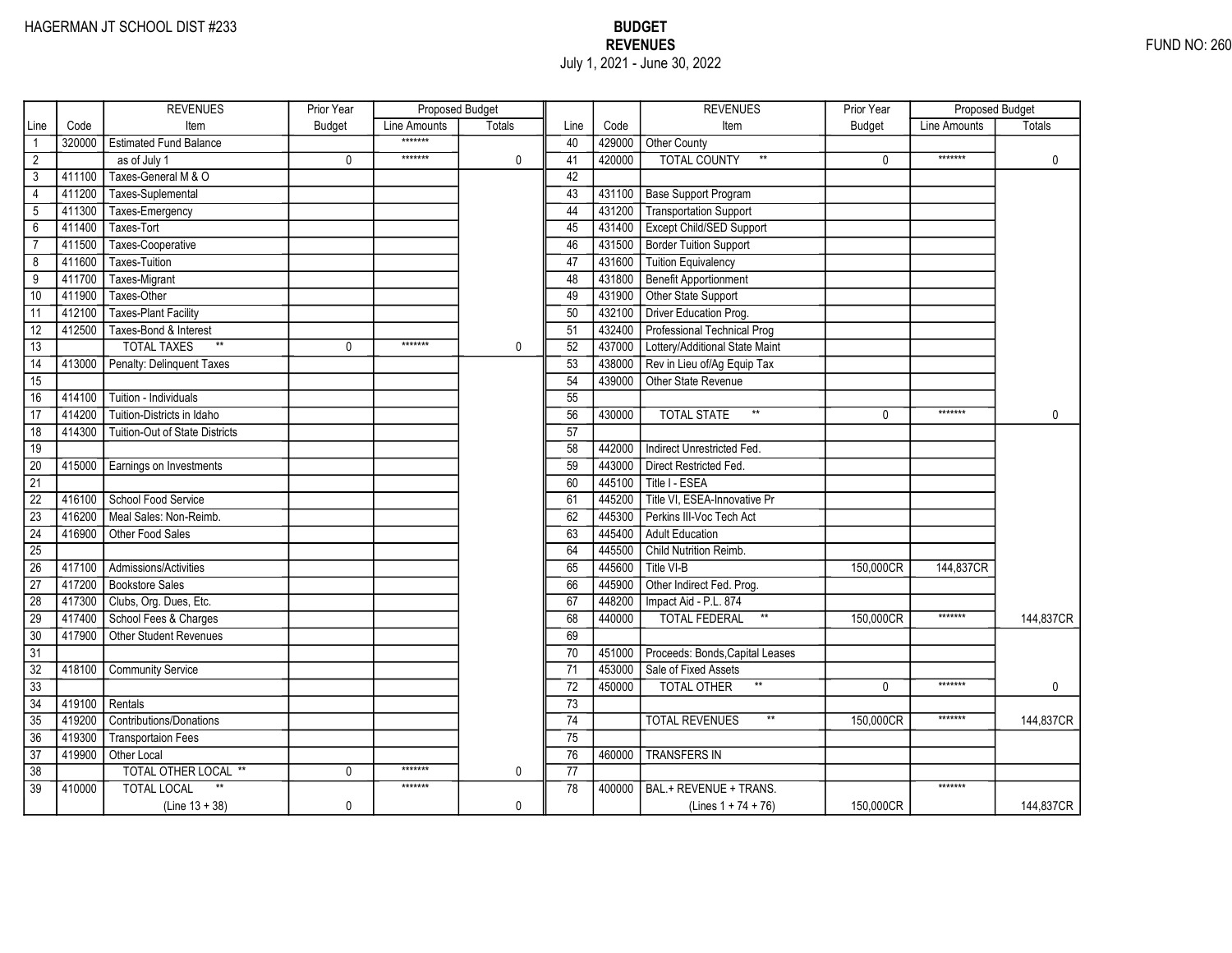HAGERMAN JT SCHOOL DIST #233

# BUDGET
## REVENUES
July 1, 2021 - June 30, 2022

FUND NO: 260

| Line | Code | REVENUES Item | Prior Year Budget | Proposed Budget Line Amounts | Proposed Budget Totals |
|---|---|---|---|---|---|
| 1 | 320000 | Estimated Fund Balance | | ******* | |
| 2 | | as of July 1 | 0 | ******* | 0 |
| 3 | 411100 | Taxes-General M & O | | | |
| 4 | 411200 | Taxes-Suplemental | | | |
| 5 | 411300 | Taxes-Emergency | | | |
| 6 | 411400 | Taxes-Tort | | | |
| 7 | 411500 | Taxes-Cooperative | | | |
| 8 | 411600 | Taxes-Tuition | | | |
| 9 | 411700 | Taxes-Migrant | | | |
| 10 | 411900 | Taxes-Other | | | |
| 11 | 412100 | Taxes-Plant Facility | | | |
| 12 | 412500 | Taxes-Bond & Interest | | | |
| 13 | | TOTAL TAXES ** | 0 | ******* | 0 |
| 14 | 413000 | Penalty: Delinquent Taxes | | | |
| 15 | | | | | |
| 16 | 414100 | Tuition - Individuals | | | |
| 17 | 414200 | Tuition-Districts in Idaho | | | |
| 18 | 414300 | Tuition-Out of State Districts | | | |
| 19 | | | | | |
| 20 | 415000 | Earnings on Investments | | | |
| 21 | | | | | |
| 22 | 416100 | School Food Service | | | |
| 23 | 416200 | Meal Sales: Non-Reimb. | | | |
| 24 | 416900 | Other Food Sales | | | |
| 25 | | | | | |
| 26 | 417100 | Admissions/Activities | | | |
| 27 | 417200 | Bookstore Sales | | | |
| 28 | 417300 | Clubs, Org. Dues, Etc. | | | |
| 29 | 417400 | School Fees & Charges | | | |
| 30 | 417900 | Other Student Revenues | | | |
| 31 | | | | | |
| 32 | 418100 | Community Service | | | |
| 33 | | | | | |
| 34 | 419100 | Rentals | | | |
| 35 | 419200 | Contributions/Donations | | | |
| 36 | 419300 | Transportaion Fees | | | |
| 37 | 419900 | Other Local | | | |
| 38 | | TOTAL OTHER LOCAL ** | 0 | ******* | 0 |
| 39 | 410000 | TOTAL LOCAL ** (Line 13 + 38) | 0 | ******* | 0 |
| 40 | 429000 | Other County | | | |
| 41 | 420000 | TOTAL COUNTY ** | 0 | ******* | 0 |
| 42 | | | | | |
| 43 | 431100 | Base Support Program | | | |
| 44 | 431200 | Transportation Support | | | |
| 45 | 431400 | Except Child/SED Support | | | |
| 46 | 431500 | Border Tuition Support | | | |
| 47 | 431600 | Tuition Equivalency | | | |
| 48 | 431800 | Benefit Apportionment | | | |
| 49 | 431900 | Other State Support | | | |
| 50 | 432100 | Driver Education Prog. | | | |
| 51 | 432400 | Professional Technical Prog | | | |
| 52 | 437000 | Lottery/Additional State Maint | | | |
| 53 | 438000 | Rev in Lieu of/Ag Equip Tax | | | |
| 54 | 439000 | Other State Revenue | | | |
| 55 | | | | | |
| 56 | 430000 | TOTAL STATE ** | 0 | ******* | 0 |
| 57 | | | | | |
| 58 | 442000 | Indirect Unrestricted Fed. | | | |
| 59 | 443000 | Direct Restricted Fed. | | | |
| 60 | 445100 | Title I - ESEA | | | |
| 61 | 445200 | Title VI, ESEA-Innovative Pr | | | |
| 62 | 445300 | Perkins III-Voc Tech Act | | | |
| 63 | 445400 | Adult Education | | | |
| 64 | 445500 | Child Nutrition Reimb. | | | |
| 65 | 445600 | Title VI-B | 150,000CR | 144,837CR | |
| 66 | 445900 | Other Indirect Fed. Prog. | | | |
| 67 | 448200 | Impact Aid - P.L. 874 | | | |
| 68 | 440000 | TOTAL FEDERAL ** | 150,000CR | ******* | 144,837CR |
| 69 | | | | | |
| 70 | 451000 | Proceeds: Bonds,Capital Leases | | | |
| 71 | 453000 | Sale of Fixed Assets | | | |
| 72 | 450000 | TOTAL OTHER ** | 0 | ******* | 0 |
| 73 | | | | | |
| 74 | | TOTAL REVENUES ** | 150,000CR | ******* | 144,837CR |
| 75 | | | | | |
| 76 | 460000 | TRANSFERS IN | | | |
| 77 | | | | | |
| 78 | 400000 | BAL.+ REVENUE + TRANS. (Lines 1 + 74 + 76) | 150,000CR | ******* | 144,837CR |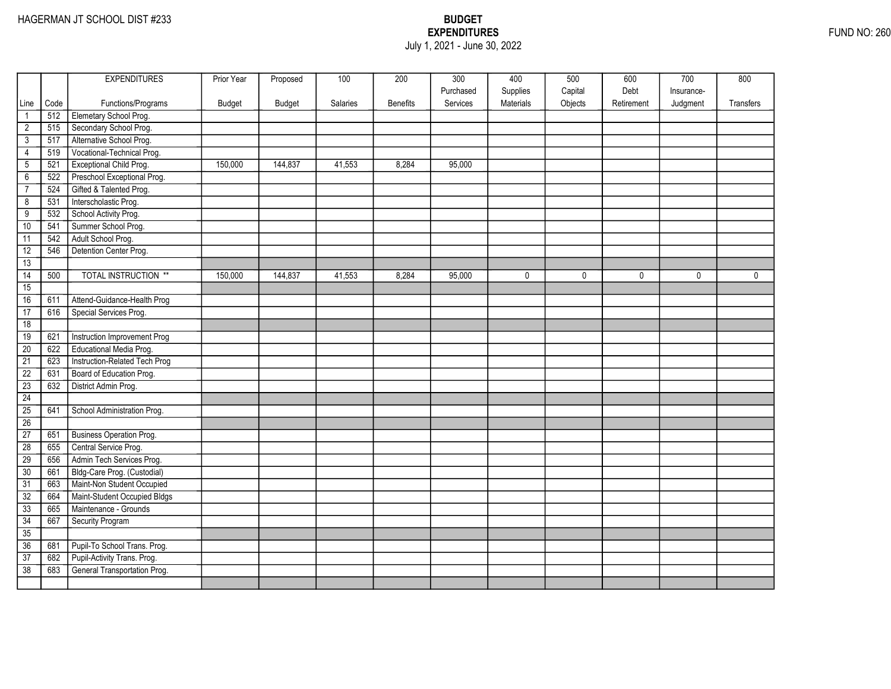HAGERMAN JT SCHOOL DIST #233

# BUDGET
## EXPENDITURES
July 1, 2021 - June 30, 2022

FUND NO: 260

| Line | Code | EXPENDITURES Functions/Programs | Prior Year Budget | Proposed Budget | 100 Salaries | 200 Benefits | 300 Purchased Services | 400 Supplies Materials | 500 Capital Objects | 600 Debt Retirement | 700 Insurance-Judgment | 800 Transfers |
|---|---|---|---|---|---|---|---|---|---|---|---|---|
| 1 | 512 | Elemetary School Prog. | | | | | | | | | | |
| 2 | 515 | Secondary School Prog. | | | | | | | | | | |
| 3 | 517 | Alternative School Prog. | | | | | | | | | | |
| 4 | 519 | Vocational-Technical Prog. | | | | | | | | | | |
| 5 | 521 | Exceptional Child Prog. | 150,000 | 144,837 | 41,553 | 8,284 | 95,000 | | | | | |
| 6 | 522 | Preschool Exceptional Prog. | | | | | | | | | | |
| 7 | 524 | Gifted & Talented Prog. | | | | | | | | | | |
| 8 | 531 | Interscholastic Prog. | | | | | | | | | | |
| 9 | 532 | School Activity Prog. | | | | | | | | | | |
| 10 | 541 | Summer School Prog. | | | | | | | | | | |
| 11 | 542 | Adult School Prog. | | | | | | | | | | |
| 12 | 546 | Detention Center Prog. | | | | | | | | | | |
| 13 | | | | | | | | | | | | |
| 14 | 500 | TOTAL INSTRUCTION ** | 150,000 | 144,837 | 41,553 | 8,284 | 95,000 | 0 | 0 | 0 | 0 | 0 |
| 15 | | | | | | | | | | | | |
| 16 | 611 | Attend-Guidance-Health Prog | | | | | | | | | | |
| 17 | 616 | Special Services Prog. | | | | | | | | | | |
| 18 | | | | | | | | | | | | |
| 19 | 621 | Instruction Improvement Prog | | | | | | | | | | |
| 20 | 622 | Educational Media Prog. | | | | | | | | | | |
| 21 | 623 | Instruction-Related Tech Prog | | | | | | | | | | |
| 22 | 631 | Board of Education Prog. | | | | | | | | | | |
| 23 | 632 | District Admin Prog. | | | | | | | | | | |
| 24 | | | | | | | | | | | | |
| 25 | 641 | School Administration Prog. | | | | | | | | | | |
| 26 | | | | | | | | | | | | |
| 27 | 651 | Business Operation Prog. | | | | | | | | | | |
| 28 | 655 | Central Service Prog. | | | | | | | | | | |
| 29 | 656 | Admin Tech Services Prog. | | | | | | | | | | |
| 30 | 661 | Bldg-Care Prog. (Custodial) | | | | | | | | | | |
| 31 | 663 | Maint-Non Student Occupied | | | | | | | | | | |
| 32 | 664 | Maint-Student Occupied Bldgs | | | | | | | | | | |
| 33 | 665 | Maintenance - Grounds | | | | | | | | | | |
| 34 | 667 | Security Program | | | | | | | | | | |
| 35 | | | | | | | | | | | | |
| 36 | 681 | Pupil-To School Trans. Prog. | | | | | | | | | | |
| 37 | 682 | Pupil-Activity Trans. Prog. | | | | | | | | | | |
| 38 | 683 | General Transportation Prog. | | | | | | | | | | |
| | | | | | | | | | | | | |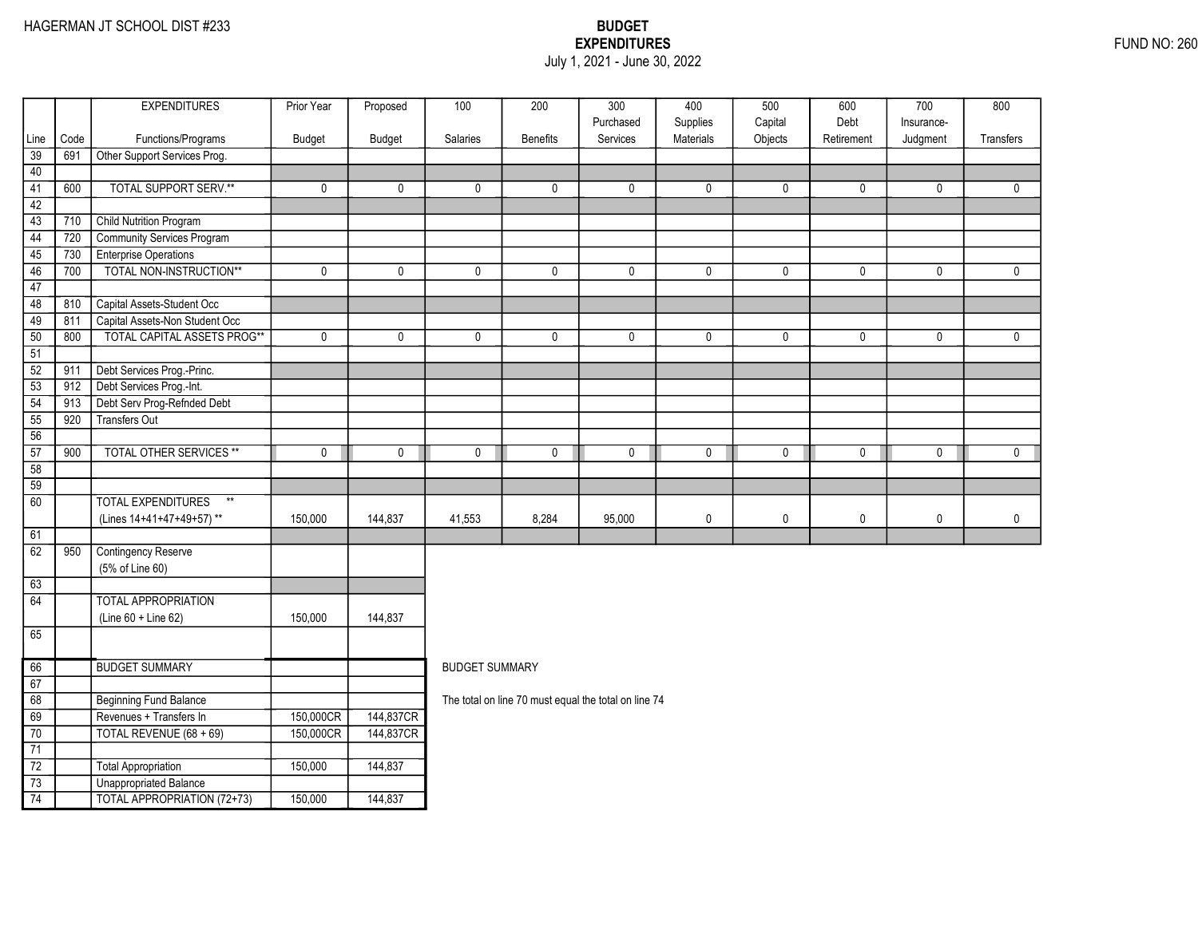HAGERMAN JT SCHOOL DIST #233

**BUDGET**
**EXPENDITURES**
July 1, 2021 - June 30, 2022

FUND NO: 260

| Line | Code | EXPENDITURES Functions/Programs | Prior Year Budget | Proposed Budget | 100 Salaries | 200 Benefits | 300 Purchased Services | 400 Supplies Materials | 500 Capital Objects | 600 Debt Retirement | 700 Insurance-Judgment | 800 Transfers |
|---|---|---|---|---|---|---|---|---|---|---|---|---|
| 39 | 691 | Other Support Services Prog. | | | | | | | | | | |
| 40 | | | | | | | | | | | | |
| 41 | 600 | TOTAL SUPPORT SERV.** | 0 | 0 | 0 | 0 | 0 | 0 | 0 | 0 | 0 | 0 |
| 42 | | | | | | | | | | | | |
| 43 | 710 | Child Nutrition Program | | | | | | | | | | |
| 44 | 720 | Community Services Program | | | | | | | | | | |
| 45 | 730 | Enterprise Operations | | | | | | | | | | |
| 46 | 700 | TOTAL NON-INSTRUCTION** | 0 | 0 | 0 | 0 | 0 | 0 | 0 | 0 | 0 | 0 |
| 47 | | | | | | | | | | | | |
| 48 | 810 | Capital Assets-Student Occ | | | | | | | | | | |
| 49 | 811 | Capital Assets-Non Student Occ | | | | | | | | | | |
| 50 | 800 | TOTAL CAPITAL ASSETS PROG** | 0 | 0 | 0 | 0 | 0 | 0 | 0 | 0 | 0 | 0 |
| 51 | | | | | | | | | | | | |
| 52 | 911 | Debt Services Prog.-Princ. | | | | | | | | | | |
| 53 | 912 | Debt Services Prog.-Int. | | | | | | | | | | |
| 54 | 913 | Debt Serv Prog-Refnded Debt | | | | | | | | | | |
| 55 | 920 | Transfers Out | | | | | | | | | | |
| 56 | | | | | | | | | | | | |
| 57 | 900 | TOTAL OTHER SERVICES ** | 0 | 0 | 0 | 0 | 0 | 0 | 0 | 0 | 0 | 0 |
| 58 | | | | | | | | | | | | |
| 59 | | | | | | | | | | | | |
| 60 | | TOTAL EXPENDITURES ** (Lines 14+41+47+49+57) ** | 150,000 | 144,837 | 41,553 | 8,284 | 95,000 | 0 | 0 | 0 | 0 | 0 |
| 61 | | | | | | | | | | | | |
| 62 | 950 | Contingency Reserve (5% of Line 60) | | | | | | | | | | |
| 63 | | | | | | | | | | | | |
| 64 | | TOTAL APPROPRIATION (Line 60 + Line 62) | 150,000 | 144,837 | | | | | | | | |
| 65 | | | | | | | | | | | | |

| Line | | BUDGET SUMMARY | Prior Year Budget | Proposed Budget |
|---|---|---|---|---|
| 66 | | BUDGET SUMMARY | | |
| 67 | | | | |
| 68 | | Beginning Fund Balance | | |
| 69 | | Revenues + Transfers In | 150,000CR | 144,837CR |
| 70 | | TOTAL REVENUE (68 + 69) | 150,000CR | 144,837CR |
| 71 | | | | |
| 72 | | Total Appropriation | 150,000 | 144,837 |
| 73 | | Unappropriated Balance | | |
| 74 | | TOTAL APPROPRIATION (72+73) | 150,000 | 144,837 |

BUDGET SUMMARY

The total on line 70 must equal the total on line 74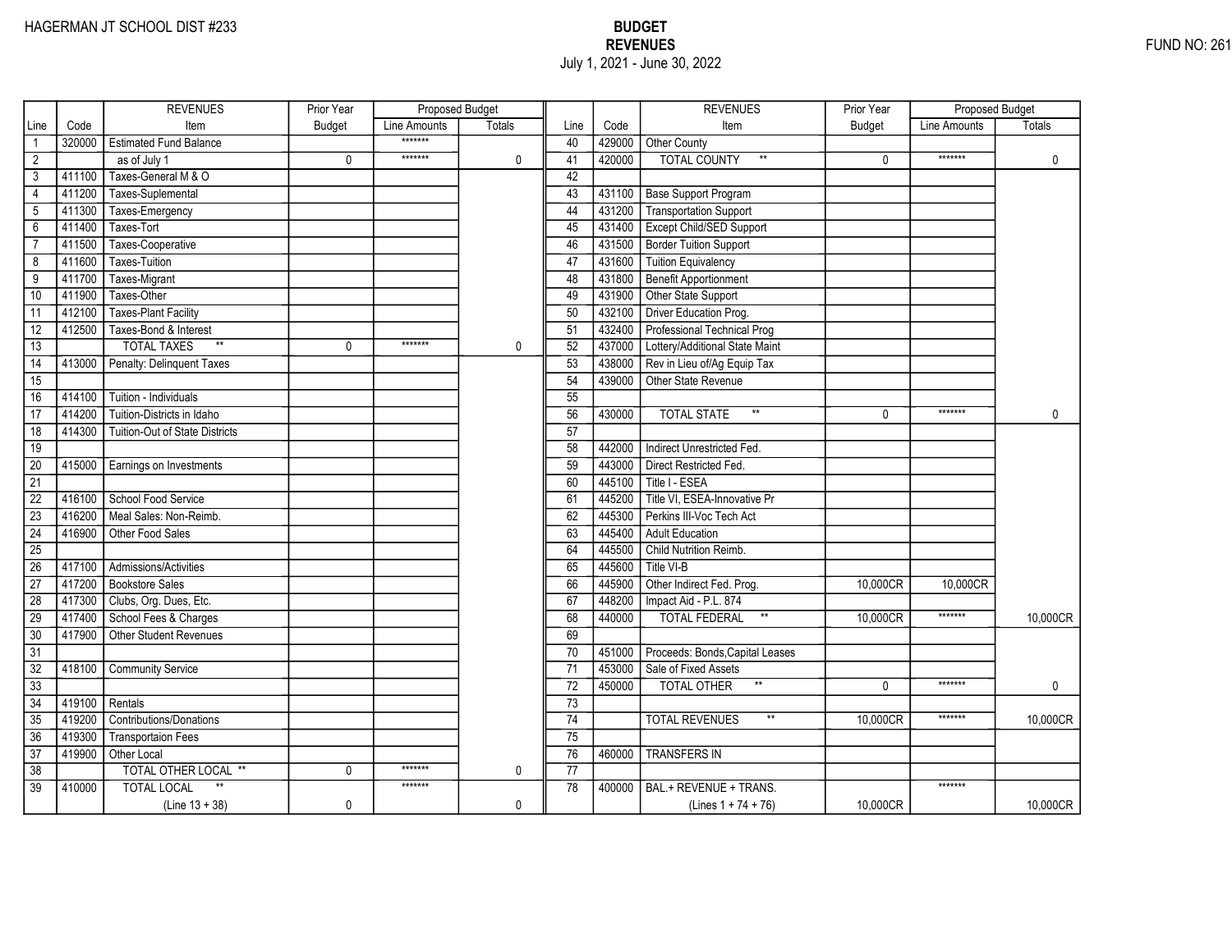HAGERMAN JT SCHOOL DIST #233

FUND NO: 261

# BUDGET
## REVENUES
July 1, 2021 - June 30, 2022

| Line | Code | REVENUES Item | Prior Year Budget | Proposed Budget Line Amounts | Proposed Budget Totals | Line | Code | REVENUES Item | Prior Year Budget | Proposed Budget Line Amounts | Proposed Budget Totals |
|---|---|---|---|---|---|---|---|---|---|---|---|
| 1 | 320000 | Estimated Fund Balance | | ******* | | 40 | 429000 | Other County | | | |
| 2 | | as of July 1 | 0 | ******* | 0 | 41 | 420000 | TOTAL COUNTY ** | 0 | ******* | 0 |
| 3 | 411100 | Taxes-General M & O | | | | 42 | | | | | |
| 4 | 411200 | Taxes-Suplemental | | | | 43 | 431100 | Base Support Program | | | |
| 5 | 411300 | Taxes-Emergency | | | | 44 | 431200 | Transportation Support | | | |
| 6 | 411400 | Taxes-Tort | | | | 45 | 431400 | Except Child/SED Support | | | |
| 7 | 411500 | Taxes-Cooperative | | | | 46 | 431500 | Border Tuition Support | | | |
| 8 | 411600 | Taxes-Tuition | | | | 47 | 431600 | Tuition Equivalency | | | |
| 9 | 411700 | Taxes-Migrant | | | | 48 | 431800 | Benefit Apportionment | | | |
| 10 | 411900 | Taxes-Other | | | | 49 | 431900 | Other State Support | | | |
| 11 | 412100 | Taxes-Plant Facility | | | | 50 | 432100 | Driver Education Prog. | | | |
| 12 | 412500 | Taxes-Bond & Interest | | | | 51 | 432400 | Professional Technical Prog | | | |
| 13 | | TOTAL TAXES ** | 0 | ******* | 0 | 52 | 437000 | Lottery/Additional State Maint | | | |
| 14 | 413000 | Penalty: Delinquent Taxes | | | | 53 | 438000 | Rev in Lieu of/Ag Equip Tax | | | |
| 15 | | | | | | 54 | 439000 | Other State Revenue | | | |
| 16 | 414100 | Tuition - Individuals | | | | 55 | | | | | |
| 17 | 414200 | Tuition-Districts in Idaho | | | | 56 | 430000 | TOTAL STATE ** | 0 | ******* | 0 |
| 18 | 414300 | Tuition-Out of State Districts | | | | 57 | | | | | |
| 19 | | | | | | 58 | 442000 | Indirect Unrestricted Fed. | | | |
| 20 | 415000 | Earnings on Investments | | | | 59 | 443000 | Direct Restricted Fed. | | | |
| 21 | | | | | | 60 | 445100 | Title I - ESEA | | | |
| 22 | 416100 | School Food Service | | | | 61 | 445200 | Title VI, ESEA-Innovative Pr | | | |
| 23 | 416200 | Meal Sales: Non-Reimb. | | | | 62 | 445300 | Perkins III-Voc Tech Act | | | |
| 24 | 416900 | Other Food Sales | | | | 63 | 445400 | Adult Education | | | |
| 25 | | | | | | 64 | 445500 | Child Nutrition Reimb. | | | |
| 26 | 417100 | Admissions/Activities | | | | 65 | 445600 | Title VI-B | | | |
| 27 | 417200 | Bookstore Sales | | | | 66 | 445900 | Other Indirect Fed. Prog. | 10,000CR | 10,000CR | |
| 28 | 417300 | Clubs, Org. Dues, Etc. | | | | 67 | 448200 | Impact Aid - P.L. 874 | | | |
| 29 | 417400 | School Fees & Charges | | | | 68 | 440000 | TOTAL FEDERAL ** | 10,000CR | ******* | 10,000CR |
| 30 | 417900 | Other Student Revenues | | | | 69 | | | | | |
| 31 | | | | | | 70 | 451000 | Proceeds: Bonds,Capital Leases | | | |
| 32 | 418100 | Community Service | | | | 71 | 453000 | Sale of Fixed Assets | | | |
| 33 | | | | | | 72 | 450000 | TOTAL OTHER ** | 0 | ******* | 0 |
| 34 | 419100 | Rentals | | | | 73 | | | | | |
| 35 | 419200 | Contributions/Donations | | | | 74 | | TOTAL REVENUES ** | 10,000CR | ******* | 10,000CR |
| 36 | 419300 | Transportaion Fees | | | | 75 | | | | | |
| 37 | 419900 | Other Local | | | | 76 | 460000 | TRANSFERS IN | | | |
| 38 | | TOTAL OTHER LOCAL ** | 0 | ******* | 0 | 77 | | | | | |
| 39 | 410000 | TOTAL LOCAL ** (Line 13 + 38) | 0 | ******* | 0 | 78 | 400000 | BAL.+ REVENUE + TRANS. (Lines 1 + 74 + 76) | 10,000CR | ******* | 10,000CR |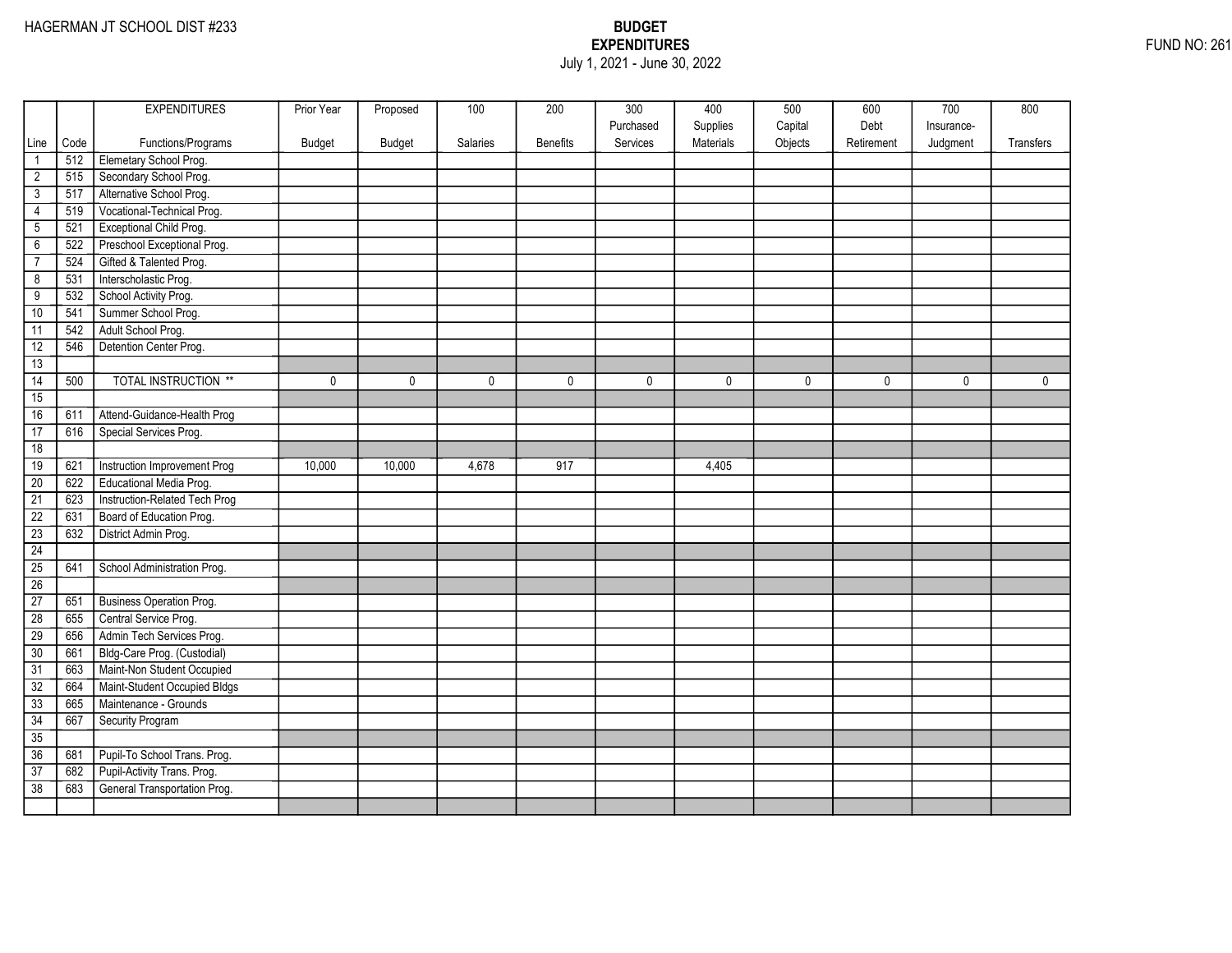HAGERMAN JT SCHOOL DIST #233

**BUDGET**
**EXPENDITURES**
July 1, 2021 - June 30, 2022

FUND NO: 261

| Line | Code | EXPENDITURES Functions/Programs | Prior Year Budget | Proposed Budget | 100 Salaries | 200 Benefits | 300 Purchased Services | 400 Supplies Materials | 500 Capital Objects | 600 Debt Retirement | 700 Insurance-Judgment | 800 Transfers |
|---|---|---|---|---|---|---|---|---|---|---|---|---|
| 1 | 512 | Elemetary School Prog. | | | | | | | | | | |
| 2 | 515 | Secondary School Prog. | | | | | | | | | | |
| 3 | 517 | Alternative School Prog. | | | | | | | | | | |
| 4 | 519 | Vocational-Technical Prog. | | | | | | | | | | |
| 5 | 521 | Exceptional Child Prog. | | | | | | | | | | |
| 6 | 522 | Preschool Exceptional Prog. | | | | | | | | | | |
| 7 | 524 | Gifted & Talented Prog. | | | | | | | | | | |
| 8 | 531 | Interscholastic Prog. | | | | | | | | | | |
| 9 | 532 | School Activity Prog. | | | | | | | | | | |
| 10 | 541 | Summer School Prog. | | | | | | | | | | |
| 11 | 542 | Adult School Prog. | | | | | | | | | | |
| 12 | 546 | Detention Center Prog. | | | | | | | | | | |
| 13 | | | | | | | | | | | | |
| 14 | 500 | TOTAL INSTRUCTION ** | 0 | 0 | 0 | 0 | 0 | 0 | 0 | 0 | 0 | 0 |
| 15 | | | | | | | | | | | | |
| 16 | 611 | Attend-Guidance-Health Prog | | | | | | | | | | |
| 17 | 616 | Special Services Prog. | | | | | | | | | | |
| 18 | | | | | | | | | | | | |
| 19 | 621 | Instruction Improvement Prog | 10,000 | 10,000 | 4,678 | 917 | | 4,405 | | | | |
| 20 | 622 | Educational Media Prog. | | | | | | | | | | |
| 21 | 623 | Instruction-Related Tech Prog | | | | | | | | | | |
| 22 | 631 | Board of Education Prog. | | | | | | | | | | |
| 23 | 632 | District Admin Prog. | | | | | | | | | | |
| 24 | | | | | | | | | | | | |
| 25 | 641 | School Administration Prog. | | | | | | | | | | |
| 26 | | | | | | | | | | | | |
| 27 | 651 | Business Operation Prog. | | | | | | | | | | |
| 28 | 655 | Central Service Prog. | | | | | | | | | | |
| 29 | 656 | Admin Tech Services Prog. | | | | | | | | | | |
| 30 | 661 | Bldg-Care Prog. (Custodial) | | | | | | | | | | |
| 31 | 663 | Maint-Non Student Occupied | | | | | | | | | | |
| 32 | 664 | Maint-Student Occupied Bldgs | | | | | | | | | | |
| 33 | 665 | Maintenance - Grounds | | | | | | | | | | |
| 34 | 667 | Security Program | | | | | | | | | | |
| 35 | | | | | | | | | | | | |
| 36 | 681 | Pupil-To School Trans. Prog. | | | | | | | | | | |
| 37 | 682 | Pupil-Activity Trans. Prog. | | | | | | | | | | |
| 38 | 683 | General Transportation Prog. | | | | | | | | | | |
| | | | | | | | | | | | | |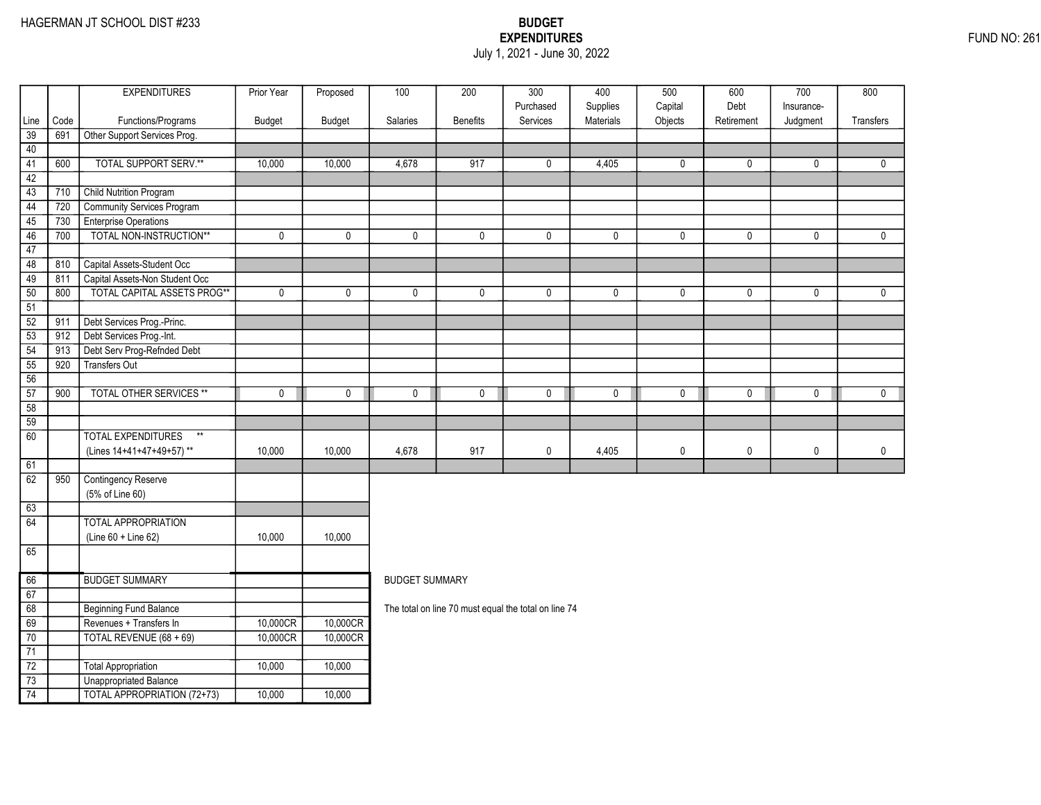HAGERMAN JT SCHOOL DIST #233

**BUDGET**
**EXPENDITURES**
July 1, 2021 - June 30, 2022

FUND NO: 261

| Line | Code | EXPENDITURES Functions/Programs | Prior Year Budget | Proposed Budget | 100 Salaries | 200 Benefits | 300 Purchased Services | 400 Supplies Materials | 500 Capital Objects | 600 Debt Retirement | 700 Insurance-Judgment | 800 Transfers |
|---|---|---|---|---|---|---|---|---|---|---|---|---|
| 39 | 691 | Other Support Services Prog. | | | | | | | | | | |
| 40 | | | | | | | | | | | | |
| 41 | 600 | TOTAL SUPPORT SERV.** | 10,000 | 10,000 | 4,678 | 917 | 0 | 4,405 | 0 | 0 | 0 | 0 |
| 42 | | | | | | | | | | | | |
| 43 | 710 | Child Nutrition Program | | | | | | | | | | |
| 44 | 720 | Community Services Program | | | | | | | | | | |
| 45 | 730 | Enterprise Operations | | | | | | | | | | |
| 46 | 700 | TOTAL NON-INSTRUCTION** | 0 | 0 | 0 | 0 | 0 | 0 | 0 | 0 | 0 | 0 |
| 47 | | | | | | | | | | | | |
| 48 | 810 | Capital Assets-Student Occ | | | | | | | | | | |
| 49 | 811 | Capital Assets-Non Student Occ | | | | | | | | | | |
| 50 | 800 | TOTAL CAPITAL ASSETS PROG** | 0 | 0 | 0 | 0 | 0 | 0 | 0 | 0 | 0 | 0 |
| 51 | | | | | | | | | | | | |
| 52 | 911 | Debt Services Prog.-Princ. | | | | | | | | | | |
| 53 | 912 | Debt Services Prog.-Int. | | | | | | | | | | |
| 54 | 913 | Debt Serv Prog-Refnded Debt | | | | | | | | | | |
| 55 | 920 | Transfers Out | | | | | | | | | | |
| 56 | | | | | | | | | | | | |
| 57 | 900 | TOTAL OTHER SERVICES ** | 0 | 0 | 0 | 0 | 0 | 0 | 0 | 0 | 0 | 0 |
| 58 | | | | | | | | | | | | |
| 59 | | | | | | | | | | | | |
| 60 | | TOTAL EXPENDITURES ** (Lines 14+41+47+49+57) ** | 10,000 | 10,000 | 4,678 | 917 | 0 | 4,405 | 0 | 0 | 0 | 0 |
| 61 | | | | | | | | | | | | |
| 62 | 950 | Contingency Reserve (5% of Line 60) | | | | | | | | | | |
| 63 | | | | | | | | | | | | |
| 64 | | TOTAL APPROPRIATION (Line 60 + Line 62) | 10,000 | 10,000 | | | | | | | | |
| 65 | | | | | | | | | | | | |

| Line | | | Prior Year | Proposed |
|---|---|---|---|---|
| 66 | | BUDGET SUMMARY | | |
| 67 | | | | |
| 68 | | Beginning Fund Balance | | |
| 69 | | Revenues + Transfers In | 10,000CR | 10,000CR |
| 70 | | TOTAL REVENUE (68 + 69) | 10,000CR | 10,000CR |
| 71 | | | | |
| 72 | | Total Appropriation | 10,000 | 10,000 |
| 73 | | Unappropriated Balance | | |
| 74 | | TOTAL APPROPRIATION (72+73) | 10,000 | 10,000 |

BUDGET SUMMARY

The total on line 70 must equal the total on line 74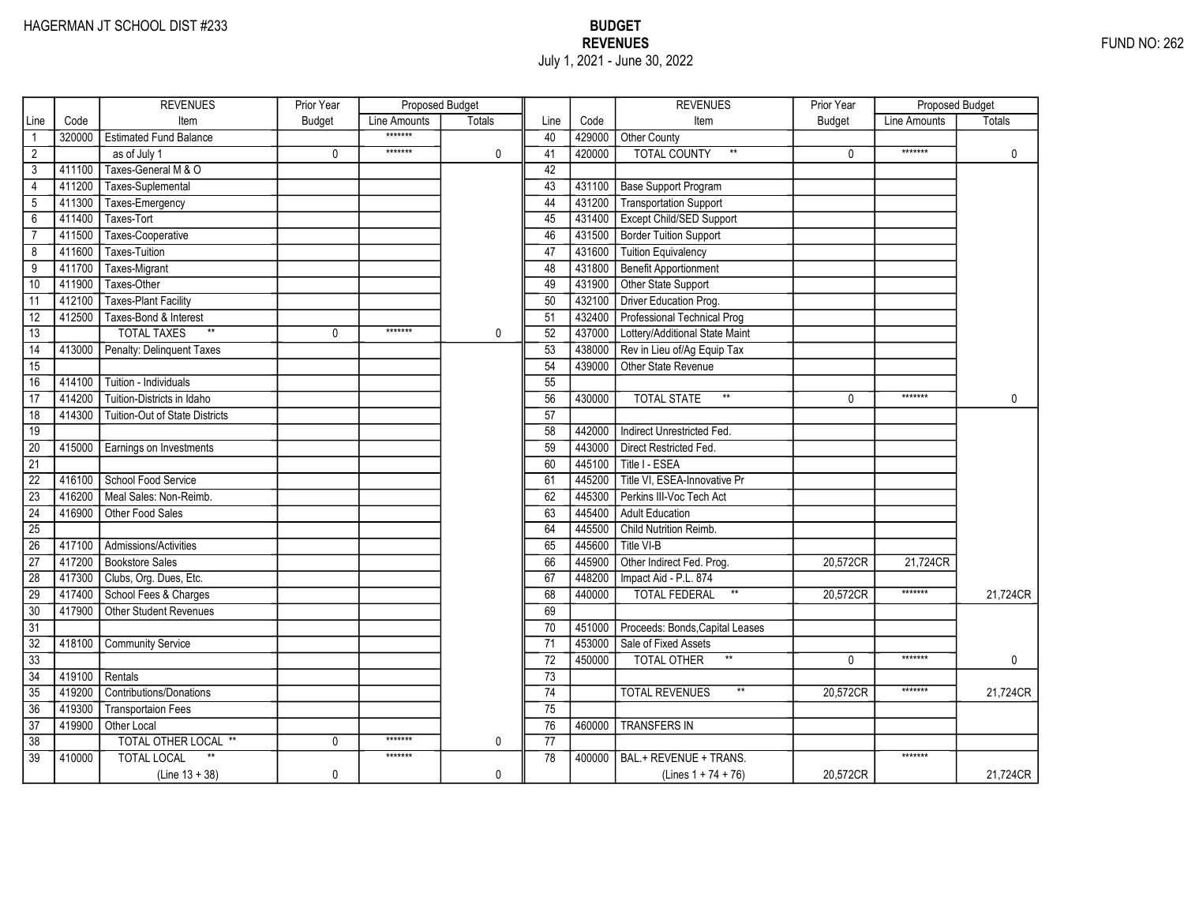HAGERMAN JT SCHOOL DIST #233

**BUDGET**
**REVENUES**
July 1, 2021 - June 30, 2022

FUND NO: 262

| Line | Code | REVENUES Item | Prior Year Budget | Proposed Budget Line Amounts | Proposed Budget Totals | Line | Code | REVENUES Item | Prior Year Budget | Proposed Budget Line Amounts | Proposed Budget Totals |
|---|---|---|---|---|---|---|---|---|---|---|---|
| 1 | 320000 | Estimated Fund Balance | | ******* | | 40 | 429000 | Other County | | | |
| 2 | | as of July 1 | 0 | ******* | 0 | 41 | 420000 | TOTAL COUNTY ** | 0 | ******* | 0 |
| 3 | 411100 | Taxes-General M & O | | | | 42 | | | | | |
| 4 | 411200 | Taxes-Suplemental | | | | 43 | 431100 | Base Support Program | | | |
| 5 | 411300 | Taxes-Emergency | | | | 44 | 431200 | Transportation Support | | | |
| 6 | 411400 | Taxes-Tort | | | | 45 | 431400 | Except Child/SED Support | | | |
| 7 | 411500 | Taxes-Cooperative | | | | 46 | 431500 | Border Tuition Support | | | |
| 8 | 411600 | Taxes-Tuition | | | | 47 | 431600 | Tuition Equivalency | | | |
| 9 | 411700 | Taxes-Migrant | | | | 48 | 431800 | Benefit Apportionment | | | |
| 10 | 411900 | Taxes-Other | | | | 49 | 431900 | Other State Support | | | |
| 11 | 412100 | Taxes-Plant Facility | | | | 50 | 432100 | Driver Education Prog. | | | |
| 12 | 412500 | Taxes-Bond & Interest | | | | 51 | 432400 | Professional Technical Prog | | | |
| 13 | | TOTAL TAXES ** | 0 | ******* | 0 | 52 | 437000 | Lottery/Additional State Maint | | | |
| 14 | 413000 | Penalty: Delinquent Taxes | | | | 53 | 438000 | Rev in Lieu of/Ag Equip Tax | | | |
| 15 | | | | | | 54 | 439000 | Other State Revenue | | | |
| 16 | 414100 | Tuition - Individuals | | | | 55 | | | | | |
| 17 | 414200 | Tuition-Districts in Idaho | | | | 56 | 430000 | TOTAL STATE ** | 0 | ******* | 0 |
| 18 | 414300 | Tuition-Out of State Districts | | | | 57 | | | | | |
| 19 | | | | | | 58 | 442000 | Indirect Unrestricted Fed. | | | |
| 20 | 415000 | Earnings on Investments | | | | 59 | 443000 | Direct Restricted Fed. | | | |
| 21 | | | | | | 60 | 445100 | Title I - ESEA | | | |
| 22 | 416100 | School Food Service | | | | 61 | 445200 | Title VI, ESEA-Innovative Pr | | | |
| 23 | 416200 | Meal Sales: Non-Reimb. | | | | 62 | 445300 | Perkins III-Voc Tech Act | | | |
| 24 | 416900 | Other Food Sales | | | | 63 | 445400 | Adult Education | | | |
| 25 | | | | | | 64 | 445500 | Child Nutrition Reimb. | | | |
| 26 | 417100 | Admissions/Activities | | | | 65 | 445600 | Title VI-B | | | |
| 27 | 417200 | Bookstore Sales | | | | 66 | 445900 | Other Indirect Fed. Prog. | 20,572CR | 21,724CR | |
| 28 | 417300 | Clubs, Org. Dues, Etc. | | | | 67 | 448200 | Impact Aid - P.L. 874 | | | |
| 29 | 417400 | School Fees & Charges | | | | 68 | 440000 | TOTAL FEDERAL ** | 20,572CR | ******* | 21,724CR |
| 30 | 417900 | Other Student Revenues | | | | 69 | | | | | |
| 31 | | | | | | 70 | 451000 | Proceeds: Bonds,Capital Leases | | | |
| 32 | 418100 | Community Service | | | | 71 | 453000 | Sale of Fixed Assets | | | |
| 33 | | | | | | 72 | 450000 | TOTAL OTHER ** | 0 | ******* | 0 |
| 34 | 419100 | Rentals | | | | 73 | | | | | |
| 35 | 419200 | Contributions/Donations | | | | 74 | | TOTAL REVENUES ** | 20,572CR | ******* | 21,724CR |
| 36 | 419300 | Transportaion Fees | | | | 75 | | | | | |
| 37 | 419900 | Other Local | | | | 76 | 460000 | TRANSFERS IN | | | |
| 38 | | TOTAL OTHER LOCAL ** | 0 | ******* | 0 | 77 | | | | | |
| 39 | 410000 | TOTAL LOCAL ** (Line 13 + 38) | 0 | ******* | 0 | 78 | 400000 | BAL.+ REVENUE + TRANS. (Lines 1 + 74 + 76) | 20,572CR | ******* | 21,724CR |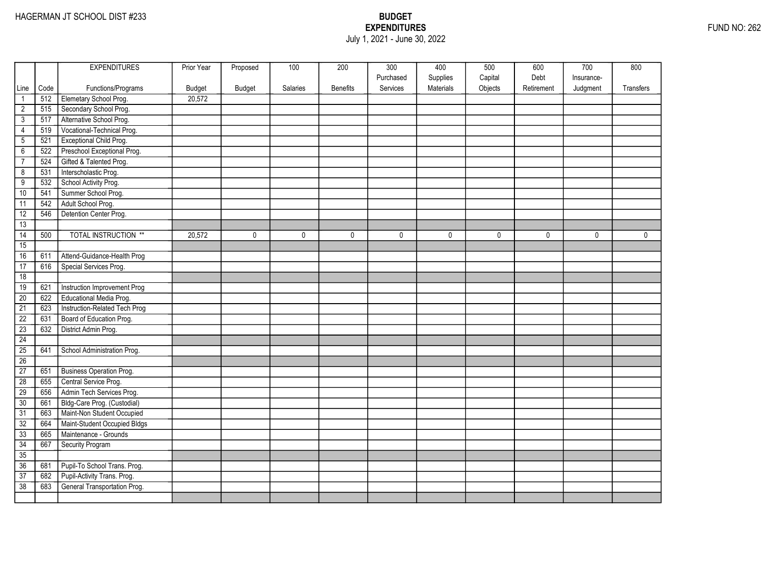HAGERMAN JT SCHOOL DIST #233

**BUDGET**
**EXPENDITURES**
July 1, 2021 - June 30, 2022

FUND NO: 262

| Line | Code | EXPENDITURES Functions/Programs | Prior Year Budget | Proposed Budget | 100 Salaries | 200 Benefits | 300 Purchased Services | 400 Supplies Materials | 500 Capital Objects | 600 Debt Retirement | 700 Insurance-Judgment | 800 Transfers |
|---|---|---|---|---|---|---|---|---|---|---|---|---|
| 1 | 512 | Elemetary School Prog. | 20,572 | | | | | | | | | |
| 2 | 515 | Secondary School Prog. | | | | | | | | | | |
| 3 | 517 | Alternative School Prog. | | | | | | | | | | |
| 4 | 519 | Vocational-Technical Prog. | | | | | | | | | | |
| 5 | 521 | Exceptional Child Prog. | | | | | | | | | | |
| 6 | 522 | Preschool Exceptional Prog. | | | | | | | | | | |
| 7 | 524 | Gifted & Talented Prog. | | | | | | | | | | |
| 8 | 531 | Interscholastic Prog. | | | | | | | | | | |
| 9 | 532 | School Activity Prog. | | | | | | | | | | |
| 10 | 541 | Summer School Prog. | | | | | | | | | | |
| 11 | 542 | Adult School Prog. | | | | | | | | | | |
| 12 | 546 | Detention Center Prog. | | | | | | | | | | |
| 13 | | | | | | | | | | | | |
| 14 | 500 | TOTAL INSTRUCTION ** | 20,572 | 0 | 0 | 0 | 0 | 0 | 0 | 0 | 0 | 0 |
| 15 | | | | | | | | | | | | |
| 16 | 611 | Attend-Guidance-Health Prog | | | | | | | | | | |
| 17 | 616 | Special Services Prog. | | | | | | | | | | |
| 18 | | | | | | | | | | | | |
| 19 | 621 | Instruction Improvement Prog | | | | | | | | | | |
| 20 | 622 | Educational Media Prog. | | | | | | | | | | |
| 21 | 623 | Instruction-Related Tech Prog | | | | | | | | | | |
| 22 | 631 | Board of Education Prog. | | | | | | | | | | |
| 23 | 632 | District Admin Prog. | | | | | | | | | | |
| 24 | | | | | | | | | | | | |
| 25 | 641 | School Administration Prog. | | | | | | | | | | |
| 26 | | | | | | | | | | | | |
| 27 | 651 | Business Operation Prog. | | | | | | | | | | |
| 28 | 655 | Central Service Prog. | | | | | | | | | | |
| 29 | 656 | Admin Tech Services Prog. | | | | | | | | | | |
| 30 | 661 | Bldg-Care Prog. (Custodial) | | | | | | | | | | |
| 31 | 663 | Maint-Non Student Occupied | | | | | | | | | | |
| 32 | 664 | Maint-Student Occupied Bldgs | | | | | | | | | | |
| 33 | 665 | Maintenance - Grounds | | | | | | | | | | |
| 34 | 667 | Security Program | | | | | | | | | | |
| 35 | | | | | | | | | | | | |
| 36 | 681 | Pupil-To School Trans. Prog. | | | | | | | | | | |
| 37 | 682 | Pupil-Activity Trans. Prog. | | | | | | | | | | |
| 38 | 683 | General Transportation Prog. | | | | | | | | | | |
| | | | | | | | | | | | | |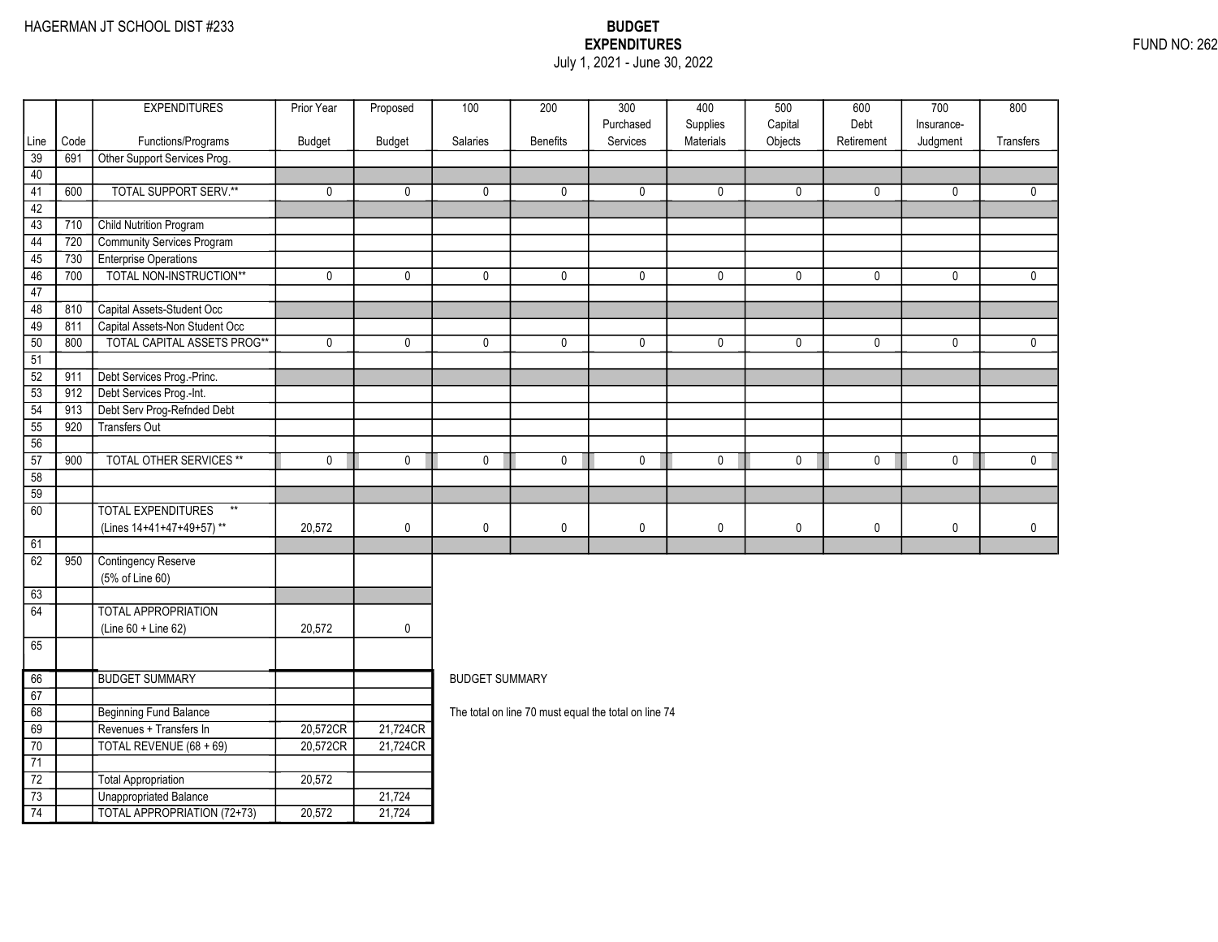HAGERMAN JT SCHOOL DIST #233

**BUDGET**
**EXPENDITURES**
July 1, 2021 - June 30, 2022

FUND NO: 262

| Line | Code | EXPENDITURES Functions/Programs | Prior Year Budget | Proposed Budget | 100 Salaries | 200 Benefits | 300 Purchased Services | 400 Supplies Materials | 500 Capital Objects | 600 Debt Retirement | 700 Insurance-Judgment | 800 Transfers |
|---|---|---|---|---|---|---|---|---|---|---|---|---|
| 39 | 691 | Other Support Services Prog. | | | | | | | | | | |
| 40 | | | | | | | | | | | | |
| 41 | 600 | TOTAL SUPPORT SERV.** | 0 | 0 | 0 | 0 | 0 | 0 | 0 | 0 | 0 | 0 |
| 42 | | | | | | | | | | | | |
| 43 | 710 | Child Nutrition Program | | | | | | | | | | |
| 44 | 720 | Community Services Program | | | | | | | | | | |
| 45 | 730 | Enterprise Operations | | | | | | | | | | |
| 46 | 700 | TOTAL NON-INSTRUCTION** | 0 | 0 | 0 | 0 | 0 | 0 | 0 | 0 | 0 | 0 |
| 47 | | | | | | | | | | | | |
| 48 | 810 | Capital Assets-Student Occ | | | | | | | | | | |
| 49 | 811 | Capital Assets-Non Student Occ | | | | | | | | | | |
| 50 | 800 | TOTAL CAPITAL ASSETS PROG** | 0 | 0 | 0 | 0 | 0 | 0 | 0 | 0 | 0 | 0 |
| 51 | | | | | | | | | | | | |
| 52 | 911 | Debt Services Prog.-Princ. | | | | | | | | | | |
| 53 | 912 | Debt Services Prog.-Int. | | | | | | | | | | |
| 54 | 913 | Debt Serv Prog-Refnded Debt | | | | | | | | | | |
| 55 | 920 | Transfers Out | | | | | | | | | | |
| 56 | | | | | | | | | | | | |
| 57 | 900 | TOTAL OTHER SERVICES ** | 0 | 0 | 0 | 0 | 0 | 0 | 0 | 0 | 0 | 0 |
| 58 | | | | | | | | | | | | |
| 59 | | | | | | | | | | | | |
| 60 | | TOTAL EXPENDITURES ** (Lines 14+41+47+49+57) ** | 20,572 | 0 | 0 | 0 | 0 | 0 | 0 | 0 | 0 | 0 |
| 61 | | | | | | | | | | | | |
| 62 | 950 | Contingency Reserve (5% of Line 60) | | | | | | | | | | |
| 63 | | | | | | | | | | | | |
| 64 | | TOTAL APPROPRIATION (Line 60 + Line 62) | 20,572 | 0 | | | | | | | | |
| 65 | | | | | | | | | | | | |

| Line | Code | | Prior Year Budget | Proposed Budget |
|---|---|---|---|---|
| 66 | | BUDGET SUMMARY | | |
| 67 | | | | |
| 68 | | Beginning Fund Balance | | |
| 69 | | Revenues + Transfers In | 20,572CR | 21,724CR |
| 70 | | TOTAL REVENUE (68 + 69) | 20,572CR | 21,724CR |
| 71 | | | | |
| 72 | | Total Appropriation | 20,572 | |
| 73 | | Unappropriated Balance | | 21,724 |
| 74 | | TOTAL APPROPRIATION (72+73) | 20,572 | 21,724 |

BUDGET SUMMARY

The total on line 70 must equal the total on line 74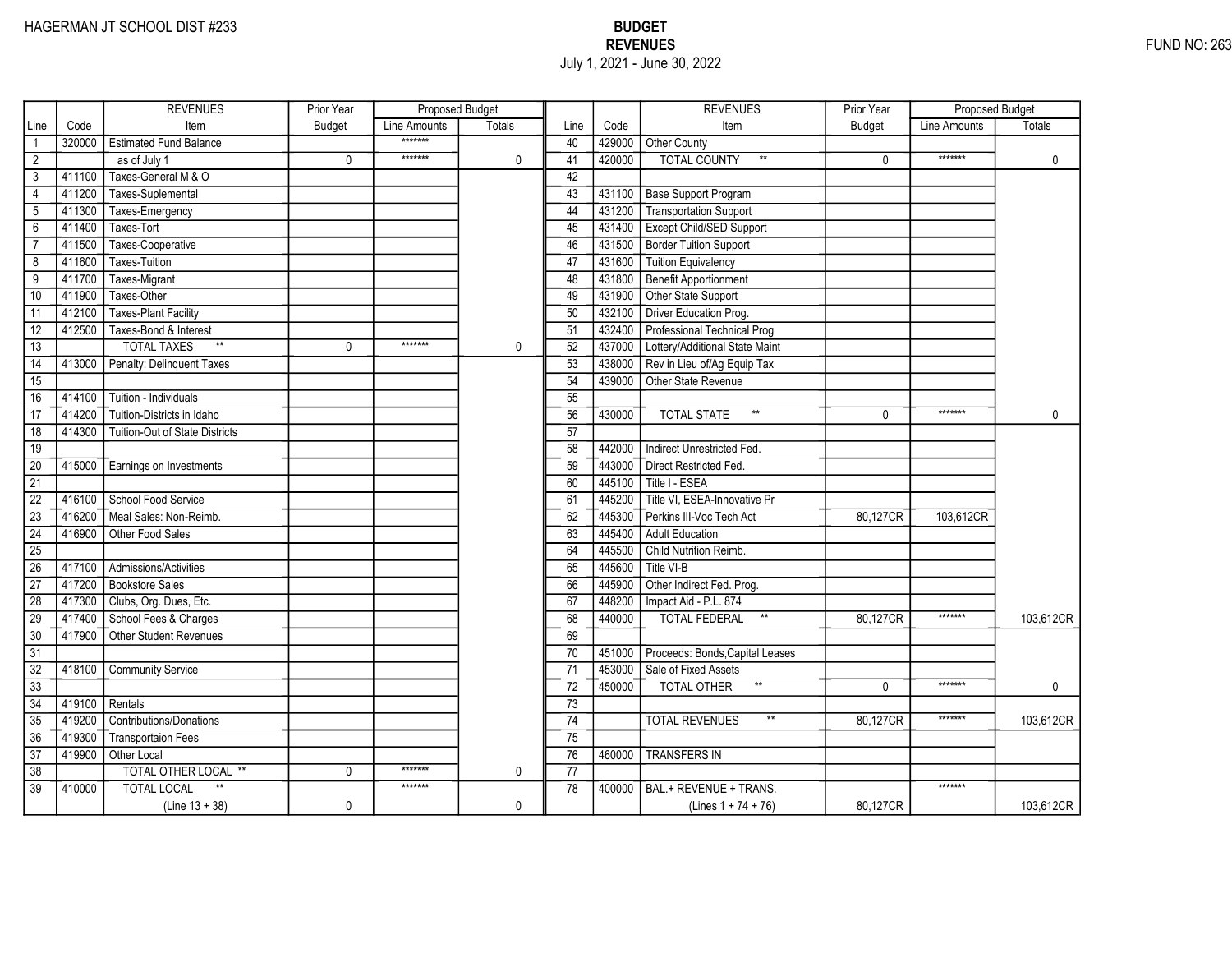HAGERMAN JT SCHOOL DIST #233

**BUDGET**
**REVENUES**
July 1, 2021 - June 30, 2022

FUND NO: 263

| Line | Code | REVENUES Item | Prior Year Budget | Proposed Budget Line Amounts | Proposed Budget Totals | Line | Code | REVENUES Item | Prior Year Budget | Proposed Budget Line Amounts | Proposed Budget Totals |
|---|---|---|---|---|---|---|---|---|---|---|---|
| 1 | 320000 | Estimated Fund Balance | | ******* | | 40 | 429000 | Other County | | | |
| 2 | | as of July 1 | 0 | ******* | 0 | 41 | 420000 | TOTAL COUNTY ** | 0 | ******* | 0 |
| 3 | 411100 | Taxes-General M & O | | | | 42 | | | | | |
| 4 | 411200 | Taxes-Suplemental | | | | 43 | 431100 | Base Support Program | | | |
| 5 | 411300 | Taxes-Emergency | | | | 44 | 431200 | Transportation Support | | | |
| 6 | 411400 | Taxes-Tort | | | | 45 | 431400 | Except Child/SED Support | | | |
| 7 | 411500 | Taxes-Cooperative | | | | 46 | 431500 | Border Tuition Support | | | |
| 8 | 411600 | Taxes-Tuition | | | | 47 | 431600 | Tuition Equivalency | | | |
| 9 | 411700 | Taxes-Migrant | | | | 48 | 431800 | Benefit Apportionment | | | |
| 10 | 411900 | Taxes-Other | | | | 49 | 431900 | Other State Support | | | |
| 11 | 412100 | Taxes-Plant Facility | | | | 50 | 432100 | Driver Education Prog. | | | |
| 12 | 412500 | Taxes-Bond & Interest | | | | 51 | 432400 | Professional Technical Prog | | | |
| 13 | | TOTAL TAXES ** | 0 | ******* | 0 | 52 | 437000 | Lottery/Additional State Maint | | | |
| 14 | 413000 | Penalty: Delinquent Taxes | | | | 53 | 438000 | Rev in Lieu of/Ag Equip Tax | | | |
| 15 | | | | | | 54 | 439000 | Other State Revenue | | | |
| 16 | 414100 | Tuition - Individuals | | | | 55 | | | | | |
| 17 | 414200 | Tuition-Districts in Idaho | | | | 56 | 430000 | TOTAL STATE ** | 0 | ******* | 0 |
| 18 | 414300 | Tuition-Out of State Districts | | | | 57 | | | | | |
| 19 | | | | | | 58 | 442000 | Indirect Unrestricted Fed. | | | |
| 20 | 415000 | Earnings on Investments | | | | 59 | 443000 | Direct Restricted Fed. | | | |
| 21 | | | | | | 60 | 445100 | Title I - ESEA | | | |
| 22 | 416100 | School Food Service | | | | 61 | 445200 | Title VI, ESEA-Innovative Pr | | | |
| 23 | 416200 | Meal Sales: Non-Reimb. | | | | 62 | 445300 | Perkins III-Voc Tech Act | 80,127CR | 103,612CR | |
| 24 | 416900 | Other Food Sales | | | | 63 | 445400 | Adult Education | | | |
| 25 | | | | | | 64 | 445500 | Child Nutrition Reimb. | | | |
| 26 | 417100 | Admissions/Activities | | | | 65 | 445600 | Title VI-B | | | |
| 27 | 417200 | Bookstore Sales | | | | 66 | 445900 | Other Indirect Fed. Prog. | | | |
| 28 | 417300 | Clubs, Org. Dues, Etc. | | | | 67 | 448200 | Impact Aid - P.L. 874 | | | |
| 29 | 417400 | School Fees & Charges | | | | 68 | 440000 | TOTAL FEDERAL ** | 80,127CR | ******* | 103,612CR |
| 30 | 417900 | Other Student Revenues | | | | 69 | | | | | |
| 31 | | | | | | 70 | 451000 | Proceeds: Bonds,Capital Leases | | | |
| 32 | 418100 | Community Service | | | | 71 | 453000 | Sale of Fixed Assets | | | |
| 33 | | | | | | 72 | 450000 | TOTAL OTHER ** | 0 | ******* | 0 |
| 34 | 419100 | Rentals | | | | 73 | | | | | |
| 35 | 419200 | Contributions/Donations | | | | 74 | | TOTAL REVENUES ** | 80,127CR | ******* | 103,612CR |
| 36 | 419300 | Transportaion Fees | | | | 75 | | | | | |
| 37 | 419900 | Other Local | | | | 76 | 460000 | TRANSFERS IN | | | |
| 38 | | TOTAL OTHER LOCAL ** | 0 | ******* | 0 | 77 | | | | | |
| 39 | 410000 | TOTAL LOCAL ** (Line 13 + 38) | 0 | ******* | 0 | 78 | 400000 | BAL.+ REVENUE + TRANS. (Lines 1 + 74 + 76) | 80,127CR | ******* | 103,612CR |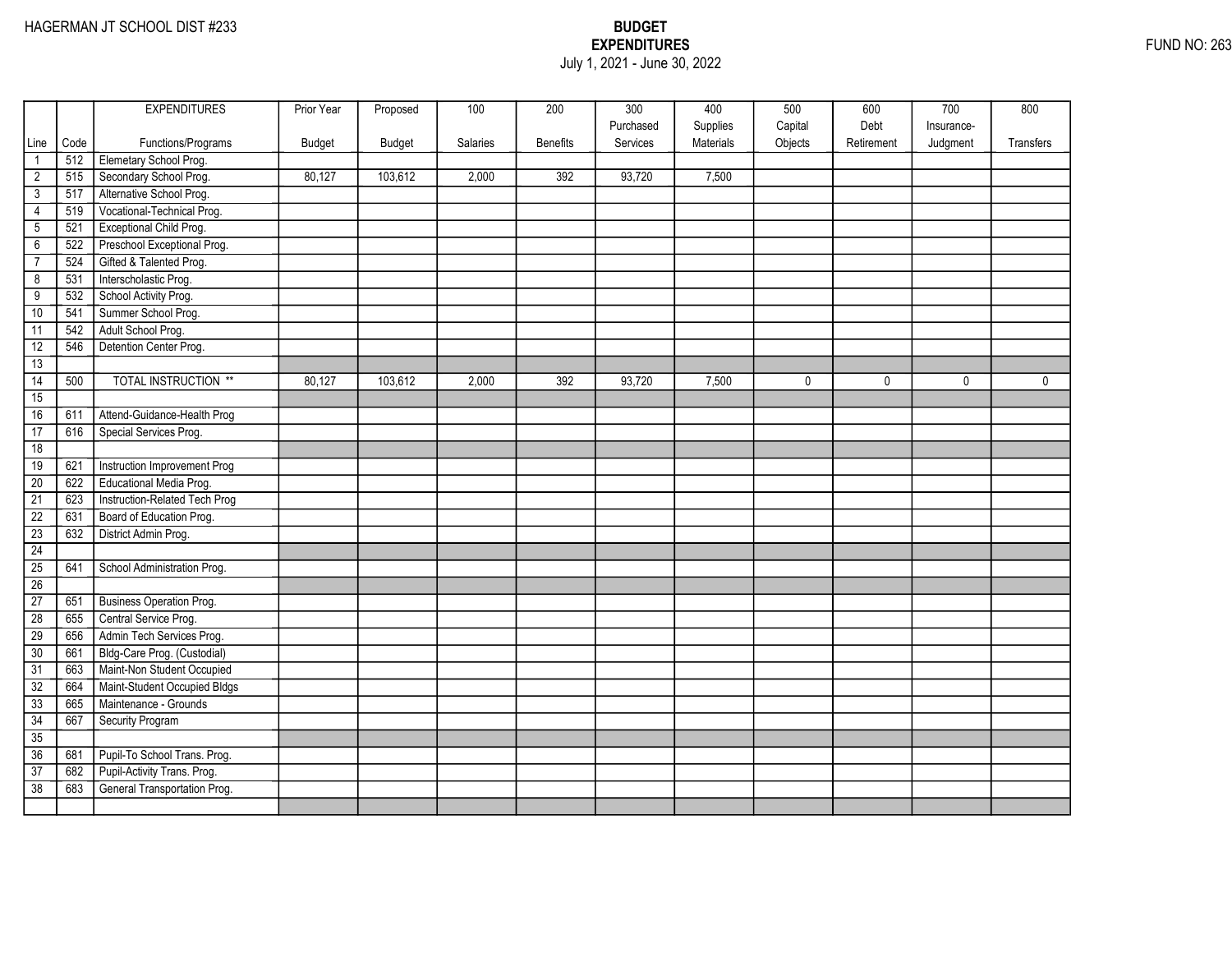HAGERMAN JT SCHOOL DIST #233

**BUDGET**
**EXPENDITURES**
July 1, 2021 - June 30, 2022

FUND NO: 263

| Line | Code | EXPENDITURES Functions/Programs | Prior Year Budget | Proposed Budget | 100 Salaries | 200 Benefits | 300 Purchased Services | 400 Supplies Materials | 500 Capital Objects | 600 Debt Retirement | 700 Insurance-Judgment | 800 Transfers |
|---|---|---|---|---|---|---|---|---|---|---|---|---|
| 1 | 512 | Elemetary School Prog. | | | | | | | | | | |
| 2 | 515 | Secondary School Prog. | 80,127 | 103,612 | 2,000 | 392 | 93,720 | 7,500 | | | | |
| 3 | 517 | Alternative School Prog. | | | | | | | | | | |
| 4 | 519 | Vocational-Technical Prog. | | | | | | | | | | |
| 5 | 521 | Exceptional Child Prog. | | | | | | | | | | |
| 6 | 522 | Preschool Exceptional Prog. | | | | | | | | | | |
| 7 | 524 | Gifted & Talented Prog. | | | | | | | | | | |
| 8 | 531 | Interscholastic Prog. | | | | | | | | | | |
| 9 | 532 | School Activity Prog. | | | | | | | | | | |
| 10 | 541 | Summer School Prog. | | | | | | | | | | |
| 11 | 542 | Adult School Prog. | | | | | | | | | | |
| 12 | 546 | Detention Center Prog. | | | | | | | | | | |
| 13 | | | | | | | | | | | | |
| 14 | 500 | TOTAL INSTRUCTION ** | 80,127 | 103,612 | 2,000 | 392 | 93,720 | 7,500 | 0 | 0 | 0 | 0 |
| 15 | | | | | | | | | | | | |
| 16 | 611 | Attend-Guidance-Health Prog | | | | | | | | | | |
| 17 | 616 | Special Services Prog. | | | | | | | | | | |
| 18 | | | | | | | | | | | | |
| 19 | 621 | Instruction Improvement Prog | | | | | | | | | | |
| 20 | 622 | Educational Media Prog. | | | | | | | | | | |
| 21 | 623 | Instruction-Related Tech Prog | | | | | | | | | | |
| 22 | 631 | Board of Education Prog. | | | | | | | | | | |
| 23 | 632 | District Admin Prog. | | | | | | | | | | |
| 24 | | | | | | | | | | | | |
| 25 | 641 | School Administration Prog. | | | | | | | | | | |
| 26 | | | | | | | | | | | | |
| 27 | 651 | Business Operation Prog. | | | | | | | | | | |
| 28 | 655 | Central Service Prog. | | | | | | | | | | |
| 29 | 656 | Admin Tech Services Prog. | | | | | | | | | | |
| 30 | 661 | Bldg-Care Prog. (Custodial) | | | | | | | | | | |
| 31 | 663 | Maint-Non Student Occupied | | | | | | | | | | |
| 32 | 664 | Maint-Student Occupied Bldgs | | | | | | | | | | |
| 33 | 665 | Maintenance - Grounds | | | | | | | | | | |
| 34 | 667 | Security Program | | | | | | | | | | |
| 35 | | | | | | | | | | | | |
| 36 | 681 | Pupil-To School Trans. Prog. | | | | | | | | | | |
| 37 | 682 | Pupil-Activity Trans. Prog. | | | | | | | | | | |
| 38 | 683 | General Transportation Prog. | | | | | | | | | | |
| | | | | | | | | | | | | |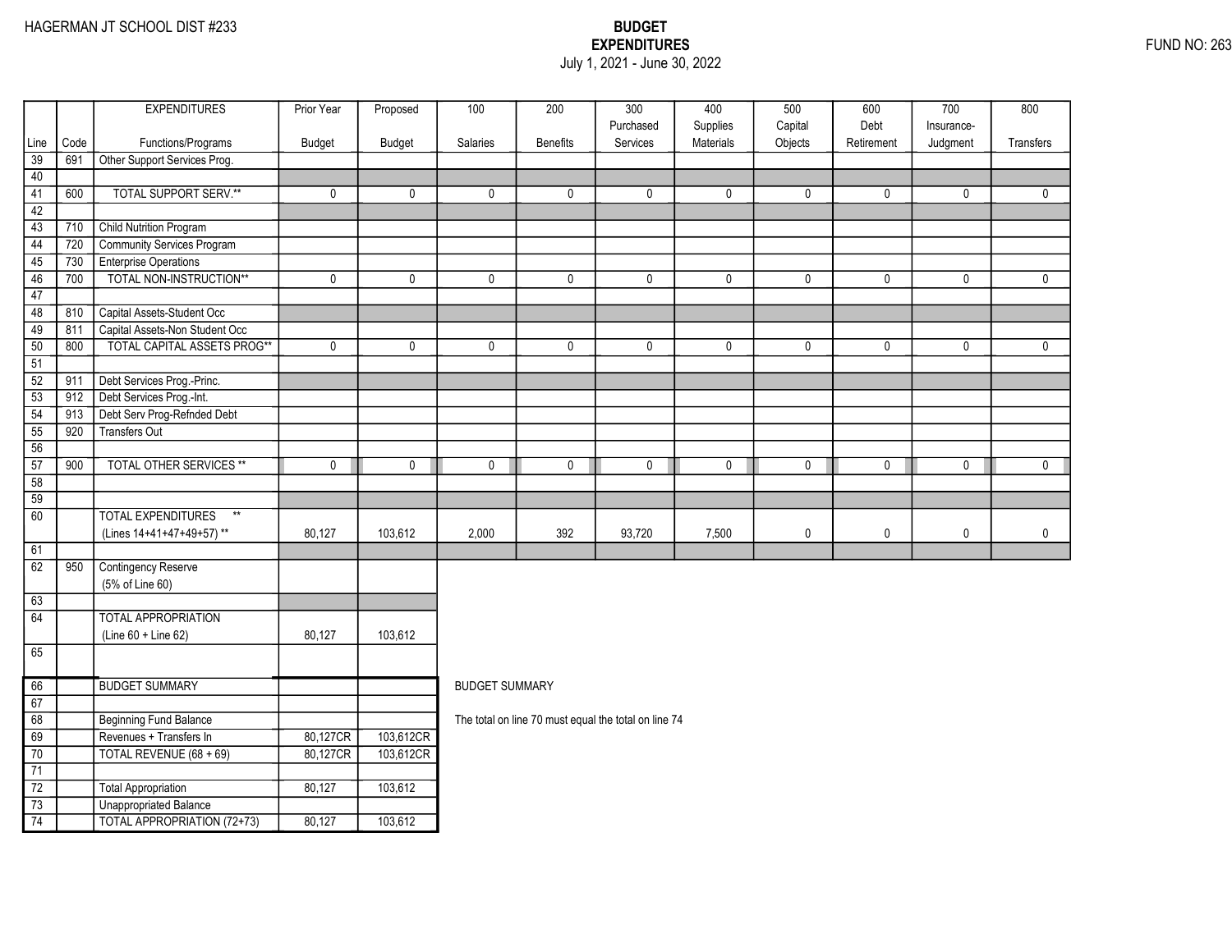HAGERMAN JT SCHOOL DIST #233

# BUDGET EXPENDITURES

July 1, 2021 - June 30, 2022

FUND NO: 263

| Line | Code | EXPENDITURES Functions/Programs | Prior Year Budget | Proposed Budget | 100 Salaries | 200 Benefits | 300 Purchased Services | 400 Supplies Materials | 500 Capital Objects | 600 Debt Retirement | 700 Insurance-Judgment | 800 Transfers |
|---|---|---|---|---|---|---|---|---|---|---|---|---|
| 39 | 691 | Other Support Services Prog. | | | | | | | | | | |
| 40 | | | | | | | | | | | | |
| 41 | 600 | TOTAL SUPPORT SERV.** | 0 | 0 | 0 | 0 | 0 | 0 | 0 | 0 | 0 | 0 |
| 42 | | | | | | | | | | | | |
| 43 | 710 | Child Nutrition Program | | | | | | | | | | |
| 44 | 720 | Community Services Program | | | | | | | | | | |
| 45 | 730 | Enterprise Operations | | | | | | | | | | |
| 46 | 700 | TOTAL NON-INSTRUCTION** | 0 | 0 | 0 | 0 | 0 | 0 | 0 | 0 | 0 | 0 |
| 47 | | | | | | | | | | | | |
| 48 | 810 | Capital Assets-Student Occ | | | | | | | | | | |
| 49 | 811 | Capital Assets-Non Student Occ | | | | | | | | | | |
| 50 | 800 | TOTAL CAPITAL ASSETS PROG** | 0 | 0 | 0 | 0 | 0 | 0 | 0 | 0 | 0 | 0 |
| 51 | | | | | | | | | | | | |
| 52 | 911 | Debt Services Prog.-Princ. | | | | | | | | | | |
| 53 | 912 | Debt Services Prog.-Int. | | | | | | | | | | |
| 54 | 913 | Debt Serv Prog-Refnded Debt | | | | | | | | | | |
| 55 | 920 | Transfers Out | | | | | | | | | | |
| 56 | | | | | | | | | | | | |
| 57 | 900 | TOTAL OTHER SERVICES ** | 0 | 0 | 0 | 0 | 0 | 0 | 0 | 0 | 0 | 0 |
| 58 | | | | | | | | | | | | |
| 59 | | | | | | | | | | | | |
| 60 | | TOTAL EXPENDITURES ** (Lines 14+41+47+49+57) ** | 80,127 | 103,612 | 2,000 | 392 | 93,720 | 7,500 | 0 | 0 | 0 | 0 |
| 61 | | | | | | | | | | | | |
| 62 | 950 | Contingency Reserve (5% of Line 60) | | | | | | | | | | |
| 63 | | | | | | | | | | | | |
| 64 | | TOTAL APPROPRIATION (Line 60 + Line 62) | 80,127 | 103,612 | | | | | | | | |
| 65 | | | | | | | | | | | | |

| Line | | BUDGET SUMMARY | Prior Year Budget | Proposed Budget |
|---|---|---|---|---|
| 66 | | BUDGET SUMMARY | | |
| 67 | | | | |
| 68 | | Beginning Fund Balance | | |
| 69 | | Revenues + Transfers In | 80,127CR | 103,612CR |
| 70 | | TOTAL REVENUE (68 + 69) | 80,127CR | 103,612CR |
| 71 | | | | |
| 72 | | Total Appropriation | 80,127 | 103,612 |
| 73 | | Unappropriated Balance | | |
| 74 | | TOTAL APPROPRIATION (72+73) | 80,127 | 103,612 |

BUDGET SUMMARY

The total on line 70 must equal the total on line 74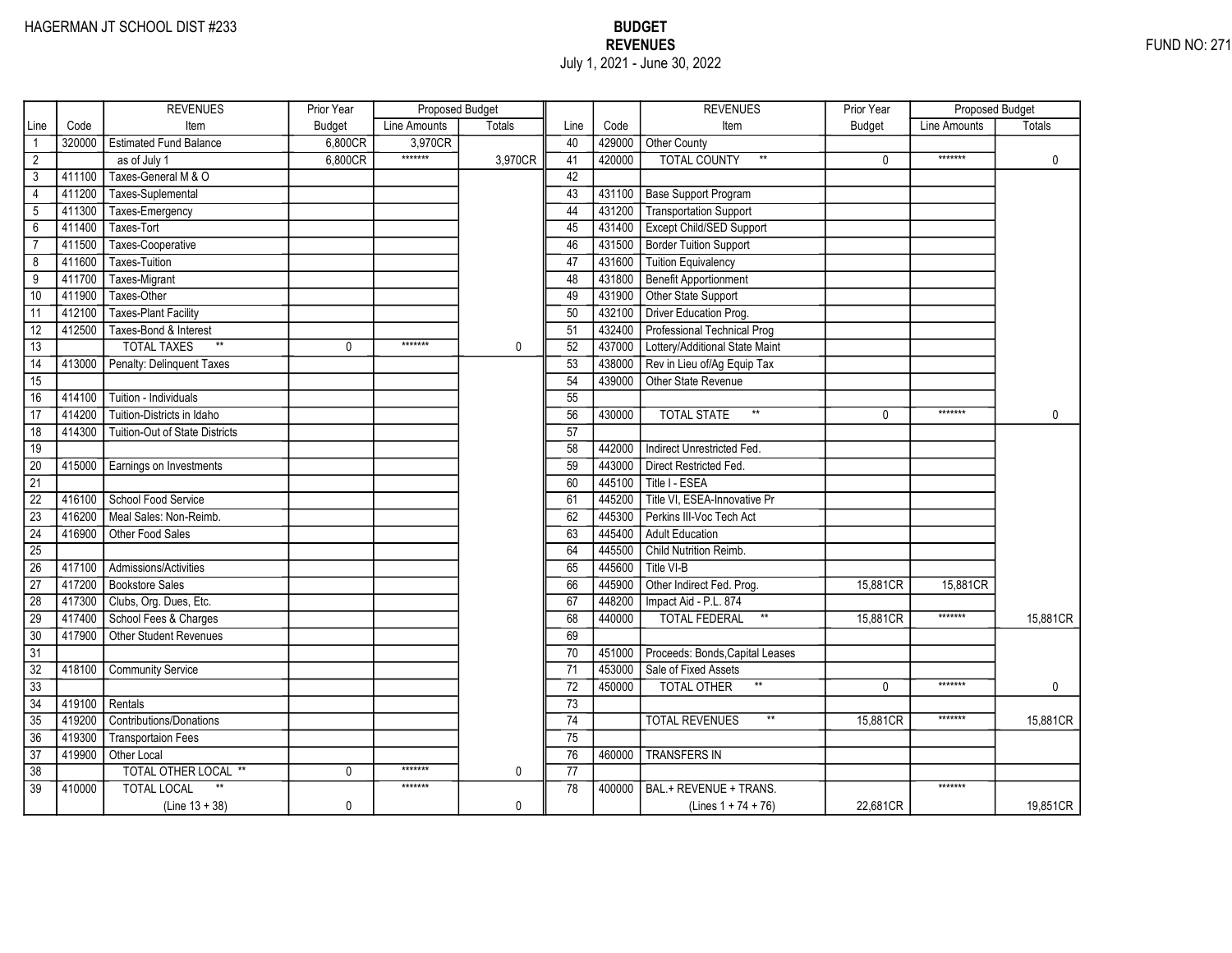HAGERMAN JT SCHOOL DIST #233

# BUDGET
## REVENUES
July 1, 2021 - June 30, 2022

FUND NO: 271

| Line | Code | REVENUES Item | Prior Year Budget | Proposed Budget Line Amounts | Proposed Budget Totals | Line | Code | REVENUES Item | Prior Year Budget | Proposed Budget Line Amounts | Proposed Budget Totals |
|---|---|---|---|---|---|---|---|---|---|---|---|
| 1 | 320000 | Estimated Fund Balance | 6,800CR | 3,970CR | | 40 | 429000 | Other County | | | |
| 2 | | as of July 1 | 6,800CR | ******* | 3,970CR | 41 | 420000 | TOTAL COUNTY ** | 0 | ******* | 0 |
| 3 | 411100 | Taxes-General M & O | | | | 42 | | | | | |
| 4 | 411200 | Taxes-Suplemental | | | | 43 | 431100 | Base Support Program | | | |
| 5 | 411300 | Taxes-Emergency | | | | 44 | 431200 | Transportation Support | | | |
| 6 | 411400 | Taxes-Tort | | | | 45 | 431400 | Except Child/SED Support | | | |
| 7 | 411500 | Taxes-Cooperative | | | | 46 | 431500 | Border Tuition Support | | | |
| 8 | 411600 | Taxes-Tuition | | | | 47 | 431600 | Tuition Equivalency | | | |
| 9 | 411700 | Taxes-Migrant | | | | 48 | 431800 | Benefit Apportionment | | | |
| 10 | 411900 | Taxes-Other | | | | 49 | 431900 | Other State Support | | | |
| 11 | 412100 | Taxes-Plant Facility | | | | 50 | 432100 | Driver Education Prog. | | | |
| 12 | 412500 | Taxes-Bond & Interest | | | | 51 | 432400 | Professional Technical Prog | | | |
| 13 | | TOTAL TAXES ** | 0 | ******* | 0 | 52 | 437000 | Lottery/Additional State Maint | | | |
| 14 | 413000 | Penalty: Delinquent Taxes | | | | 53 | 438000 | Rev in Lieu of/Ag Equip Tax | | | |
| 15 | | | | | | 54 | 439000 | Other State Revenue | | | |
| 16 | 414100 | Tuition - Individuals | | | | 55 | | | | | |
| 17 | 414200 | Tuition-Districts in Idaho | | | | 56 | 430000 | TOTAL STATE ** | 0 | ******* | 0 |
| 18 | 414300 | Tuition-Out of State Districts | | | | 57 | | | | | |
| 19 | | | | | | 58 | 442000 | Indirect Unrestricted Fed. | | | |
| 20 | 415000 | Earnings on Investments | | | | 59 | 443000 | Direct Restricted Fed. | | | |
| 21 | | | | | | 60 | 445100 | Title I - ESEA | | | |
| 22 | 416100 | School Food Service | | | | 61 | 445200 | Title VI, ESEA-Innovative Pr | | | |
| 23 | 416200 | Meal Sales: Non-Reimb. | | | | 62 | 445300 | Perkins III-Voc Tech Act | | | |
| 24 | 416900 | Other Food Sales | | | | 63 | 445400 | Adult Education | | | |
| 25 | | | | | | 64 | 445500 | Child Nutrition Reimb. | | | |
| 26 | 417100 | Admissions/Activities | | | | 65 | 445600 | Title VI-B | | | |
| 27 | 417200 | Bookstore Sales | | | | 66 | 445900 | Other Indirect Fed. Prog. | 15,881CR | 15,881CR | |
| 28 | 417300 | Clubs, Org. Dues, Etc. | | | | 67 | 448200 | Impact Aid - P.L. 874 | | | |
| 29 | 417400 | School Fees & Charges | | | | 68 | 440000 | TOTAL FEDERAL ** | 15,881CR | ******* | 15,881CR |
| 30 | 417900 | Other Student Revenues | | | | 69 | | | | | |
| 31 | | | | | | 70 | 451000 | Proceeds: Bonds,Capital Leases | | | |
| 32 | 418100 | Community Service | | | | 71 | 453000 | Sale of Fixed Assets | | | |
| 33 | | | | | | 72 | 450000 | TOTAL OTHER ** | 0 | ******* | 0 |
| 34 | 419100 | Rentals | | | | 73 | | | | | |
| 35 | 419200 | Contributions/Donations | | | | 74 | | TOTAL REVENUES ** | 15,881CR | ******* | 15,881CR |
| 36 | 419300 | Transportaion Fees | | | | 75 | | | | | |
| 37 | 419900 | Other Local | | | | 76 | 460000 | TRANSFERS IN | | | |
| 38 | | TOTAL OTHER LOCAL ** | 0 | ******* | 0 | 77 | | | | | |
| 39 | 410000 | TOTAL LOCAL ** (Line 13 + 38) | 0 | ******* | 0 | 78 | 400000 | BAL.+ REVENUE + TRANS. (Lines 1 + 74 + 76) | 22,681CR | ******* | 19,851CR |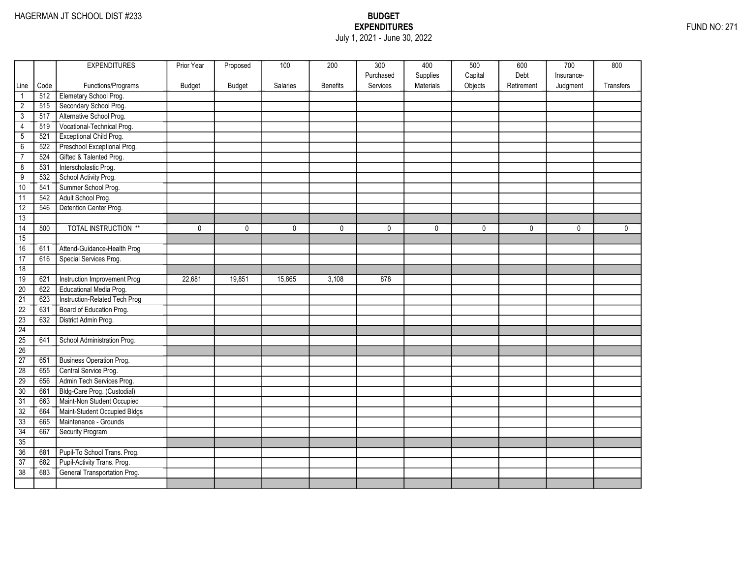HAGERMAN JT SCHOOL DIST #233

**BUDGET**
**EXPENDITURES**
July 1, 2021 - June 30, 2022

FUND NO: 271

| Line | Code | EXPENDITURES Functions/Programs | Prior Year Budget | Proposed Budget | 100 Salaries | 200 Benefits | 300 Purchased Services | 400 Supplies Materials | 500 Capital Objects | 600 Debt Retirement | 700 Insurance-Judgment | 800 Transfers |
|---|---|---|---|---|---|---|---|---|---|---|---|---|
| 1 | 512 | Elemetary School Prog. | | | | | | | | | | |
| 2 | 515 | Secondary School Prog. | | | | | | | | | | |
| 3 | 517 | Alternative School Prog. | | | | | | | | | | |
| 4 | 519 | Vocational-Technical Prog. | | | | | | | | | | |
| 5 | 521 | Exceptional Child Prog. | | | | | | | | | | |
| 6 | 522 | Preschool Exceptional Prog. | | | | | | | | | | |
| 7 | 524 | Gifted & Talented Prog. | | | | | | | | | | |
| 8 | 531 | Interscholastic Prog. | | | | | | | | | | |
| 9 | 532 | School Activity Prog. | | | | | | | | | | |
| 10 | 541 | Summer School Prog. | | | | | | | | | | |
| 11 | 542 | Adult School Prog. | | | | | | | | | | |
| 12 | 546 | Detention Center Prog. | | | | | | | | | | |
| 13 | | | | | | | | | | | | |
| 14 | 500 | TOTAL INSTRUCTION ** | 0 | 0 | 0 | 0 | 0 | 0 | 0 | 0 | 0 | 0 |
| 15 | | | | | | | | | | | | |
| 16 | 611 | Attend-Guidance-Health Prog | | | | | | | | | | |
| 17 | 616 | Special Services Prog. | | | | | | | | | | |
| 18 | | | | | | | | | | | | |
| 19 | 621 | Instruction Improvement Prog | 22,681 | 19,851 | 15,865 | 3,108 | 878 | | | | | |
| 20 | 622 | Educational Media Prog. | | | | | | | | | | |
| 21 | 623 | Instruction-Related Tech Prog | | | | | | | | | | |
| 22 | 631 | Board of Education Prog. | | | | | | | | | | |
| 23 | 632 | District Admin Prog. | | | | | | | | | | |
| 24 | | | | | | | | | | | | |
| 25 | 641 | School Administration Prog. | | | | | | | | | | |
| 26 | | | | | | | | | | | | |
| 27 | 651 | Business Operation Prog. | | | | | | | | | | |
| 28 | 655 | Central Service Prog. | | | | | | | | | | |
| 29 | 656 | Admin Tech Services Prog. | | | | | | | | | | |
| 30 | 661 | Bldg-Care Prog. (Custodial) | | | | | | | | | | |
| 31 | 663 | Maint-Non Student Occupied | | | | | | | | | | |
| 32 | 664 | Maint-Student Occupied Bldgs | | | | | | | | | | |
| 33 | 665 | Maintenance - Grounds | | | | | | | | | | |
| 34 | 667 | Security Program | | | | | | | | | | |
| 35 | | | | | | | | | | | | |
| 36 | 681 | Pupil-To School Trans. Prog. | | | | | | | | | | |
| 37 | 682 | Pupil-Activity Trans. Prog. | | | | | | | | | | |
| 38 | 683 | General Transportation Prog. | | | | | | | | | | |
| | | | | | | | | | | | | |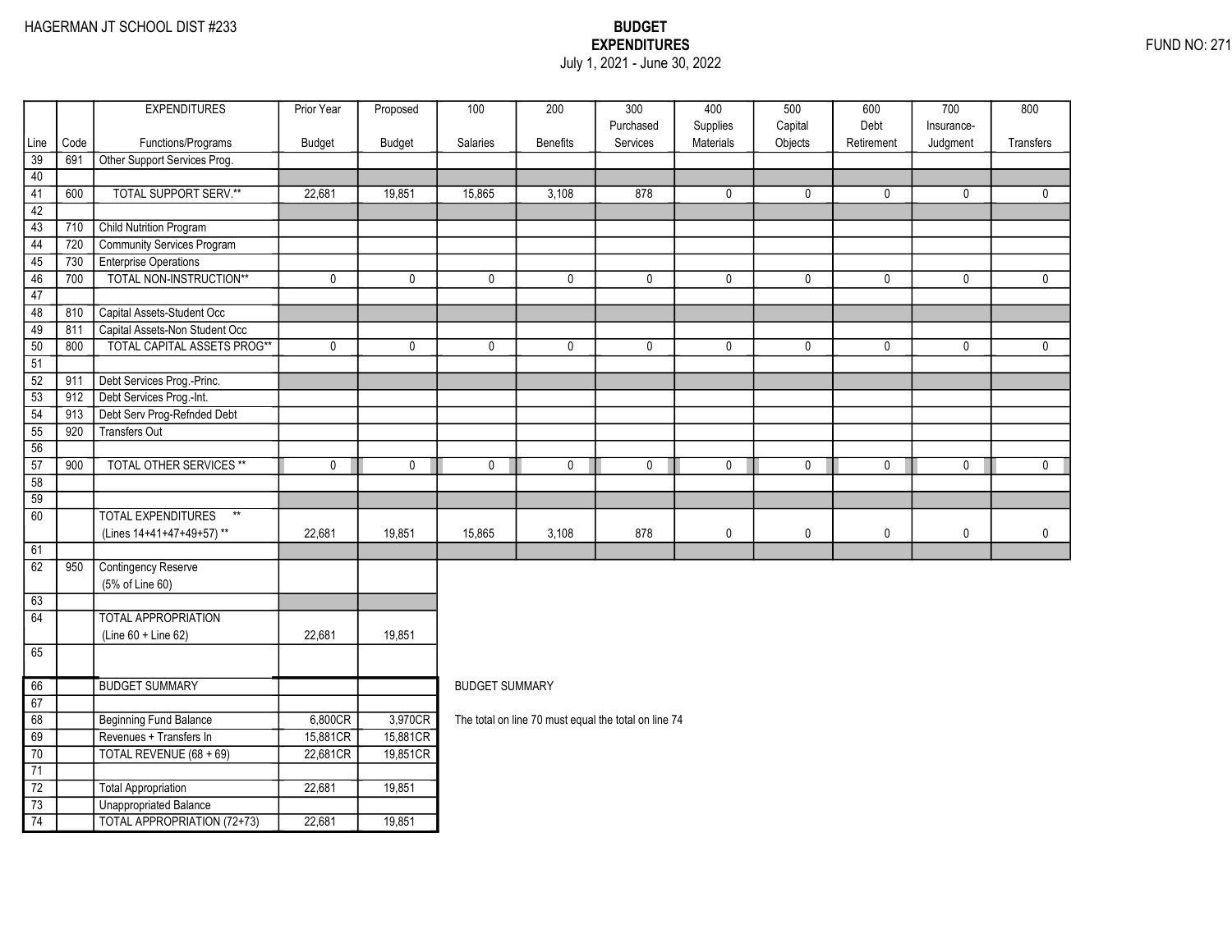HAGERMAN JT SCHOOL DIST #233

# BUDGET EXPENDITURES

July 1, 2021 - June 30, 2022

FUND NO: 271

| Line | Code | EXPENDITURES Functions/Programs | Prior Year Budget | Proposed Budget | 100 Salaries | 200 Benefits | 300 Purchased Services | 400 Supplies Materials | 500 Capital Objects | 600 Debt Retirement | 700 Insurance-Judgment | 800 Transfers |
|---|---|---|---|---|---|---|---|---|---|---|---|---|
| 39 | 691 | Other Support Services Prog. | | | | | | | | | | |
| 40 | | | | | | | | | | | | |
| 41 | 600 | TOTAL SUPPORT SERV.** | 22,681 | 19,851 | 15,865 | 3,108 | 878 | 0 | 0 | 0 | 0 | 0 |
| 42 | | | | | | | | | | | | |
| 43 | 710 | Child Nutrition Program | | | | | | | | | | |
| 44 | 720 | Community Services Program | | | | | | | | | | |
| 45 | 730 | Enterprise Operations | | | | | | | | | | |
| 46 | 700 | TOTAL NON-INSTRUCTION** | 0 | 0 | 0 | 0 | 0 | 0 | 0 | 0 | 0 | 0 |
| 47 | | | | | | | | | | | | |
| 48 | 810 | Capital Assets-Student Occ | | | | | | | | | | |
| 49 | 811 | Capital Assets-Non Student Occ | | | | | | | | | | |
| 50 | 800 | TOTAL CAPITAL ASSETS PROG** | 0 | 0 | 0 | 0 | 0 | 0 | 0 | 0 | 0 | 0 |
| 51 | | | | | | | | | | | | |
| 52 | 911 | Debt Services Prog.-Princ. | | | | | | | | | | |
| 53 | 912 | Debt Services Prog.-Int. | | | | | | | | | | |
| 54 | 913 | Debt Serv Prog-Refnded Debt | | | | | | | | | | |
| 55 | 920 | Transfers Out | | | | | | | | | | |
| 56 | | | | | | | | | | | | |
| 57 | 900 | TOTAL OTHER SERVICES ** | 0 | 0 | 0 | 0 | 0 | 0 | 0 | 0 | 0 | 0 |
| 58 | | | | | | | | | | | | |
| 59 | | | | | | | | | | | | |
| 60 | | TOTAL EXPENDITURES ** (Lines 14+41+47+49+57) ** | 22,681 | 19,851 | 15,865 | 3,108 | 878 | 0 | 0 | 0 | 0 | 0 |
| 61 | | | | | | | | | | | | |
| 62 | 950 | Contingency Reserve (5% of Line 60) | | | | | | | | | | |
| 63 | | | | | | | | | | | | |
| 64 | | TOTAL APPROPRIATION (Line 60 + Line 62) | 22,681 | 19,851 | | | | | | | | |
| 65 | | | | | | | | | | | | |
| 66 | | BUDGET SUMMARY | | | | | | | | | | |
| 67 | | | | | | | | | | | | |
| 68 | | Beginning Fund Balance | 6,800CR | 3,970CR | | | | | | | | |
| 69 | | Revenues + Transfers In | 15,881CR | 15,881CR | | | | | | | | |
| 70 | | TOTAL REVENUE (68 + 69) | 22,681CR | 19,851CR | | | | | | | | |
| 71 | | | | | | | | | | | | |
| 72 | | Total Appropriation | 22,681 | 19,851 | | | | | | | | |
| 73 | | Unappropriated Balance | | | | | | | | | | |
| 74 | | TOTAL APPROPRIATION (72+73) | 22,681 | 19,851 | | | | | | | | |

BUDGET SUMMARY

The total on line 70 must equal the total on line 74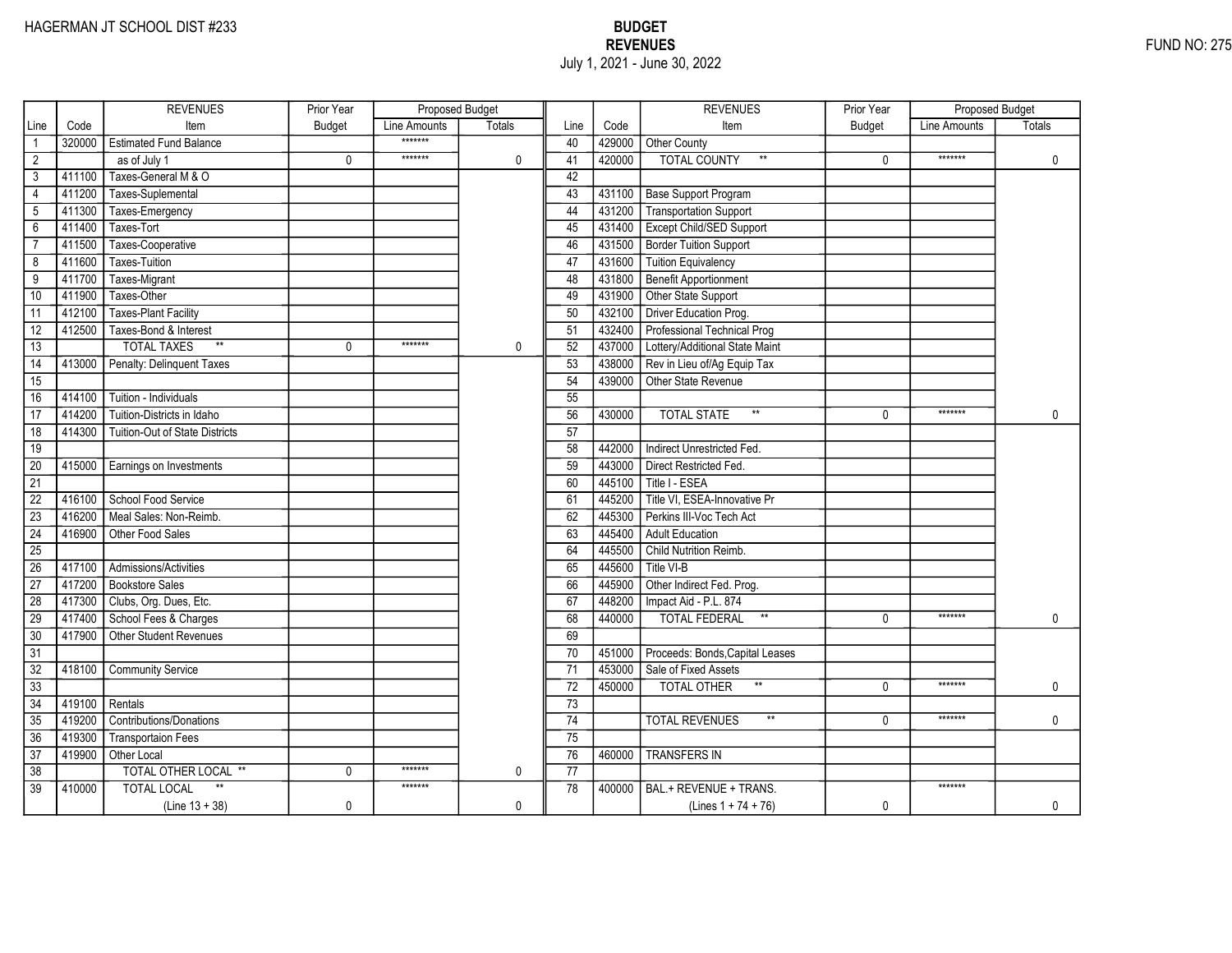HAGERMAN JT SCHOOL DIST #233

FUND NO: 275

# BUDGET
## REVENUES
July 1, 2021 - June 30, 2022

| Line | Code | REVENUES Item | Prior Year Budget | Proposed Budget Line Amounts | Proposed Budget Totals | Line | Code | REVENUES Item | Prior Year Budget | Proposed Budget Line Amounts | Proposed Budget Totals |
|---|---|---|---|---|---|---|---|---|---|---|---|
| 1 | 320000 | Estimated Fund Balance | | ******* | | 40 | 429000 | Other County | | | |
| 2 | | as of July 1 | 0 | ******* | 0 | 41 | 420000 | TOTAL COUNTY ** | 0 | ******* | 0 |
| 3 | 411100 | Taxes-General M & O | | | | 42 | | | | | |
| 4 | 411200 | Taxes-Suplemental | | | | 43 | 431100 | Base Support Program | | | |
| 5 | 411300 | Taxes-Emergency | | | | 44 | 431200 | Transportation Support | | | |
| 6 | 411400 | Taxes-Tort | | | | 45 | 431400 | Except Child/SED Support | | | |
| 7 | 411500 | Taxes-Cooperative | | | | 46 | 431500 | Border Tuition Support | | | |
| 8 | 411600 | Taxes-Tuition | | | | 47 | 431600 | Tuition Equivalency | | | |
| 9 | 411700 | Taxes-Migrant | | | | 48 | 431800 | Benefit Apportionment | | | |
| 10 | 411900 | Taxes-Other | | | | 49 | 431900 | Other State Support | | | |
| 11 | 412100 | Taxes-Plant Facility | | | | 50 | 432100 | Driver Education Prog. | | | |
| 12 | 412500 | Taxes-Bond & Interest | | | | 51 | 432400 | Professional Technical Prog | | | |
| 13 | | TOTAL TAXES ** | 0 | ******* | 0 | 52 | 437000 | Lottery/Additional State Maint | | | |
| 14 | 413000 | Penalty: Delinquent Taxes | | | | 53 | 438000 | Rev in Lieu of/Ag Equip Tax | | | |
| 15 | | | | | | 54 | 439000 | Other State Revenue | | | |
| 16 | 414100 | Tuition - Individuals | | | | 55 | | | | | |
| 17 | 414200 | Tuition-Districts in Idaho | | | | 56 | 430000 | TOTAL STATE ** | 0 | ******* | 0 |
| 18 | 414300 | Tuition-Out of State Districts | | | | 57 | | | | | |
| 19 | | | | | | 58 | 442000 | Indirect Unrestricted Fed. | | | |
| 20 | 415000 | Earnings on Investments | | | | 59 | 443000 | Direct Restricted Fed. | | | |
| 21 | | | | | | 60 | 445100 | Title I - ESEA | | | |
| 22 | 416100 | School Food Service | | | | 61 | 445200 | Title VI, ESEA-Innovative Pr | | | |
| 23 | 416200 | Meal Sales: Non-Reimb. | | | | 62 | 445300 | Perkins III-Voc Tech Act | | | |
| 24 | 416900 | Other Food Sales | | | | 63 | 445400 | Adult Education | | | |
| 25 | | | | | | 64 | 445500 | Child Nutrition Reimb. | | | |
| 26 | 417100 | Admissions/Activities | | | | 65 | 445600 | Title VI-B | | | |
| 27 | 417200 | Bookstore Sales | | | | 66 | 445900 | Other Indirect Fed. Prog. | | | |
| 28 | 417300 | Clubs, Org. Dues, Etc. | | | | 67 | 448200 | Impact Aid - P.L. 874 | | | |
| 29 | 417400 | School Fees & Charges | | | | 68 | 440000 | TOTAL FEDERAL ** | 0 | ******* | 0 |
| 30 | 417900 | Other Student Revenues | | | | 69 | | | | | |
| 31 | | | | | | 70 | 451000 | Proceeds: Bonds,Capital Leases | | | |
| 32 | 418100 | Community Service | | | | 71 | 453000 | Sale of Fixed Assets | | | |
| 33 | | | | | | 72 | 450000 | TOTAL OTHER ** | 0 | ******* | 0 |
| 34 | 419100 | Rentals | | | | 73 | | | | | |
| 35 | 419200 | Contributions/Donations | | | | 74 | | TOTAL REVENUES ** | 0 | ******* | 0 |
| 36 | 419300 | Transportaion Fees | | | | 75 | | | | | |
| 37 | 419900 | Other Local | | | | 76 | 460000 | TRANSFERS IN | | | |
| 38 | | TOTAL OTHER LOCAL ** | 0 | ******* | 0 | 77 | | | | | |
| 39 | 410000 | TOTAL LOCAL ** (Line 13 + 38) | 0 | ******* | 0 | 78 | 400000 | BAL.+ REVENUE + TRANS. (Lines 1 + 74 + 76) | 0 | ******* | 0 |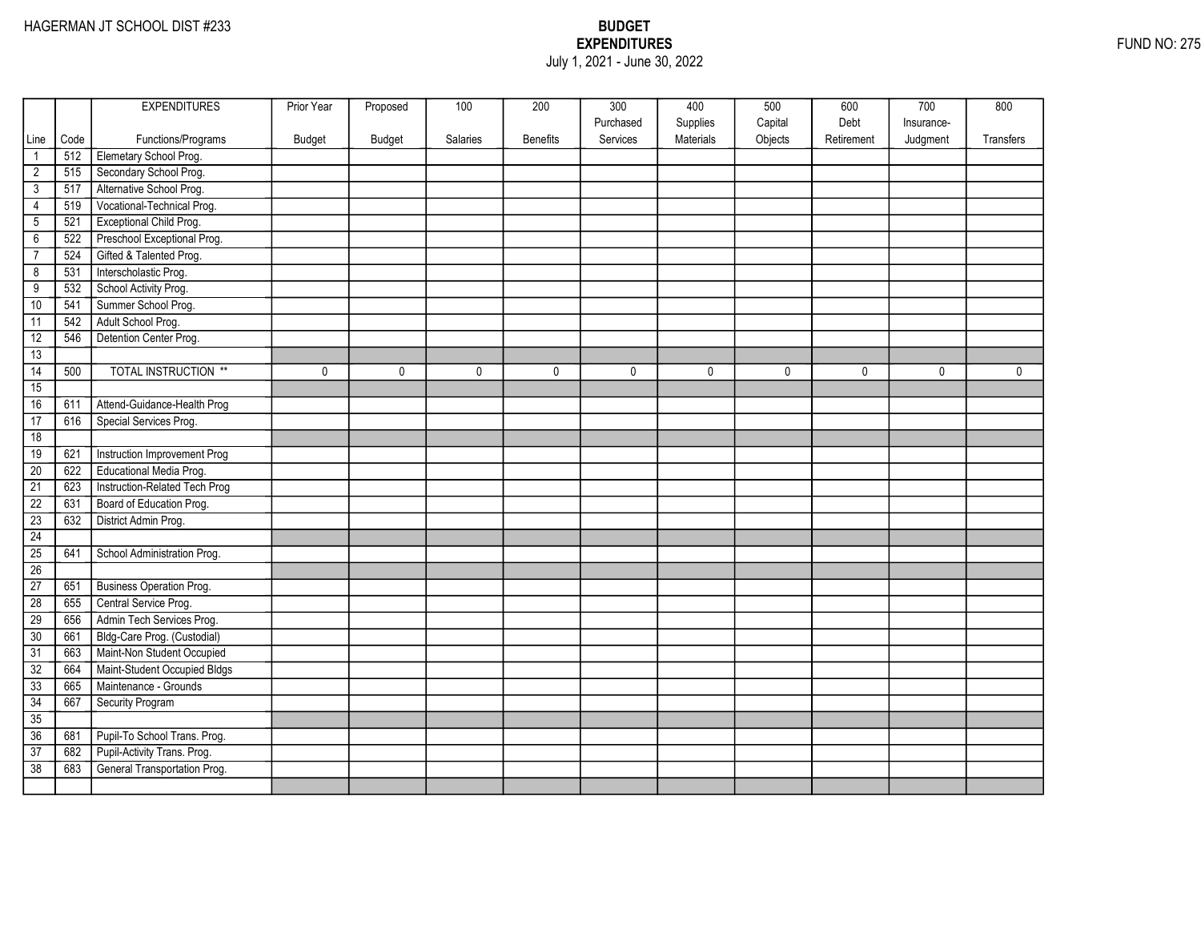HAGERMAN JT SCHOOL DIST #233

**BUDGET**
**EXPENDITURES**
July 1, 2021 - June 30, 2022

FUND NO: 275

| Line | Code | EXPENDITURES Functions/Programs | Prior Year Budget | Proposed Budget | 100 Salaries | 200 Benefits | 300 Purchased Services | 400 Supplies Materials | 500 Capital Objects | 600 Debt Retirement | 700 Insurance-Judgment | 800 Transfers |
|---|---|---|---|---|---|---|---|---|---|---|---|---|
| 1 | 512 | Elemetary School Prog. | | | | | | | | | | |
| 2 | 515 | Secondary School Prog. | | | | | | | | | | |
| 3 | 517 | Alternative School Prog. | | | | | | | | | | |
| 4 | 519 | Vocational-Technical Prog. | | | | | | | | | | |
| 5 | 521 | Exceptional Child Prog. | | | | | | | | | | |
| 6 | 522 | Preschool Exceptional Prog. | | | | | | | | | | |
| 7 | 524 | Gifted & Talented Prog. | | | | | | | | | | |
| 8 | 531 | Interscholastic Prog. | | | | | | | | | | |
| 9 | 532 | School Activity Prog. | | | | | | | | | | |
| 10 | 541 | Summer School Prog. | | | | | | | | | | |
| 11 | 542 | Adult School Prog. | | | | | | | | | | |
| 12 | 546 | Detention Center Prog. | | | | | | | | | | |
| 13 | | | | | | | | | | | | |
| 14 | 500 | TOTAL INSTRUCTION ** | 0 | 0 | 0 | 0 | 0 | 0 | 0 | 0 | 0 | 0 |
| 15 | | | | | | | | | | | | |
| 16 | 611 | Attend-Guidance-Health Prog | | | | | | | | | | |
| 17 | 616 | Special Services Prog. | | | | | | | | | | |
| 18 | | | | | | | | | | | | |
| 19 | 621 | Instruction Improvement Prog | | | | | | | | | | |
| 20 | 622 | Educational Media Prog. | | | | | | | | | | |
| 21 | 623 | Instruction-Related Tech Prog | | | | | | | | | | |
| 22 | 631 | Board of Education Prog. | | | | | | | | | | |
| 23 | 632 | District Admin Prog. | | | | | | | | | | |
| 24 | | | | | | | | | | | | |
| 25 | 641 | School Administration Prog. | | | | | | | | | | |
| 26 | | | | | | | | | | | | |
| 27 | 651 | Business Operation Prog. | | | | | | | | | | |
| 28 | 655 | Central Service Prog. | | | | | | | | | | |
| 29 | 656 | Admin Tech Services Prog. | | | | | | | | | | |
| 30 | 661 | Bldg-Care Prog. (Custodial) | | | | | | | | | | |
| 31 | 663 | Maint-Non Student Occupied | | | | | | | | | | |
| 32 | 664 | Maint-Student Occupied Bldgs | | | | | | | | | | |
| 33 | 665 | Maintenance - Grounds | | | | | | | | | | |
| 34 | 667 | Security Program | | | | | | | | | | |
| 35 | | | | | | | | | | | | |
| 36 | 681 | Pupil-To School Trans. Prog. | | | | | | | | | | |
| 37 | 682 | Pupil-Activity Trans. Prog. | | | | | | | | | | |
| 38 | 683 | General Transportation Prog. | | | | | | | | | | |
| | | | | | | | | | | | | |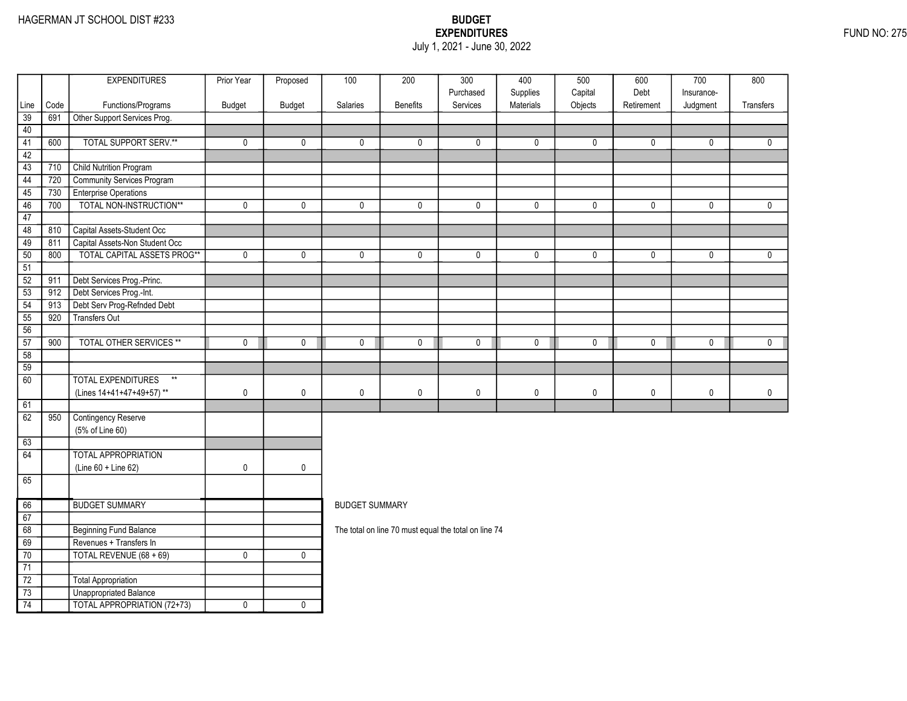HAGERMAN JT SCHOOL DIST #233

# BUDGET
## EXPENDITURES
July 1, 2021 - June 30, 2022

FUND NO: 275

| Line | Code | EXPENDITURES Functions/Programs | Prior Year Budget | Proposed Budget | 100 Salaries | 200 Benefits | 300 Purchased Services | 400 Supplies Materials | 500 Capital Objects | 600 Debt Retirement | 700 Insurance-Judgment | 800 Transfers |
|---|---|---|---|---|---|---|---|---|---|---|---|---|
| 39 | 691 | Other Support Services Prog. | | | | | | | | | | |
| 40 | | | | | | | | | | | | |
| 41 | 600 | TOTAL SUPPORT SERV.** | 0 | 0 | 0 | 0 | 0 | 0 | 0 | 0 | 0 | 0 |
| 42 | | | | | | | | | | | | |
| 43 | 710 | Child Nutrition Program | | | | | | | | | | |
| 44 | 720 | Community Services Program | | | | | | | | | | |
| 45 | 730 | Enterprise Operations | | | | | | | | | | |
| 46 | 700 | TOTAL NON-INSTRUCTION** | 0 | 0 | 0 | 0 | 0 | 0 | 0 | 0 | 0 | 0 |
| 47 | | | | | | | | | | | | |
| 48 | 810 | Capital Assets-Student Occ | | | | | | | | | | |
| 49 | 811 | Capital Assets-Non Student Occ | | | | | | | | | | |
| 50 | 800 | TOTAL CAPITAL ASSETS PROG** | 0 | 0 | 0 | 0 | 0 | 0 | 0 | 0 | 0 | 0 |
| 51 | | | | | | | | | | | | |
| 52 | 911 | Debt Services Prog.-Princ. | | | | | | | | | | |
| 53 | 912 | Debt Services Prog.-Int. | | | | | | | | | | |
| 54 | 913 | Debt Serv Prog-Refnded Debt | | | | | | | | | | |
| 55 | 920 | Transfers Out | | | | | | | | | | |
| 56 | | | | | | | | | | | | |
| 57 | 900 | TOTAL OTHER SERVICES ** | 0 | 0 | 0 | 0 | 0 | 0 | 0 | 0 | 0 | 0 |
| 58 | | | | | | | | | | | | |
| 59 | | | | | | | | | | | | |
| 60 | | TOTAL EXPENDITURES ** (Lines 14+41+47+49+57) ** | 0 | 0 | 0 | 0 | 0 | 0 | 0 | 0 | 0 | 0 |
| 61 | | | | | | | | | | | | |
| 62 | 950 | Contingency Reserve (5% of Line 60) | | | | | | | | | | |
| 63 | | | | | | | | | | | | |
| 64 | | TOTAL APPROPRIATION (Line 60 + Line 62) | 0 | 0 | | | | | | | | |
| 65 | | | | | | | | | | | | |

| Line | | BUDGET SUMMARY | | |
|---|---|---|---|---|
| 66 | | BUDGET SUMMARY | | |
| 67 | | | | |
| 68 | | Beginning Fund Balance | | |
| 69 | | Revenues + Transfers In | | |
| 70 | | TOTAL REVENUE (68 + 69) | 0 | 0 |
| 71 | | | | |
| 72 | | Total Appropriation | | |
| 73 | | Unappropriated Balance | | |
| 74 | | TOTAL APPROPRIATION (72+73) | 0 | 0 |

BUDGET SUMMARY

The total on line 70 must equal the total on line 74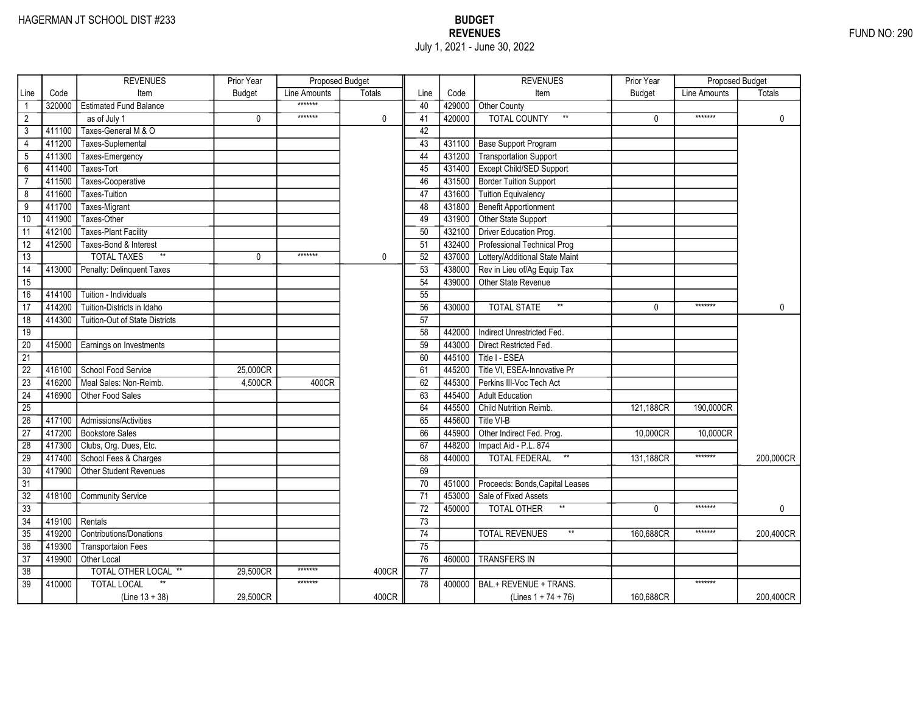HAGERMAN JT SCHOOL DIST #233

**BUDGET**
**REVENUES**
July 1, 2021 - June 30, 2022

FUND NO: 290

| Line | Code | REVENUES Item | Prior Year Budget | Proposed Budget Line Amounts | Proposed Budget Totals | Line | Code | REVENUES Item | Prior Year Budget | Proposed Budget Line Amounts | Proposed Budget Totals |
|---|---|---|---|---|---|---|---|---|---|---|---|
| 1 | 320000 | Estimated Fund Balance | | ******* | | 40 | 429000 | Other County | | | |
| 2 | | as of July 1 | 0 | ******* | 0 | 41 | 420000 | TOTAL COUNTY ** | 0 | ******* | 0 |
| 3 | 411100 | Taxes-General M & O | | | | 42 | | | | | |
| 4 | 411200 | Taxes-Suplemental | | | | 43 | 431100 | Base Support Program | | | |
| 5 | 411300 | Taxes-Emergency | | | | 44 | 431200 | Transportation Support | | | |
| 6 | 411400 | Taxes-Tort | | | | 45 | 431400 | Except Child/SED Support | | | |
| 7 | 411500 | Taxes-Cooperative | | | | 46 | 431500 | Border Tuition Support | | | |
| 8 | 411600 | Taxes-Tuition | | | | 47 | 431600 | Tuition Equivalency | | | |
| 9 | 411700 | Taxes-Migrant | | | | 48 | 431800 | Benefit Apportionment | | | |
| 10 | 411900 | Taxes-Other | | | | 49 | 431900 | Other State Support | | | |
| 11 | 412100 | Taxes-Plant Facility | | | | 50 | 432100 | Driver Education Prog. | | | |
| 12 | 412500 | Taxes-Bond & Interest | | | | 51 | 432400 | Professional Technical Prog | | | |
| 13 | | TOTAL TAXES ** | 0 | ******* | 0 | 52 | 437000 | Lottery/Additional State Maint | | | |
| 14 | 413000 | Penalty: Delinquent Taxes | | | | 53 | 438000 | Rev in Lieu of/Ag Equip Tax | | | |
| 15 | | | | | | 54 | 439000 | Other State Revenue | | | |
| 16 | 414100 | Tuition - Individuals | | | | 55 | | | | | |
| 17 | 414200 | Tuition-Districts in Idaho | | | | 56 | 430000 | TOTAL STATE ** | 0 | ******* | 0 |
| 18 | 414300 | Tuition-Out of State Districts | | | | 57 | | | | | |
| 19 | | | | | | 58 | 442000 | Indirect Unrestricted Fed. | | | |
| 20 | 415000 | Earnings on Investments | | | | 59 | 443000 | Direct Restricted Fed. | | | |
| 21 | | | | | | 60 | 445100 | Title I - ESEA | | | |
| 22 | 416100 | School Food Service | 25,000CR | | | 61 | 445200 | Title VI, ESEA-Innovative Pr | | | |
| 23 | 416200 | Meal Sales: Non-Reimb. | 4,500CR | 400CR | | 62 | 445300 | Perkins III-Voc Tech Act | | | |
| 24 | 416900 | Other Food Sales | | | | 63 | 445400 | Adult Education | | | |
| 25 | | | | | | 64 | 445500 | Child Nutrition Reimb. | 121,188CR | 190,000CR | |
| 26 | 417100 | Admissions/Activities | | | | 65 | 445600 | Title VI-B | | | |
| 27 | 417200 | Bookstore Sales | | | | 66 | 445900 | Other Indirect Fed. Prog. | 10,000CR | 10,000CR | |
| 28 | 417300 | Clubs, Org. Dues, Etc. | | | | 67 | 448200 | Impact Aid - P.L. 874 | | | |
| 29 | 417400 | School Fees & Charges | | | | 68 | 440000 | TOTAL FEDERAL ** | 131,188CR | ******* | 200,000CR |
| 30 | 417900 | Other Student Revenues | | | | 69 | | | | | |
| 31 | | | | | | 70 | 451000 | Proceeds: Bonds,Capital Leases | | | |
| 32 | 418100 | Community Service | | | | 71 | 453000 | Sale of Fixed Assets | | | |
| 33 | | | | | | 72 | 450000 | TOTAL OTHER ** | 0 | ******* | 0 |
| 34 | 419100 | Rentals | | | | 73 | | | | | |
| 35 | 419200 | Contributions/Donations | | | | 74 | | TOTAL REVENUES ** | 160,688CR | ******* | 200,400CR |
| 36 | 419300 | Transportaion Fees | | | | 75 | | | | | |
| 37 | 419900 | Other Local | | | | 76 | 460000 | TRANSFERS IN | | | |
| 38 | | TOTAL OTHER LOCAL ** | 29,500CR | ******* | 400CR | 77 | | | | | |
| 39 | 410000 | TOTAL LOCAL ** (Line 13 + 38) | 29,500CR | ******* | 400CR | 78 | 400000 | BAL.+ REVENUE + TRANS. (Lines 1 + 74 + 76) | 160,688CR | ******* | 200,400CR |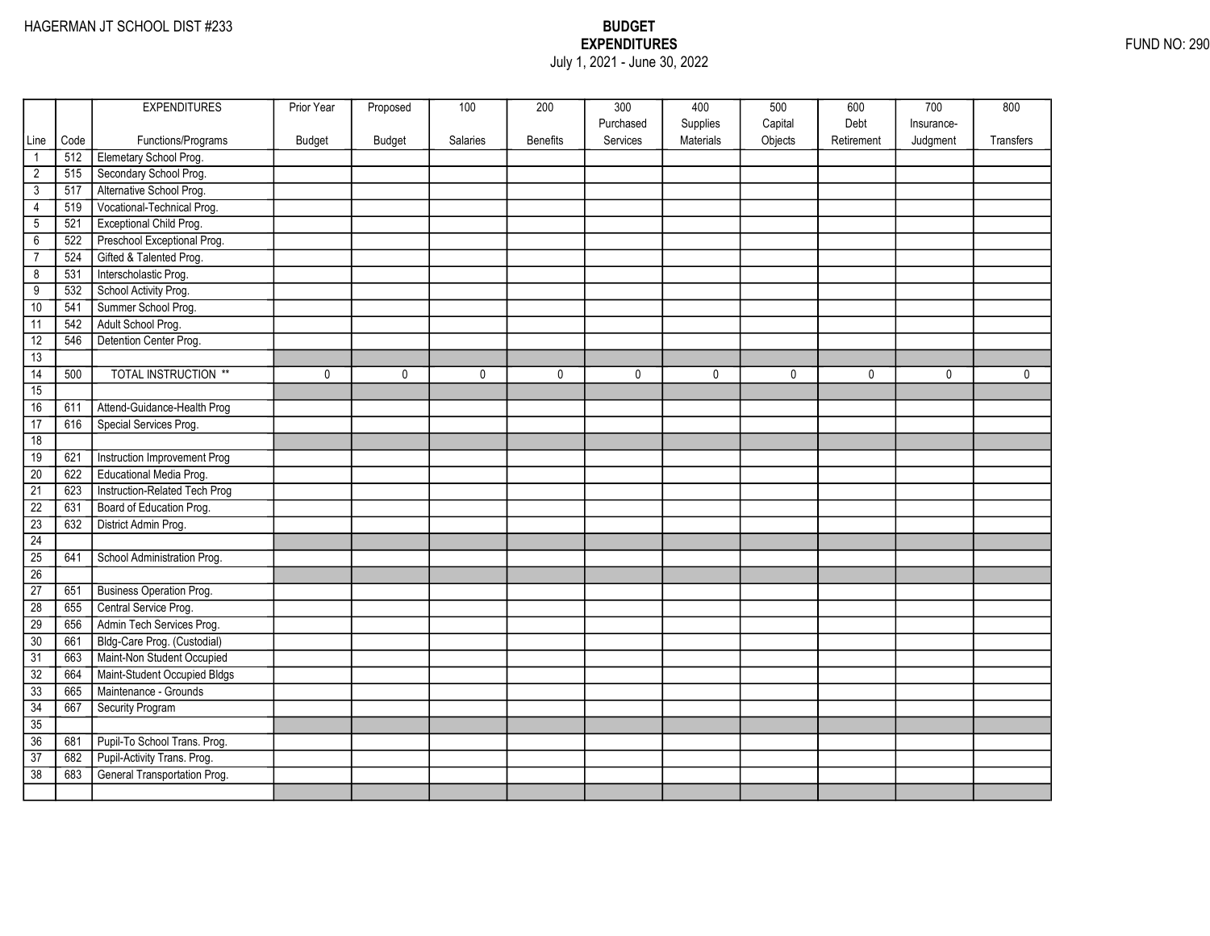HAGERMAN JT SCHOOL DIST #233

# BUDGET
## EXPENDITURES
July 1, 2021 - June 30, 2022

FUND NO: 290

| Line | Code | EXPENDITURES<br>Functions/Programs | Prior Year<br>Budget | Proposed<br>Budget | 100<br>Salaries | 200<br>Benefits | 300<br>Purchased<br>Services | 400<br>Supplies<br>Materials | 500<br>Capital<br>Objects | 600<br>Debt<br>Retirement | 700<br>Insurance-<br>Judgment | 800<br>Transfers |
|---|---|---|---|---|---|---|---|---|---|---|---|---|
| 1 | 512 | Elemetary School Prog. | | | | | | | | | | |
| 2 | 515 | Secondary School Prog. | | | | | | | | | | |
| 3 | 517 | Alternative School Prog. | | | | | | | | | | |
| 4 | 519 | Vocational-Technical Prog. | | | | | | | | | | |
| 5 | 521 | Exceptional Child Prog. | | | | | | | | | | |
| 6 | 522 | Preschool Exceptional Prog. | | | | | | | | | | |
| 7 | 524 | Gifted & Talented Prog. | | | | | | | | | | |
| 8 | 531 | Interscholastic Prog. | | | | | | | | | | |
| 9 | 532 | School Activity Prog. | | | | | | | | | | |
| 10 | 541 | Summer School Prog. | | | | | | | | | | |
| 11 | 542 | Adult School Prog. | | | | | | | | | | |
| 12 | 546 | Detention Center Prog. | | | | | | | | | | |
| 13 | | | | | | | | | | | | |
| 14 | 500 | TOTAL INSTRUCTION ** | 0 | 0 | 0 | 0 | 0 | 0 | 0 | 0 | 0 | 0 |
| 15 | | | | | | | | | | | | |
| 16 | 611 | Attend-Guidance-Health Prog | | | | | | | | | | |
| 17 | 616 | Special Services Prog. | | | | | | | | | | |
| 18 | | | | | | | | | | | | |
| 19 | 621 | Instruction Improvement Prog | | | | | | | | | | |
| 20 | 622 | Educational Media Prog. | | | | | | | | | | |
| 21 | 623 | Instruction-Related Tech Prog | | | | | | | | | | |
| 22 | 631 | Board of Education Prog. | | | | | | | | | | |
| 23 | 632 | District Admin Prog. | | | | | | | | | | |
| 24 | | | | | | | | | | | | |
| 25 | 641 | School Administration Prog. | | | | | | | | | | |
| 26 | | | | | | | | | | | | |
| 27 | 651 | Business Operation Prog. | | | | | | | | | | |
| 28 | 655 | Central Service Prog. | | | | | | | | | | |
| 29 | 656 | Admin Tech Services Prog. | | | | | | | | | | |
| 30 | 661 | Bldg-Care Prog. (Custodial) | | | | | | | | | | |
| 31 | 663 | Maint-Non Student Occupied | | | | | | | | | | |
| 32 | 664 | Maint-Student Occupied Bldgs | | | | | | | | | | |
| 33 | 665 | Maintenance - Grounds | | | | | | | | | | |
| 34 | 667 | Security Program | | | | | | | | | | |
| 35 | | | | | | | | | | | | |
| 36 | 681 | Pupil-To School Trans. Prog. | | | | | | | | | | |
| 37 | 682 | Pupil-Activity Trans. Prog. | | | | | | | | | | |
| 38 | 683 | General Transportation Prog. | | | | | | | | | | |
| | | | | | | | | | | | | |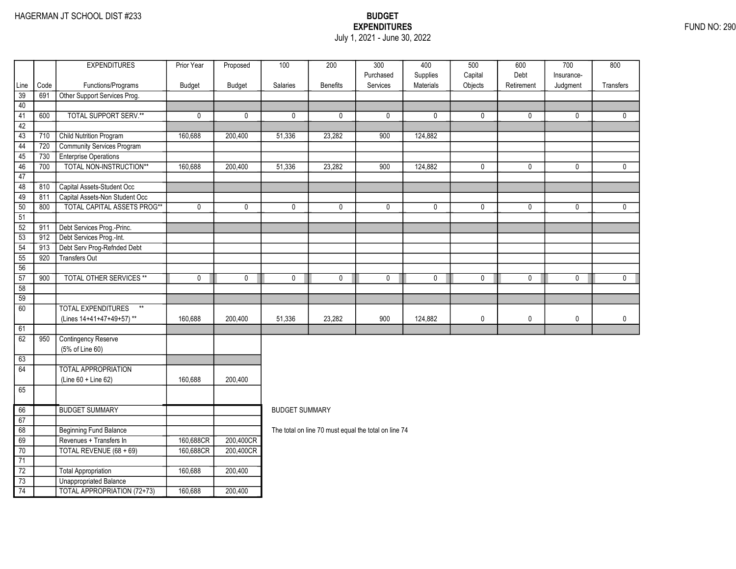HAGERMAN JT SCHOOL DIST #233

**BUDGET**
**EXPENDITURES**
July 1, 2021 - June 30, 2022

FUND NO: 290

| Line | Code | EXPENDITURES Functions/Programs | Prior Year Budget | Proposed Budget | 100 Salaries | 200 Benefits | 300 Purchased Services | 400 Supplies Materials | 500 Capital Objects | 600 Debt Retirement | 700 Insurance-Judgment | 800 Transfers |
|---|---|---|---|---|---|---|---|---|---|---|---|---|
| 39 | 691 | Other Support Services Prog. | | | | | | | | | | |
| 40 | | | | | | | | | | | | |
| 41 | 600 | TOTAL SUPPORT SERV.** | 0 | 0 | 0 | 0 | 0 | 0 | 0 | 0 | 0 | 0 |
| 42 | | | | | | | | | | | | |
| 43 | 710 | Child Nutrition Program | 160,688 | 200,400 | 51,336 | 23,282 | 900 | 124,882 | | | | |
| 44 | 720 | Community Services Program | | | | | | | | | | |
| 45 | 730 | Enterprise Operations | | | | | | | | | | |
| 46 | 700 | TOTAL NON-INSTRUCTION** | 160,688 | 200,400 | 51,336 | 23,282 | 900 | 124,882 | 0 | 0 | 0 | 0 |
| 47 | | | | | | | | | | | | |
| 48 | 810 | Capital Assets-Student Occ | | | | | | | | | | |
| 49 | 811 | Capital Assets-Non Student Occ | | | | | | | | | | |
| 50 | 800 | TOTAL CAPITAL ASSETS PROG** | 0 | 0 | 0 | 0 | 0 | 0 | 0 | 0 | 0 | 0 |
| 51 | | | | | | | | | | | | |
| 52 | 911 | Debt Services Prog.-Princ. | | | | | | | | | | |
| 53 | 912 | Debt Services Prog.-Int. | | | | | | | | | | |
| 54 | 913 | Debt Serv Prog-Refnded Debt | | | | | | | | | | |
| 55 | 920 | Transfers Out | | | | | | | | | | |
| 56 | | | | | | | | | | | | |
| 57 | 900 | TOTAL OTHER SERVICES ** | 0 | 0 | 0 | 0 | 0 | 0 | 0 | 0 | 0 | 0 |
| 58 | | | | | | | | | | | | |
| 59 | | | | | | | | | | | | |
| 60 | | TOTAL EXPENDITURES ** (Lines 14+41+47+49+57) ** | 160,688 | 200,400 | 51,336 | 23,282 | 900 | 124,882 | 0 | 0 | 0 | 0 |
| 61 | | | | | | | | | | | | |
| 62 | 950 | Contingency Reserve (5% of Line 60) | | | | | | | | | | |
| 63 | | | | | | | | | | | | |
| 64 | | TOTAL APPROPRIATION (Line 60 + Line 62) | 160,688 | 200,400 | | | | | | | | |
| 65 | | | | | | | | | | | | |

| Line | | BUDGET SUMMARY | Prior Year Budget | Proposed Budget |
|---|---|---|---|---|
| 66 | | BUDGET SUMMARY | | |
| 67 | | | | |
| 68 | | Beginning Fund Balance | | |
| 69 | | Revenues + Transfers In | 160,688CR | 200,400CR |
| 70 | | TOTAL REVENUE (68 + 69) | 160,688CR | 200,400CR |
| 71 | | | | |
| 72 | | Total Appropriation | 160,688 | 200,400 |
| 73 | | Unappropriated Balance | | |
| 74 | | TOTAL APPROPRIATION (72+73) | 160,688 | 200,400 |

BUDGET SUMMARY

The total on line 70 must equal the total on line 74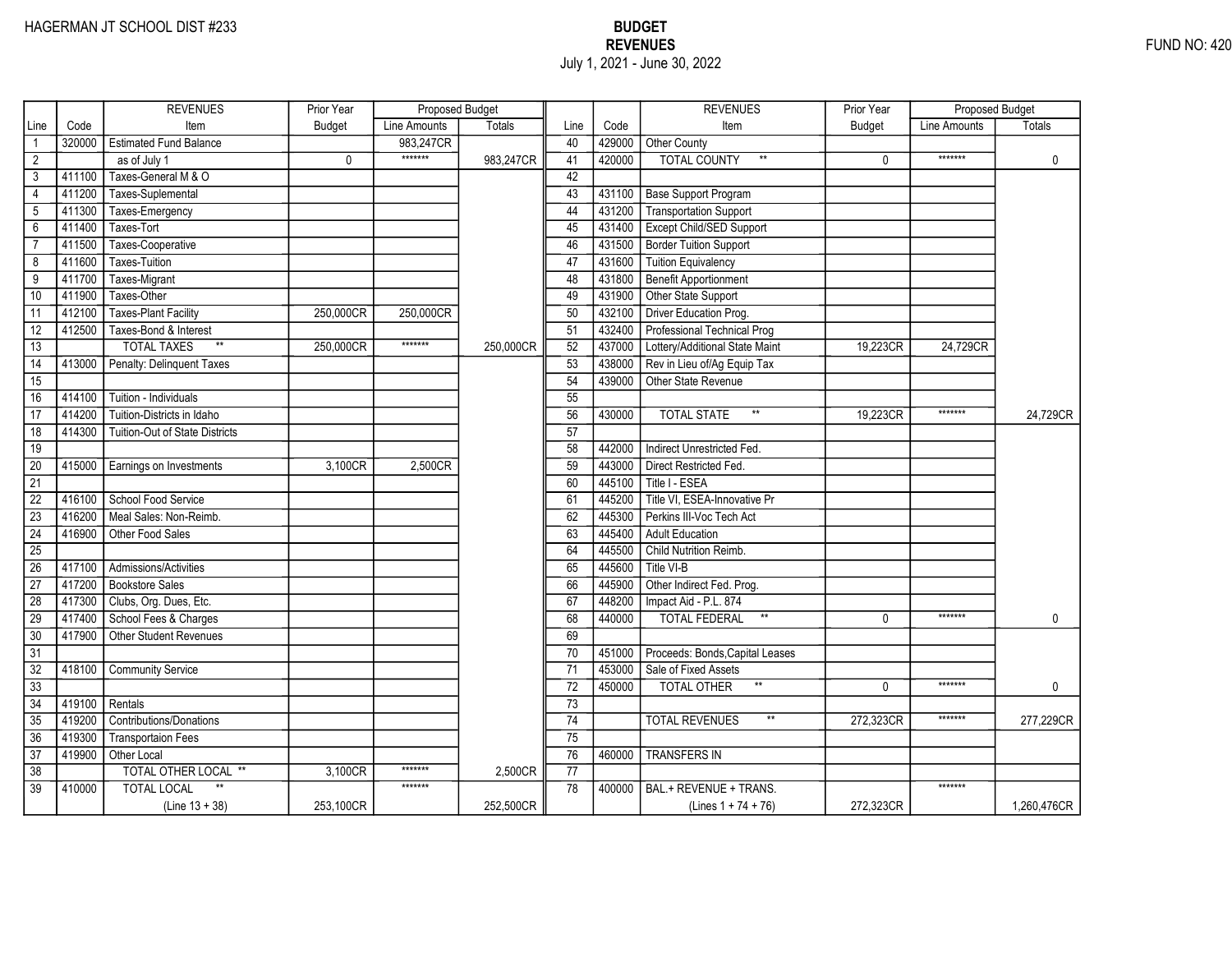HAGERMAN JT SCHOOL DIST #233

# BUDGET
## REVENUES
July 1, 2021 - June 30, 2022

FUND NO: 420

| Line | Code | REVENUES Item | Prior Year Budget | Proposed Budget Line Amounts | Proposed Budget Totals | Line | Code | REVENUES Item | Prior Year Budget | Proposed Budget Line Amounts | Proposed Budget Totals |
|---|---|---|---|---|---|---|---|---|---|---|---|
| 1 | 320000 | Estimated Fund Balance | | 983,247CR | | 40 | 429000 | Other County | | | |
| 2 | | as of July 1 | 0 | ******* | 983,247CR | 41 | 420000 | TOTAL COUNTY ** | 0 | ******* | 0 |
| 3 | 411100 | Taxes-General M & O | | | | 42 | | | | | |
| 4 | 411200 | Taxes-Suplemental | | | | 43 | 431100 | Base Support Program | | | |
| 5 | 411300 | Taxes-Emergency | | | | 44 | 431200 | Transportation Support | | | |
| 6 | 411400 | Taxes-Tort | | | | 45 | 431400 | Except Child/SED Support | | | |
| 7 | 411500 | Taxes-Cooperative | | | | 46 | 431500 | Border Tuition Support | | | |
| 8 | 411600 | Taxes-Tuition | | | | 47 | 431600 | Tuition Equivalency | | | |
| 9 | 411700 | Taxes-Migrant | | | | 48 | 431800 | Benefit Apportionment | | | |
| 10 | 411900 | Taxes-Other | | | | 49 | 431900 | Other State Support | | | |
| 11 | 412100 | Taxes-Plant Facility | 250,000CR | 250,000CR | | 50 | 432100 | Driver Education Prog. | | | |
| 12 | 412500 | Taxes-Bond & Interest | | | | 51 | 432400 | Professional Technical Prog | | | |
| 13 | | TOTAL TAXES ** | 250,000CR | ******* | 250,000CR | 52 | 437000 | Lottery/Additional State Maint | 19,223CR | 24,729CR | |
| 14 | 413000 | Penalty: Delinquent Taxes | | | | 53 | 438000 | Rev in Lieu of/Ag Equip Tax | | | |
| 15 | | | | | | 54 | 439000 | Other State Revenue | | | |
| 16 | 414100 | Tuition - Individuals | | | | 55 | | | | | |
| 17 | 414200 | Tuition-Districts in Idaho | | | | 56 | 430000 | TOTAL STATE ** | 19,223CR | ******* | 24,729CR |
| 18 | 414300 | Tuition-Out of State Districts | | | | 57 | | | | | |
| 19 | | | | | | 58 | 442000 | Indirect Unrestricted Fed. | | | |
| 20 | 415000 | Earnings on Investments | 3,100CR | 2,500CR | | 59 | 443000 | Direct Restricted Fed. | | | |
| 21 | | | | | | 60 | 445100 | Title I - ESEA | | | |
| 22 | 416100 | School Food Service | | | | 61 | 445200 | Title VI, ESEA-Innovative Pr | | | |
| 23 | 416200 | Meal Sales: Non-Reimb. | | | | 62 | 445300 | Perkins III-Voc Tech Act | | | |
| 24 | 416900 | Other Food Sales | | | | 63 | 445400 | Adult Education | | | |
| 25 | | | | | | 64 | 445500 | Child Nutrition Reimb. | | | |
| 26 | 417100 | Admissions/Activities | | | | 65 | 445600 | Title VI-B | | | |
| 27 | 417200 | Bookstore Sales | | | | 66 | 445900 | Other Indirect Fed. Prog. | | | |
| 28 | 417300 | Clubs, Org. Dues, Etc. | | | | 67 | 448200 | Impact Aid - P.L. 874 | | | |
| 29 | 417400 | School Fees & Charges | | | | 68 | 440000 | TOTAL FEDERAL ** | 0 | ******* | 0 |
| 30 | 417900 | Other Student Revenues | | | | 69 | | | | | |
| 31 | | | | | | 70 | 451000 | Proceeds: Bonds,Capital Leases | | | |
| 32 | 418100 | Community Service | | | | 71 | 453000 | Sale of Fixed Assets | | | |
| 33 | | | | | | 72 | 450000 | TOTAL OTHER ** | 0 | ******* | 0 |
| 34 | 419100 | Rentals | | | | 73 | | | | | |
| 35 | 419200 | Contributions/Donations | | | | 74 | | TOTAL REVENUES ** | 272,323CR | ******* | 277,229CR |
| 36 | 419300 | Transportaion Fees | | | | 75 | | | | | |
| 37 | 419900 | Other Local | | | | 76 | 460000 | TRANSFERS IN | | | |
| 38 | | TOTAL OTHER LOCAL ** | 3,100CR | ******* | 2,500CR | 77 | | | | | |
| 39 | 410000 | TOTAL LOCAL ** (Line 13 + 38) | 253,100CR | ******* | 252,500CR | 78 | 400000 | BAL.+ REVENUE + TRANS. (Lines 1 + 74 + 76) | 272,323CR | ******* | 1,260,476CR |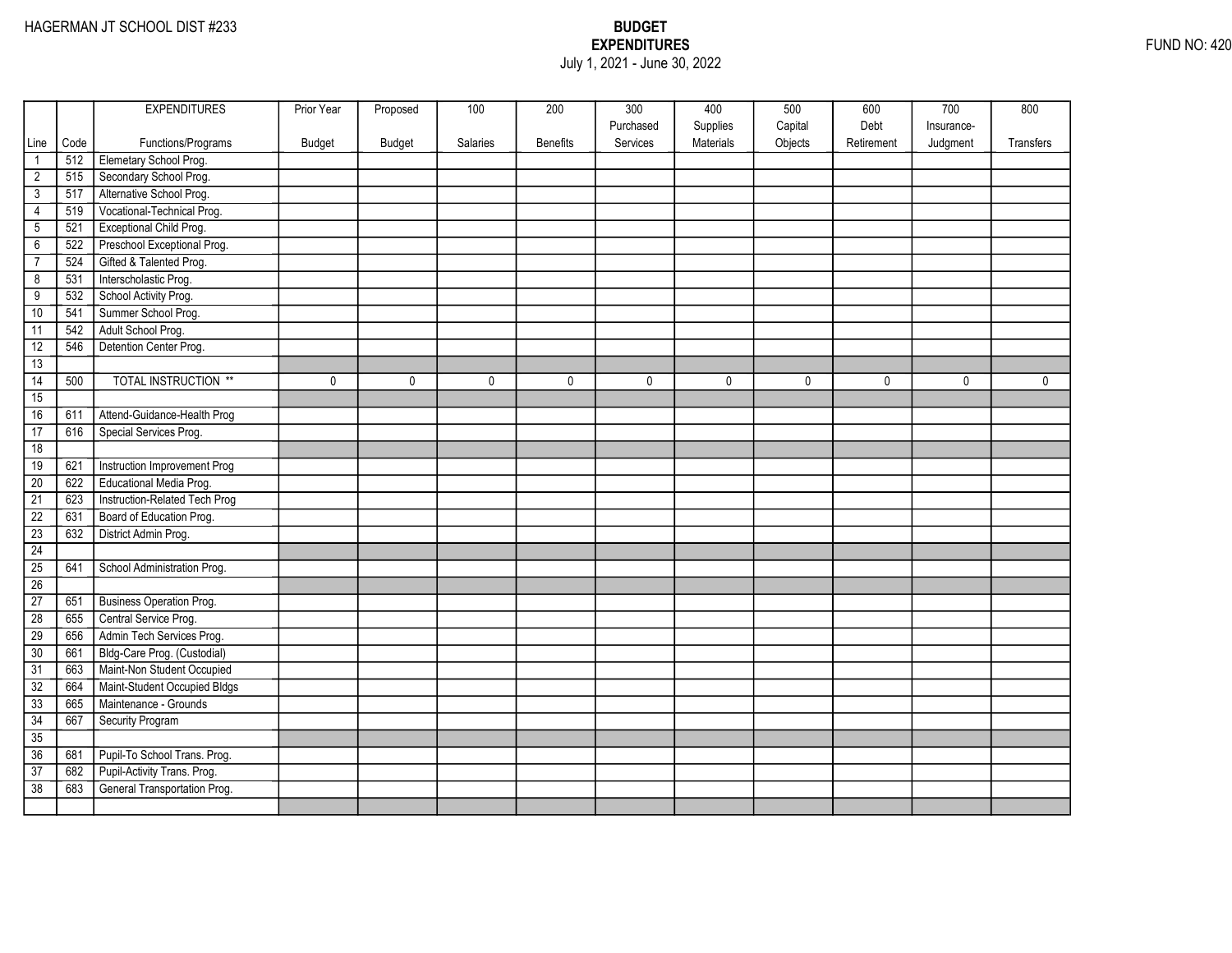HAGERMAN JT SCHOOL DIST #233

**BUDGET**
**EXPENDITURES**
July 1, 2021 - June 30, 2022

FUND NO: 420

| Line | Code | EXPENDITURES Functions/Programs | Prior Year Budget | Proposed Budget | 100 Salaries | 200 Benefits | 300 Purchased Services | 400 Supplies Materials | 500 Capital Objects | 600 Debt Retirement | 700 Insurance-Judgment | 800 Transfers |
|---|---|---|---|---|---|---|---|---|---|---|---|---|
| 1 | 512 | Elemetary School Prog. | | | | | | | | | | |
| 2 | 515 | Secondary School Prog. | | | | | | | | | | |
| 3 | 517 | Alternative School Prog. | | | | | | | | | | |
| 4 | 519 | Vocational-Technical Prog. | | | | | | | | | | |
| 5 | 521 | Exceptional Child Prog. | | | | | | | | | | |
| 6 | 522 | Preschool Exceptional Prog. | | | | | | | | | | |
| 7 | 524 | Gifted & Talented Prog. | | | | | | | | | | |
| 8 | 531 | Interscholastic Prog. | | | | | | | | | | |
| 9 | 532 | School Activity Prog. | | | | | | | | | | |
| 10 | 541 | Summer School Prog. | | | | | | | | | | |
| 11 | 542 | Adult School Prog. | | | | | | | | | | |
| 12 | 546 | Detention Center Prog. | | | | | | | | | | |
| 13 | | | | | | | | | | | | |
| 14 | 500 | TOTAL INSTRUCTION ** | 0 | 0 | 0 | 0 | 0 | 0 | 0 | 0 | 0 | 0 |
| 15 | | | | | | | | | | | | |
| 16 | 611 | Attend-Guidance-Health Prog | | | | | | | | | | |
| 17 | 616 | Special Services Prog. | | | | | | | | | | |
| 18 | | | | | | | | | | | | |
| 19 | 621 | Instruction Improvement Prog | | | | | | | | | | |
| 20 | 622 | Educational Media Prog. | | | | | | | | | | |
| 21 | 623 | Instruction-Related Tech Prog | | | | | | | | | | |
| 22 | 631 | Board of Education Prog. | | | | | | | | | | |
| 23 | 632 | District Admin Prog. | | | | | | | | | | |
| 24 | | | | | | | | | | | | |
| 25 | 641 | School Administration Prog. | | | | | | | | | | |
| 26 | | | | | | | | | | | | |
| 27 | 651 | Business Operation Prog. | | | | | | | | | | |
| 28 | 655 | Central Service Prog. | | | | | | | | | | |
| 29 | 656 | Admin Tech Services Prog. | | | | | | | | | | |
| 30 | 661 | Bldg-Care Prog. (Custodial) | | | | | | | | | | |
| 31 | 663 | Maint-Non Student Occupied | | | | | | | | | | |
| 32 | 664 | Maint-Student Occupied Bldgs | | | | | | | | | | |
| 33 | 665 | Maintenance - Grounds | | | | | | | | | | |
| 34 | 667 | Security Program | | | | | | | | | | |
| 35 | | | | | | | | | | | | |
| 36 | 681 | Pupil-To School Trans. Prog. | | | | | | | | | | |
| 37 | 682 | Pupil-Activity Trans. Prog. | | | | | | | | | | |
| 38 | 683 | General Transportation Prog. | | | | | | | | | | |
| | | | | | | | | | | | | |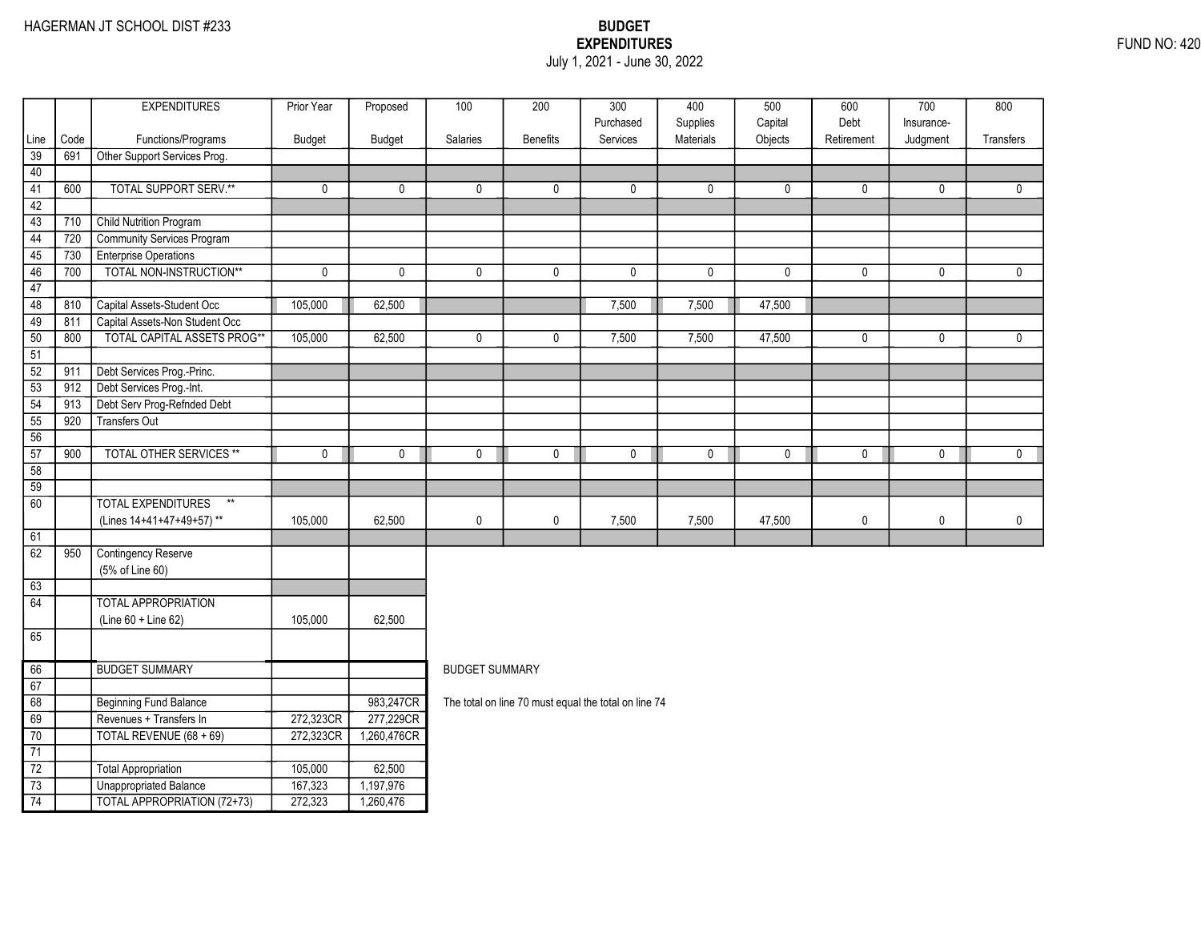HAGERMAN JT SCHOOL DIST #233

**BUDGET**
**EXPENDITURES**
July 1, 2021 - June 30, 2022

FUND NO: 420

| Line | Code | EXPENDITURES Functions/Programs | Prior Year Budget | Proposed Budget | 100 Salaries | 200 Benefits | 300 Purchased Services | 400 Supplies Materials | 500 Capital Objects | 600 Debt Retirement | 700 Insurance-Judgment | 800 Transfers |
|---|---|---|---|---|---|---|---|---|---|---|---|---|
| 39 | 691 | Other Support Services Prog. | | | | | | | | | | |
| 40 | | | | | | | | | | | | |
| 41 | 600 | TOTAL SUPPORT SERV.** | 0 | 0 | 0 | 0 | 0 | 0 | 0 | 0 | 0 | 0 |
| 42 | | | | | | | | | | | | |
| 43 | 710 | Child Nutrition Program | | | | | | | | | | |
| 44 | 720 | Community Services Program | | | | | | | | | | |
| 45 | 730 | Enterprise Operations | | | | | | | | | | |
| 46 | 700 | TOTAL NON-INSTRUCTION** | 0 | 0 | 0 | 0 | 0 | 0 | 0 | 0 | 0 | 0 |
| 47 | | | | | | | | | | | | |
| 48 | 810 | Capital Assets-Student Occ | 105,000 | 62,500 | | | 7,500 | 7,500 | 47,500 | | | |
| 49 | 811 | Capital Assets-Non Student Occ | | | | | | | | | | |
| 50 | 800 | TOTAL CAPITAL ASSETS PROG** | 105,000 | 62,500 | 0 | 0 | 7,500 | 7,500 | 47,500 | 0 | 0 | 0 |
| 51 | | | | | | | | | | | | |
| 52 | 911 | Debt Services Prog.-Princ. | | | | | | | | | | |
| 53 | 912 | Debt Services Prog.-Int. | | | | | | | | | | |
| 54 | 913 | Debt Serv Prog-Refnded Debt | | | | | | | | | | |
| 55 | 920 | Transfers Out | | | | | | | | | | |
| 56 | | | | | | | | | | | | |
| 57 | 900 | TOTAL OTHER SERVICES ** | 0 | 0 | 0 | 0 | 0 | 0 | 0 | 0 | 0 | 0 |
| 58 | | | | | | | | | | | | |
| 59 | | | | | | | | | | | | |
| 60 | | TOTAL EXPENDITURES ** (Lines 14+41+47+49+57) ** | 105,000 | 62,500 | 0 | 0 | 7,500 | 7,500 | 47,500 | 0 | 0 | 0 |
| 61 | | | | | | | | | | | | |
| 62 | 950 | Contingency Reserve (5% of Line 60) | | | | | | | | | | |
| 63 | | | | | | | | | | | | |
| 64 | | TOTAL APPROPRIATION (Line 60 + Line 62) | 105,000 | 62,500 | | | | | | | | |
| 65 | | | | | | | | | | | | |

| Line | | BUDGET SUMMARY | Prior Year Budget | Proposed Budget |
|---|---|---|---|---|
| 66 | | BUDGET SUMMARY | | |
| 67 | | | | |
| 68 | | Beginning Fund Balance | | 983,247CR |
| 69 | | Revenues + Transfers In | 272,323CR | 277,229CR |
| 70 | | TOTAL REVENUE (68 + 69) | 272,323CR | 1,260,476CR |
| 71 | | | | |
| 72 | | Total Appropriation | 105,000 | 62,500 |
| 73 | | Unappropriated Balance | 167,323 | 1,197,976 |
| 74 | | TOTAL APPROPRIATION (72+73) | 272,323 | 1,260,476 |

BUDGET SUMMARY

The total on line 70 must equal the total on line 74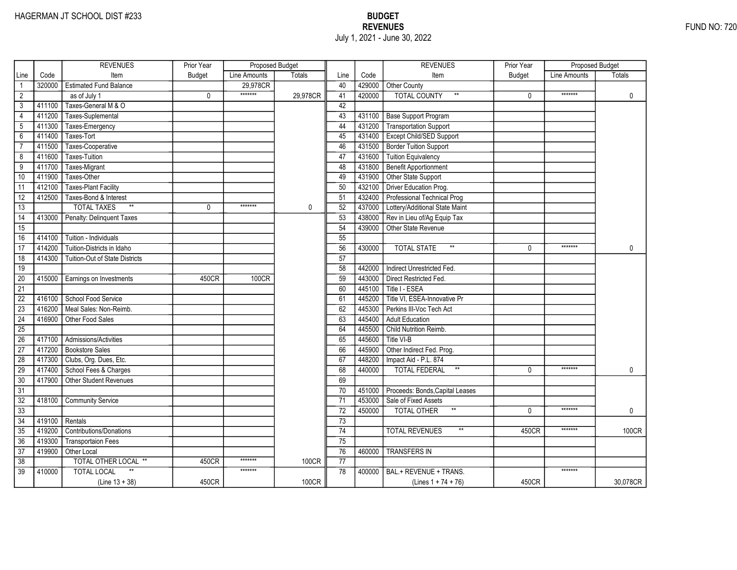HAGERMAN JT SCHOOL DIST #233

**BUDGET**
**REVENUES**
July 1, 2021 - June 30, 2022

FUND NO: 720

| Line | Code | REVENUES Item | Prior Year Budget | Proposed Budget Line Amounts | Proposed Budget Totals | Line | Code | REVENUES Item | Prior Year Budget | Proposed Budget Line Amounts | Proposed Budget Totals |
|---|---|---|---|---|---|---|---|---|---|---|---|
| 1 | 320000 | Estimated Fund Balance | | 29,978CR | | 40 | 429000 | Other County | | | |
| 2 | | as of July 1 | 0 | ******* | 29,978CR | 41 | 420000 | TOTAL COUNTY ** | 0 | ******* | 0 |
| 3 | 411100 | Taxes-General M & O | | | | 42 | | | | | |
| 4 | 411200 | Taxes-Suplemental | | | | 43 | 431100 | Base Support Program | | | |
| 5 | 411300 | Taxes-Emergency | | | | 44 | 431200 | Transportation Support | | | |
| 6 | 411400 | Taxes-Tort | | | | 45 | 431400 | Except Child/SED Support | | | |
| 7 | 411500 | Taxes-Cooperative | | | | 46 | 431500 | Border Tuition Support | | | |
| 8 | 411600 | Taxes-Tuition | | | | 47 | 431600 | Tuition Equivalency | | | |
| 9 | 411700 | Taxes-Migrant | | | | 48 | 431800 | Benefit Apportionment | | | |
| 10 | 411900 | Taxes-Other | | | | 49 | 431900 | Other State Support | | | |
| 11 | 412100 | Taxes-Plant Facility | | | | 50 | 432100 | Driver Education Prog. | | | |
| 12 | 412500 | Taxes-Bond & Interest | | | | 51 | 432400 | Professional Technical Prog | | | |
| 13 | | TOTAL TAXES ** | 0 | ******* | 0 | 52 | 437000 | Lottery/Additional State Maint | | | |
| 14 | 413000 | Penalty: Delinquent Taxes | | | | 53 | 438000 | Rev in Lieu of/Ag Equip Tax | | | |
| 15 | | | | | | 54 | 439000 | Other State Revenue | | | |
| 16 | 414100 | Tuition - Individuals | | | | 55 | | | | | |
| 17 | 414200 | Tuition-Districts in Idaho | | | | 56 | 430000 | TOTAL STATE ** | 0 | ******* | 0 |
| 18 | 414300 | Tuition-Out of State Districts | | | | 57 | | | | | |
| 19 | | | | | | 58 | 442000 | Indirect Unrestricted Fed. | | | |
| 20 | 415000 | Earnings on Investments | 450CR | 100CR | | 59 | 443000 | Direct Restricted Fed. | | | |
| 21 | | | | | | 60 | 445100 | Title I - ESEA | | | |
| 22 | 416100 | School Food Service | | | | 61 | 445200 | Title VI, ESEA-Innovative Pr | | | |
| 23 | 416200 | Meal Sales: Non-Reimb. | | | | 62 | 445300 | Perkins III-Voc Tech Act | | | |
| 24 | 416900 | Other Food Sales | | | | 63 | 445400 | Adult Education | | | |
| 25 | | | | | | 64 | 445500 | Child Nutrition Reimb. | | | |
| 26 | 417100 | Admissions/Activities | | | | 65 | 445600 | Title VI-B | | | |
| 27 | 417200 | Bookstore Sales | | | | 66 | 445900 | Other Indirect Fed. Prog. | | | |
| 28 | 417300 | Clubs, Org. Dues, Etc. | | | | 67 | 448200 | Impact Aid - P.L. 874 | | | |
| 29 | 417400 | School Fees & Charges | | | | 68 | 440000 | TOTAL FEDERAL ** | 0 | ******* | 0 |
| 30 | 417900 | Other Student Revenues | | | | 69 | | | | | |
| 31 | | | | | | 70 | 451000 | Proceeds: Bonds,Capital Leases | | | |
| 32 | 418100 | Community Service | | | | 71 | 453000 | Sale of Fixed Assets | | | |
| 33 | | | | | | 72 | 450000 | TOTAL OTHER ** | 0 | ******* | 0 |
| 34 | 419100 | Rentals | | | | 73 | | | | | |
| 35 | 419200 | Contributions/Donations | | | | 74 | | TOTAL REVENUES ** | 450CR | ******* | 100CR |
| 36 | 419300 | Transportaion Fees | | | | 75 | | | | | |
| 37 | 419900 | Other Local | | | | 76 | 460000 | TRANSFERS IN | | | |
| 38 | | TOTAL OTHER LOCAL ** | 450CR | ******* | 100CR | 77 | | | | | |
| 39 | 410000 | TOTAL LOCAL ** (Line 13 + 38) | 450CR | ******* | 100CR | 78 | 400000 | BAL.+ REVENUE + TRANS. (Lines 1 + 74 + 76) | 450CR | ******* | 30,078CR |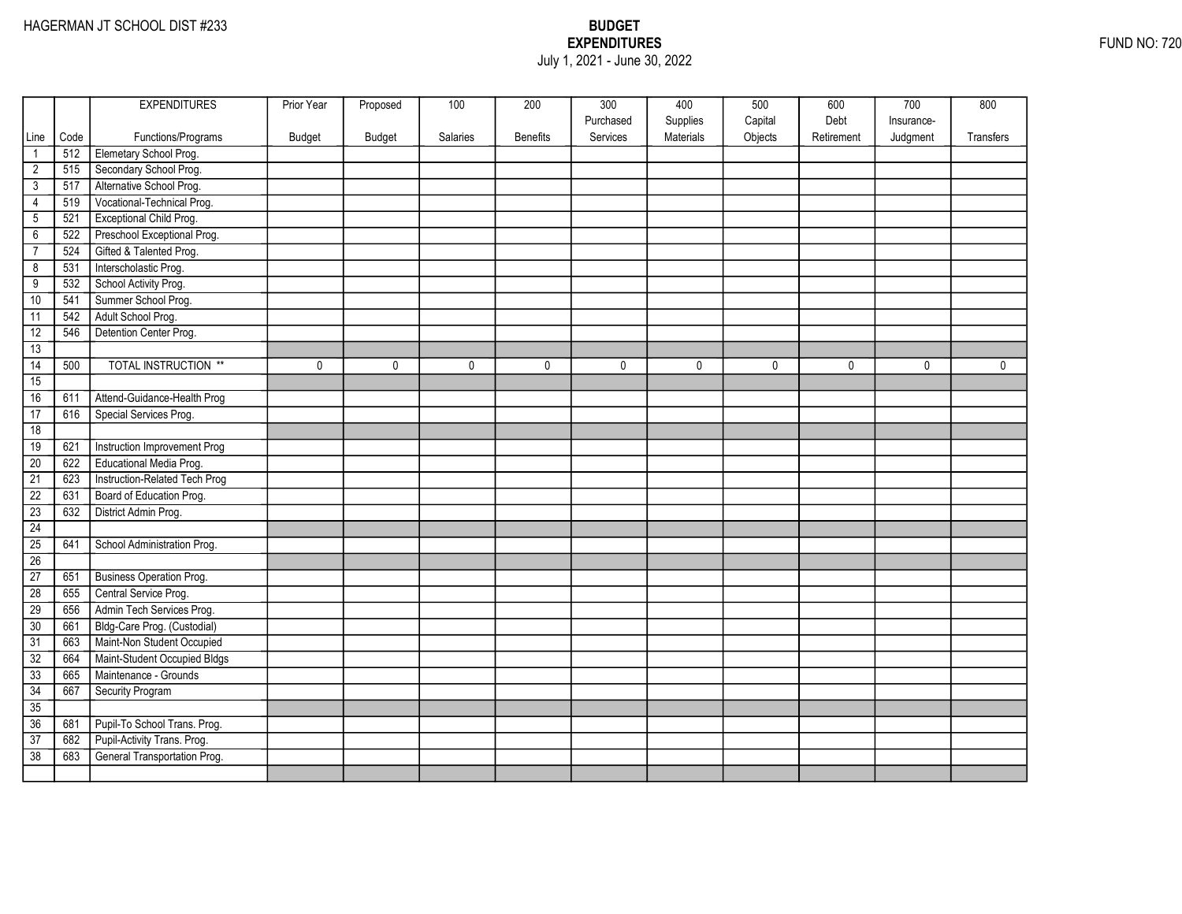HAGERMAN JT SCHOOL DIST #233

**BUDGET**
**EXPENDITURES**
July 1, 2021 - June 30, 2022

FUND NO: 720

| Line | Code | EXPENDITURES Functions/Programs | Prior Year Budget | Proposed Budget | 100 Salaries | 200 Benefits | 300 Purchased Services | 400 Supplies Materials | 500 Capital Objects | 600 Debt Retirement | 700 Insurance- Judgment | 800 Transfers |
|---|---|---|---|---|---|---|---|---|---|---|---|---|
| 1 | 512 | Elemetary School Prog. | | | | | | | | | | |
| 2 | 515 | Secondary School Prog. | | | | | | | | | | |
| 3 | 517 | Alternative School Prog. | | | | | | | | | | |
| 4 | 519 | Vocational-Technical Prog. | | | | | | | | | | |
| 5 | 521 | Exceptional Child Prog. | | | | | | | | | | |
| 6 | 522 | Preschool Exceptional Prog. | | | | | | | | | | |
| 7 | 524 | Gifted & Talented Prog. | | | | | | | | | | |
| 8 | 531 | Interscholastic Prog. | | | | | | | | | | |
| 9 | 532 | School Activity Prog. | | | | | | | | | | |
| 10 | 541 | Summer School Prog. | | | | | | | | | | |
| 11 | 542 | Adult School Prog. | | | | | | | | | | |
| 12 | 546 | Detention Center Prog. | | | | | | | | | | |
| 13 | | | | | | | | | | | | |
| 14 | 500 | TOTAL INSTRUCTION ** | 0 | 0 | 0 | 0 | 0 | 0 | 0 | 0 | 0 | 0 |
| 15 | | | | | | | | | | | | |
| 16 | 611 | Attend-Guidance-Health Prog | | | | | | | | | | |
| 17 | 616 | Special Services Prog. | | | | | | | | | | |
| 18 | | | | | | | | | | | | |
| 19 | 621 | Instruction Improvement Prog | | | | | | | | | | |
| 20 | 622 | Educational Media Prog. | | | | | | | | | | |
| 21 | 623 | Instruction-Related Tech Prog | | | | | | | | | | |
| 22 | 631 | Board of Education Prog. | | | | | | | | | | |
| 23 | 632 | District Admin Prog. | | | | | | | | | | |
| 24 | | | | | | | | | | | | |
| 25 | 641 | School Administration Prog. | | | | | | | | | | |
| 26 | | | | | | | | | | | | |
| 27 | 651 | Business Operation Prog. | | | | | | | | | | |
| 28 | 655 | Central Service Prog. | | | | | | | | | | |
| 29 | 656 | Admin Tech Services Prog. | | | | | | | | | | |
| 30 | 661 | Bldg-Care Prog. (Custodial) | | | | | | | | | | |
| 31 | 663 | Maint-Non Student Occupied | | | | | | | | | | |
| 32 | 664 | Maint-Student Occupied Bldgs | | | | | | | | | | |
| 33 | 665 | Maintenance - Grounds | | | | | | | | | | |
| 34 | 667 | Security Program | | | | | | | | | | |
| 35 | | | | | | | | | | | | |
| 36 | 681 | Pupil-To School Trans. Prog. | | | | | | | | | | |
| 37 | 682 | Pupil-Activity Trans. Prog. | | | | | | | | | | |
| 38 | 683 | General Transportation Prog. | | | | | | | | | | |
| | | | | | | | | | | | | |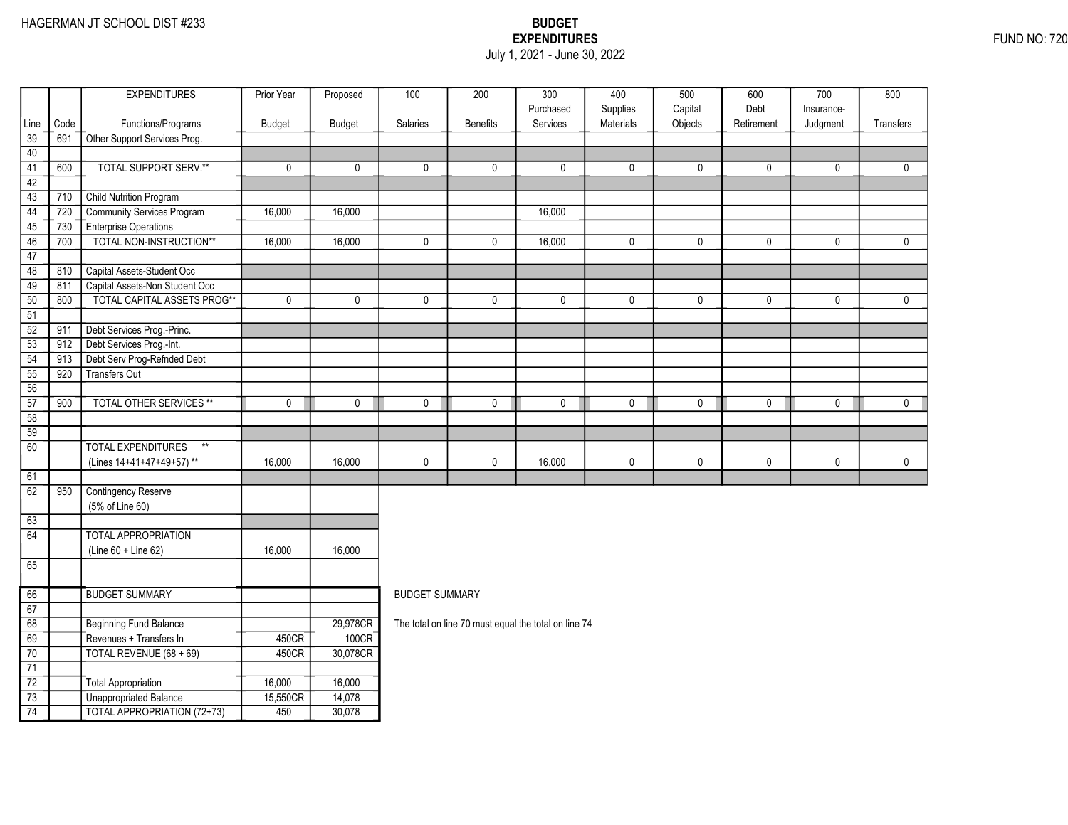HAGERMAN JT SCHOOL DIST #233

**BUDGET**
**EXPENDITURES**
July 1, 2021 - June 30, 2022

FUND NO: 720

| Line | Code | EXPENDITURES Functions/Programs | Prior Year Budget | Proposed Budget | 100 Salaries | 200 Benefits | 300 Purchased Services | 400 Supplies Materials | 500 Capital Objects | 600 Debt Retirement | 700 Insurance-Judgment | 800 Transfers |
|---|---|---|---|---|---|---|---|---|---|---|---|---|
| 39 | 691 | Other Support Services Prog. | | | | | | | | | | |
| 40 | | | | | | | | | | | | |
| 41 | 600 | TOTAL SUPPORT SERV.** | 0 | 0 | 0 | 0 | 0 | 0 | 0 | 0 | 0 | 0 |
| 42 | | | | | | | | | | | | |
| 43 | 710 | Child Nutrition Program | | | | | | | | | | |
| 44 | 720 | Community Services Program | 16,000 | 16,000 | | | 16,000 | | | | | |
| 45 | 730 | Enterprise Operations | | | | | | | | | | |
| 46 | 700 | TOTAL NON-INSTRUCTION** | 16,000 | 16,000 | 0 | 0 | 16,000 | 0 | 0 | 0 | 0 | 0 |
| 47 | | | | | | | | | | | | |
| 48 | 810 | Capital Assets-Student Occ | | | | | | | | | | |
| 49 | 811 | Capital Assets-Non Student Occ | | | | | | | | | | |
| 50 | 800 | TOTAL CAPITAL ASSETS PROG** | 0 | 0 | 0 | 0 | 0 | 0 | 0 | 0 | 0 | 0 |
| 51 | | | | | | | | | | | | |
| 52 | 911 | Debt Services Prog.-Princ. | | | | | | | | | | |
| 53 | 912 | Debt Services Prog.-Int. | | | | | | | | | | |
| 54 | 913 | Debt Serv Prog-Refnded Debt | | | | | | | | | | |
| 55 | 920 | Transfers Out | | | | | | | | | | |
| 56 | | | | | | | | | | | | |
| 57 | 900 | TOTAL OTHER SERVICES ** | 0 | 0 | 0 | 0 | 0 | 0 | 0 | 0 | 0 | 0 |
| 58 | | | | | | | | | | | | |
| 59 | | | | | | | | | | | | |
| 60 | | TOTAL EXPENDITURES ** (Lines 14+41+47+49+57) ** | 16,000 | 16,000 | 0 | 0 | 16,000 | 0 | 0 | 0 | 0 | 0 |
| 61 | | | | | | | | | | | | |
| 62 | 950 | Contingency Reserve (5% of Line 60) | | | | | | | | | | |
| 63 | | | | | | | | | | | | |
| 64 | | TOTAL APPROPRIATION (Line 60 + Line 62) | 16,000 | 16,000 | | | | | | | | |
| 65 | | | | | | | | | | | | |

| Line | | BUDGET SUMMARY | Prior Year Budget | Proposed Budget |
|---|---|---|---|---|
| 66 | | BUDGET SUMMARY | | |
| 67 | | | | |
| 68 | | Beginning Fund Balance | | 29,978CR |
| 69 | | Revenues + Transfers In | 450CR | 100CR |
| 70 | | TOTAL REVENUE (68 + 69) | 450CR | 30,078CR |
| 71 | | | | |
| 72 | | Total Appropriation | 16,000 | 16,000 |
| 73 | | Unappropriated Balance | 15,550CR | 14,078 |
| 74 | | TOTAL APPROPRIATION (72+73) | 450 | 30,078 |

BUDGET SUMMARY

The total on line 70 must equal the total on line 74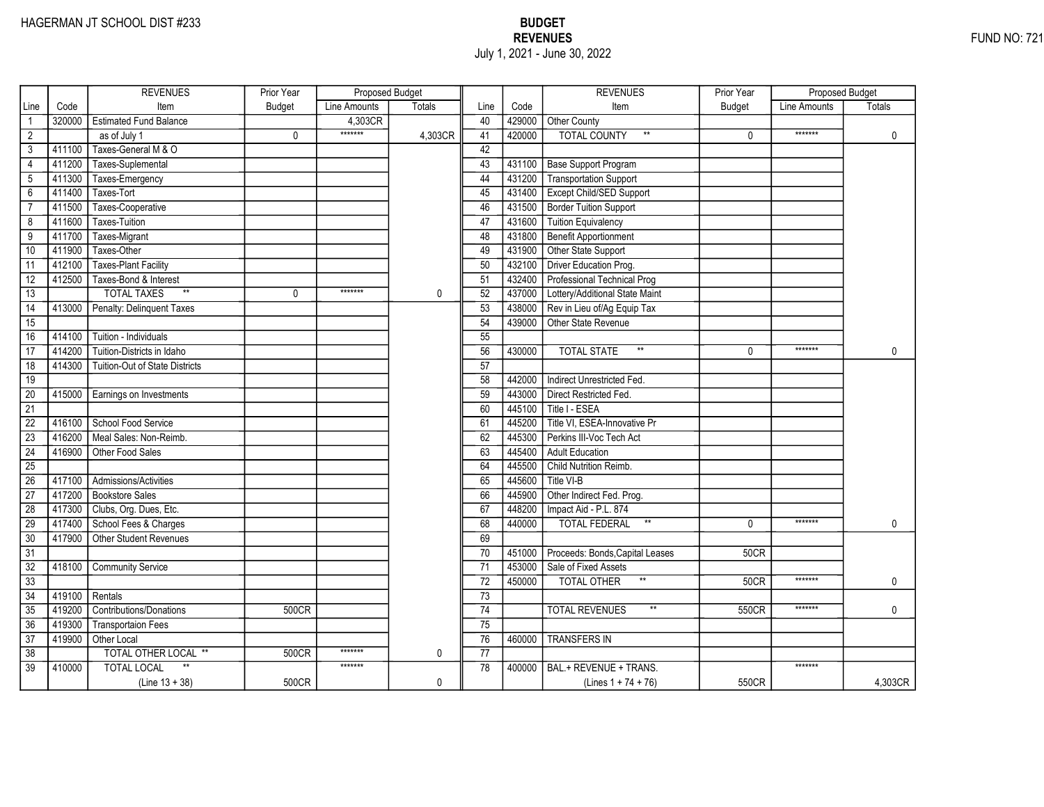HAGERMAN JT SCHOOL DIST #233

FUND NO: 721

# BUDGET
## REVENUES
July 1, 2021 - June 30, 2022

| Line | Code | REVENUES Item | Prior Year Budget | Proposed Budget Line Amounts | Proposed Budget Totals | Line | Code | REVENUES Item | Prior Year Budget | Proposed Budget Line Amounts | Proposed Budget Totals |
|---|---|---|---|---|---|---|---|---|---|---|---|
| 1 | 320000 | Estimated Fund Balance | | 4,303CR | | 40 | 429000 | Other County | | | |
| 2 | | as of July 1 | 0 | ******* | 4,303CR | 41 | 420000 | TOTAL COUNTY ** | 0 | ******* | 0 |
| 3 | 411100 | Taxes-General M & O | | | | 42 | | | | | |
| 4 | 411200 | Taxes-Suplemental | | | | 43 | 431100 | Base Support Program | | | |
| 5 | 411300 | Taxes-Emergency | | | | 44 | 431200 | Transportation Support | | | |
| 6 | 411400 | Taxes-Tort | | | | 45 | 431400 | Except Child/SED Support | | | |
| 7 | 411500 | Taxes-Cooperative | | | | 46 | 431500 | Border Tuition Support | | | |
| 8 | 411600 | Taxes-Tuition | | | | 47 | 431600 | Tuition Equivalency | | | |
| 9 | 411700 | Taxes-Migrant | | | | 48 | 431800 | Benefit Apportionment | | | |
| 10 | 411900 | Taxes-Other | | | | 49 | 431900 | Other State Support | | | |
| 11 | 412100 | Taxes-Plant Facility | | | | 50 | 432100 | Driver Education Prog. | | | |
| 12 | 412500 | Taxes-Bond & Interest | | | | 51 | 432400 | Professional Technical Prog | | | |
| 13 | | TOTAL TAXES ** | 0 | ******* | 0 | 52 | 437000 | Lottery/Additional State Maint | | | |
| 14 | 413000 | Penalty: Delinquent Taxes | | | | 53 | 438000 | Rev in Lieu of/Ag Equip Tax | | | |
| 15 | | | | | | 54 | 439000 | Other State Revenue | | | |
| 16 | 414100 | Tuition - Individuals | | | | 55 | | | | | |
| 17 | 414200 | Tuition-Districts in Idaho | | | | 56 | 430000 | TOTAL STATE ** | 0 | ******* | 0 |
| 18 | 414300 | Tuition-Out of State Districts | | | | 57 | | | | | |
| 19 | | | | | | 58 | 442000 | Indirect Unrestricted Fed. | | | |
| 20 | 415000 | Earnings on Investments | | | | 59 | 443000 | Direct Restricted Fed. | | | |
| 21 | | | | | | 60 | 445100 | Title I - ESEA | | | |
| 22 | 416100 | School Food Service | | | | 61 | 445200 | Title VI, ESEA-Innovative Pr | | | |
| 23 | 416200 | Meal Sales: Non-Reimb. | | | | 62 | 445300 | Perkins III-Voc Tech Act | | | |
| 24 | 416900 | Other Food Sales | | | | 63 | 445400 | Adult Education | | | |
| 25 | | | | | | 64 | 445500 | Child Nutrition Reimb. | | | |
| 26 | 417100 | Admissions/Activities | | | | 65 | 445600 | Title VI-B | | | |
| 27 | 417200 | Bookstore Sales | | | | 66 | 445900 | Other Indirect Fed. Prog. | | | |
| 28 | 417300 | Clubs, Org. Dues, Etc. | | | | 67 | 448200 | Impact Aid - P.L. 874 | | | |
| 29 | 417400 | School Fees & Charges | | | | 68 | 440000 | TOTAL FEDERAL ** | 0 | ******* | 0 |
| 30 | 417900 | Other Student Revenues | | | | 69 | | | | | |
| 31 | | | | | | 70 | 451000 | Proceeds: Bonds,Capital Leases | 50CR | | |
| 32 | 418100 | Community Service | | | | 71 | 453000 | Sale of Fixed Assets | | | |
| 33 | | | | | | 72 | 450000 | TOTAL OTHER ** | 50CR | ******* | 0 |
| 34 | 419100 | Rentals | | | | 73 | | | | | |
| 35 | 419200 | Contributions/Donations | 500CR | | | 74 | | TOTAL REVENUES ** | 550CR | ******* | 0 |
| 36 | 419300 | Transportaion Fees | | | | 75 | | | | | |
| 37 | 419900 | Other Local | | | | 76 | 460000 | TRANSFERS IN | | | |
| 38 | | TOTAL OTHER LOCAL ** | 500CR | ******* | 0 | 77 | | | | | |
| 39 | 410000 | TOTAL LOCAL ** (Line 13 + 38) | 500CR | ******* | 0 | 78 | 400000 | BAL.+ REVENUE + TRANS. (Lines 1 + 74 + 76) | 550CR | ******* | 4,303CR |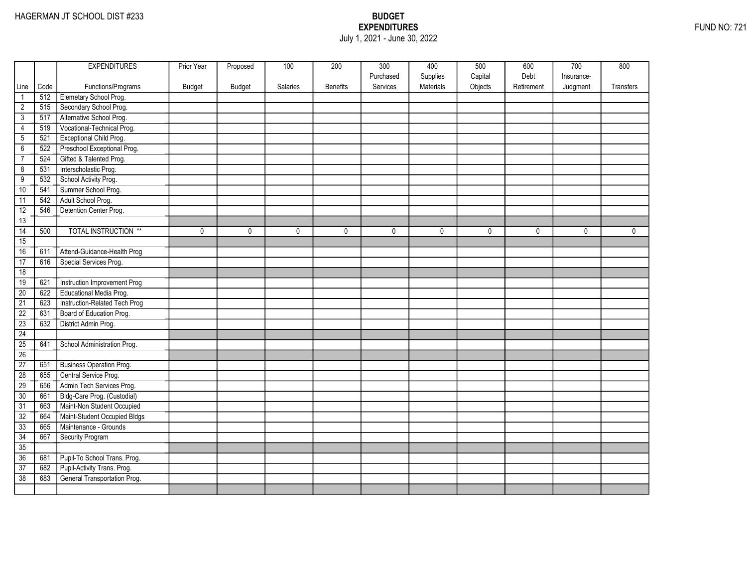HAGERMAN JT SCHOOL DIST #233

**BUDGET**
**EXPENDITURES**
July 1, 2021 - June 30, 2022

FUND NO: 721

| Line | Code | EXPENDITURES<br>Functions/Programs | Prior Year<br>Budget | Proposed<br>Budget | 100<br>Salaries | 200<br>Benefits | 300<br>Purchased<br>Services | 400<br>Supplies<br>Materials | 500<br>Capital<br>Objects | 600<br>Debt<br>Retirement | 700<br>Insurance-<br>Judgment | 800<br>Transfers |
|---|---|---|---|---|---|---|---|---|---|---|---|---|
| 1 | 512 | Elemetary School Prog. | | | | | | | | | | |
| 2 | 515 | Secondary School Prog. | | | | | | | | | | |
| 3 | 517 | Alternative School Prog. | | | | | | | | | | |
| 4 | 519 | Vocational-Technical Prog. | | | | | | | | | | |
| 5 | 521 | Exceptional Child Prog. | | | | | | | | | | |
| 6 | 522 | Preschool Exceptional Prog. | | | | | | | | | | |
| 7 | 524 | Gifted & Talented Prog. | | | | | | | | | | |
| 8 | 531 | Interscholastic Prog. | | | | | | | | | | |
| 9 | 532 | School Activity Prog. | | | | | | | | | | |
| 10 | 541 | Summer School Prog. | | | | | | | | | | |
| 11 | 542 | Adult School Prog. | | | | | | | | | | |
| 12 | 546 | Detention Center Prog. | | | | | | | | | | |
| 13 | | | | | | | | | | | | |
| 14 | 500 | TOTAL INSTRUCTION ** | 0 | 0 | 0 | 0 | 0 | 0 | 0 | 0 | 0 | 0 |
| 15 | | | | | | | | | | | | |
| 16 | 611 | Attend-Guidance-Health Prog | | | | | | | | | | |
| 17 | 616 | Special Services Prog. | | | | | | | | | | |
| 18 | | | | | | | | | | | | |
| 19 | 621 | Instruction Improvement Prog | | | | | | | | | | |
| 20 | 622 | Educational Media Prog. | | | | | | | | | | |
| 21 | 623 | Instruction-Related Tech Prog | | | | | | | | | | |
| 22 | 631 | Board of Education Prog. | | | | | | | | | | |
| 23 | 632 | District Admin Prog. | | | | | | | | | | |
| 24 | | | | | | | | | | | | |
| 25 | 641 | School Administration Prog. | | | | | | | | | | |
| 26 | | | | | | | | | | | | |
| 27 | 651 | Business Operation Prog. | | | | | | | | | | |
| 28 | 655 | Central Service Prog. | | | | | | | | | | |
| 29 | 656 | Admin Tech Services Prog. | | | | | | | | | | |
| 30 | 661 | Bldg-Care Prog. (Custodial) | | | | | | | | | | |
| 31 | 663 | Maint-Non Student Occupied | | | | | | | | | | |
| 32 | 664 | Maint-Student Occupied Bldgs | | | | | | | | | | |
| 33 | 665 | Maintenance - Grounds | | | | | | | | | | |
| 34 | 667 | Security Program | | | | | | | | | | |
| 35 | | | | | | | | | | | | |
| 36 | 681 | Pupil-To School Trans. Prog. | | | | | | | | | | |
| 37 | 682 | Pupil-Activity Trans. Prog. | | | | | | | | | | |
| 38 | 683 | General Transportation Prog. | | | | | | | | | | |
| | | | | | | | | | | | | |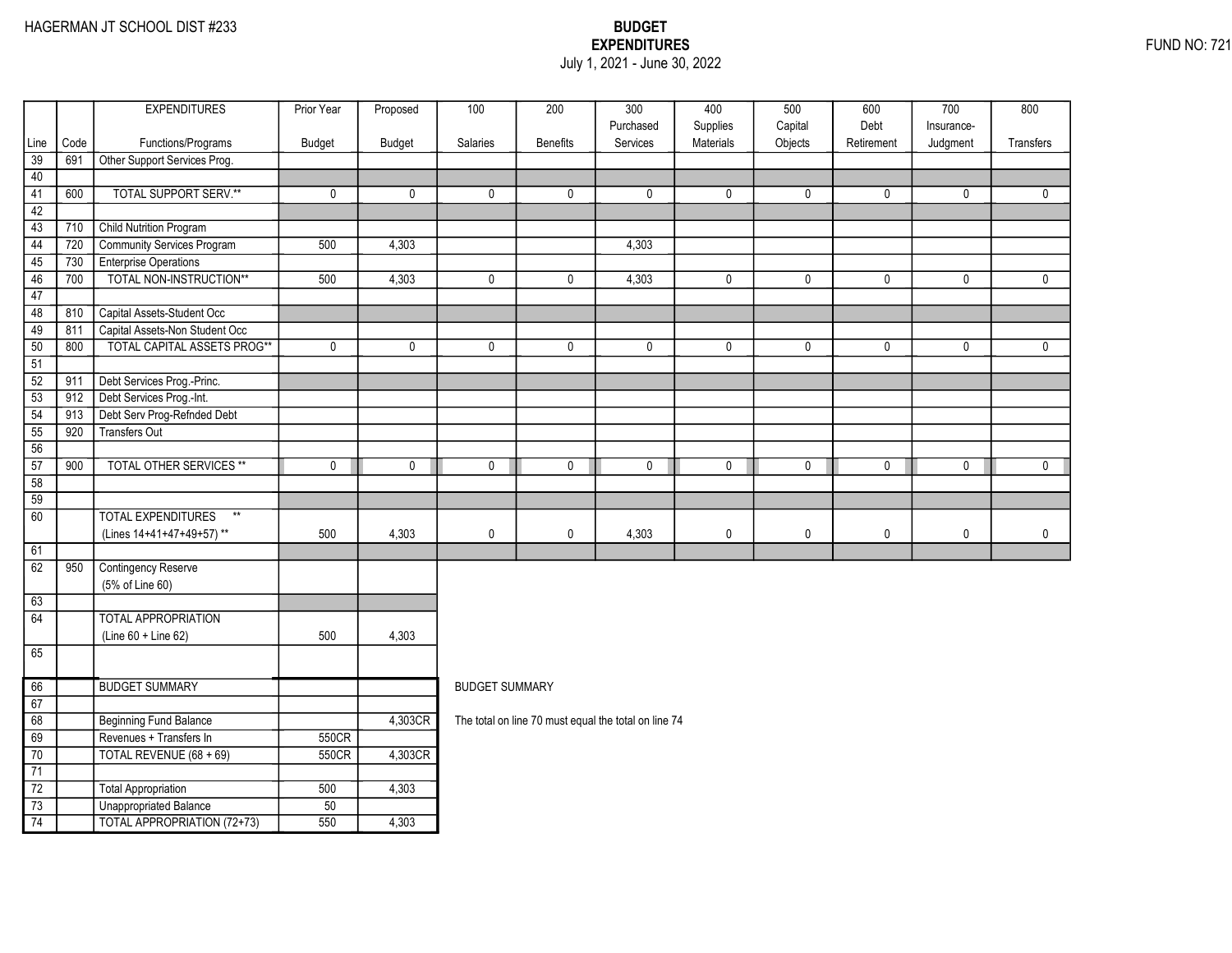HAGERMAN JT SCHOOL DIST #233

FUND NO: 721

# BUDGET
## EXPENDITURES
July 1, 2021 - June 30, 2022

| Line | Code | EXPENDITURES Functions/Programs | Prior Year Budget | Proposed Budget | 100 Salaries | 200 Benefits | 300 Purchased Services | 400 Supplies Materials | 500 Capital Objects | 600 Debt Retirement | 700 Insurance- Judgment | 800 Transfers |
|---|---|---|---|---|---|---|---|---|---|---|---|---|
| 39 | 691 | Other Support Services Prog. | | | | | | | | | | |
| 40 | | | | | | | | | | | | |
| 41 | 600 | TOTAL SUPPORT SERV.** | 0 | 0 | 0 | 0 | 0 | 0 | 0 | 0 | 0 | 0 |
| 42 | | | | | | | | | | | | |
| 43 | 710 | Child Nutrition Program | | | | | | | | | | |
| 44 | 720 | Community Services Program | 500 | 4,303 | | | 4,303 | | | | | |
| 45 | 730 | Enterprise Operations | | | | | | | | | | |
| 46 | 700 | TOTAL NON-INSTRUCTION** | 500 | 4,303 | 0 | 0 | 4,303 | 0 | 0 | 0 | 0 | 0 |
| 47 | | | | | | | | | | | | |
| 48 | 810 | Capital Assets-Student Occ | | | | | | | | | | |
| 49 | 811 | Capital Assets-Non Student Occ | | | | | | | | | | |
| 50 | 800 | TOTAL CAPITAL ASSETS PROG** | 0 | 0 | 0 | 0 | 0 | 0 | 0 | 0 | 0 | 0 |
| 51 | | | | | | | | | | | | |
| 52 | 911 | Debt Services Prog.-Princ. | | | | | | | | | | |
| 53 | 912 | Debt Services Prog.-Int. | | | | | | | | | | |
| 54 | 913 | Debt Serv Prog-Refnded Debt | | | | | | | | | | |
| 55 | 920 | Transfers Out | | | | | | | | | | |
| 56 | | | | | | | | | | | | |
| 57 | 900 | TOTAL OTHER SERVICES ** | 0 | 0 | 0 | 0 | 0 | 0 | 0 | 0 | 0 | 0 |
| 58 | | | | | | | | | | | | |
| 59 | | | | | | | | | | | | |
| 60 | | TOTAL EXPENDITURES ** (Lines 14+41+47+49+57) ** | 500 | 4,303 | 0 | 0 | 4,303 | 0 | 0 | 0 | 0 | 0 |
| 61 | | | | | | | | | | | | |
| 62 | 950 | Contingency Reserve (5% of Line 60) | | | | | | | | | | |
| 63 | | | | | | | | | | | | |
| 64 | | TOTAL APPROPRIATION (Line 60 + Line 62) | 500 | 4,303 | | | | | | | | |
| 65 | | | | | | | | | | | | |
| 66 | | BUDGET SUMMARY | | | | | | | | | | |
| 67 | | | | | | | | | | | | |
| 68 | | Beginning Fund Balance | | 4,303CR | | | | | | | | |
| 69 | | Revenues + Transfers In | 550CR | | | | | | | | | |
| 70 | | TOTAL REVENUE (68 + 69) | 550CR | 4,303CR | | | | | | | | |
| 71 | | | | | | | | | | | | |
| 72 | | Total Appropriation | 500 | 4,303 | | | | | | | | |
| 73 | | Unappropriated Balance | 50 | | | | | | | | | |
| 74 | | TOTAL APPROPRIATION (72+73) | 550 | 4,303 | | | | | | | | |

BUDGET SUMMARY

The total on line 70 must equal the total on line 74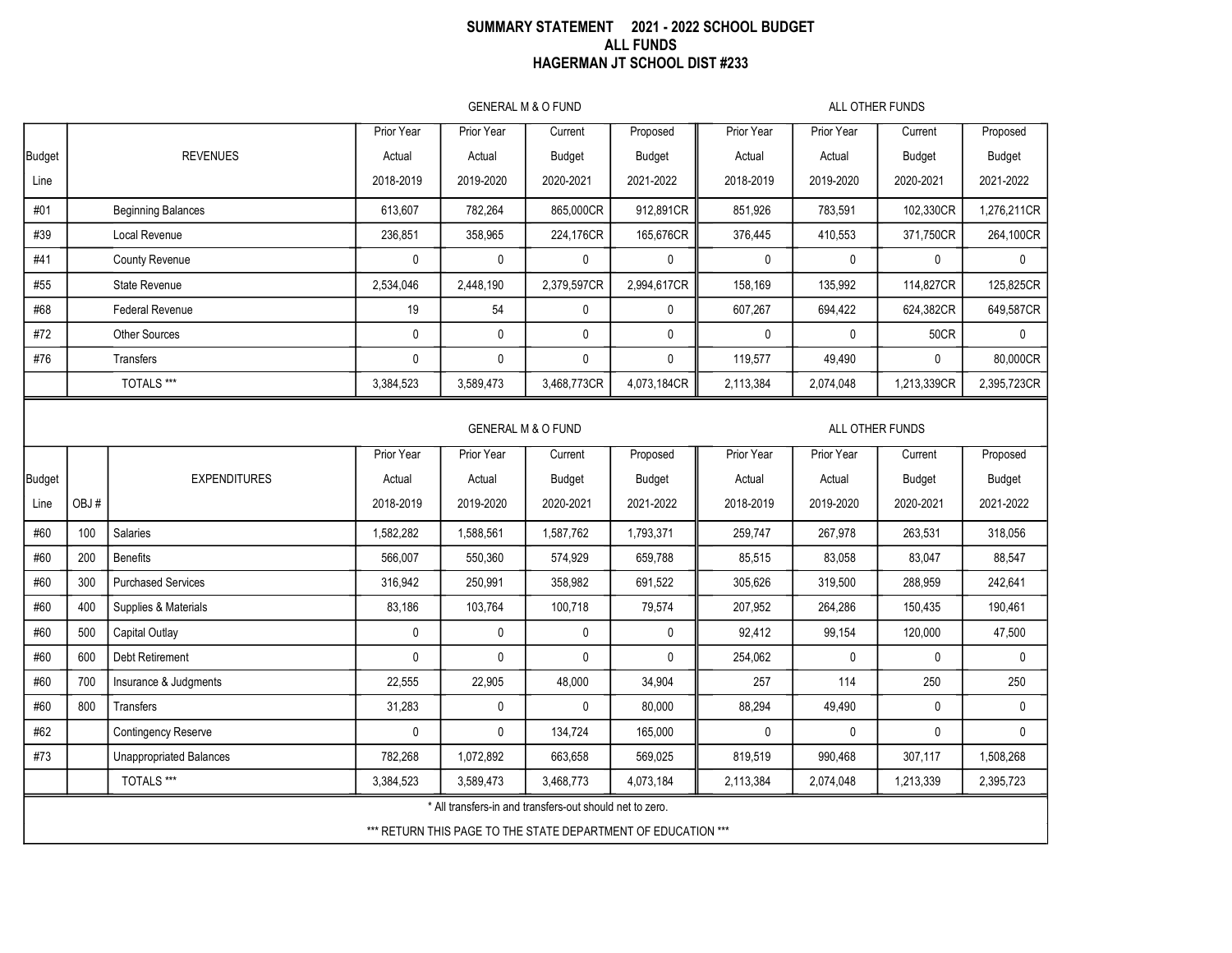**SUMMARY STATEMENT 2021 - 2022 SCHOOL BUDGET**
**ALL FUNDS**
**HAGERMAN JT SCHOOL DIST #233**

| Budget Line | REVENUES | GENERAL M & O FUND Prior Year Actual 2018-2019 | Prior Year Actual 2019-2020 | Current Budget 2020-2021 | Proposed Budget 2021-2022 | ALL OTHER FUNDS Prior Year Actual 2018-2019 | Prior Year Actual 2019-2020 | Current Budget 2020-2021 | Proposed Budget 2021-2022 |
|---|---|---|---|---|---|---|---|---|---|
| #01 | Beginning Balances | 613,607 | 782,264 | 865,000CR | 912,891CR | 851,926 | 783,591 | 102,330CR | 1,276,211CR |
| #39 | Local Revenue | 236,851 | 358,965 | 224,176CR | 165,676CR | 376,445 | 410,553 | 371,750CR | 264,100CR |
| #41 | County Revenue | 0 | 0 | 0 | 0 | 0 | 0 | 0 | 0 |
| #55 | State Revenue | 2,534,046 | 2,448,190 | 2,379,597CR | 2,994,617CR | 158,169 | 135,992 | 114,827CR | 125,825CR |
| #68 | Federal Revenue | 19 | 54 | 0 | 0 | 607,267 | 694,422 | 624,382CR | 649,587CR |
| #72 | Other Sources | 0 | 0 | 0 | 0 | 0 | 0 | 50CR | 0 |
| #76 | Transfers | 0 | 0 | 0 | 0 | 119,577 | 49,490 | 0 | 80,000CR |
| | TOTALS *** | 3,384,523 | 3,589,473 | 3,468,773CR | 4,073,184CR | 2,113,384 | 2,074,048 | 1,213,339CR | 2,395,723CR |

| Budget Line | OBJ # | EXPENDITURES | GENERAL M & O FUND Prior Year Actual 2018-2019 | Prior Year Actual 2019-2020 | Current Budget 2020-2021 | Proposed Budget 2021-2022 | ALL OTHER FUNDS Prior Year Actual 2018-2019 | Prior Year Actual 2019-2020 | Current Budget 2020-2021 | Proposed Budget 2021-2022 |
|---|---|---|---|---|---|---|---|---|---|---|
| #60 | 100 | Salaries | 1,582,282 | 1,588,561 | 1,587,762 | 1,793,371 | 259,747 | 267,978 | 263,531 | 318,056 |
| #60 | 200 | Benefits | 566,007 | 550,360 | 574,929 | 659,788 | 85,515 | 83,058 | 83,047 | 88,547 |
| #60 | 300 | Purchased Services | 316,942 | 250,991 | 358,982 | 691,522 | 305,626 | 319,500 | 288,959 | 242,641 |
| #60 | 400 | Supplies & Materials | 83,186 | 103,764 | 100,718 | 79,574 | 207,952 | 264,286 | 150,435 | 190,461 |
| #60 | 500 | Capital Outlay | 0 | 0 | 0 | 0 | 92,412 | 99,154 | 120,000 | 47,500 |
| #60 | 600 | Debt Retirement | 0 | 0 | 0 | 0 | 254,062 | 0 | 0 | 0 |
| #60 | 700 | Insurance & Judgments | 22,555 | 22,905 | 48,000 | 34,904 | 257 | 114 | 250 | 250 |
| #60 | 800 | Transfers | 31,283 | 0 | 0 | 80,000 | 88,294 | 49,490 | 0 | 0 |
| #62 | | Contingency Reserve | 0 | 0 | 134,724 | 165,000 | 0 | 0 | 0 | 0 |
| #73 | | Unappropriated Balances | 782,268 | 1,072,892 | 663,658 | 569,025 | 819,519 | 990,468 | 307,117 | 1,508,268 |
| | | TOTALS *** | 3,384,523 | 3,589,473 | 3,468,773 | 4,073,184 | 2,113,384 | 2,074,048 | 1,213,339 | 2,395,723 |

* All transfers-in and transfers-out should net to zero.

*** RETURN THIS PAGE TO THE STATE DEPARTMENT OF EDUCATION ***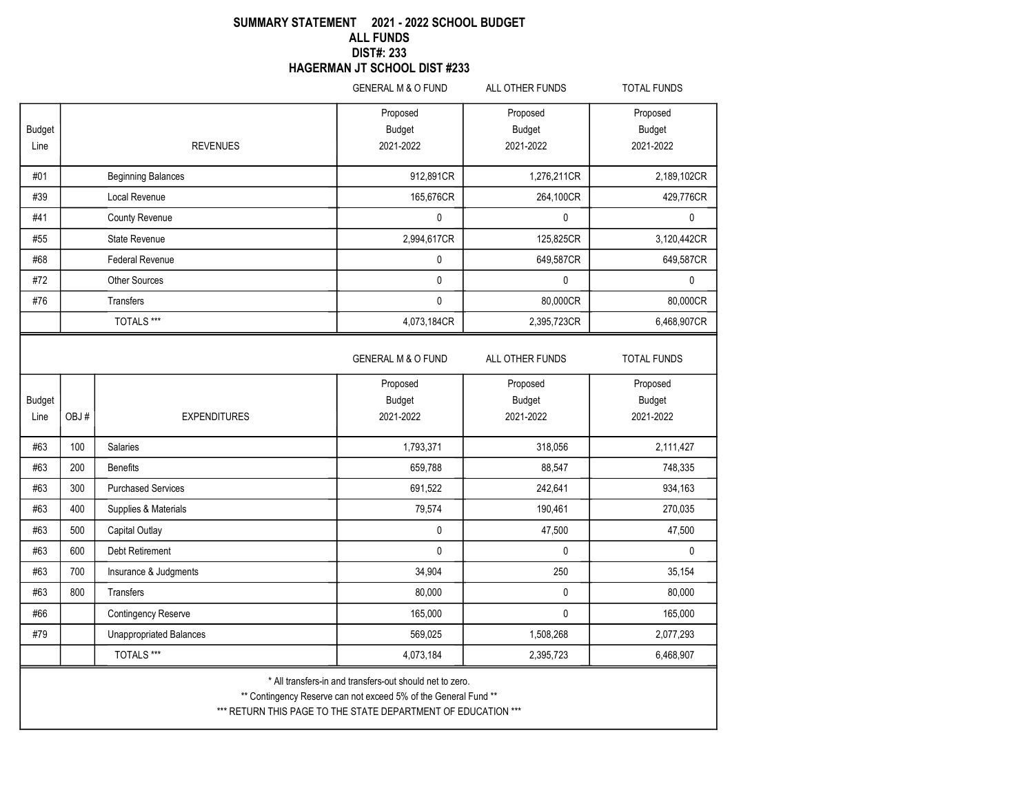# SUMMARY STATEMENT 2021 - 2022 SCHOOL BUDGET
## ALL FUNDS
## DIST#: 233
## HAGERMAN JT SCHOOL DIST #233

| Budget Line | REVENUES | GENERAL M & O FUND Proposed Budget 2021-2022 | ALL OTHER FUNDS Proposed Budget 2021-2022 | TOTAL FUNDS Proposed Budget 2021-2022 |
|---|---|---|---|---|
| #01 | Beginning Balances | 912,891CR | 1,276,211CR | 2,189,102CR |
| #39 | Local Revenue | 165,676CR | 264,100CR | 429,776CR |
| #41 | County Revenue | 0 | 0 | 0 |
| #55 | State Revenue | 2,994,617CR | 125,825CR | 3,120,442CR |
| #68 | Federal Revenue | 0 | 649,587CR | 649,587CR |
| #72 | Other Sources | 0 | 0 | 0 |
| #76 | Transfers | 0 | 80,000CR | 80,000CR |
| | TOTALS *** | 4,073,184CR | 2,395,723CR | 6,468,907CR |

| Budget Line | OBJ # | EXPENDITURES | GENERAL M & O FUND Proposed Budget 2021-2022 | ALL OTHER FUNDS Proposed Budget 2021-2022 | TOTAL FUNDS Proposed Budget 2021-2022 |
|---|---|---|---|---|---|
| #63 | 100 | Salaries | 1,793,371 | 318,056 | 2,111,427 |
| #63 | 200 | Benefits | 659,788 | 88,547 | 748,335 |
| #63 | 300 | Purchased Services | 691,522 | 242,641 | 934,163 |
| #63 | 400 | Supplies & Materials | 79,574 | 190,461 | 270,035 |
| #63 | 500 | Capital Outlay | 0 | 47,500 | 47,500 |
| #63 | 600 | Debt Retirement | 0 | 0 | 0 |
| #63 | 700 | Insurance & Judgments | 34,904 | 250 | 35,154 |
| #63 | 800 | Transfers | 80,000 | 0 | 80,000 |
| #66 | | Contingency Reserve | 165,000 | 0 | 165,000 |
| #79 | | Unappropriated Balances | 569,025 | 1,508,268 | 2,077,293 |
| | | TOTALS *** | 4,073,184 | 2,395,723 | 6,468,907 |

* All transfers-in and transfers-out should net to zero.

** Contingency Reserve can not exceed 5% of the General Fund **

*** RETURN THIS PAGE TO THE STATE DEPARTMENT OF EDUCATION ***